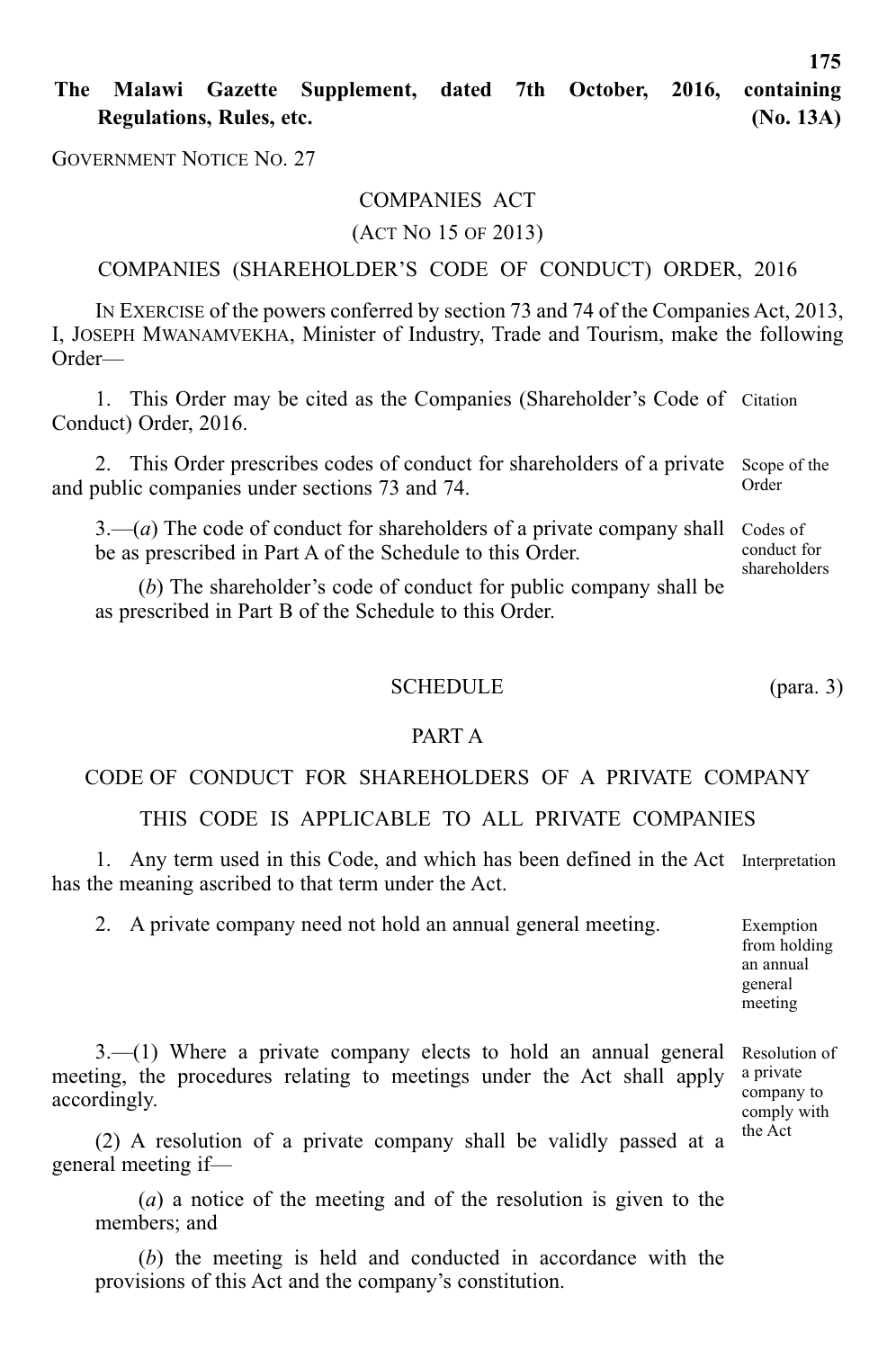**The Malawi Gazette Supplement, dated 7th October, 2016, containing Regulations, Rules, etc. (No. 13A)**

GOVERNMENT NOTICE NO. 27

# COMPANIES ACT

(ACT NO 15 OF 2013)

## COMPANIES (SHAREHOLDER'S CODE OF CONDUCT) ORDER, 2016

IN EXERCISE of the powers conferred by section 73 and 74 of the Companies Act, 2013, I, JOSEPH MWANAMVEKHA, Minister of Industry, Trade and Tourism, make the following Order—

*Citation*

1. This Order may be cited as the Companies (Shareholder's Code of Conduct) Order, 2016.

*Scope of the Order*

2. This Order prescribes codes of conduct for shareholders of a private and public companies under sections 73 and 74.

*Codes of conduct for shareholders*

3.—(*a*) The code of conduct for shareholders of a private company shall be as prescribed in Part A of the Schedule to this Order.

(*b*) The shareholder's code of conduct for public company shall be as prescribed in Part B of the Schedule to this Order.

## SCHEDULE (para. 3)

### PART A

### CODE OF CONDUCT FOR SHAREHOLDERS OF A PRIVATE COMPANY

### THIS CODE IS APPLICABLE TO ALL PRIVATE COMPANIES

*Interpretation*

1. Any term used in this Code, and which has been defined in the Act has the meaning ascribed to that term under the Act.

*Exemption from holding an annual general meeting*

2. A private company need not hold an annual general meeting.

*Resolution of a private company to comply with the Act*

3.—(1) Where a private company elects to hold an annual general meeting, the procedures relating to meetings under the Act shall apply accordingly.

(2) A resolution of a private company shall be validly passed at a general meeting if—

(*a*) a notice of the meeting and of the resolution is given to the members; and

(*b*) the meeting is held and conducted in accordance with the provisions of this Act and the company's constitution.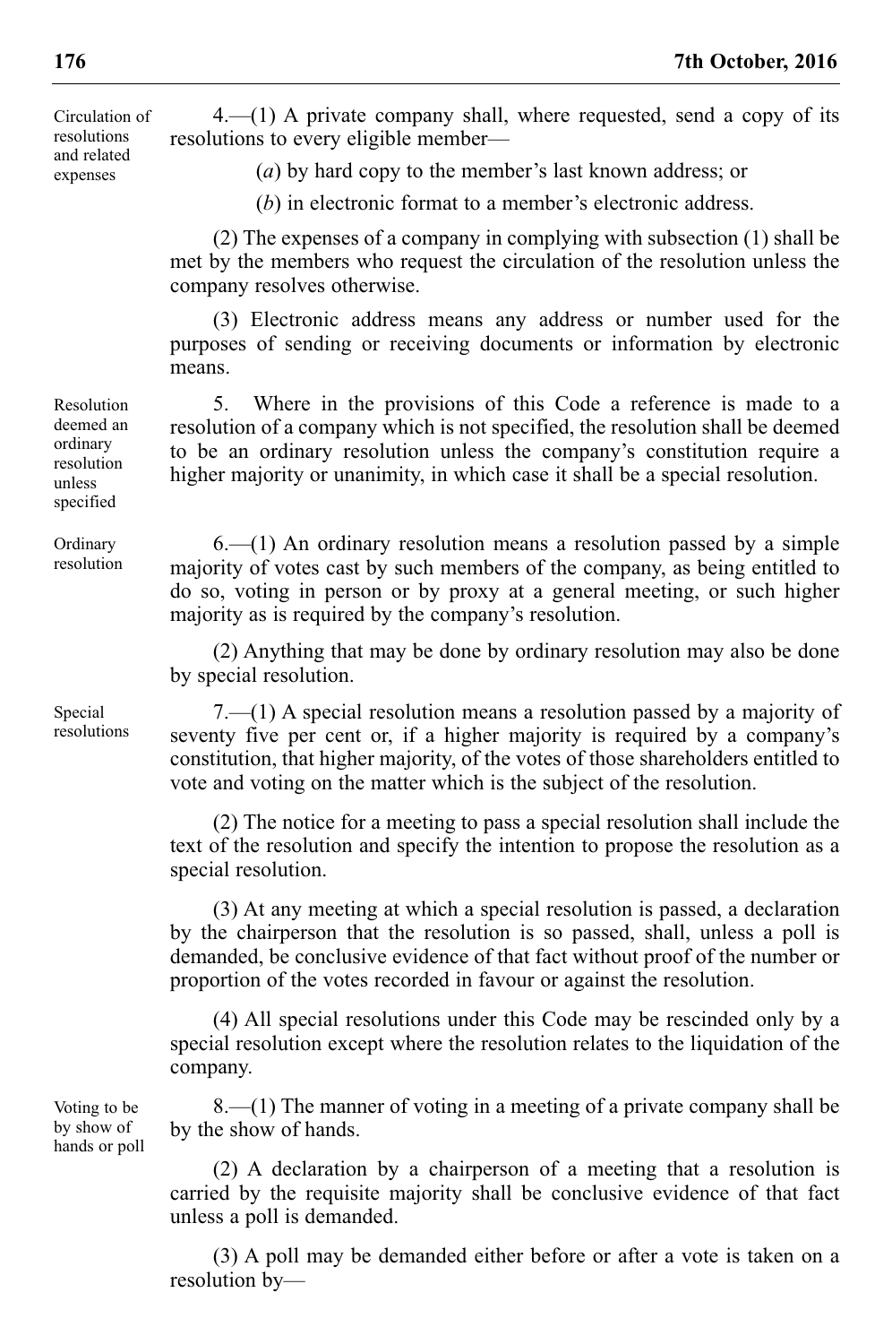**Circulation of resolutions and related expenses**

4.—(1) A private company shall, where requested, send a copy of its resolutions to every eligible member—

(*a*) by hard copy to the member's last known address; or

(*b*) in electronic format to a member's electronic address.

(2) The expenses of a company in complying with subsection (1) shall be met by the members who request the circulation of the resolution unless the company resolves otherwise.

(3) Electronic address means any address or number used for the purposes of sending or receiving documents or information by electronic means.

**Resolution deemed an ordinary resolution unless specified**

5. Where in the provisions of this Code a reference is made to a resolution of a company which is not specified, the resolution shall be deemed to be an ordinary resolution unless the company's constitution require a higher majority or unanimity, in which case it shall be a special resolution.

**Ordinary resolution**

6.—(1) An ordinary resolution means a resolution passed by a simple majority of votes cast by such members of the company, as being entitled to do so, voting in person or by proxy at a general meeting, or such higher majority as is required by the company's resolution.

(2) Anything that may be done by ordinary resolution may also be done by special resolution.

**Special resolutions**

7.—(1) A special resolution means a resolution passed by a majority of seventy five per cent or, if a higher majority is required by a company's constitution, that higher majority, of the votes of those shareholders entitled to vote and voting on the matter which is the subject of the resolution.

(2) The notice for a meeting to pass a special resolution shall include the text of the resolution and specify the intention to propose the resolution as a special resolution.

(3) At any meeting at which a special resolution is passed, a declaration by the chairperson that the resolution is so passed, shall, unless a poll is demanded, be conclusive evidence of that fact without proof of the number or proportion of the votes recorded in favour or against the resolution.

(4) All special resolutions under this Code may be rescinded only by a special resolution except where the resolution relates to the liquidation of the company.

**Voting to be by show of hands or poll**

8.—(1) The manner of voting in a meeting of a private company shall be by the show of hands.

(2) A declaration by a chairperson of a meeting that a resolution is carried by the requisite majority shall be conclusive evidence of that fact unless a poll is demanded.

(3) A poll may be demanded either before or after a vote is taken on a resolution by—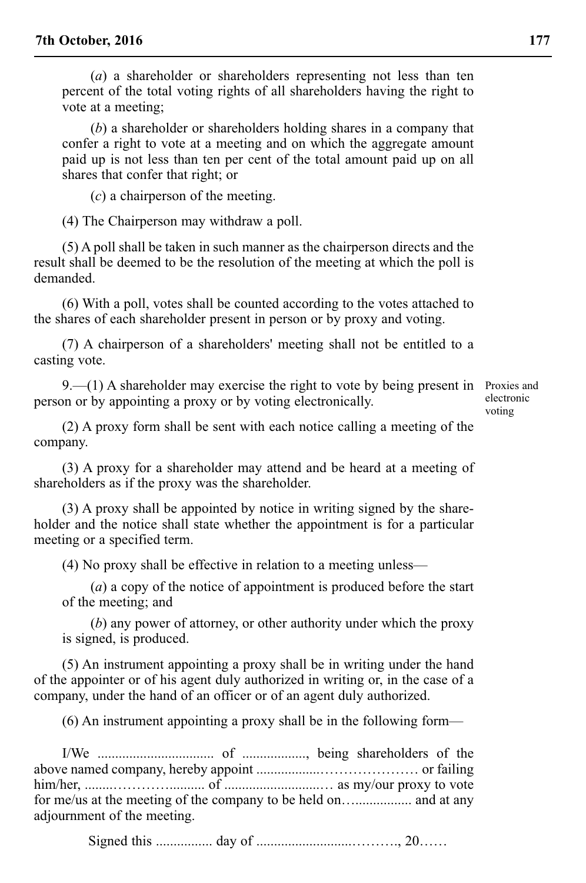(*a*) a shareholder or shareholders representing not less than ten percent of the total voting rights of all shareholders having the right to vote at a meeting;

(*b*) a shareholder or shareholders holding shares in a company that confer a right to vote at a meeting and on which the aggregate amount paid up is not less than ten per cent of the total amount paid up on all shares that confer that right; or

(*c*) a chairperson of the meeting.

(4) The Chairperson may withdraw a poll.

(5) A poll shall be taken in such manner as the chairperson directs and the result shall be deemed to be the resolution of the meeting at which the poll is demanded.

(6) With a poll, votes shall be counted according to the votes attached to the shares of each shareholder present in person or by proxy and voting.

(7) A chairperson of a shareholders' meeting shall not be entitled to a casting vote.

Proxies and electronic voting

9.—(1) A shareholder may exercise the right to vote by being present in person or by appointing a proxy or by voting electronically.

(2) A proxy form shall be sent with each notice calling a meeting of the company.

(3) A proxy for a shareholder may attend and be heard at a meeting of shareholders as if the proxy was the shareholder.

(3) A proxy shall be appointed by notice in writing signed by the shareholder and the notice shall state whether the appointment is for a particular meeting or a specified term.

(4) No proxy shall be effective in relation to a meeting unless—

(*a*) a copy of the notice of appointment is produced before the start of the meeting; and

(*b*) any power of attorney, or other authority under which the proxy is signed, is produced.

(5) An instrument appointing a proxy shall be in writing under the hand of the appointer or of his agent duly authorized in writing or, in the case of a company, under the hand of an officer or of an agent duly authorized.

(6) An instrument appointing a proxy shall be in the following form—

I/We ................................ of .................., being shareholders of the above named company, hereby appoint ..................………………… or failing him/her, ........……………......... of ............................… as my/our proxy to vote for me/us at the meeting of the company to be held on…................ and at any adjournment of the meeting.

Signed this ................ day of .........................………., 20……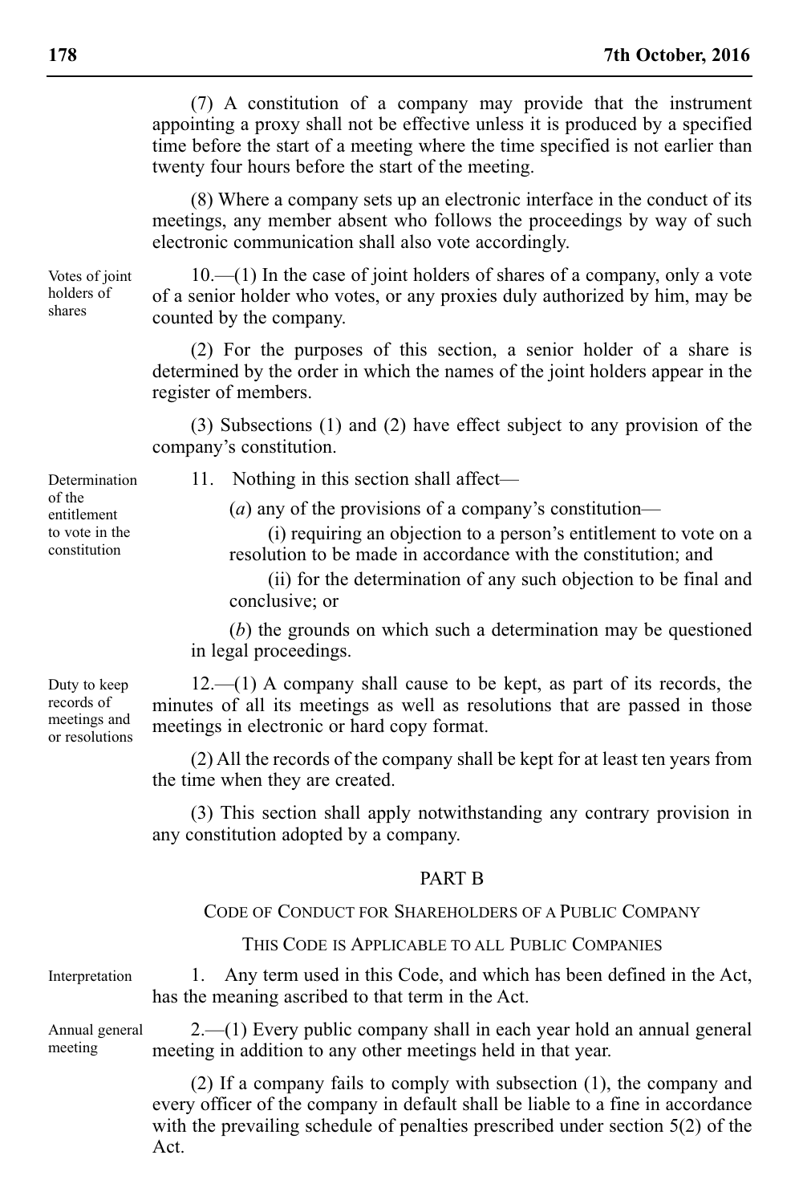(7) A constitution of a company may provide that the instrument appointing a proxy shall not be effective unless it is produced by a specified time before the start of a meeting where the time specified is not earlier than twenty four hours before the start of the meeting.

(8) Where a company sets up an electronic interface in the conduct of its meetings, any member absent who follows the proceedings by way of such electronic communication shall also vote accordingly.

Votes of joint holders of shares

10.—(1) In the case of joint holders of shares of a company, only a vote of a senior holder who votes, or any proxies duly authorized by him, may be counted by the company.

(2) For the purposes of this section, a senior holder of a share is determined by the order in which the names of the joint holders appear in the register of members.

(3) Subsections (1) and (2) have effect subject to any provision of the company's constitution.

Determination of the entitlement to vote in the constitution

11. Nothing in this section shall affect—

(*a*) any of the provisions of a company's constitution—

(i) requiring an objection to a person's entitlement to vote on a resolution to be made in accordance with the constitution; and

(ii) for the determination of any such objection to be final and conclusive; or

(*b*) the grounds on which such a determination may be questioned in legal proceedings.

Duty to keep records of meetings and or resolutions

12.—(1) A company shall cause to be kept, as part of its records, the minutes of all its meetings as well as resolutions that are passed in those meetings in electronic or hard copy format.

(2) All the records of the company shall be kept for at least ten years from the time when they are created.

(3) This section shall apply notwithstanding any contrary provision in any constitution adopted by a company.

## PART B

### Code of Conduct for Shareholders of a Public Company

This Code is Applicable to all Public Companies

Interpretation

1. Any term used in this Code, and which has been defined in the Act, has the meaning ascribed to that term in the Act.

Annual general meeting

2.—(1) Every public company shall in each year hold an annual general meeting in addition to any other meetings held in that year.

(2) If a company fails to comply with subsection (1), the company and every officer of the company in default shall be liable to a fine in accordance with the prevailing schedule of penalties prescribed under section 5(2) of the Act.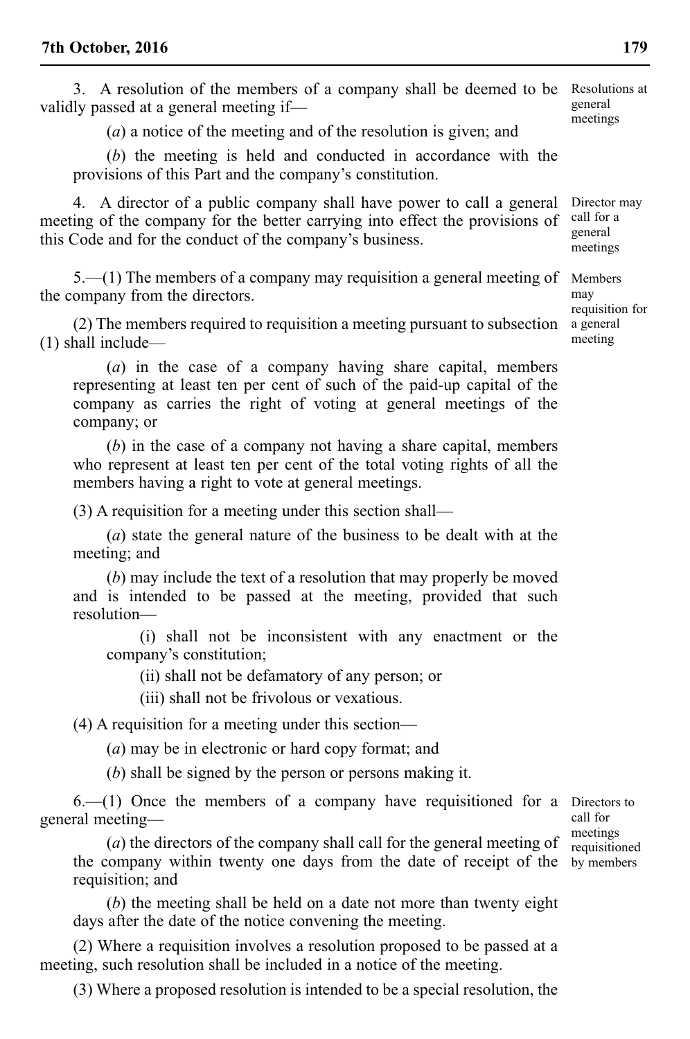3. A resolution of the members of a company shall be deemed to be validly passed at a general meeting if—

*Resolutions at general meetings*

(*a*) a notice of the meeting and of the resolution is given; and

(*b*) the meeting is held and conducted in accordance with the provisions of this Part and the company's constitution.

4. A director of a public company shall have power to call a general meeting of the company for the better carrying into effect the provisions of this Code and for the conduct of the company's business.

*Director may call for a general meetings*

5.—(1) The members of a company may requisition a general meeting of the company from the directors.

*Members may requisition for a general meeting*

(2) The members required to requisition a meeting pursuant to subsection (1) shall include—

(*a*) in the case of a company having share capital, members representing at least ten per cent of such of the paid-up capital of the company as carries the right of voting at general meetings of the company; or

(*b*) in the case of a company not having a share capital, members who represent at least ten per cent of the total voting rights of all the members having a right to vote at general meetings.

(3) A requisition for a meeting under this section shall—

(*a*) state the general nature of the business to be dealt with at the meeting; and

(*b*) may include the text of a resolution that may properly be moved and is intended to be passed at the meeting, provided that such resolution—

(i) shall not be inconsistent with any enactment or the company's constitution;

(ii) shall not be defamatory of any person; or

(iii) shall not be frivolous or vexatious.

(4) A requisition for a meeting under this section—

(*a*) may be in electronic or hard copy format; and

(*b*) shall be signed by the person or persons making it.

6.—(1) Once the members of a company have requisitioned for a general meeting—

*Directors to call for meetings requisitioned by members*

(*a*) the directors of the company shall call for the general meeting of the company within twenty one days from the date of receipt of the requisition; and

(*b*) the meeting shall be held on a date not more than twenty eight days after the date of the notice convening the meeting.

(2) Where a requisition involves a resolution proposed to be passed at a meeting, such resolution shall be included in a notice of the meeting.

(3) Where a proposed resolution is intended to be a special resolution, the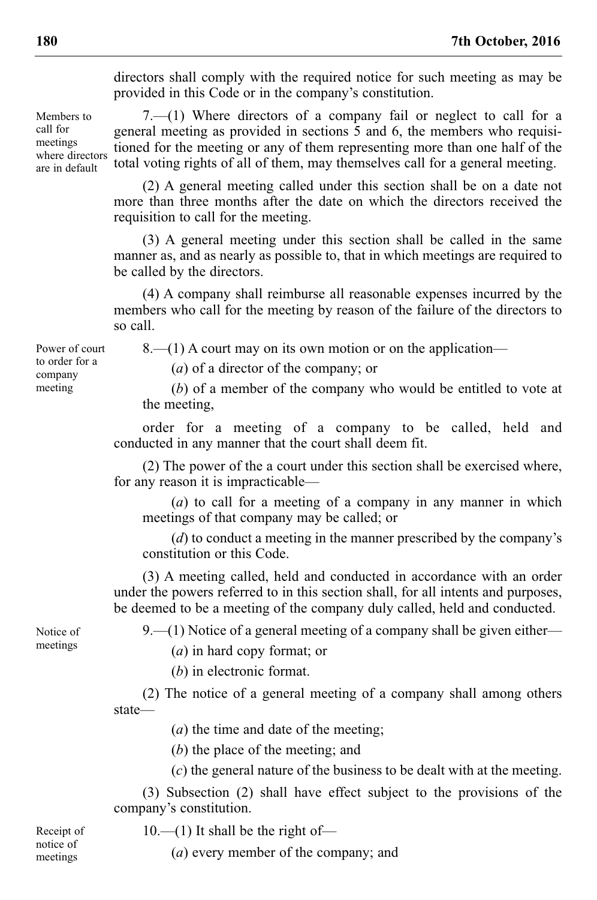directors shall comply with the required notice for such meeting as may be provided in this Code or in the company's constitution.

**Members to call for meetings where directors are in default**

7.—(1) Where directors of a company fail or neglect to call for a general meeting as provided in sections 5 and 6, the members who requisitioned for the meeting or any of them representing more than one half of the total voting rights of all of them, may themselves call for a general meeting.

(2) A general meeting called under this section shall be on a date not more than three months after the date on which the directors received the requisition to call for the meeting.

(3) A general meeting under this section shall be called in the same manner as, and as nearly as possible to, that in which meetings are required to be called by the directors.

(4) A company shall reimburse all reasonable expenses incurred by the members who call for the meeting by reason of the failure of the directors to so call.

**Power of court to order for a company meeting**

8.—(1) A court may on its own motion or on the application—

(*a*) of a director of the company; or

(*b*) of a member of the company who would be entitled to vote at the meeting,

order for a meeting of a company to be called, held and conducted in any manner that the court shall deem fit.

(2) The power of the a court under this section shall be exercised where, for any reason it is impracticable—

(*a*) to call for a meeting of a company in any manner in which meetings of that company may be called; or

(*d*) to conduct a meeting in the manner prescribed by the company's constitution or this Code.

(3) A meeting called, held and conducted in accordance with an order under the powers referred to in this section shall, for all intents and purposes, be deemed to be a meeting of the company duly called, held and conducted.

**Notice of meetings**

9.—(1) Notice of a general meeting of a company shall be given either—

(*a*) in hard copy format; or

(*b*) in electronic format.

(2) The notice of a general meeting of a company shall among others state—

(*a*) the time and date of the meeting;

(*b*) the place of the meeting; and

(*c*) the general nature of the business to be dealt with at the meeting.

(3) Subsection (2) shall have effect subject to the provisions of the company's constitution.

**Receipt of notice of meetings**

10.—(1) It shall be the right of—

(*a*) every member of the company; and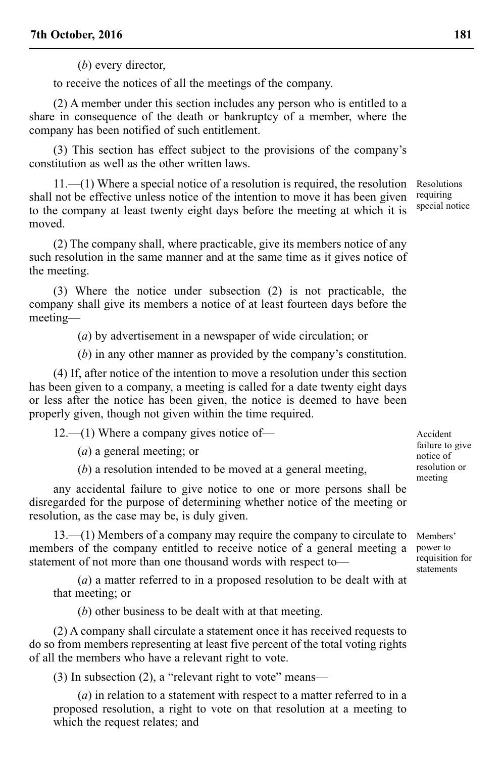(*b*) every director,

to receive the notices of all the meetings of the company.

(2) A member under this section includes any person who is entitled to a share in consequence of the death or bankruptcy of a member, where the company has been notified of such entitlement.

(3) This section has effect subject to the provisions of the company's constitution as well as the other written laws.

Resolutions requiring special notice

11.—(1) Where a special notice of a resolution is required, the resolution shall not be effective unless notice of the intention to move it has been given to the company at least twenty eight days before the meeting at which it is moved.

(2) The company shall, where practicable, give its members notice of any such resolution in the same manner and at the same time as it gives notice of the meeting.

(3) Where the notice under subsection (2) is not practicable, the company shall give its members a notice of at least fourteen days before the meeting—

(*a*) by advertisement in a newspaper of wide circulation; or

(*b*) in any other manner as provided by the company's constitution.

(4) If, after notice of the intention to move a resolution under this section has been given to a company, a meeting is called for a date twenty eight days or less after the notice has been given, the notice is deemed to have been properly given, though not given within the time required.

Accident failure to give notice of resolution or meeting

12.—(1) Where a company gives notice of—

(*a*) a general meeting; or

(*b*) a resolution intended to be moved at a general meeting,

any accidental failure to give notice to one or more persons shall be disregarded for the purpose of determining whether notice of the meeting or resolution, as the case may be, is duly given.

Members' power to requisition for statements

13.—(1) Members of a company may require the company to circulate to members of the company entitled to receive notice of a general meeting a statement of not more than one thousand words with respect to—

(*a*) a matter referred to in a proposed resolution to be dealt with at that meeting; or

(*b*) other business to be dealt with at that meeting.

(2) A company shall circulate a statement once it has received requests to do so from members representing at least five percent of the total voting rights of all the members who have a relevant right to vote.

(3) In subsection (2), a "relevant right to vote" means—

(*a*) in relation to a statement with respect to a matter referred to in a proposed resolution, a right to vote on that resolution at a meeting to which the request relates; and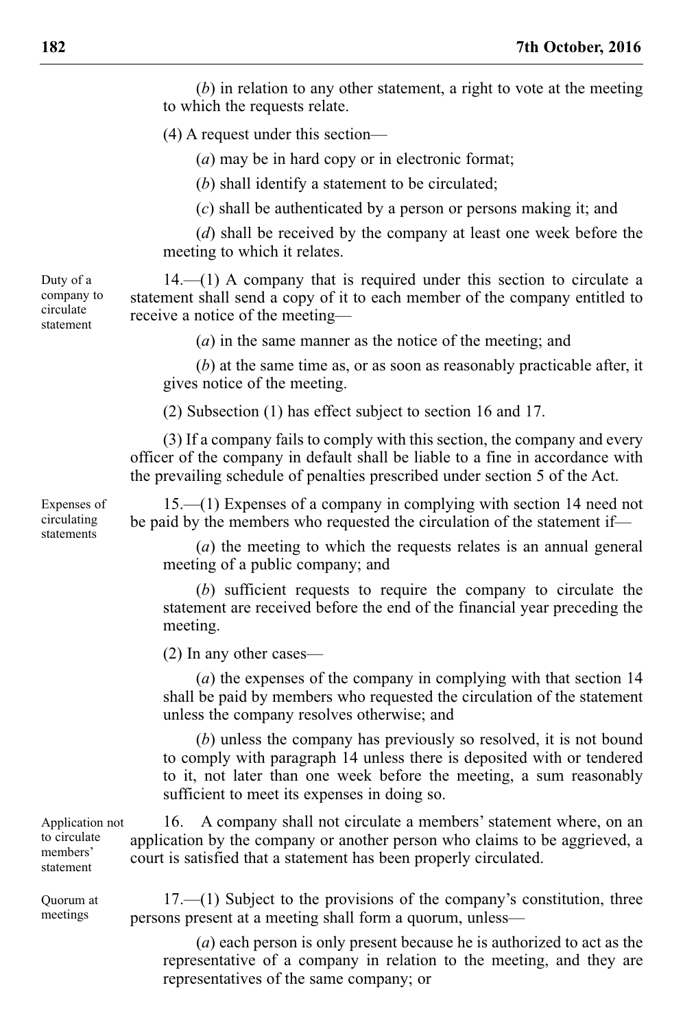(*b*) in relation to any other statement, a right to vote at the meeting to which the requests relate.

(4) A request under this section—

(*a*) may be in hard copy or in electronic format;

(*b*) shall identify a statement to be circulated;

(*c*) shall be authenticated by a person or persons making it; and

(*d*) shall be received by the company at least one week before the meeting to which it relates.

Duty of a company to circulate statement

14.—(1) A company that is required under this section to circulate a statement shall send a copy of it to each member of the company entitled to receive a notice of the meeting—

(*a*) in the same manner as the notice of the meeting; and

(*b*) at the same time as, or as soon as reasonably practicable after, it gives notice of the meeting.

(2) Subsection (1) has effect subject to section 16 and 17.

(3) If a company fails to comply with this section, the company and every officer of the company in default shall be liable to a fine in accordance with the prevailing schedule of penalties prescribed under section 5 of the Act.

Expenses of circulating statements

15.—(1) Expenses of a company in complying with section 14 need not be paid by the members who requested the circulation of the statement if—

(*a*) the meeting to which the requests relates is an annual general meeting of a public company; and

(*b*) sufficient requests to require the company to circulate the statement are received before the end of the financial year preceding the meeting.

(2) In any other cases—

(*a*) the expenses of the company in complying with that section 14 shall be paid by members who requested the circulation of the statement unless the company resolves otherwise; and

(*b*) unless the company has previously so resolved, it is not bound to comply with paragraph 14 unless there is deposited with or tendered to it, not later than one week before the meeting, a sum reasonably sufficient to meet its expenses in doing so.

Application not to circulate members' statement

16. A company shall not circulate a members' statement where, on an application by the company or another person who claims to be aggrieved, a court is satisfied that a statement has been properly circulated.

Quorum at meetings

17.—(1) Subject to the provisions of the company's constitution, three persons present at a meeting shall form a quorum, unless—

(*a*) each person is only present because he is authorized to act as the representative of a company in relation to the meeting, and they are representatives of the same company; or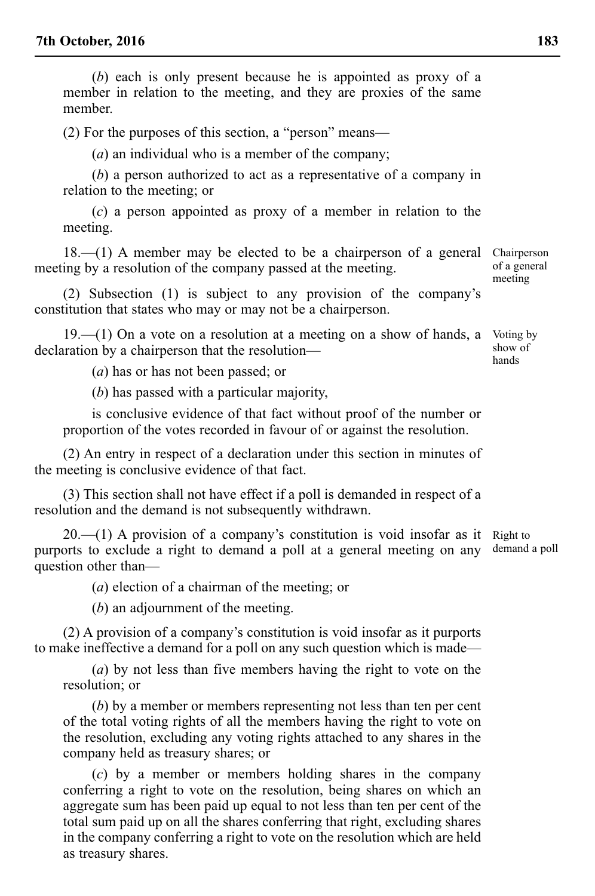(*b*) each is only present because he is appointed as proxy of a member in relation to the meeting, and they are proxies of the same member.

(2) For the purposes of this section, a "person" means—

(*a*) an individual who is a member of the company;

(*b*) a person authorized to act as a representative of a company in relation to the meeting; or

(*c*) a person appointed as proxy of a member in relation to the meeting.

Chairperson of a general meeting

18.—(1) A member may be elected to be a chairperson of a general meeting by a resolution of the company passed at the meeting.

(2) Subsection (1) is subject to any provision of the company's constitution that states who may or may not be a chairperson.

Voting by show of hands

19.—(1) On a vote on a resolution at a meeting on a show of hands, a declaration by a chairperson that the resolution—

(*a*) has or has not been passed; or

(*b*) has passed with a particular majority,

is conclusive evidence of that fact without proof of the number or proportion of the votes recorded in favour of or against the resolution.

(2) An entry in respect of a declaration under this section in minutes of the meeting is conclusive evidence of that fact.

(3) This section shall not have effect if a poll is demanded in respect of a resolution and the demand is not subsequently withdrawn.

Right to demand a poll

20.—(1) A provision of a company's constitution is void insofar as it purports to exclude a right to demand a poll at a general meeting on any question other than—

(*a*) election of a chairman of the meeting; or

(*b*) an adjournment of the meeting.

(2) A provision of a company's constitution is void insofar as it purports to make ineffective a demand for a poll on any such question which is made—

(*a*) by not less than five members having the right to vote on the resolution; or

(*b*) by a member or members representing not less than ten per cent of the total voting rights of all the members having the right to vote on the resolution, excluding any voting rights attached to any shares in the company held as treasury shares; or

(*c*) by a member or members holding shares in the company conferring a right to vote on the resolution, being shares on which an aggregate sum has been paid up equal to not less than ten per cent of the total sum paid up on all the shares conferring that right, excluding shares in the company conferring a right to vote on the resolution which are held as treasury shares.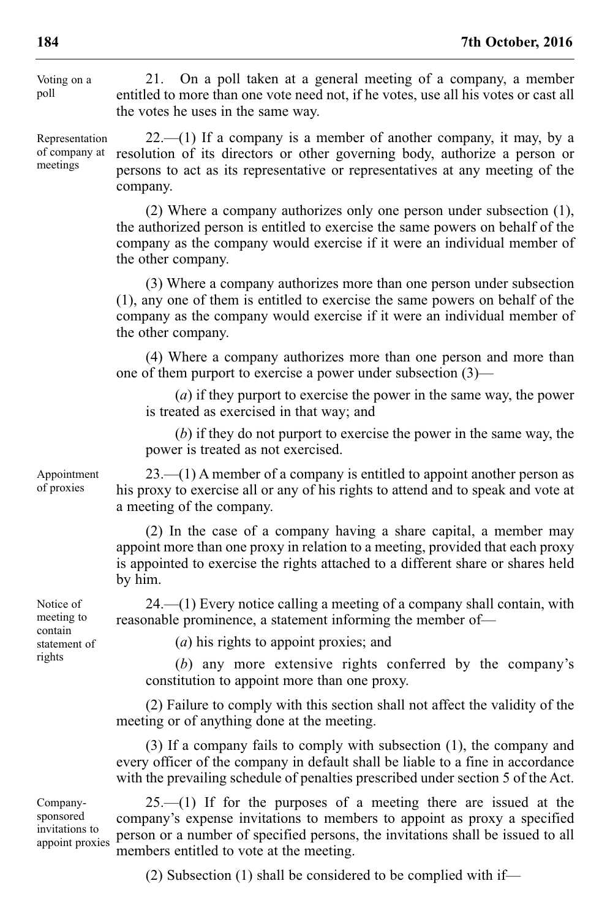**Voting on a poll**

21. On a poll taken at a general meeting of a company, a member entitled to more than one vote need not, if he votes, use all his votes or cast all the votes he uses in the same way.

**Representation of company at meetings**

22.—(1) If a company is a member of another company, it may, by a resolution of its directors or other governing body, authorize a person or persons to act as its representative or representatives at any meeting of the company.

(2) Where a company authorizes only one person under subsection (1), the authorized person is entitled to exercise the same powers on behalf of the company as the company would exercise if it were an individual member of the other company.

(3) Where a company authorizes more than one person under subsection (1), any one of them is entitled to exercise the same powers on behalf of the company as the company would exercise if it were an individual member of the other company.

(4) Where a company authorizes more than one person and more than one of them purport to exercise a power under subsection (3)—

(*a*) if they purport to exercise the power in the same way, the power is treated as exercised in that way; and

(*b*) if they do not purport to exercise the power in the same way, the power is treated as not exercised.

**Appointment of proxies**

23.—(1) A member of a company is entitled to appoint another person as his proxy to exercise all or any of his rights to attend and to speak and vote at a meeting of the company.

(2) In the case of a company having a share capital, a member may appoint more than one proxy in relation to a meeting, provided that each proxy is appointed to exercise the rights attached to a different share or shares held by him.

**Notice of meeting to contain statement of rights**

24.—(1) Every notice calling a meeting of a company shall contain, with reasonable prominence, a statement informing the member of—

(*a*) his rights to appoint proxies; and

(*b*) any more extensive rights conferred by the company's constitution to appoint more than one proxy.

(2) Failure to comply with this section shall not affect the validity of the meeting or of anything done at the meeting.

(3) If a company fails to comply with subsection (1), the company and every officer of the company in default shall be liable to a fine in accordance with the prevailing schedule of penalties prescribed under section 5 of the Act.

**Company-sponsored invitations to appoint proxies**

25.—(1) If for the purposes of a meeting there are issued at the company's expense invitations to members to appoint as proxy a specified person or a number of specified persons, the invitations shall be issued to all members entitled to vote at the meeting.

(2) Subsection (1) shall be considered to be complied with if—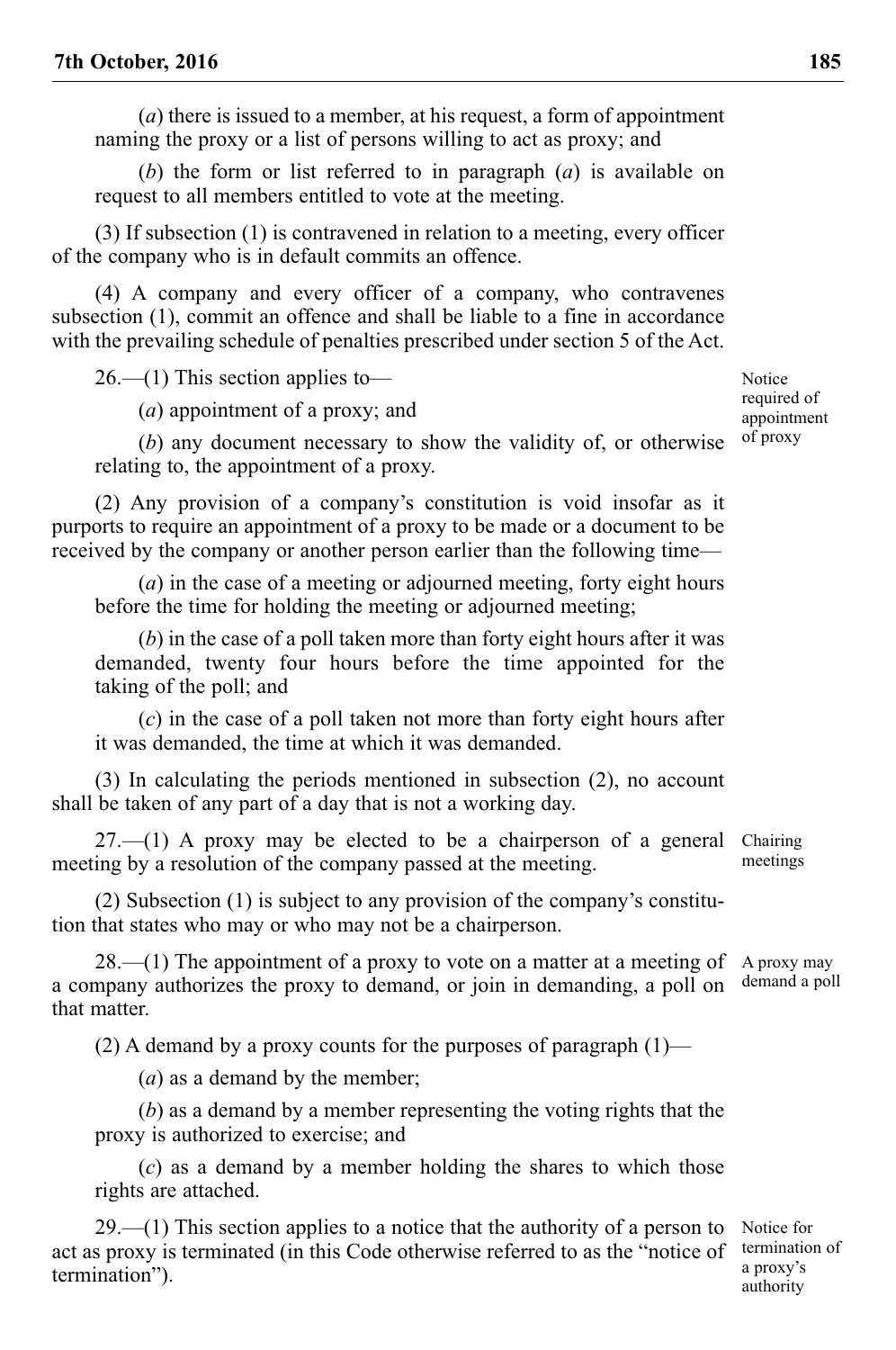(*a*) there is issued to a member, at his request, a form of appointment naming the proxy or a list of persons willing to act as proxy; and

(*b*) the form or list referred to in paragraph (*a*) is available on request to all members entitled to vote at the meeting.

(3) If subsection (1) is contravened in relation to a meeting, every officer of the company who is in default commits an offence.

(4) A company and every officer of a company, who contravenes subsection (1), commit an offence and shall be liable to a fine in accordance with the prevailing schedule of penalties prescribed under section 5 of the Act.

**Notice required of appointment of proxy**

26.—(1) This section applies to—

(*a*) appointment of a proxy; and

(*b*) any document necessary to show the validity of, or otherwise relating to, the appointment of a proxy.

(2) Any provision of a company's constitution is void insofar as it purports to require an appointment of a proxy to be made or a document to be received by the company or another person earlier than the following time—

(*a*) in the case of a meeting or adjourned meeting, forty eight hours before the time for holding the meeting or adjourned meeting;

(*b*) in the case of a poll taken more than forty eight hours after it was demanded, twenty four hours before the time appointed for the taking of the poll; and

(*c*) in the case of a poll taken not more than forty eight hours after it was demanded, the time at which it was demanded.

(3) In calculating the periods mentioned in subsection (2), no account shall be taken of any part of a day that is not a working day.

**Chairing meetings**

27.—(1) A proxy may be elected to be a chairperson of a general meeting by a resolution of the company passed at the meeting.

(2) Subsection (1) is subject to any provision of the company's constitution that states who may or who may not be a chairperson.

**A proxy may demand a poll**

28.—(1) The appointment of a proxy to vote on a matter at a meeting of a company authorizes the proxy to demand, or join in demanding, a poll on that matter.

(2) A demand by a proxy counts for the purposes of paragraph (1)—

(*a*) as a demand by the member;

(*b*) as a demand by a member representing the voting rights that the proxy is authorized to exercise; and

(*c*) as a demand by a member holding the shares to which those rights are attached.

**Notice for termination of a proxy's authority**

29.—(1) This section applies to a notice that the authority of a person to act as proxy is terminated (in this Code otherwise referred to as the "notice of termination").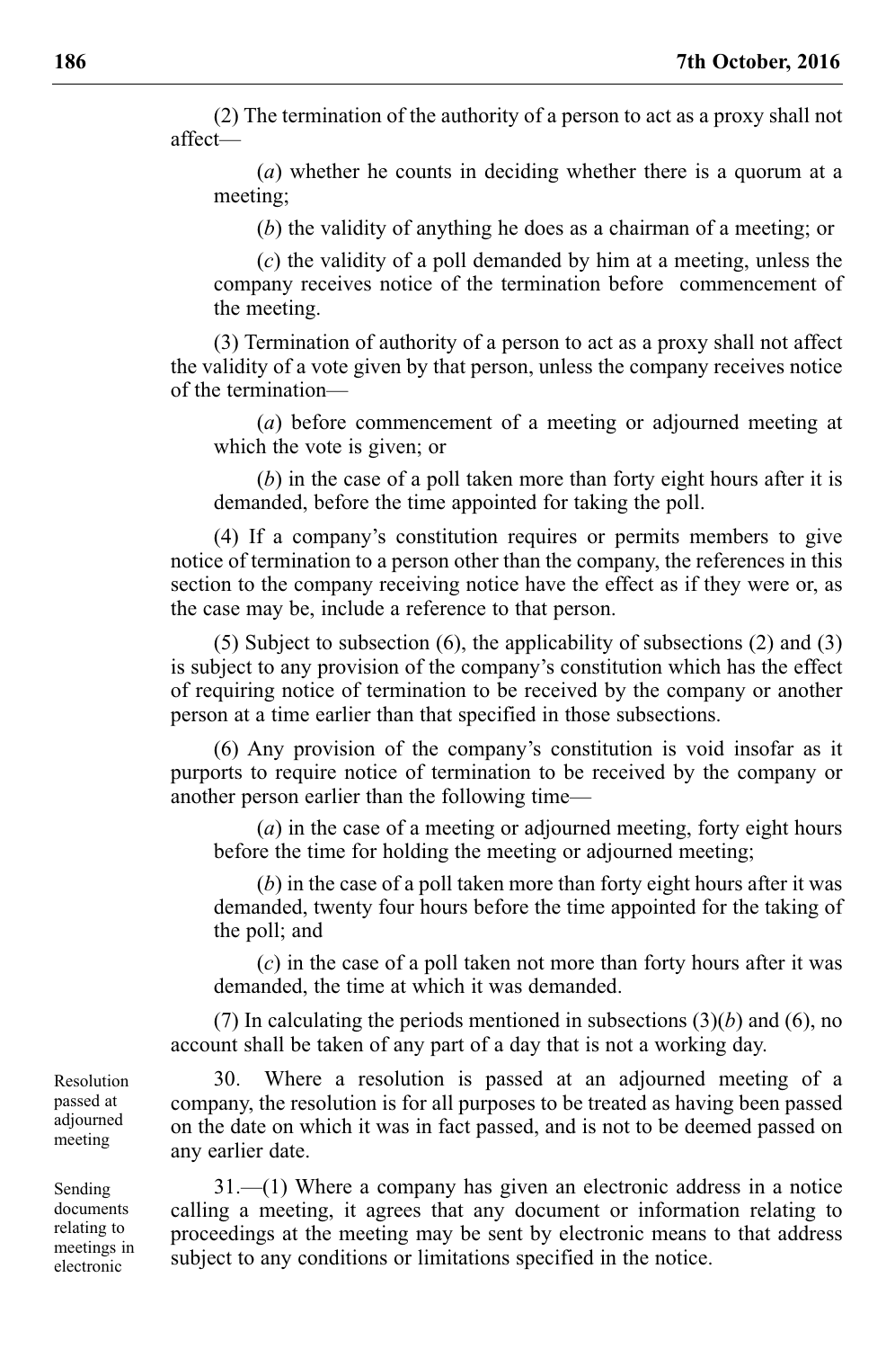(2) The termination of the authority of a person to act as a proxy shall not affect—

(*a*) whether he counts in deciding whether there is a quorum at a meeting;

(*b*) the validity of anything he does as a chairman of a meeting; or

(*c*) the validity of a poll demanded by him at a meeting, unless the company receives notice of the termination before commencement of the meeting.

(3) Termination of authority of a person to act as a proxy shall not affect the validity of a vote given by that person, unless the company receives notice of the termination—

(*a*) before commencement of a meeting or adjourned meeting at which the vote is given; or

(*b*) in the case of a poll taken more than forty eight hours after it is demanded, before the time appointed for taking the poll.

(4) If a company's constitution requires or permits members to give notice of termination to a person other than the company, the references in this section to the company receiving notice have the effect as if they were or, as the case may be, include a reference to that person.

(5) Subject to subsection (6), the applicability of subsections (2) and (3) is subject to any provision of the company's constitution which has the effect of requiring notice of termination to be received by the company or another person at a time earlier than that specified in those subsections.

(6) Any provision of the company's constitution is void insofar as it purports to require notice of termination to be received by the company or another person earlier than the following time—

(*a*) in the case of a meeting or adjourned meeting, forty eight hours before the time for holding the meeting or adjourned meeting;

(*b*) in the case of a poll taken more than forty eight hours after it was demanded, twenty four hours before the time appointed for the taking of the poll; and

(*c*) in the case of a poll taken not more than forty hours after it was demanded, the time at which it was demanded.

(7) In calculating the periods mentioned in subsections (3)(*b*) and (6), no account shall be taken of any part of a day that is not a working day.

Resolution passed at adjourned meeting

30. Where a resolution is passed at an adjourned meeting of a company, the resolution is for all purposes to be treated as having been passed on the date on which it was in fact passed, and is not to be deemed passed on any earlier date.

Sending documents relating to meetings in electronic

31.—(1) Where a company has given an electronic address in a notice calling a meeting, it agrees that any document or information relating to proceedings at the meeting may be sent by electronic means to that address subject to any conditions or limitations specified in the notice.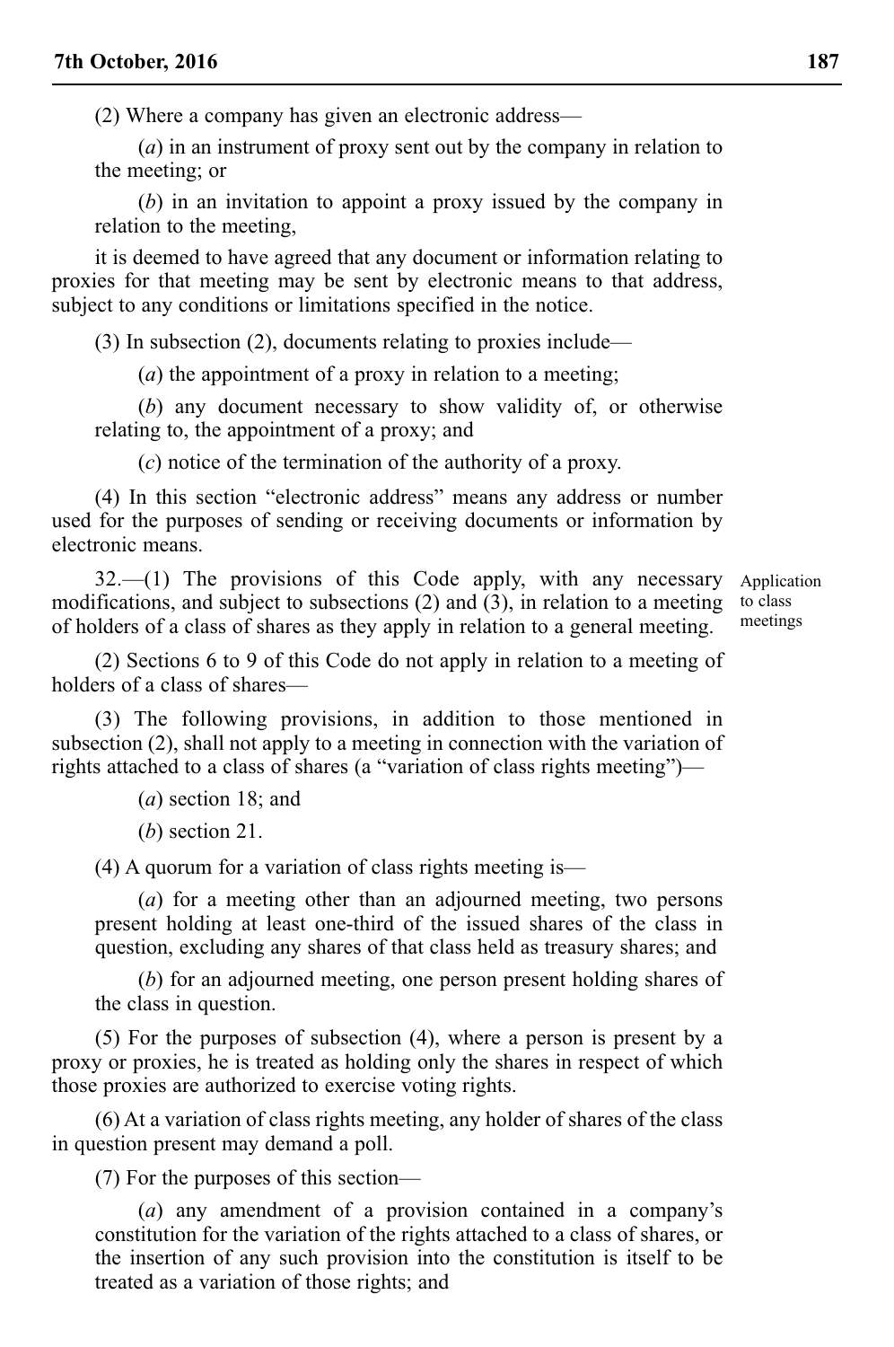(2) Where a company has given an electronic address—

(*a*) in an instrument of proxy sent out by the company in relation to the meeting; or

(*b*) in an invitation to appoint a proxy issued by the company in relation to the meeting,

it is deemed to have agreed that any document or information relating to proxies for that meeting may be sent by electronic means to that address, subject to any conditions or limitations specified in the notice.

(3) In subsection (2), documents relating to proxies include—

(*a*) the appointment of a proxy in relation to a meeting;

(*b*) any document necessary to show validity of, or otherwise relating to, the appointment of a proxy; and

(*c*) notice of the termination of the authority of a proxy.

(4) In this section "electronic address" means any address or number used for the purposes of sending or receiving documents or information by electronic means.

Application to class meetings

32.—(1) The provisions of this Code apply, with any necessary modifications, and subject to subsections (2) and (3), in relation to a meeting of holders of a class of shares as they apply in relation to a general meeting.

(2) Sections 6 to 9 of this Code do not apply in relation to a meeting of holders of a class of shares—

(3) The following provisions, in addition to those mentioned in subsection (2), shall not apply to a meeting in connection with the variation of rights attached to a class of shares (a "variation of class rights meeting")—

(*a*) section 18; and

(*b*) section 21.

(4) A quorum for a variation of class rights meeting is—

(*a*) for a meeting other than an adjourned meeting, two persons present holding at least one-third of the issued shares of the class in question, excluding any shares of that class held as treasury shares; and

(*b*) for an adjourned meeting, one person present holding shares of the class in question.

(5) For the purposes of subsection (4), where a person is present by a proxy or proxies, he is treated as holding only the shares in respect of which those proxies are authorized to exercise voting rights.

(6) At a variation of class rights meeting, any holder of shares of the class in question present may demand a poll.

(7) For the purposes of this section—

(*a*) any amendment of a provision contained in a company's constitution for the variation of the rights attached to a class of shares, or the insertion of any such provision into the constitution is itself to be treated as a variation of those rights; and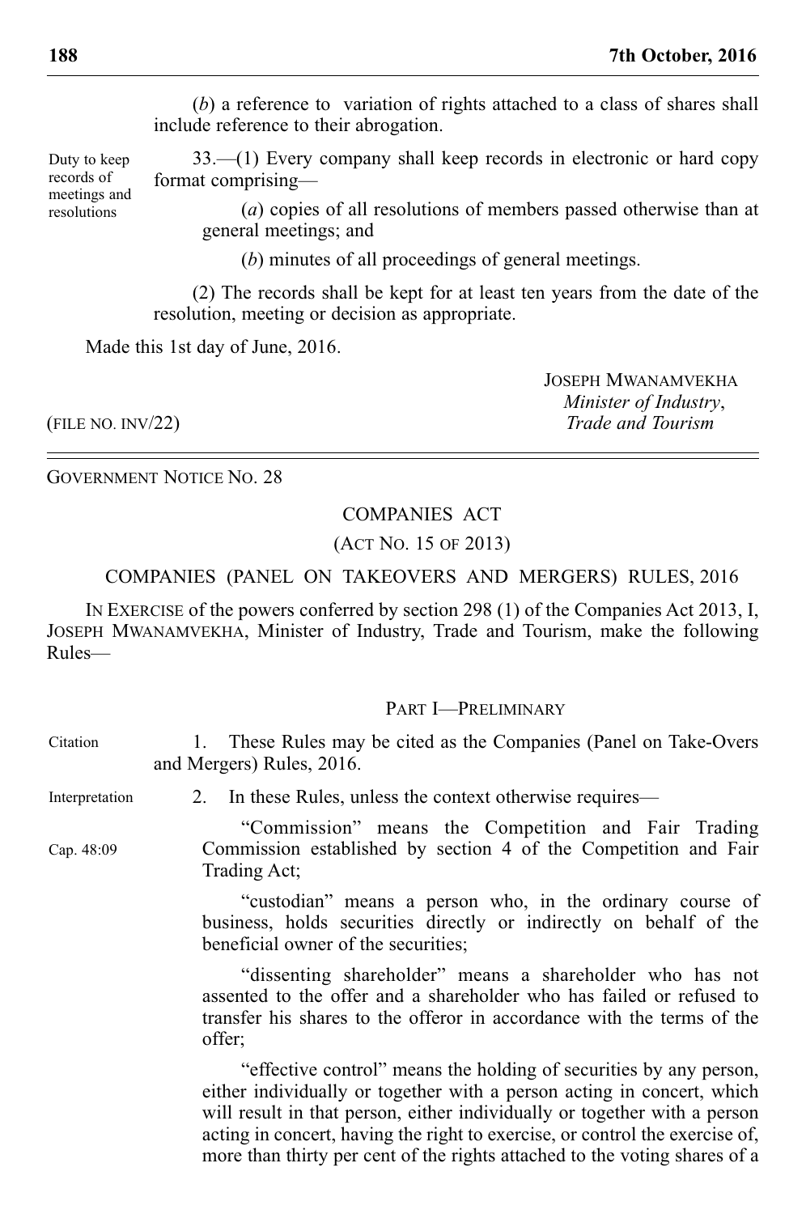(*b*) a reference to variation of rights attached to a class of shares shall include reference to their abrogation.

Duty to keep records of meetings and resolutions

33.—(1) Every company shall keep records in electronic or hard copy format comprising—

(*a*) copies of all resolutions of members passed otherwise than at general meetings; and

(*b*) minutes of all proceedings of general meetings.

(2) The records shall be kept for at least ten years from the date of the resolution, meeting or decision as appropriate.

Made this 1st day of June, 2016.

JOSEPH MWANAMVEKHA
*Minister of Industry, Trade and Tourism*

(FILE NO. INV/22)

---

GOVERNMENT NOTICE NO. 28

# COMPANIES ACT

(ACT NO. 15 OF 2013)

## COMPANIES (PANEL ON TAKEOVERS AND MERGERS) RULES, 2016

IN EXERCISE of the powers conferred by section 298 (1) of the Companies Act 2013, I, JOSEPH MWANAMVEKHA, Minister of Industry, Trade and Tourism, make the following Rules—

### PART I—PRELIMINARY

Citation

1. These Rules may be cited as the Companies (Panel on Take-Overs and Mergers) Rules, 2016.

Interpretation

2. In these Rules, unless the context otherwise requires—

Cap. 48:09

"Commission" means the Competition and Fair Trading Commission established by section 4 of the Competition and Fair Trading Act;

"custodian" means a person who, in the ordinary course of business, holds securities directly or indirectly on behalf of the beneficial owner of the securities;

"dissenting shareholder" means a shareholder who has not assented to the offer and a shareholder who has failed or refused to transfer his shares to the offeror in accordance with the terms of the offer;

"effective control" means the holding of securities by any person, either individually or together with a person acting in concert, which will result in that person, either individually or together with a person acting in concert, having the right to exercise, or control the exercise of, more than thirty per cent of the rights attached to the voting shares of a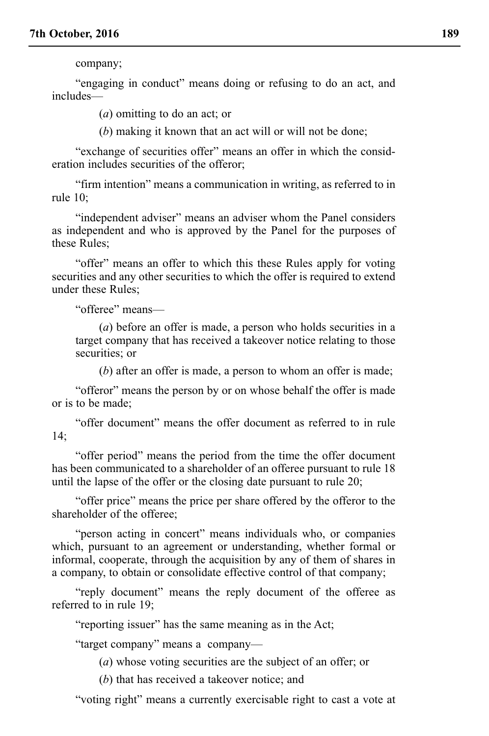company;

"engaging in conduct" means doing or refusing to do an act, and includes—

(*a*) omitting to do an act; or

(*b*) making it known that an act will or will not be done;

"exchange of securities offer" means an offer in which the consideration includes securities of the offeror;

"firm intention" means a communication in writing, as referred to in rule 10;

"independent adviser" means an adviser whom the Panel considers as independent and who is approved by the Panel for the purposes of these Rules;

"offer" means an offer to which this these Rules apply for voting securities and any other securities to which the offer is required to extend under these Rules;

"offeree" means—

(*a*) before an offer is made, a person who holds securities in a target company that has received a takeover notice relating to those securities; or

(*b*) after an offer is made, a person to whom an offer is made;

"offeror" means the person by or on whose behalf the offer is made or is to be made;

"offer document" means the offer document as referred to in rule 14;

"offer period" means the period from the time the offer document has been communicated to a shareholder of an offeree pursuant to rule 18 until the lapse of the offer or the closing date pursuant to rule 20;

"offer price" means the price per share offered by the offeror to the shareholder of the offeree;

"person acting in concert" means individuals who, or companies which, pursuant to an agreement or understanding, whether formal or informal, cooperate, through the acquisition by any of them of shares in a company, to obtain or consolidate effective control of that company;

"reply document" means the reply document of the offeree as referred to in rule 19;

"reporting issuer" has the same meaning as in the Act;

"target company" means a company—

(*a*) whose voting securities are the subject of an offer; or

(*b*) that has received a takeover notice; and

"voting right" means a currently exercisable right to cast a vote at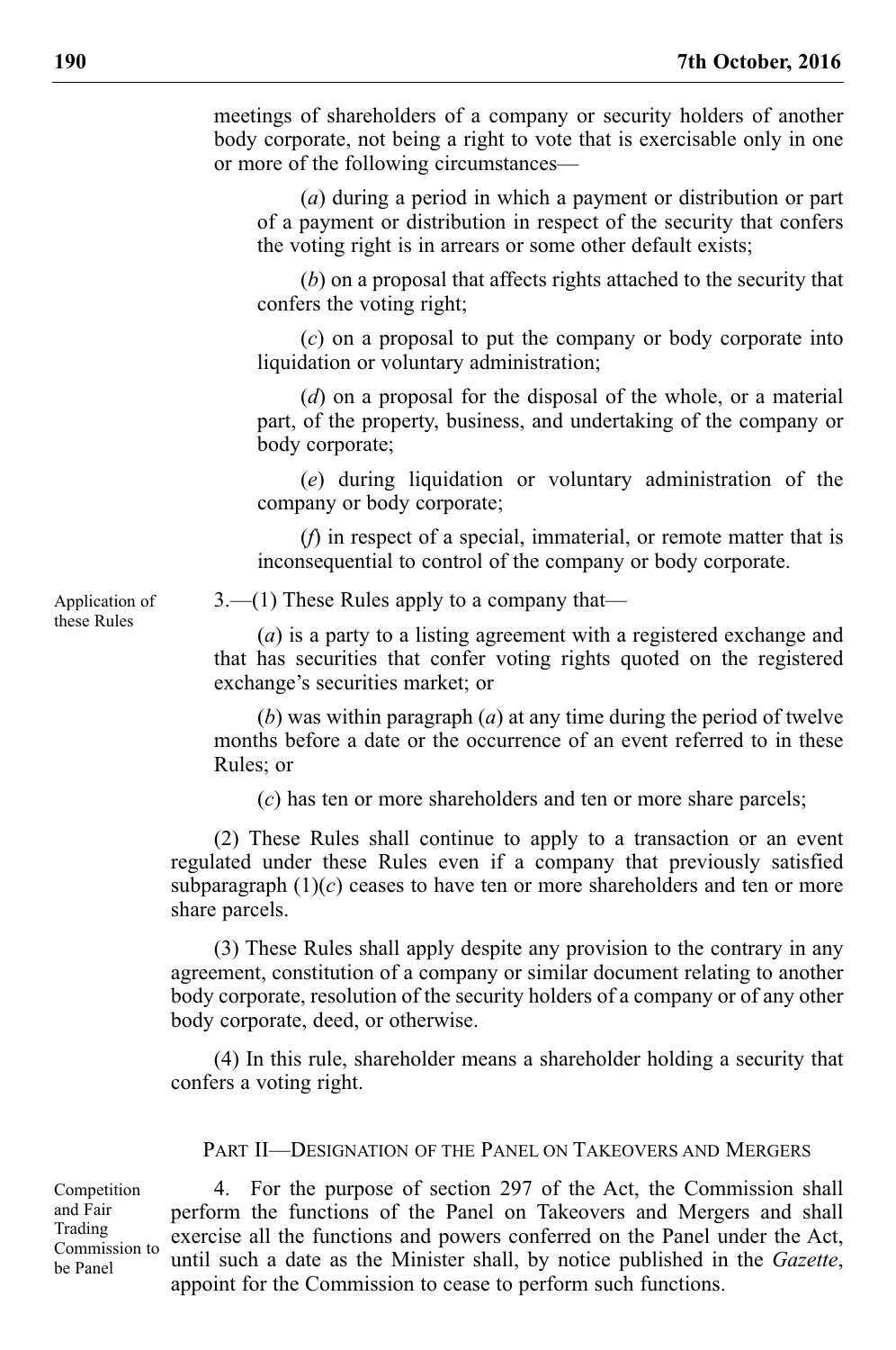meetings of shareholders of a company or security holders of another body corporate, not being a right to vote that is exercisable only in one or more of the following circumstances—

(*a*) during a period in which a payment or distribution or part of a payment or distribution in respect of the security that confers the voting right is in arrears or some other default exists;

(*b*) on a proposal that affects rights attached to the security that confers the voting right;

(*c*) on a proposal to put the company or body corporate into liquidation or voluntary administration;

(*d*) on a proposal for the disposal of the whole, or a material part, of the property, business, and undertaking of the company or body corporate;

(*e*) during liquidation or voluntary administration of the company or body corporate;

(*f*) in respect of a special, immaterial, or remote matter that is inconsequential to control of the company or body corporate.

Application of these Rules

3.—(1) These Rules apply to a company that—

(*a*) is a party to a listing agreement with a registered exchange and that has securities that confer voting rights quoted on the registered exchange's securities market; or

(*b*) was within paragraph (*a*) at any time during the period of twelve months before a date or the occurrence of an event referred to in these Rules; or

(*c*) has ten or more shareholders and ten or more share parcels;

(2) These Rules shall continue to apply to a transaction or an event regulated under these Rules even if a company that previously satisfied subparagraph (1)(*c*) ceases to have ten or more shareholders and ten or more share parcels.

(3) These Rules shall apply despite any provision to the contrary in any agreement, constitution of a company or similar document relating to another body corporate, resolution of the security holders of a company or of any other body corporate, deed, or otherwise.

(4) In this rule, shareholder means a shareholder holding a security that confers a voting right.

## PART II—DESIGNATION OF THE PANEL ON TAKEOVERS AND MERGERS

Competition and Fair Trading Commission to be Panel

4. For the purpose of section 297 of the Act, the Commission shall perform the functions of the Panel on Takeovers and Mergers and shall exercise all the functions and powers conferred on the Panel under the Act, until such a date as the Minister shall, by notice published in the *Gazette*, appoint for the Commission to cease to perform such functions.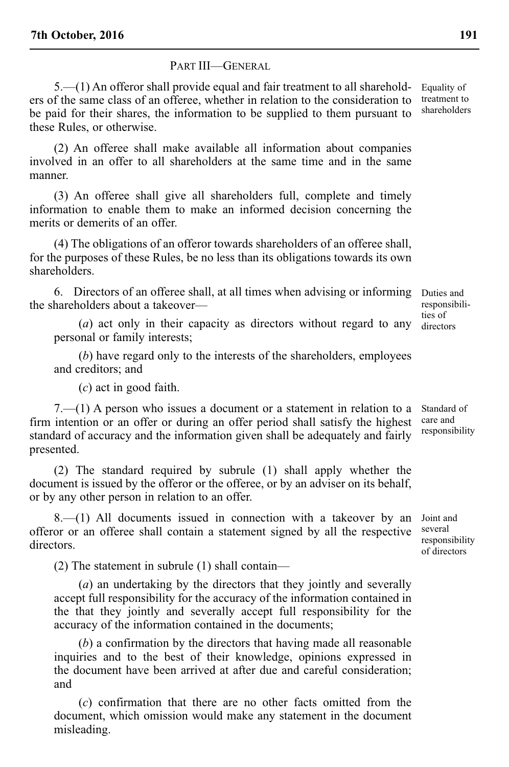## Part III—General

5.—(1) An offeror shall provide equal and fair treatment to all shareholders of the same class of an offeree, whether in relation to the consideration to be paid for their shares, the information to be supplied to them pursuant to these Rules, or otherwise.

*Equality of treatment to shareholders*

(2) An offeree shall make available all information about companies involved in an offer to all shareholders at the same time and in the same manner.

(3) An offeree shall give all shareholders full, complete and timely information to enable them to make an informed decision concerning the merits or demerits of an offer.

(4) The obligations of an offeror towards shareholders of an offeree shall, for the purposes of these Rules, be no less than its obligations towards its own shareholders.

6. Directors of an offeree shall, at all times when advising or informing the shareholders about a takeover—

*Duties and responsibilities of directors*

(*a*) act only in their capacity as directors without regard to any personal or family interests;

(*b*) have regard only to the interests of the shareholders, employees and creditors; and

(*c*) act in good faith.

7.—(1) A person who issues a document or a statement in relation to a firm intention or an offer or during an offer period shall satisfy the highest standard of accuracy and the information given shall be adequately and fairly presented.

*Standard of care and responsibility*

(2) The standard required by subrule (1) shall apply whether the document is issued by the offeror or the offeree, or by an adviser on its behalf, or by any other person in relation to an offer.

8.—(1) All documents issued in connection with a takeover by an offeror or an offeree shall contain a statement signed by all the respective directors.

*Joint and several responsibility of directors*

(2) The statement in subrule (1) shall contain—

(*a*) an undertaking by the directors that they jointly and severally accept full responsibility for the accuracy of the information contained in the that they jointly and severally accept full responsibility for the accuracy of the information contained in the documents;

(*b*) a confirmation by the directors that having made all reasonable inquiries and to the best of their knowledge, opinions expressed in the document have been arrived at after due and careful consideration; and

(*c*) confirmation that there are no other facts omitted from the document, which omission would make any statement in the document misleading.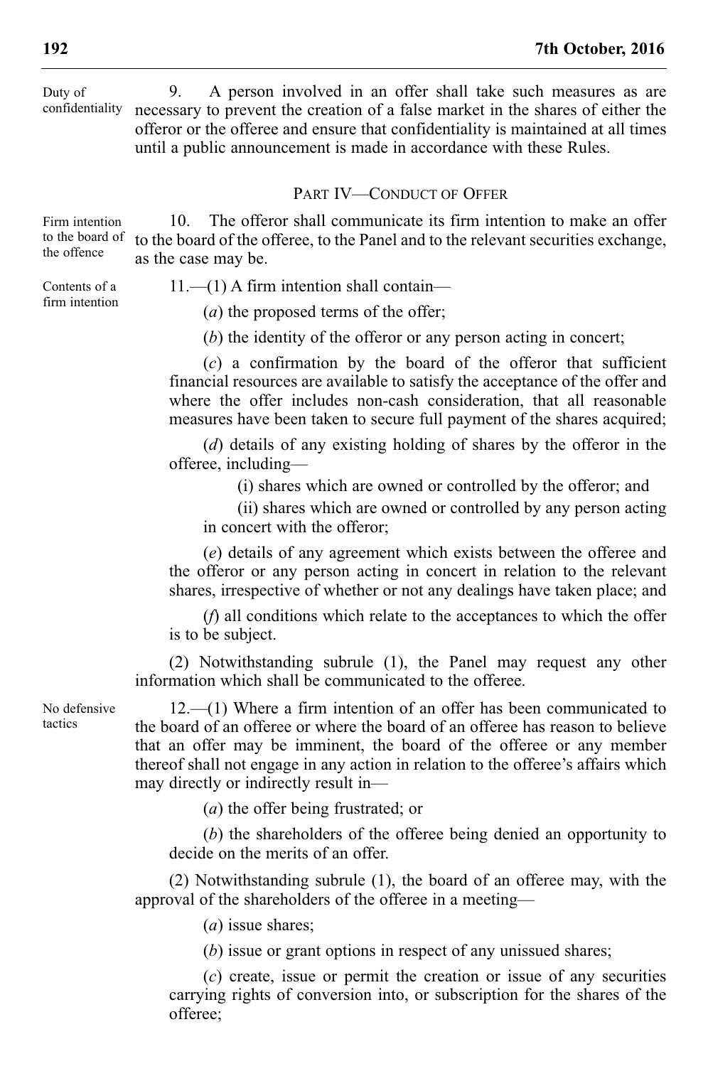Duty of confidentiality

9. A person involved in an offer shall take such measures as are necessary to prevent the creation of a false market in the shares of either the offeror or the offeree and ensure that confidentiality is maintained at all times until a public announcement is made in accordance with these Rules.

## PART IV—CONDUCT OF OFFER

Firm intention to the board of the offence

10. The offeror shall communicate its firm intention to make an offer to the board of the offeree, to the Panel and to the relevant securities exchange, as the case may be.

Contents of a firm intention

11.—(1) A firm intention shall contain—

(*a*) the proposed terms of the offer;

(*b*) the identity of the offeror or any person acting in concert;

(*c*) a confirmation by the board of the offeror that sufficient financial resources are available to satisfy the acceptance of the offer and where the offer includes non-cash consideration, that all reasonable measures have been taken to secure full payment of the shares acquired;

(*d*) details of any existing holding of shares by the offeror in the offeree, including—

(i) shares which are owned or controlled by the offeror; and

(ii) shares which are owned or controlled by any person acting in concert with the offeror;

(*e*) details of any agreement which exists between the offeree and the offeror or any person acting in concert in relation to the relevant shares, irrespective of whether or not any dealings have taken place; and

(*f*) all conditions which relate to the acceptances to which the offer is to be subject.

(2) Notwithstanding subrule (1), the Panel may request any other information which shall be communicated to the offeree.

No defensive tactics

12.—(1) Where a firm intention of an offer has been communicated to the board of an offeree or where the board of an offeree has reason to believe that an offer may be imminent, the board of the offeree or any member thereof shall not engage in any action in relation to the offeree's affairs which may directly or indirectly result in—

(*a*) the offer being frustrated; or

(*b*) the shareholders of the offeree being denied an opportunity to decide on the merits of an offer.

(2) Notwithstanding subrule (1), the board of an offeree may, with the approval of the shareholders of the offeree in a meeting—

(*a*) issue shares;

(*b*) issue or grant options in respect of any unissued shares;

(*c*) create, issue or permit the creation or issue of any securities carrying rights of conversion into, or subscription for the shares of the offeree;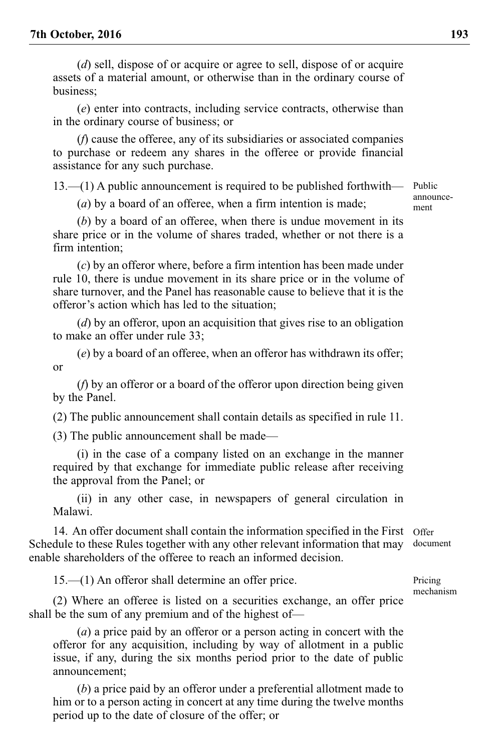(*d*) sell, dispose of or acquire or agree to sell, dispose of or acquire assets of a material amount, or otherwise than in the ordinary course of business;

(*e*) enter into contracts, including service contracts, otherwise than in the ordinary course of business; or

(*f*) cause the offeree, any of its subsidiaries or associated companies to purchase or redeem any shares in the offeree or provide financial assistance for any such purchase.

Public announcement

13.—(1) A public announcement is required to be published forthwith—

(*a*) by a board of an offeree, when a firm intention is made;

(*b*) by a board of an offeree, when there is undue movement in its share price or in the volume of shares traded, whether or not there is a firm intention;

(*c*) by an offeror where, before a firm intention has been made under rule 10, there is undue movement in its share price or in the volume of share turnover, and the Panel has reasonable cause to believe that it is the offeror's action which has led to the situation;

(*d*) by an offeror, upon an acquisition that gives rise to an obligation to make an offer under rule 33;

(*e*) by a board of an offeree, when an offeror has withdrawn its offer; or

(*f*) by an offeror or a board of the offeror upon direction being given by the Panel.

(2) The public announcement shall contain details as specified in rule 11.

(3) The public announcement shall be made—

(i) in the case of a company listed on an exchange in the manner required by that exchange for immediate public release after receiving the approval from the Panel; or

(ii) in any other case, in newspapers of general circulation in Malawi.

Offer document

14. An offer document shall contain the information specified in the First Schedule to these Rules together with any other relevant information that may enable shareholders of the offeree to reach an informed decision.

Pricing mechanism

15.—(1) An offeror shall determine an offer price.

(2) Where an offeree is listed on a securities exchange, an offer price shall be the sum of any premium and of the highest of—

(*a*) a price paid by an offeror or a person acting in concert with the offeror for any acquisition, including by way of allotment in a public issue, if any, during the six months period prior to the date of public announcement;

(*b*) a price paid by an offeror under a preferential allotment made to him or to a person acting in concert at any time during the twelve months period up to the date of closure of the offer; or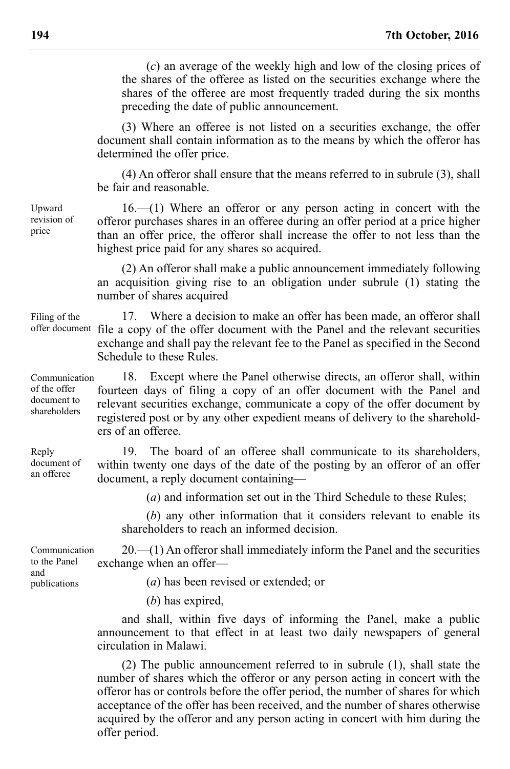(*c*) an average of the weekly high and low of the closing prices of the shares of the offeree as listed on the securities exchange where the shares of the offeree are most frequently traded during the six months preceding the date of public announcement.

(3) Where an offeree is not listed on a securities exchange, the offer document shall contain information as to the means by which the offeror has determined the offer price.

(4) An offeror shall ensure that the means referred to in subrule (3), shall be fair and reasonable.

Upward revision of price

16.—(1) Where an offeror or any person acting in concert with the offeror purchases shares in an offeree during an offer period at a price higher than an offer price, the offeror shall increase the offer to not less than the highest price paid for any shares so acquired.

(2) An offeror shall make a public announcement immediately following an acquisition giving rise to an obligation under subrule (1) stating the number of shares acquired

Filing of the offer document

17. Where a decision to make an offer has been made, an offeror shall file a copy of the offer document with the Panel and the relevant securities exchange and shall pay the relevant fee to the Panel as specified in the Second Schedule to these Rules.

Communication of the offer document to shareholders

18. Except where the Panel otherwise directs, an offeror shall, within fourteen days of filing a copy of an offer document with the Panel and relevant securities exchange, communicate a copy of the offer document by registered post or by any other expedient means of delivery to the shareholders of an offeree.

Reply document of an offeree

19. The board of an offeree shall communicate to its shareholders, within twenty one days of the date of the posting by an offeror of an offer document, a reply document containing—

(*a*) and information set out in the Third Schedule to these Rules;

(*b*) any other information that it considers relevant to enable its shareholders to reach an informed decision.

Communication to the Panel and publications

20.—(1) An offeror shall immediately inform the Panel and the securities exchange when an offer—

(*a*) has been revised or extended; or

(*b*) has expired,

and shall, within five days of informing the Panel, make a public announcement to that effect in at least two daily newspapers of general circulation in Malawi.

(2) The public announcement referred to in subrule (1), shall state the number of shares which the offeror or any person acting in concert with the offeror has or controls before the offer period, the number of shares for which acceptance of the offer has been received, and the number of shares otherwise acquired by the offeror and any person acting in concert with him during the offer period.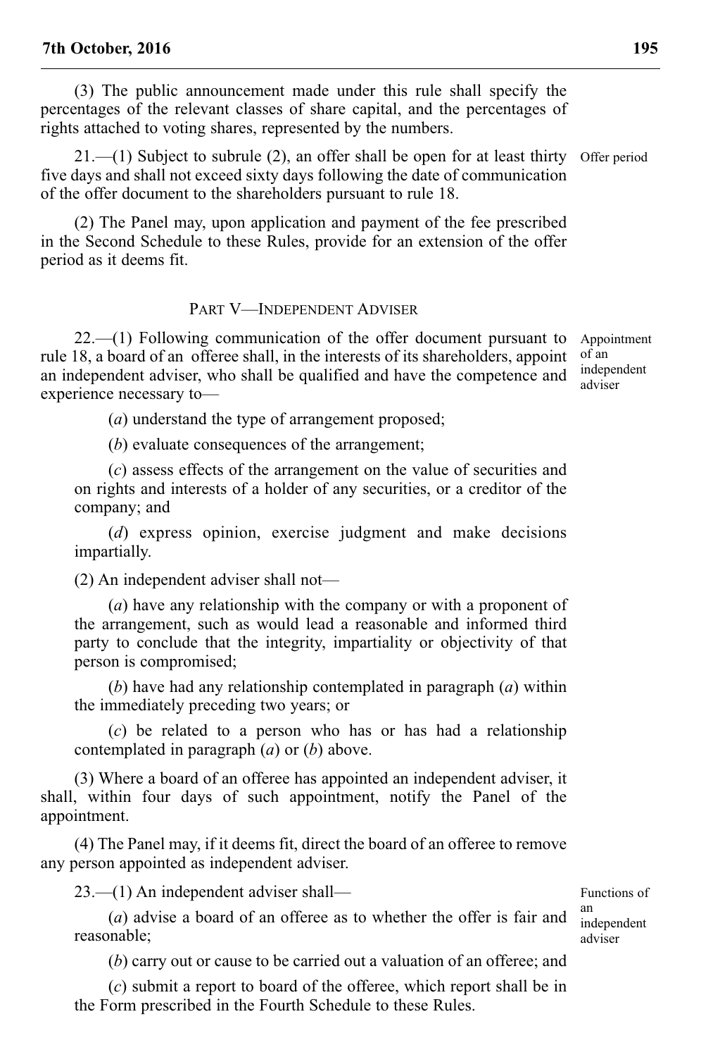(3) The public announcement made under this rule shall specify the percentages of the relevant classes of share capital, and the percentages of rights attached to voting shares, represented by the numbers.

Offer period

21.—(1) Subject to subrule (2), an offer shall be open for at least thirty five days and shall not exceed sixty days following the date of communication of the offer document to the shareholders pursuant to rule 18.

(2) The Panel may, upon application and payment of the fee prescribed in the Second Schedule to these Rules, provide for an extension of the offer period as it deems fit.

## PART V—INDEPENDENT ADVISER

Appointment of an independent adviser

22.—(1) Following communication of the offer document pursuant to rule 18, a board of an offeree shall, in the interests of its shareholders, appoint an independent adviser, who shall be qualified and have the competence and experience necessary to—

(*a*) understand the type of arrangement proposed;

(*b*) evaluate consequences of the arrangement;

(*c*) assess effects of the arrangement on the value of securities and on rights and interests of a holder of any securities, or a creditor of the company; and

(*d*) express opinion, exercise judgment and make decisions impartially.

(2) An independent adviser shall not—

(*a*) have any relationship with the company or with a proponent of the arrangement, such as would lead a reasonable and informed third party to conclude that the integrity, impartiality or objectivity of that person is compromised;

(*b*) have had any relationship contemplated in paragraph (*a*) within the immediately preceding two years; or

(*c*) be related to a person who has or has had a relationship contemplated in paragraph (*a*) or (*b*) above.

(3) Where a board of an offeree has appointed an independent adviser, it shall, within four days of such appointment, notify the Panel of the appointment.

(4) The Panel may, if it deems fit, direct the board of an offeree to remove any person appointed as independent adviser.

Functions of an independent adviser

23.—(1) An independent adviser shall—

(*a*) advise a board of an offeree as to whether the offer is fair and reasonable;

(*b*) carry out or cause to be carried out a valuation of an offeree; and

(*c*) submit a report to board of the offeree, which report shall be in the Form prescribed in the Fourth Schedule to these Rules.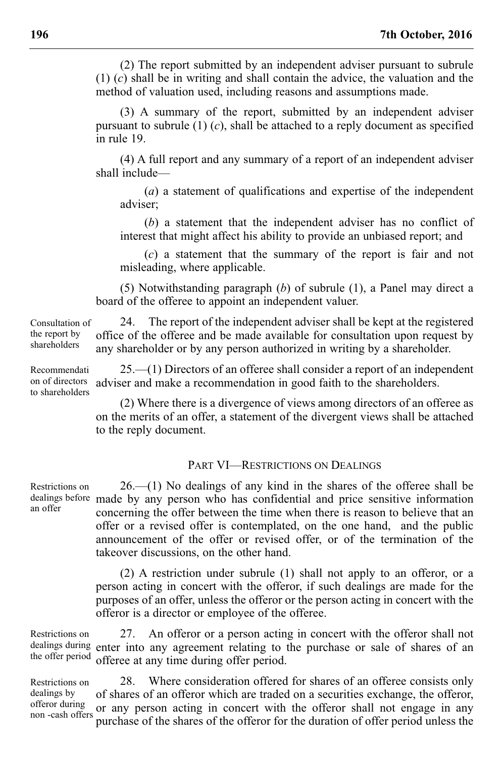(2) The report submitted by an independent adviser pursuant to subrule (1) (*c*) shall be in writing and shall contain the advice, the valuation and the method of valuation used, including reasons and assumptions made.

(3) A summary of the report, submitted by an independent adviser pursuant to subrule (1) (*c*), shall be attached to a reply document as specified in rule 19.

(4) A full report and any summary of a report of an independent adviser shall include—

(*a*) a statement of qualifications and expertise of the independent adviser;

(*b*) a statement that the independent adviser has no conflict of interest that might affect his ability to provide an unbiased report; and

(*c*) a statement that the summary of the report is fair and not misleading, where applicable.

(5) Notwithstanding paragraph (*b*) of subrule (1), a Panel may direct a board of the offeree to appoint an independent valuer.

Consultation of the report by shareholders

24. The report of the independent adviser shall be kept at the registered office of the offeree and be made available for consultation upon request by any shareholder or by any person authorized in writing by a shareholder.

Recommendation of directors to shareholders

25.—(1) Directors of an offeree shall consider a report of an independent adviser and make a recommendation in good faith to the shareholders.

(2) Where there is a divergence of views among directors of an offeree as on the merits of an offer, a statement of the divergent views shall be attached to the reply document.

## PART VI—RESTRICTIONS ON DEALINGS

Restrictions on dealings before an offer

26.—(1) No dealings of any kind in the shares of the offeree shall be made by any person who has confidential and price sensitive information concerning the offer between the time when there is reason to believe that an offer or a revised offer is contemplated, on the one hand, and the public announcement of the offer or revised offer, or of the termination of the takeover discussions, on the other hand.

(2) A restriction under subrule (1) shall not apply to an offeror, or a person acting in concert with the offeror, if such dealings are made for the purposes of an offer, unless the offeror or the person acting in concert with the offeror is a director or employee of the offeree.

Restrictions on dealings during the offer period

27. An offeror or a person acting in concert with the offeror shall not enter into any agreement relating to the purchase or sale of shares of an offeree at any time during offer period.

Restrictions on dealings by offeror during non -cash offers

28. Where consideration offered for shares of an offeree consists only of shares of an offeror which are traded on a securities exchange, the offeror, or any person acting in concert with the offeror shall not engage in any purchase of the shares of the offeror for the duration of offer period unless the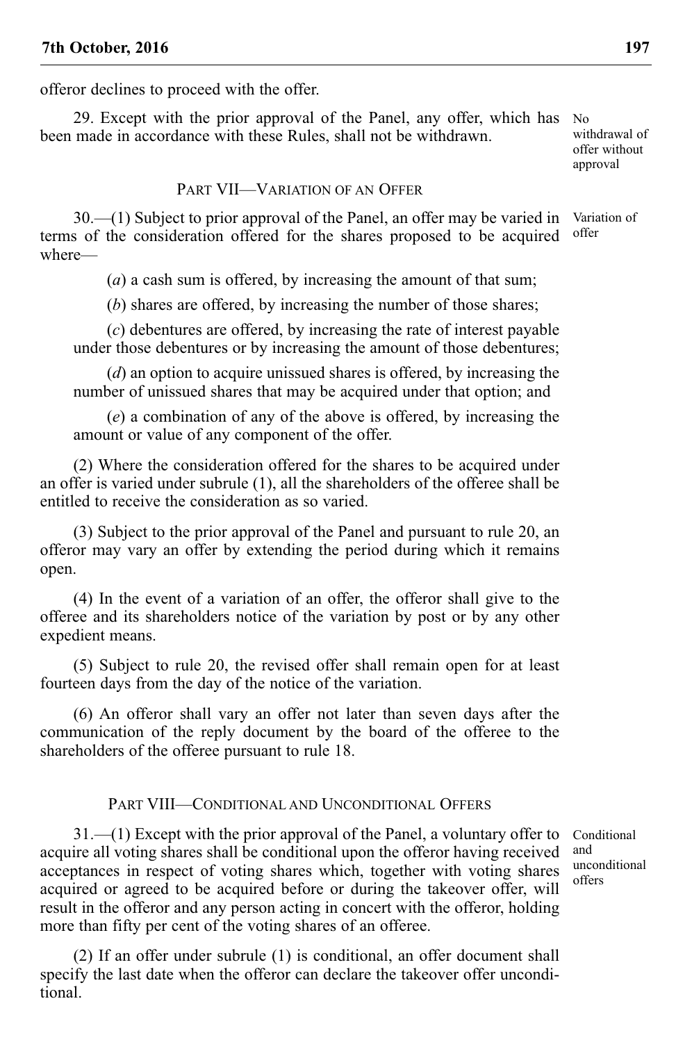offeror declines to proceed with the offer.

29. Except with the prior approval of the Panel, any offer, which has been made in accordance with these Rules, shall not be withdrawn.

No withdrawal of offer without approval

## Part VII—Variation of an Offer

Variation of offer

30.—(1) Subject to prior approval of the Panel, an offer may be varied in terms of the consideration offered for the shares proposed to be acquired where—

(*a*) a cash sum is offered, by increasing the amount of that sum;

(*b*) shares are offered, by increasing the number of those shares;

(*c*) debentures are offered, by increasing the rate of interest payable under those debentures or by increasing the amount of those debentures;

(*d*) an option to acquire unissued shares is offered, by increasing the number of unissued shares that may be acquired under that option; and

(*e*) a combination of any of the above is offered, by increasing the amount or value of any component of the offer.

(2) Where the consideration offered for the shares to be acquired under an offer is varied under subrule (1), all the shareholders of the offeree shall be entitled to receive the consideration as so varied.

(3) Subject to the prior approval of the Panel and pursuant to rule 20, an offeror may vary an offer by extending the period during which it remains open.

(4) In the event of a variation of an offer, the offeror shall give to the offeree and its shareholders notice of the variation by post or by any other expedient means.

(5) Subject to rule 20, the revised offer shall remain open for at least fourteen days from the day of the notice of the variation.

(6) An offeror shall vary an offer not later than seven days after the communication of the reply document by the board of the offeree to the shareholders of the offeree pursuant to rule 18.

## Part VIII—Conditional and Unconditional Offers

Conditional and unconditional offers

31.—(1) Except with the prior approval of the Panel, a voluntary offer to acquire all voting shares shall be conditional upon the offeror having received acceptances in respect of voting shares which, together with voting shares acquired or agreed to be acquired before or during the takeover offer, will result in the offeror and any person acting in concert with the offeror, holding more than fifty per cent of the voting shares of an offeree.

(2) If an offer under subrule (1) is conditional, an offer document shall specify the last date when the offeror can declare the takeover offer unconditional.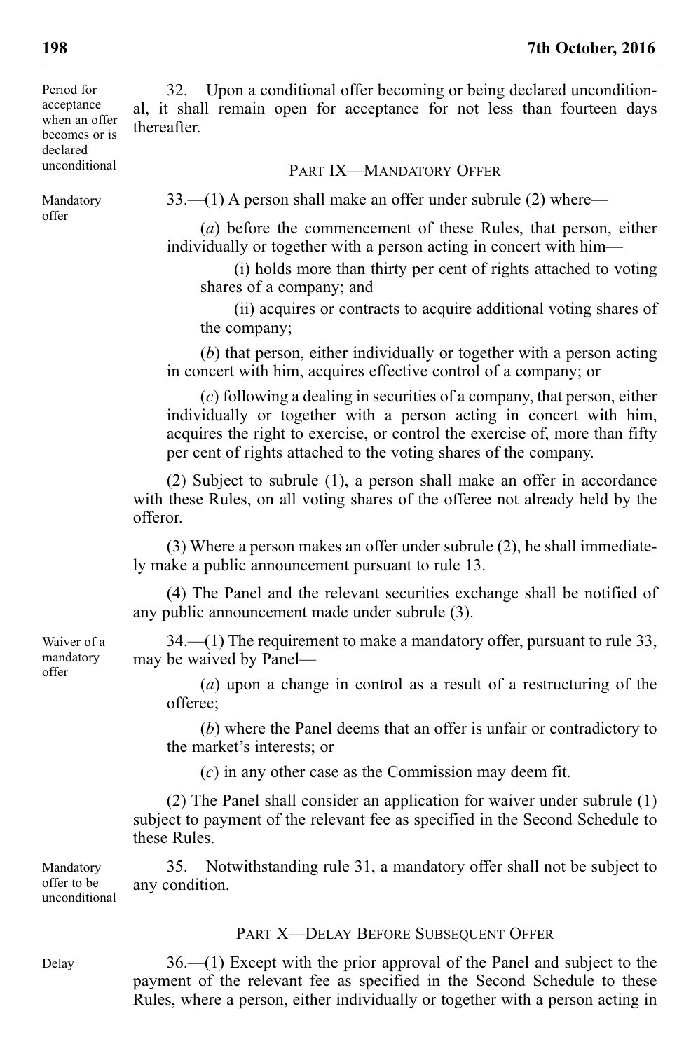Period for acceptance when an offer becomes or is declared unconditional

32. Upon a conditional offer becoming or being declared unconditional, it shall remain open for acceptance for not less than fourteen days thereafter.

## PART IX—MANDATORY OFFER

Mandatory offer

33.—(1) A person shall make an offer under subrule (2) where—

(*a*) before the commencement of these Rules, that person, either individually or together with a person acting in concert with him—

(i) holds more than thirty per cent of rights attached to voting shares of a company; and

(ii) acquires or contracts to acquire additional voting shares of the company;

(*b*) that person, either individually or together with a person acting in concert with him, acquires effective control of a company; or

(*c*) following a dealing in securities of a company, that person, either individually or together with a person acting in concert with him, acquires the right to exercise, or control the exercise of, more than fifty per cent of rights attached to the voting shares of the company.

(2) Subject to subrule (1), a person shall make an offer in accordance with these Rules, on all voting shares of the offeree not already held by the offeror.

(3) Where a person makes an offer under subrule (2), he shall immediately make a public announcement pursuant to rule 13.

(4) The Panel and the relevant securities exchange shall be notified of any public announcement made under subrule (3).

Waiver of a mandatory offer

34.—(1) The requirement to make a mandatory offer, pursuant to rule 33, may be waived by Panel—

(*a*) upon a change in control as a result of a restructuring of the offeree;

(*b*) where the Panel deems that an offer is unfair or contradictory to the market's interests; or

(*c*) in any other case as the Commission may deem fit.

(2) The Panel shall consider an application for waiver under subrule (1) subject to payment of the relevant fee as specified in the Second Schedule to these Rules.

Mandatory offer to be unconditional

35. Notwithstanding rule 31, a mandatory offer shall not be subject to any condition.

## PART X—DELAY BEFORE SUBSEQUENT OFFER

Delay

36.—(1) Except with the prior approval of the Panel and subject to the payment of the relevant fee as specified in the Second Schedule to these Rules, where a person, either individually or together with a person acting in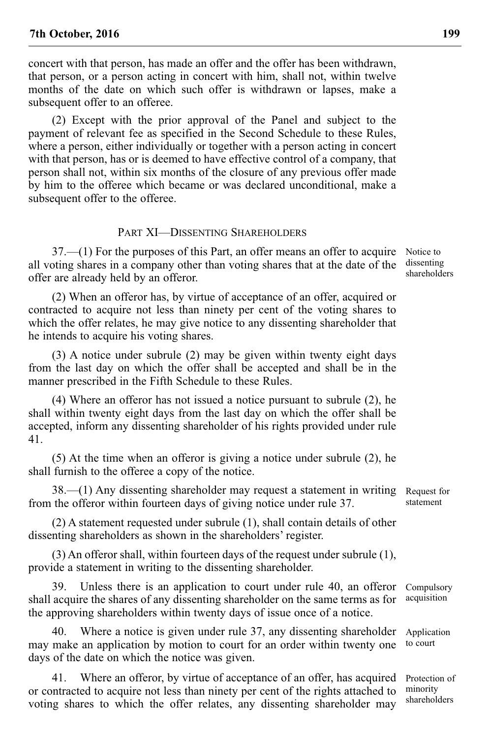concert with that person, has made an offer and the offer has been withdrawn, that person, or a person acting in concert with him, shall not, within twelve months of the date on which such offer is withdrawn or lapses, make a subsequent offer to an offeree.

(2) Except with the prior approval of the Panel and subject to the payment of relevant fee as specified in the Second Schedule to these Rules, where a person, either individually or together with a person acting in concert with that person, has or is deemed to have effective control of a company, that person shall not, within six months of the closure of any previous offer made by him to the offeree which became or was declared unconditional, make a subsequent offer to the offeree.

## PART XI—DISSENTING SHAREHOLDERS

*Notice to dissenting shareholders*

37.—(1) For the purposes of this Part, an offer means an offer to acquire all voting shares in a company other than voting shares that at the date of the offer are already held by an offeror.

(2) When an offeror has, by virtue of acceptance of an offer, acquired or contracted to acquire not less than ninety per cent of the voting shares to which the offer relates, he may give notice to any dissenting shareholder that he intends to acquire his voting shares.

(3) A notice under subrule (2) may be given within twenty eight days from the last day on which the offer shall be accepted and shall be in the manner prescribed in the Fifth Schedule to these Rules.

(4) Where an offeror has not issued a notice pursuant to subrule (2), he shall within twenty eight days from the last day on which the offer shall be accepted, inform any dissenting shareholder of his rights provided under rule 41.

(5) At the time when an offeror is giving a notice under subrule (2), he shall furnish to the offeree a copy of the notice.

*Request for statement*

38.—(1) Any dissenting shareholder may request a statement in writing from the offeror within fourteen days of giving notice under rule 37.

(2) A statement requested under subrule (1), shall contain details of other dissenting shareholders as shown in the shareholders' register.

(3) An offeror shall, within fourteen days of the request under subrule (1), provide a statement in writing to the dissenting shareholder.

*Compulsory acquisition*

39. Unless there is an application to court under rule 40, an offeror shall acquire the shares of any dissenting shareholder on the same terms as for the approving shareholders within twenty days of issue once of a notice.

*Application to court*

40. Where a notice is given under rule 37, any dissenting shareholder may make an application by motion to court for an order within twenty one days of the date on which the notice was given.

*Protection of minority shareholders*

41. Where an offeror, by virtue of acceptance of an offer, has acquired or contracted to acquire not less than ninety per cent of the rights attached to voting shares to which the offer relates, any dissenting shareholder may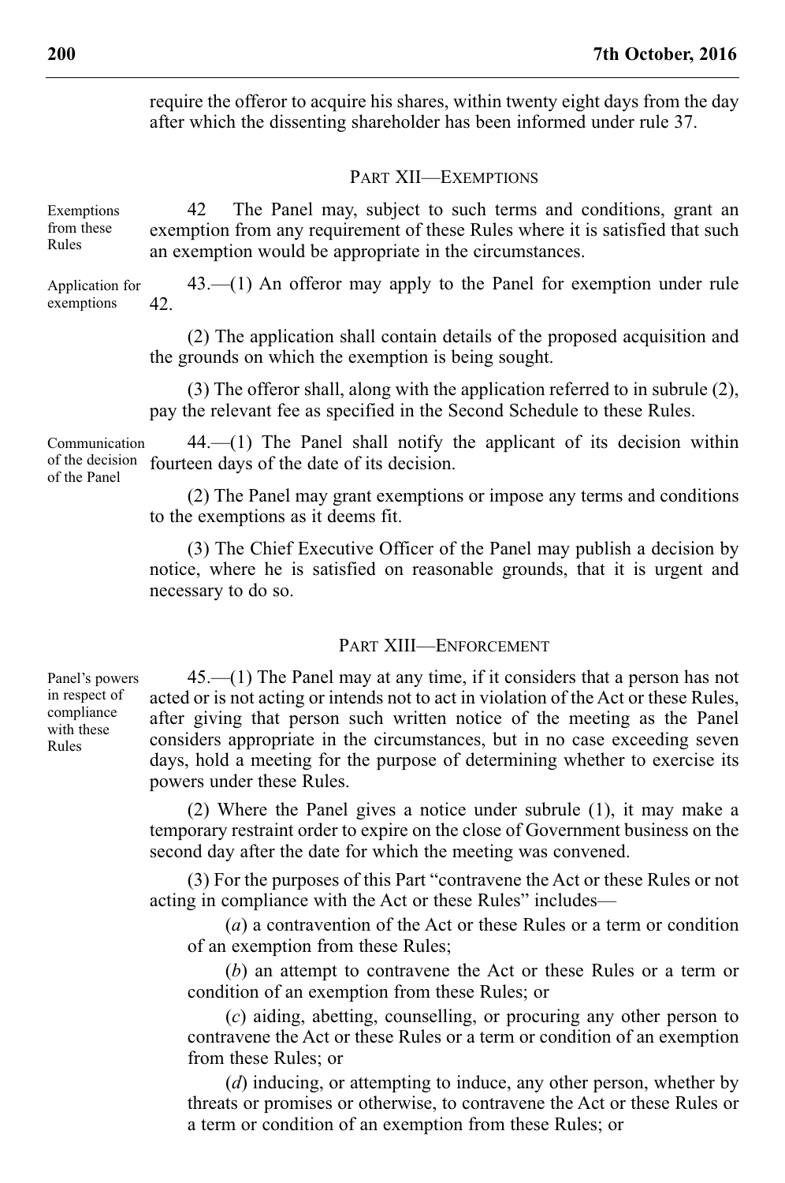require the offeror to acquire his shares, within twenty eight days from the day after which the dissenting shareholder has been informed under rule 37.

## PART XII—EXEMPTIONS

*Exemptions from these Rules*

42 The Panel may, subject to such terms and conditions, grant an exemption from any requirement of these Rules where it is satisfied that such an exemption would be appropriate in the circumstances.

*Application for exemptions*

43.—(1) An offeror may apply to the Panel for exemption under rule 42.

(2) The application shall contain details of the proposed acquisition and the grounds on which the exemption is being sought.

(3) The offeror shall, along with the application referred to in subrule (2), pay the relevant fee as specified in the Second Schedule to these Rules.

*Communication of the decision of the Panel*

44.—(1) The Panel shall notify the applicant of its decision within fourteen days of the date of its decision.

(2) The Panel may grant exemptions or impose any terms and conditions to the exemptions as it deems fit.

(3) The Chief Executive Officer of the Panel may publish a decision by notice, where he is satisfied on reasonable grounds, that it is urgent and necessary to do so.

## PART XIII—ENFORCEMENT

*Panel's powers in respect of compliance with these Rules*

45.—(1) The Panel may at any time, if it considers that a person has not acted or is not acting or intends not to act in violation of the Act or these Rules, after giving that person such written notice of the meeting as the Panel considers appropriate in the circumstances, but in no case exceeding seven days, hold a meeting for the purpose of determining whether to exercise its powers under these Rules.

(2) Where the Panel gives a notice under subrule (1), it may make a temporary restraint order to expire on the close of Government business on the second day after the date for which the meeting was convened.

(3) For the purposes of this Part "contravene the Act or these Rules or not acting in compliance with the Act or these Rules" includes—

(*a*) a contravention of the Act or these Rules or a term or condition of an exemption from these Rules;

(*b*) an attempt to contravene the Act or these Rules or a term or condition of an exemption from these Rules; or

(*c*) aiding, abetting, counselling, or procuring any other person to contravene the Act or these Rules or a term or condition of an exemption from these Rules; or

(*d*) inducing, or attempting to induce, any other person, whether by threats or promises or otherwise, to contravene the Act or these Rules or a term or condition of an exemption from these Rules; or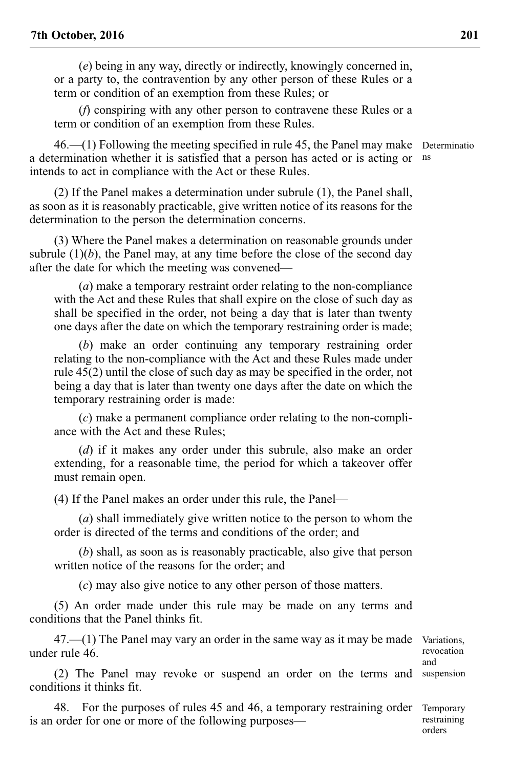(*e*) being in any way, directly or indirectly, knowingly concerned in, or a party to, the contravention by any other person of these Rules or a term or condition of an exemption from these Rules; or

(*f*) conspiring with any other person to contravene these Rules or a term or condition of an exemption from these Rules.

Determinations

46.—(1) Following the meeting specified in rule 45, the Panel may make a determination whether it is satisfied that a person has acted or is acting or intends to act in compliance with the Act or these Rules.

(2) If the Panel makes a determination under subrule (1), the Panel shall, as soon as it is reasonably practicable, give written notice of its reasons for the determination to the person the determination concerns.

(3) Where the Panel makes a determination on reasonable grounds under subrule (1)(*b*), the Panel may, at any time before the close of the second day after the date for which the meeting was convened—

(*a*) make a temporary restraint order relating to the non-compliance with the Act and these Rules that shall expire on the close of such day as shall be specified in the order, not being a day that is later than twenty one days after the date on which the temporary restraining order is made;

(*b*) make an order continuing any temporary restraining order relating to the non-compliance with the Act and these Rules made under rule 45(2) until the close of such day as may be specified in the order, not being a day that is later than twenty one days after the date on which the temporary restraining order is made:

(*c*) make a permanent compliance order relating to the non-compliance with the Act and these Rules;

(*d*) if it makes any order under this subrule, also make an order extending, for a reasonable time, the period for which a takeover offer must remain open.

(4) If the Panel makes an order under this rule, the Panel—

(*a*) shall immediately give written notice to the person to whom the order is directed of the terms and conditions of the order; and

(*b*) shall, as soon as is reasonably practicable, also give that person written notice of the reasons for the order; and

(*c*) may also give notice to any other person of those matters.

(5) An order made under this rule may be made on any terms and conditions that the Panel thinks fit.

Variations, revocation and suspension

47.—(1) The Panel may vary an order in the same way as it may be made under rule 46.

(2) The Panel may revoke or suspend an order on the terms and conditions it thinks fit.

Temporary restraining orders

48. For the purposes of rules 45 and 46, a temporary restraining order is an order for one or more of the following purposes—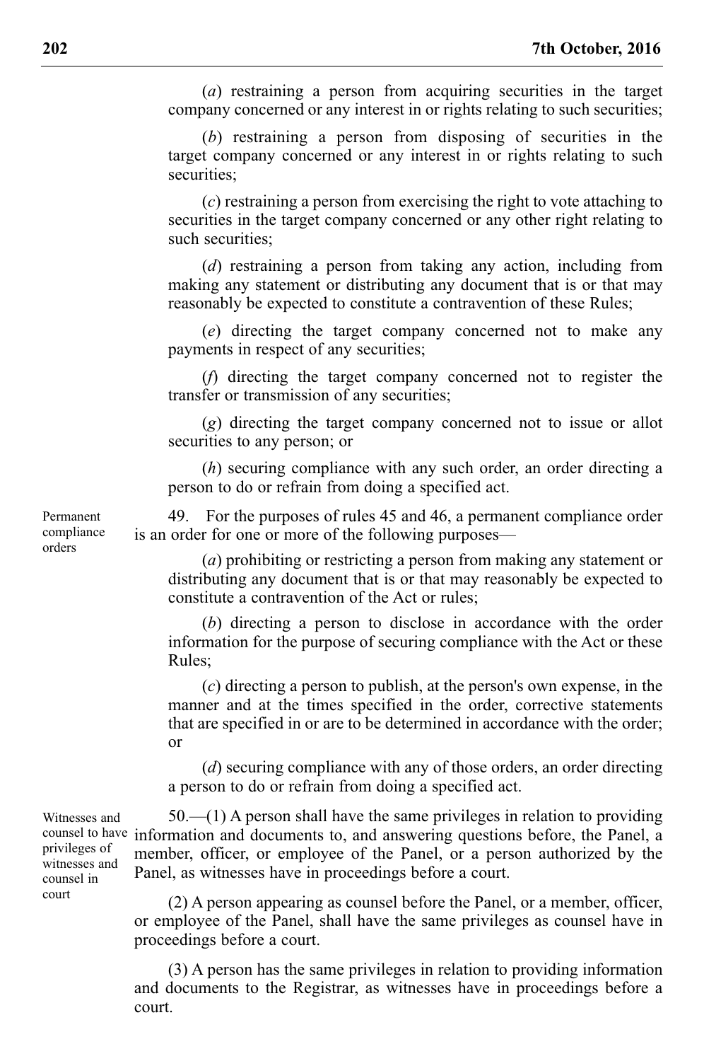(*a*) restraining a person from acquiring securities in the target company concerned or any interest in or rights relating to such securities;

(*b*) restraining a person from disposing of securities in the target company concerned or any interest in or rights relating to such securities;

(*c*) restraining a person from exercising the right to vote attaching to securities in the target company concerned or any other right relating to such securities;

(*d*) restraining a person from taking any action, including from making any statement or distributing any document that is or that may reasonably be expected to constitute a contravention of these Rules;

(*e*) directing the target company concerned not to make any payments in respect of any securities;

(*f*) directing the target company concerned not to register the transfer or transmission of any securities;

(*g*) directing the target company concerned not to issue or allot securities to any person; or

(*h*) securing compliance with any such order, an order directing a person to do or refrain from doing a specified act.

**Permanent compliance orders**

49. For the purposes of rules 45 and 46, a permanent compliance order is an order for one or more of the following purposes—

(*a*) prohibiting or restricting a person from making any statement or distributing any document that is or that may reasonably be expected to constitute a contravention of the Act or rules;

(*b*) directing a person to disclose in accordance with the order information for the purpose of securing compliance with the Act or these Rules;

(*c*) directing a person to publish, at the person's own expense, in the manner and at the times specified in the order, corrective statements that are specified in or are to be determined in accordance with the order; or

(*d*) securing compliance with any of those orders, an order directing a person to do or refrain from doing a specified act.

**Witnesses and counsel to have privileges of witnesses and counsel in court**

50.—(1) A person shall have the same privileges in relation to providing information and documents to, and answering questions before, the Panel, a member, officer, or employee of the Panel, or a person authorized by the Panel, as witnesses have in proceedings before a court.

(2) A person appearing as counsel before the Panel, or a member, officer, or employee of the Panel, shall have the same privileges as counsel have in proceedings before a court.

(3) A person has the same privileges in relation to providing information and documents to the Registrar, as witnesses have in proceedings before a court.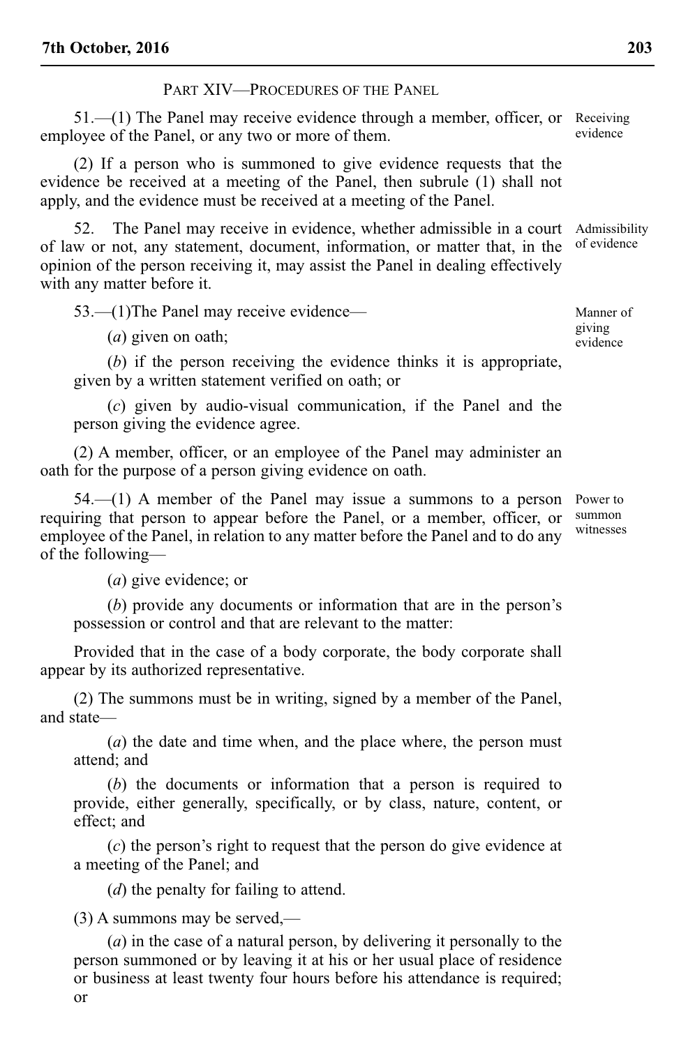## PART XIV—PROCEDURES OF THE PANEL

51.—(1) The Panel may receive evidence through a member, officer, or employee of the Panel, or any two or more of them. Receiving evidence

(2) If a person who is summoned to give evidence requests that the evidence be received at a meeting of the Panel, then subrule (1) shall not apply, and the evidence must be received at a meeting of the Panel.

52. The Panel may receive in evidence, whether admissible in a court of law or not, any statement, document, information, or matter that, in the opinion of the person receiving it, may assist the Panel in dealing effectively with any matter before it. Admissibility of evidence

53.—(1)The Panel may receive evidence— Manner of giving evidence

(*a*) given on oath;

(*b*) if the person receiving the evidence thinks it is appropriate, given by a written statement verified on oath; or

(*c*) given by audio-visual communication, if the Panel and the person giving the evidence agree.

(2) A member, officer, or an employee of the Panel may administer an oath for the purpose of a person giving evidence on oath.

54.—(1) A member of the Panel may issue a summons to a person requiring that person to appear before the Panel, or a member, officer, or employee of the Panel, in relation to any matter before the Panel and to do any of the following— Power to summon witnesses

(*a*) give evidence; or

(*b*) provide any documents or information that are in the person's possession or control and that are relevant to the matter:

Provided that in the case of a body corporate, the body corporate shall appear by its authorized representative.

(2) The summons must be in writing, signed by a member of the Panel, and state—

(*a*) the date and time when, and the place where, the person must attend; and

(*b*) the documents or information that a person is required to provide, either generally, specifically, or by class, nature, content, or effect; and

(*c*) the person's right to request that the person do give evidence at a meeting of the Panel; and

(*d*) the penalty for failing to attend.

(3) A summons may be served,—

(*a*) in the case of a natural person, by delivering it personally to the person summoned or by leaving it at his or her usual place of residence or business at least twenty four hours before his attendance is required; or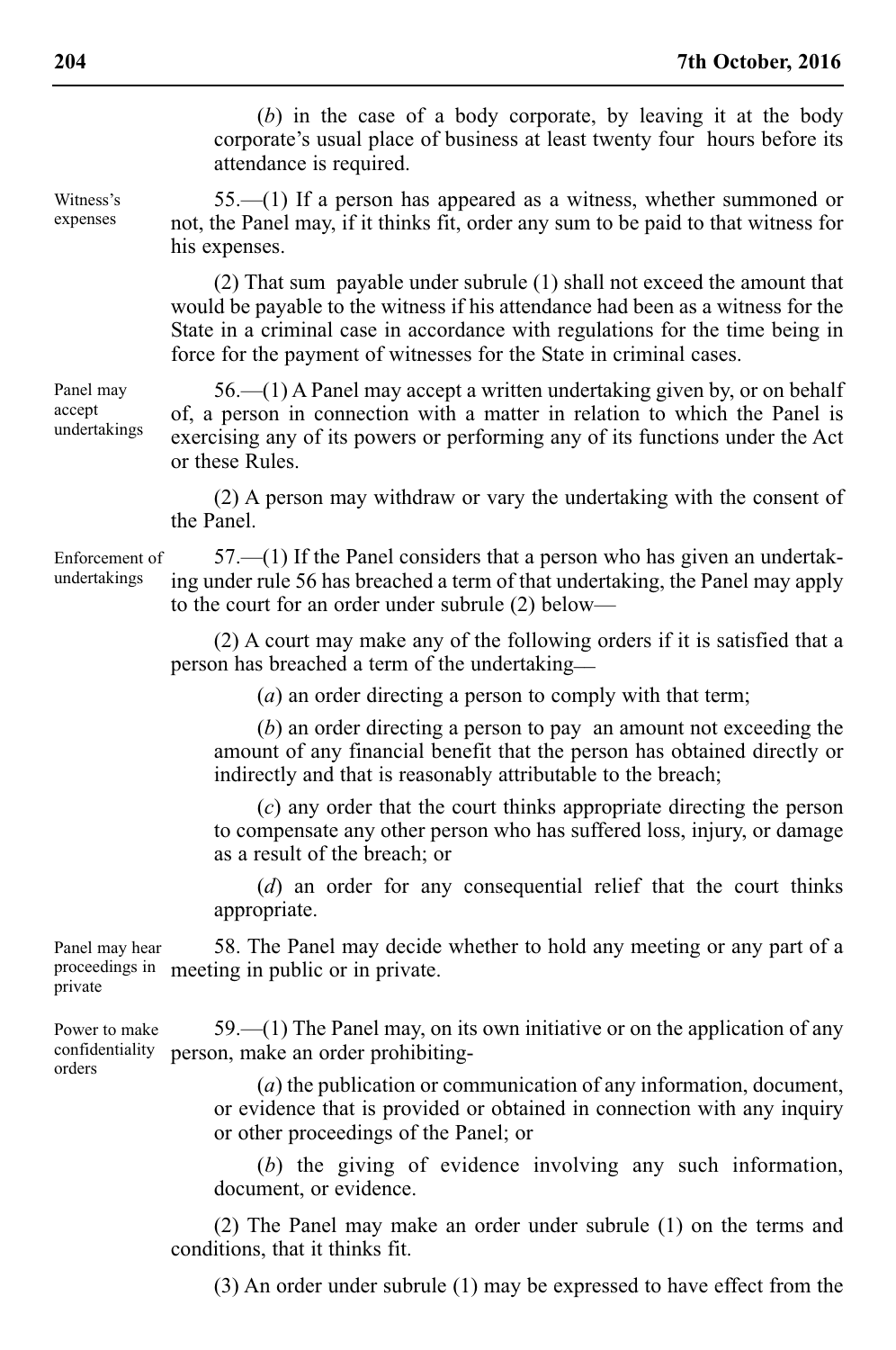(*b*) in the case of a body corporate, by leaving it at the body corporate's usual place of business at least twenty four hours before its attendance is required.

**Witness's expenses**

55.—(1) If a person has appeared as a witness, whether summoned or not, the Panel may, if it thinks fit, order any sum to be paid to that witness for his expenses.

(2) That sum payable under subrule (1) shall not exceed the amount that would be payable to the witness if his attendance had been as a witness for the State in a criminal case in accordance with regulations for the time being in force for the payment of witnesses for the State in criminal cases.

**Panel may accept undertakings**

56.—(1) A Panel may accept a written undertaking given by, or on behalf of, a person in connection with a matter in relation to which the Panel is exercising any of its powers or performing any of its functions under the Act or these Rules.

(2) A person may withdraw or vary the undertaking with the consent of the Panel.

**Enforcement of undertakings**

57.—(1) If the Panel considers that a person who has given an undertaking under rule 56 has breached a term of that undertaking, the Panel may apply to the court for an order under subrule (2) below—

(2) A court may make any of the following orders if it is satisfied that a person has breached a term of the undertaking—

(*a*) an order directing a person to comply with that term;

(*b*) an order directing a person to pay an amount not exceeding the amount of any financial benefit that the person has obtained directly or indirectly and that is reasonably attributable to the breach;

(*c*) any order that the court thinks appropriate directing the person to compensate any other person who has suffered loss, injury, or damage as a result of the breach; or

(*d*) an order for any consequential relief that the court thinks appropriate.

**Panel may hear proceedings in private**

58. The Panel may decide whether to hold any meeting or any part of a meeting in public or in private.

**Power to make confidentiality orders**

59.—(1) The Panel may, on its own initiative or on the application of any person, make an order prohibiting-

(*a*) the publication or communication of any information, document, or evidence that is provided or obtained in connection with any inquiry or other proceedings of the Panel; or

(*b*) the giving of evidence involving any such information, document, or evidence.

(2) The Panel may make an order under subrule (1) on the terms and conditions, that it thinks fit.

(3) An order under subrule (1) may be expressed to have effect from the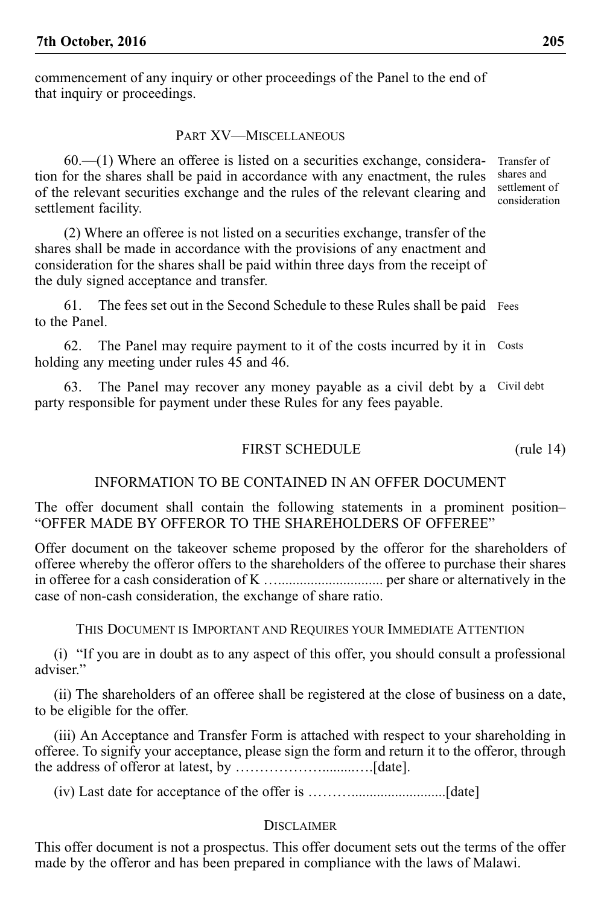commencement of any inquiry or other proceedings of the Panel to the end of that inquiry or proceedings.

## PART XV—MISCELLANEOUS

60.—(1) Where an offeree is listed on a securities exchange, consideration for the shares shall be paid in accordance with any enactment, the rules of the relevant securities exchange and the rules of the relevant clearing and settlement facility. *Transfer of shares and settlement of consideration*

(2) Where an offeree is not listed on a securities exchange, transfer of the shares shall be made in accordance with the provisions of any enactment and consideration for the shares shall be paid within three days from the receipt of the duly signed acceptance and transfer.

61. The fees set out in the Second Schedule to these Rules shall be paid to the Panel. *Fees*

62. The Panel may require payment to it of the costs incurred by it in holding any meeting under rules 45 and 46. *Costs*

63. The Panel may recover any money payable as a civil debt by a party responsible for payment under these Rules for any fees payable. *Civil debt*

## FIRST SCHEDULE (rule 14)

### INFORMATION TO BE CONTAINED IN AN OFFER DOCUMENT

The offer document shall contain the following statements in a prominent position– "OFFER MADE BY OFFEROR TO THE SHAREHOLDERS OF OFFEREE"

Offer document on the takeover scheme proposed by the offeror for the shareholders of offeree whereby the offeror offers to the shareholders of the offeree to purchase their shares in offeree for a cash consideration of K …............................ per share or alternatively in the case of non-cash consideration, the exchange of share ratio.

### THIS DOCUMENT IS IMPORTANT AND REQUIRES YOUR IMMEDIATE ATTENTION

(i) "If you are in doubt as to any aspect of this offer, you should consult a professional adviser."

(ii) The shareholders of an offeree shall be registered at the close of business on a date, to be eligible for the offer.

(iii) An Acceptance and Transfer Form is attached with respect to your shareholding in offeree. To signify your acceptance, please sign the form and return it to the offeror, through the address of offeror at latest, by ……………….........….[date].

(iv) Last date for acceptance of the offer is ……….........................[date]

### DISCLAIMER

This offer document is not a prospectus. This offer document sets out the terms of the offer made by the offeror and has been prepared in compliance with the laws of Malawi.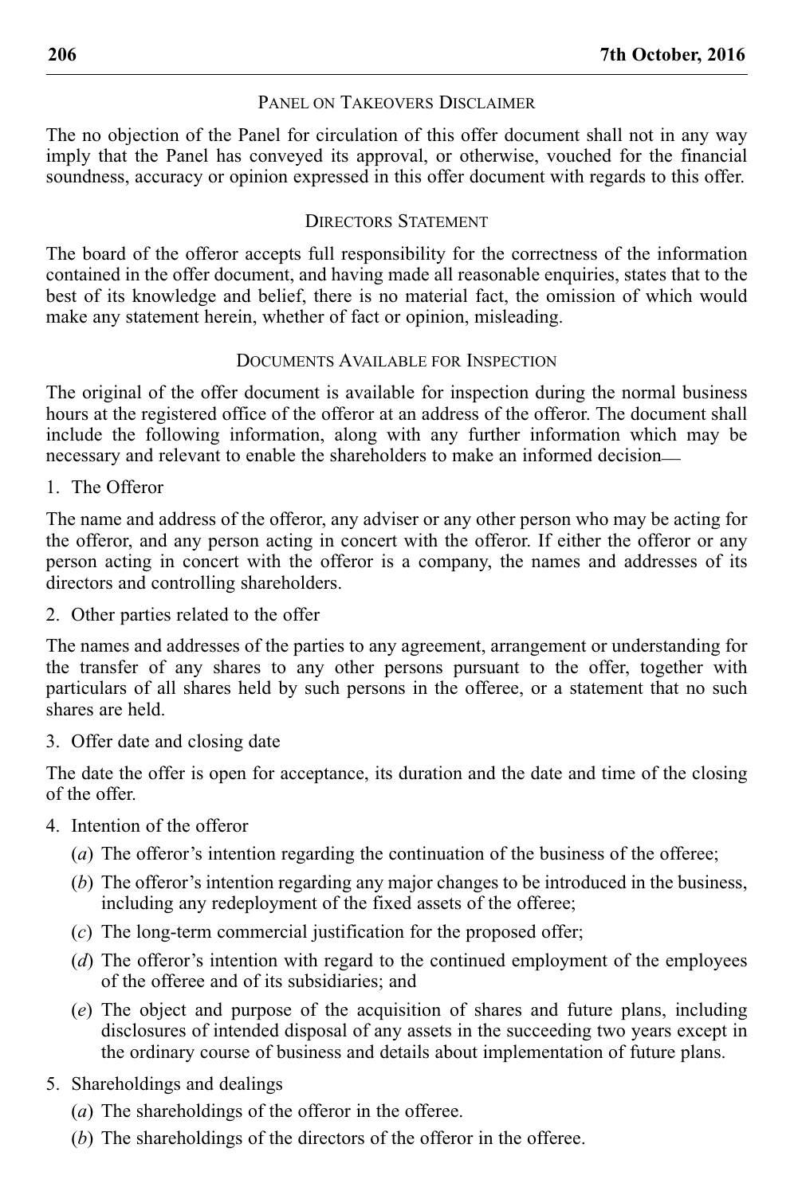## Panel on Takeovers Disclaimer

The no objection of the Panel for circulation of this offer document shall not in any way imply that the Panel has conveyed its approval, or otherwise, vouched for the financial soundness, accuracy or opinion expressed in this offer document with regards to this offer.

## Directors Statement

The board of the offeror accepts full responsibility for the correctness of the information contained in the offer document, and having made all reasonable enquiries, states that to the best of its knowledge and belief, there is no material fact, the omission of which would make any statement herein, whether of fact or opinion, misleading.

## Documents Available for Inspection

The original of the offer document is available for inspection during the normal business hours at the registered office of the offeror at an address of the offeror. The document shall include the following information, along with any further information which may be necessary and relevant to enable the shareholders to make an informed decision—

1. The Offeror

The name and address of the offeror, any adviser or any other person who may be acting for the offeror, and any person acting in concert with the offeror. If either the offeror or any person acting in concert with the offeror is a company, the names and addresses of its directors and controlling shareholders.

2. Other parties related to the offer

The names and addresses of the parties to any agreement, arrangement or understanding for the transfer of any shares to any other persons pursuant to the offer, together with particulars of all shares held by such persons in the offeree, or a statement that no such shares are held.

3. Offer date and closing date

The date the offer is open for acceptance, its duration and the date and time of the closing of the offer.

4. Intention of the offeror

   (*a*) The offeror's intention regarding the continuation of the business of the offeree;

   (*b*) The offeror's intention regarding any major changes to be introduced in the business, including any redeployment of the fixed assets of the offeree;

   (*c*) The long-term commercial justification for the proposed offer;

   (*d*) The offeror's intention with regard to the continued employment of the employees of the offeree and of its subsidiaries; and

   (*e*) The object and purpose of the acquisition of shares and future plans, including disclosures of intended disposal of any assets in the succeeding two years except in the ordinary course of business and details about implementation of future plans.

5. Shareholdings and dealings

   (*a*) The shareholdings of the offeror in the offeree.

   (*b*) The shareholdings of the directors of the offeror in the offeree.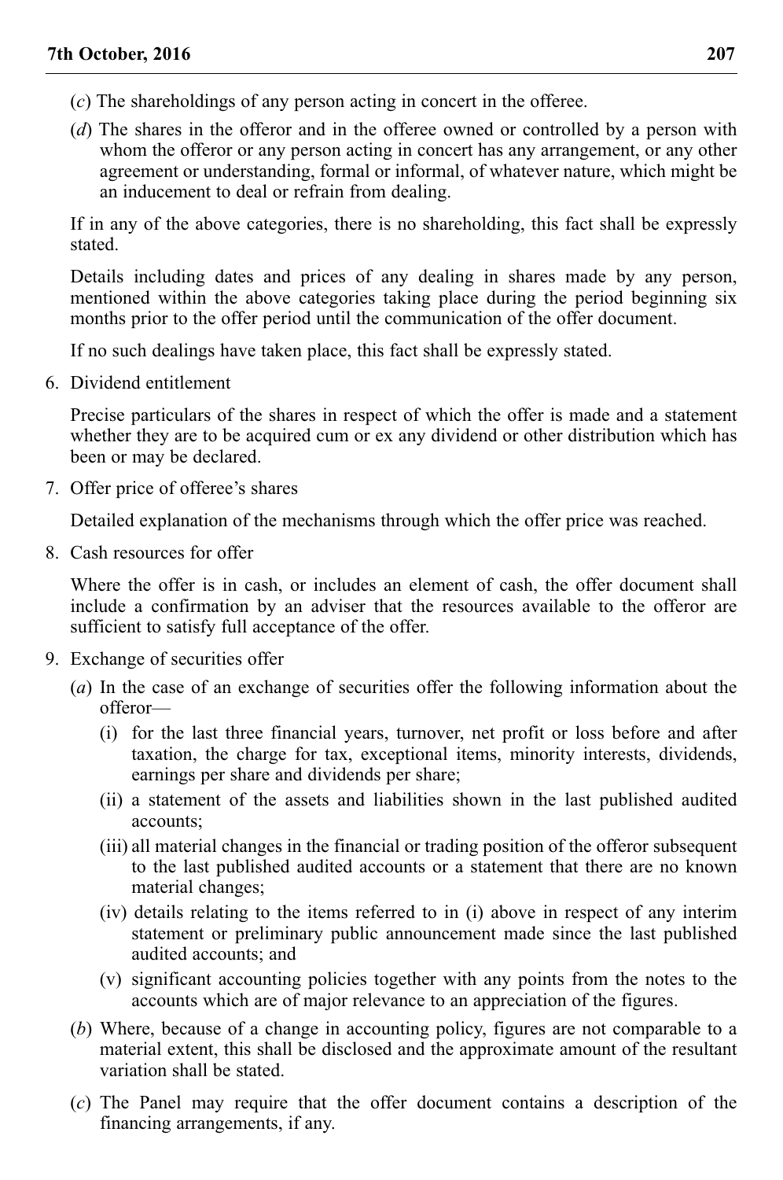(*c*) The shareholdings of any person acting in concert in the offeree.

(*d*) The shares in the offeror and in the offeree owned or controlled by a person with whom the offeror or any person acting in concert has any arrangement, or any other agreement or understanding, formal or informal, of whatever nature, which might be an inducement to deal or refrain from dealing.

If in any of the above categories, there is no shareholding, this fact shall be expressly stated.

Details including dates and prices of any dealing in shares made by any person, mentioned within the above categories taking place during the period beginning six months prior to the offer period until the communication of the offer document.

If no such dealings have taken place, this fact shall be expressly stated.

6. Dividend entitlement

   Precise particulars of the shares in respect of which the offer is made and a statement whether they are to be acquired cum or ex any dividend or other distribution which has been or may be declared.

7. Offer price of offeree's shares

   Detailed explanation of the mechanisms through which the offer price was reached.

8. Cash resources for offer

   Where the offer is in cash, or includes an element of cash, the offer document shall include a confirmation by an adviser that the resources available to the offeror are sufficient to satisfy full acceptance of the offer.

9. Exchange of securities offer

   (*a*) In the case of an exchange of securities offer the following information about the offeror—

   (i) for the last three financial years, turnover, net profit or loss before and after taxation, the charge for tax, exceptional items, minority interests, dividends, earnings per share and dividends per share;

   (ii) a statement of the assets and liabilities shown in the last published audited accounts;

   (iii) all material changes in the financial or trading position of the offeror subsequent to the last published audited accounts or a statement that there are no known material changes;

   (iv) details relating to the items referred to in (i) above in respect of any interim statement or preliminary public announcement made since the last published audited accounts; and

   (v) significant accounting policies together with any points from the notes to the accounts which are of major relevance to an appreciation of the figures.

   (*b*) Where, because of a change in accounting policy, figures are not comparable to a material extent, this shall be disclosed and the approximate amount of the resultant variation shall be stated.

   (*c*) The Panel may require that the offer document contains a description of the financing arrangements, if any.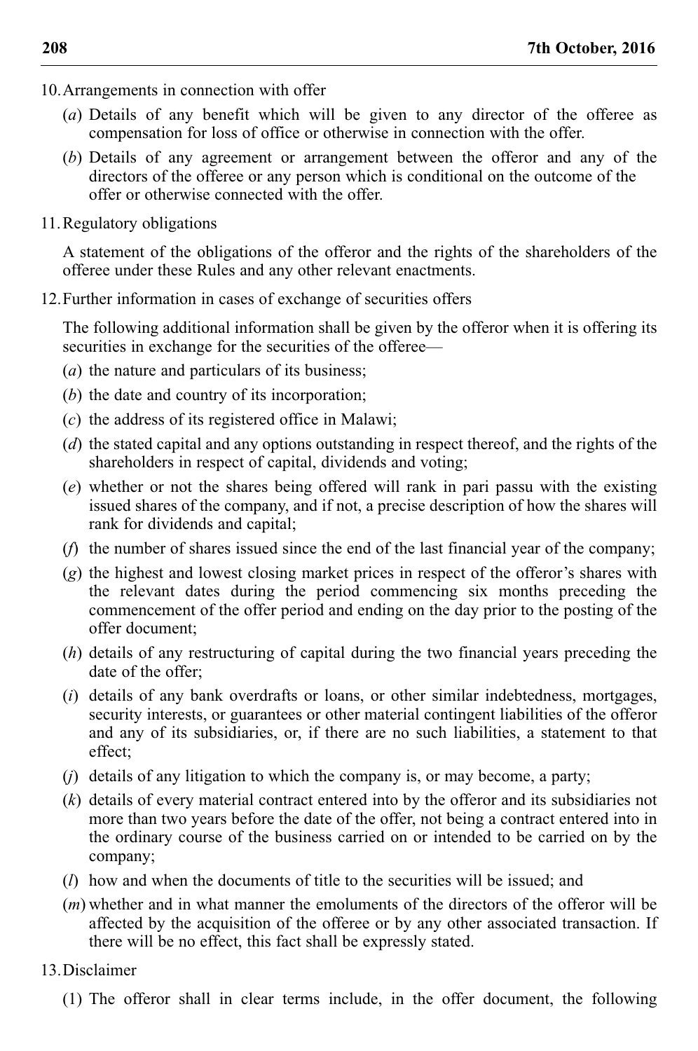10. Arrangements in connection with offer

    (*a*) Details of any benefit which will be given to any director of the offeree as compensation for loss of office or otherwise in connection with the offer.

    (*b*) Details of any agreement or arrangement between the offeror and any of the directors of the offeree or any person which is conditional on the outcome of the offer or otherwise connected with the offer.

11. Regulatory obligations

    A statement of the obligations of the offeror and the rights of the shareholders of the offeree under these Rules and any other relevant enactments.

12. Further information in cases of exchange of securities offers

    The following additional information shall be given by the offeror when it is offering its securities in exchange for the securities of the offeree—

    (*a*) the nature and particulars of its business;

    (*b*) the date and country of its incorporation;

    (*c*) the address of its registered office in Malawi;

    (*d*) the stated capital and any options outstanding in respect thereof, and the rights of the shareholders in respect of capital, dividends and voting;

    (*e*) whether or not the shares being offered will rank in pari passu with the existing issued shares of the company, and if not, a precise description of how the shares will rank for dividends and capital;

    (*f*) the number of shares issued since the end of the last financial year of the company;

    (*g*) the highest and lowest closing market prices in respect of the offeror's shares with the relevant dates during the period commencing six months preceding the commencement of the offer period and ending on the day prior to the posting of the offer document;

    (*h*) details of any restructuring of capital during the two financial years preceding the date of the offer;

    (*i*) details of any bank overdrafts or loans, or other similar indebtedness, mortgages, security interests, or guarantees or other material contingent liabilities of the offeror and any of its subsidiaries, or, if there are no such liabilities, a statement to that effect;

    (*j*) details of any litigation to which the company is, or may become, a party;

    (*k*) details of every material contract entered into by the offeror and its subsidiaries not more than two years before the date of the offer, not being a contract entered into in the ordinary course of the business carried on or intended to be carried on by the company;

    (*l*) how and when the documents of title to the securities will be issued; and

    (*m*) whether and in what manner the emoluments of the directors of the offeror will be affected by the acquisition of the offeree or by any other associated transaction. If there will be no effect, this fact shall be expressly stated.

13. Disclaimer

    (1) The offeror shall in clear terms include, in the offer document, the following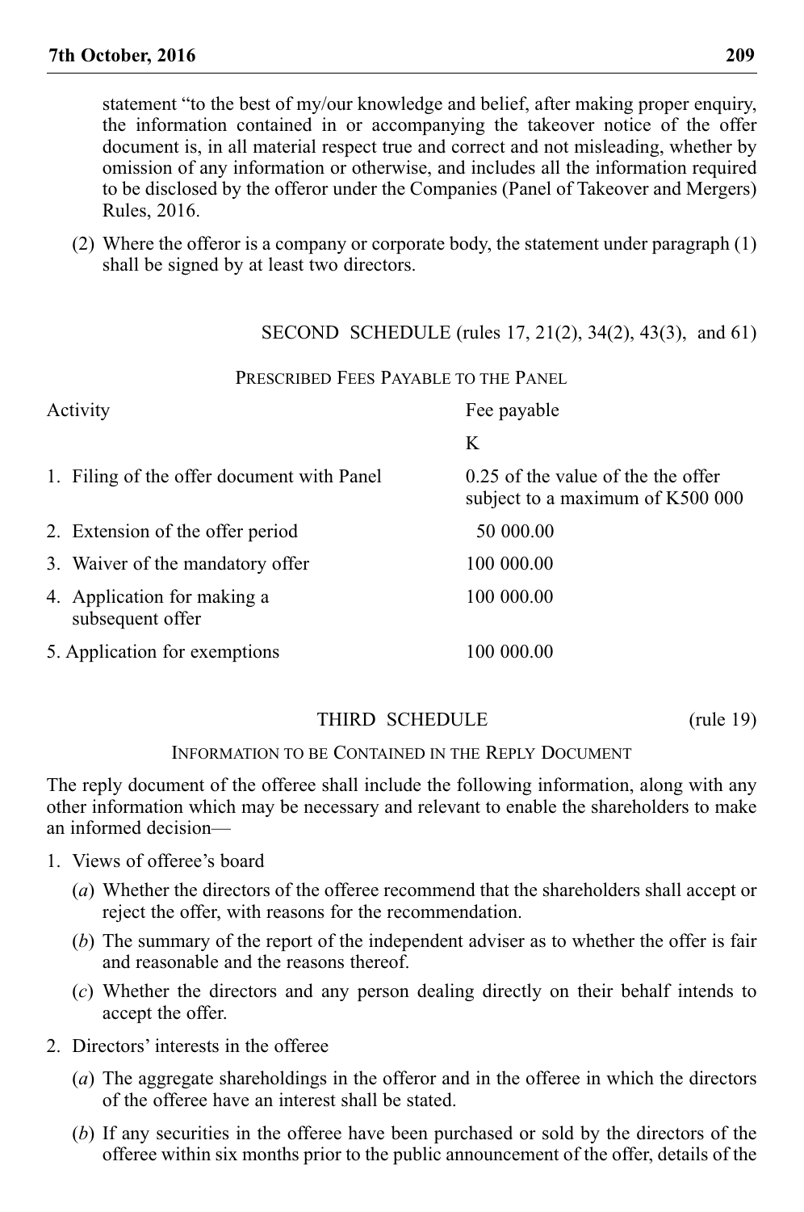statement "to the best of my/our knowledge and belief, after making proper enquiry, the information contained in or accompanying the takeover notice of the offer document is, in all material respect true and correct and not misleading, whether by omission of any information or otherwise, and includes all the information required to be disclosed by the offeror under the Companies (Panel of Takeover and Mergers) Rules, 2016.

(2) Where the offeror is a company or corporate body, the statement under paragraph (1) shall be signed by at least two directors.

## SECOND SCHEDULE (rules 17, 21(2), 34(2), 43(3), and 61)

PRESCRIBED FEES PAYABLE TO THE PANEL

| Activity | Fee payable |
|---|---|
| | K |
| 1. Filing of the offer document with Panel | 0.25 of the value of the the offer subject to a maximum of K500 000 |
| 2. Extension of the offer period | 50 000.00 |
| 3. Waiver of the mandatory offer | 100 000.00 |
| 4. Application for making a subsequent offer | 100 000.00 |
| 5. Application for exemptions | 100 000.00 |

## THIRD SCHEDULE (rule 19)

INFORMATION TO BE CONTAINED IN THE REPLY DOCUMENT

The reply document of the offeree shall include the following information, along with any other information which may be necessary and relevant to enable the shareholders to make an informed decision—

1. Views of offeree's board
   (*a*) Whether the directors of the offeree recommend that the shareholders shall accept or reject the offer, with reasons for the recommendation.
   (*b*) The summary of the report of the independent adviser as to whether the offer is fair and reasonable and the reasons thereof.
   (*c*) Whether the directors and any person dealing directly on their behalf intends to accept the offer.
2. Directors' interests in the offeree
   (*a*) The aggregate shareholdings in the offeror and in the offeree in which the directors of the offeree have an interest shall be stated.
   (*b*) If any securities in the offeree have been purchased or sold by the directors of the offeree within six months prior to the public announcement of the offer, details of the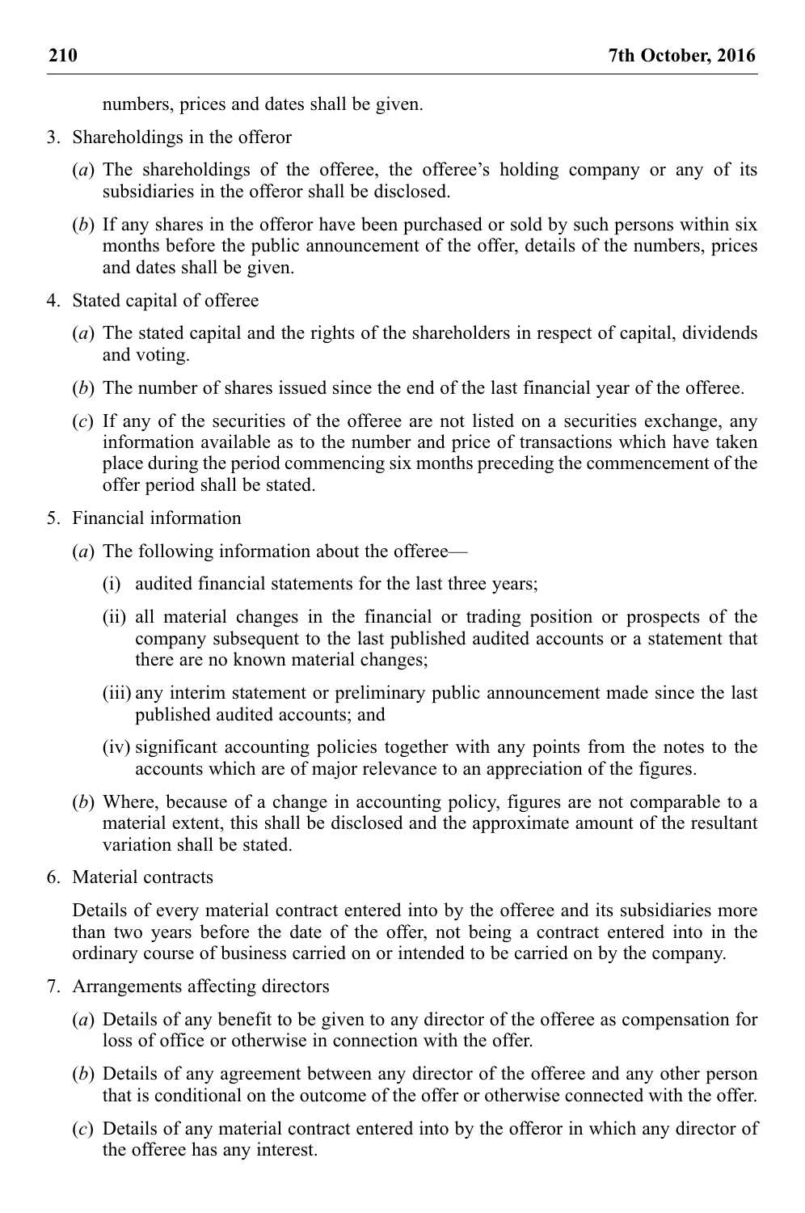numbers, prices and dates shall be given.

3. Shareholdings in the offeror

   (*a*) The shareholdings of the offeree, the offeree's holding company or any of its subsidiaries in the offeror shall be disclosed.

   (*b*) If any shares in the offeror have been purchased or sold by such persons within six months before the public announcement of the offer, details of the numbers, prices and dates shall be given.

4. Stated capital of offeree

   (*a*) The stated capital and the rights of the shareholders in respect of capital, dividends and voting.

   (*b*) The number of shares issued since the end of the last financial year of the offeree.

   (*c*) If any of the securities of the offeree are not listed on a securities exchange, any information available as to the number and price of transactions which have taken place during the period commencing six months preceding the commencement of the offer period shall be stated.

5. Financial information

   (*a*) The following information about the offeree—

      (i) audited financial statements for the last three years;

      (ii) all material changes in the financial or trading position or prospects of the company subsequent to the last published audited accounts or a statement that there are no known material changes;

      (iii) any interim statement or preliminary public announcement made since the last published audited accounts; and

      (iv) significant accounting policies together with any points from the notes to the accounts which are of major relevance to an appreciation of the figures.

   (*b*) Where, because of a change in accounting policy, figures are not comparable to a material extent, this shall be disclosed and the approximate amount of the resultant variation shall be stated.

6. Material contracts

   Details of every material contract entered into by the offeree and its subsidiaries more than two years before the date of the offer, not being a contract entered into in the ordinary course of business carried on or intended to be carried on by the company.

7. Arrangements affecting directors

   (*a*) Details of any benefit to be given to any director of the offeree as compensation for loss of office or otherwise in connection with the offer.

   (*b*) Details of any agreement between any director of the offeree and any other person that is conditional on the outcome of the offer or otherwise connected with the offer.

   (*c*) Details of any material contract entered into by the offeror in which any director of the offeree has any interest.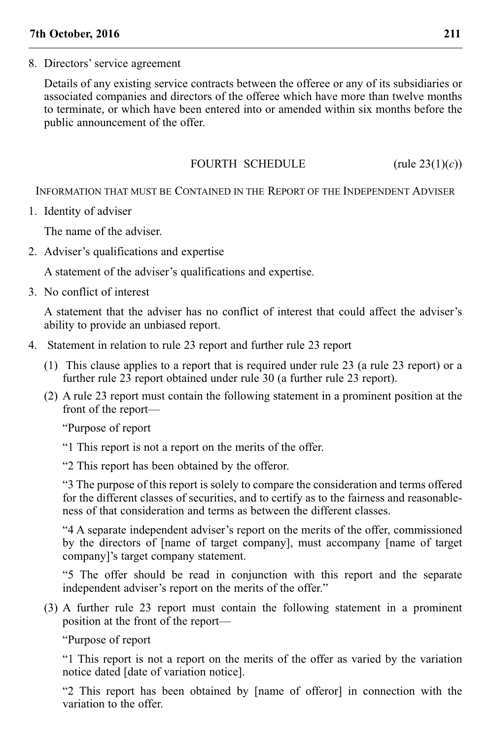8. Directors' service agreement

   Details of any existing service contracts between the offeree or any of its subsidiaries or associated companies and directors of the offeree which have more than twelve months to terminate, or which have been entered into or amended within six months before the public announcement of the offer.

## FOURTH SCHEDULE (rule 23(1)(*c*))

INFORMATION THAT MUST BE CONTAINED IN THE REPORT OF THE INDEPENDENT ADVISER

1. Identity of adviser

   The name of the adviser.

2. Adviser's qualifications and expertise

   A statement of the adviser's qualifications and expertise.

3. No conflict of interest

   A statement that the adviser has no conflict of interest that could affect the adviser's ability to provide an unbiased report.

4. Statement in relation to rule 23 report and further rule 23 report

   (1) This clause applies to a report that is required under rule 23 (a rule 23 report) or a further rule 23 report obtained under rule 30 (a further rule 23 report).

   (2) A rule 23 report must contain the following statement in a prominent position at the front of the report—

   "Purpose of report

   "1 This report is not a report on the merits of the offer.

   "2 This report has been obtained by the offeror.

   "3 The purpose of this report is solely to compare the consideration and terms offered for the different classes of securities, and to certify as to the fairness and reasonableness of that consideration and terms as between the different classes.

   "4 A separate independent adviser's report on the merits of the offer, commissioned by the directors of [name of target company], must accompany [name of target company]'s target company statement.

   "5 The offer should be read in conjunction with this report and the separate independent adviser's report on the merits of the offer."

   (3) A further rule 23 report must contain the following statement in a prominent position at the front of the report—

   "Purpose of report

   "1 This report is not a report on the merits of the offer as varied by the variation notice dated [date of variation notice].

   "2 This report has been obtained by [name of offeror] in connection with the variation to the offer.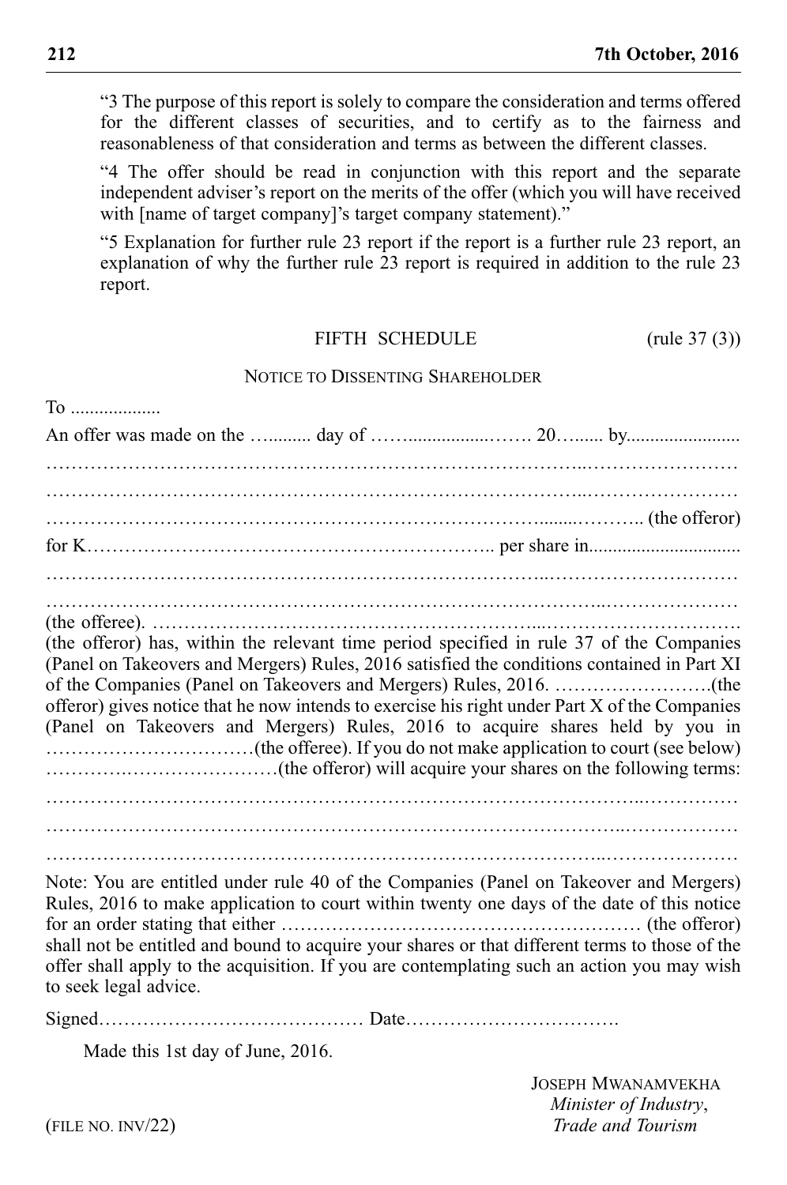“3 The purpose of this report is solely to compare the consideration and terms offered for the different classes of securities, and to certify as to the fairness and reasonableness of that consideration and terms as between the different classes.

“4 The offer should be read in conjunction with this report and the separate independent adviser’s report on the merits of the offer (which you will have received with [name of target company]’s target company statement).”

“5 Explanation for further rule 23 report if the report is a further rule 23 report, an explanation of why the further rule 23 report is required in addition to the rule 23 report.

## FIFTH SCHEDULE (rule 37 (3))

### NOTICE TO DISSENTING SHAREHOLDER

To ...................

An offer was made on the …......... day of ……................……. 20…...... by.......................

…………………………………………………………………………...……………………

…………………………………………………………………………..……………………

……………………………………………………………………........……….. (the offeror)

for K…………………………………………………….. per share in...............................

…………………………………………………………………...…………………………

……………………………………………………………………………...………………

(the offeree). …………………………………………………...…………………………. (the offeror) has, within the relevant time period specified in rule 37 of the Companies (Panel on Takeovers and Mergers) Rules, 2016 satisfied the conditions contained in Part XI of the Companies (Panel on Takeovers and Mergers) Rules, 2016. …………………….(the offeror) gives notice that he now intends to exercise his right under Part X of the Companies (Panel on Takeovers and Mergers) Rules, 2016 to acquire shares held by you in ……………………………(the offeree). If you do not make application to court (see below) ……………….……………(the offeror) will acquire your shares on the following terms:

………………………………………………………………………………...……………

………………………………………………………………………………..……………

……………………………………………………………………………...………………

Note: You are entitled under rule 40 of the Companies (Panel on Takeover and Mergers) Rules, 2016 to make application to court within twenty one days of the date of this notice for an order stating that either ………………………………………………… (the offeror) shall not be entitled and bound to acquire your shares or that different terms to those of the offer shall apply to the acquisition. If you are contemplating such an action you may wish to seek legal advice.

Signed…………………………………… Date…………………………….

Made this 1st day of June, 2016.

JOSEPH MWANAMVEKHA
*Minister of Industry,*
*Trade and Tourism*

(FILE NO. INV/22)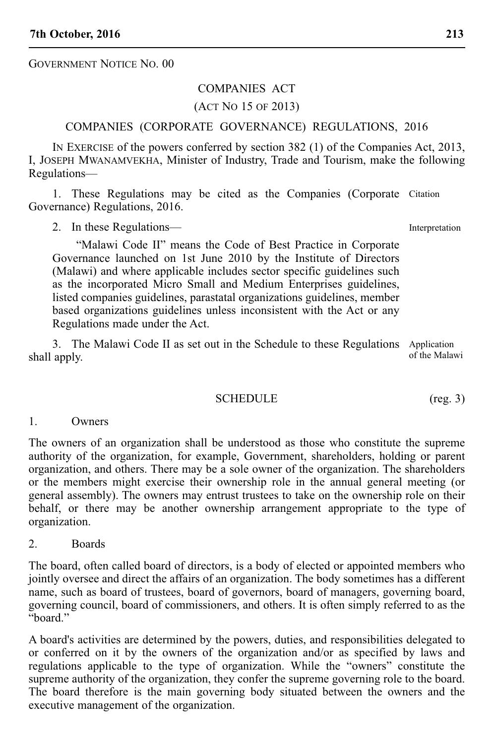GOVERNMENT NOTICE NO. 00

## COMPANIES ACT

(ACT NO 15 OF 2013)

## COMPANIES (CORPORATE GOVERNANCE) REGULATIONS, 2016

IN EXERCISE of the powers conferred by section 382 (1) of the Companies Act, 2013, I, JOSEPH MWANAMVEKHA, Minister of Industry, Trade and Tourism, make the following Regulations—

Citation

1. These Regulations may be cited as the Companies (Corporate Governance) Regulations, 2016.

Interpretation

2. In these Regulations—

"Malawi Code II" means the Code of Best Practice in Corporate Governance launched on 1st June 2010 by the Institute of Directors (Malawi) and where applicable includes sector specific guidelines such as the incorporated Micro Small and Medium Enterprises guidelines, listed companies guidelines, parastatal organizations guidelines, member based organizations guidelines unless inconsistent with the Act or any Regulations made under the Act.

Application of the Malawi

3. The Malawi Code II as set out in the Schedule to these Regulations shall apply.

## SCHEDULE (reg. 3)

1. Owners

The owners of an organization shall be understood as those who constitute the supreme authority of the organization, for example, Government, shareholders, holding or parent organization, and others. There may be a sole owner of the organization. The shareholders or the members might exercise their ownership role in the annual general meeting (or general assembly). The owners may entrust trustees to take on the ownership role on their behalf, or there may be another ownership arrangement appropriate to the type of organization.

2. Boards

The board, often called board of directors, is a body of elected or appointed members who jointly oversee and direct the affairs of an organization. The body sometimes has a different name, such as board of trustees, board of governors, board of managers, governing board, governing council, board of commissioners, and others. It is often simply referred to as the "board."

A board's activities are determined by the powers, duties, and responsibilities delegated to or conferred on it by the owners of the organization and/or as specified by laws and regulations applicable to the type of organization. While the "owners" constitute the supreme authority of the organization, they confer the supreme governing role to the board. The board therefore is the main governing body situated between the owners and the executive management of the organization.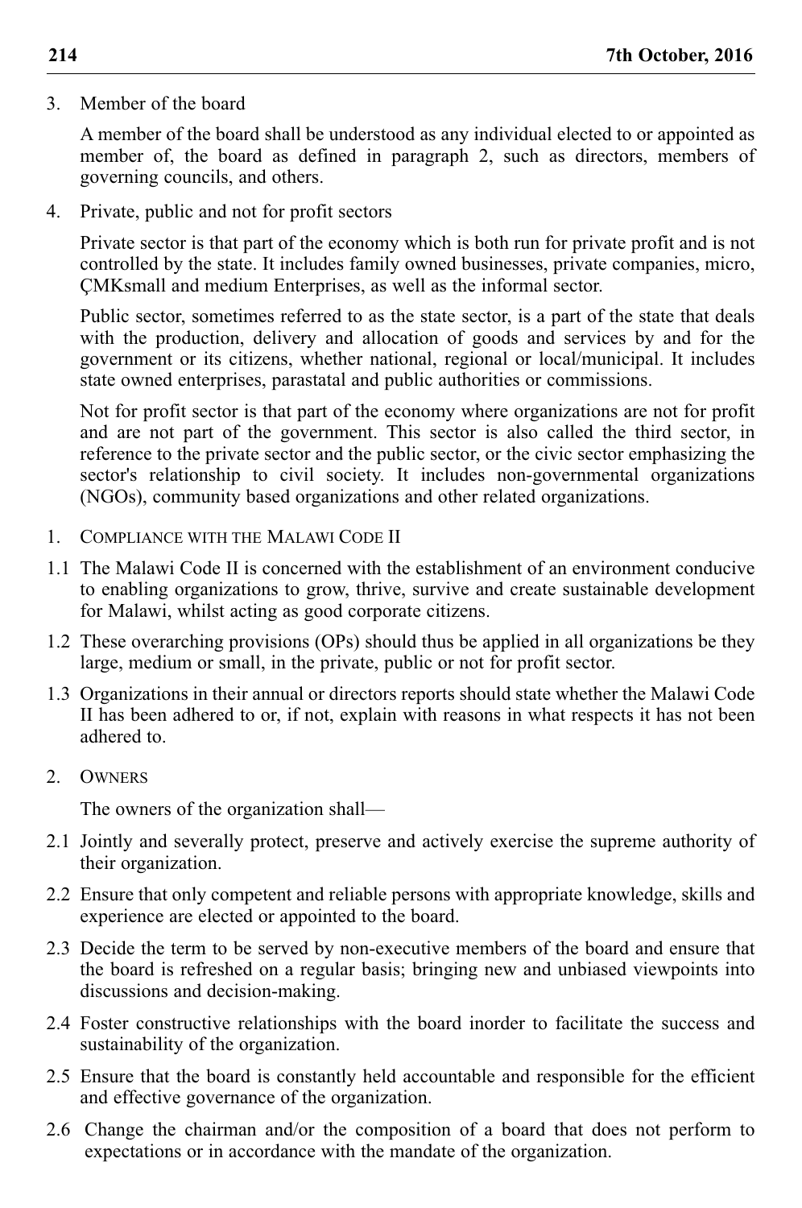3. Member of the board

   A member of the board shall be understood as any individual elected to or appointed as member of, the board as defined in paragraph 2, such as directors, members of governing councils, and others.

4. Private, public and not for profit sectors

   Private sector is that part of the economy which is both run for private profit and is not controlled by the state. It includes family owned businesses, private companies, micro, ÇMKsmall and medium Enterprises, as well as the informal sector.

   Public sector, sometimes referred to as the state sector, is a part of the state that deals with the production, delivery and allocation of goods and services by and for the government or its citizens, whether national, regional or local/municipal. It includes state owned enterprises, parastatal and public authorities or commissions.

   Not for profit sector is that part of the economy where organizations are not for profit and are not part of the government. This sector is also called the third sector, in reference to the private sector and the public sector, or the civic sector emphasizing the sector's relationship to civil society. It includes non-governmental organizations (NGOs), community based organizations and other related organizations.

1. COMPLIANCE WITH THE MALAWI CODE II

1.1 The Malawi Code II is concerned with the establishment of an environment conducive to enabling organizations to grow, thrive, survive and create sustainable development for Malawi, whilst acting as good corporate citizens.

1.2 These overarching provisions (OPs) should thus be applied in all organizations be they large, medium or small, in the private, public or not for profit sector.

1.3 Organizations in their annual or directors reports should state whether the Malawi Code II has been adhered to or, if not, explain with reasons in what respects it has not been adhered to.

2. OWNERS

   The owners of the organization shall—

2.1 Jointly and severally protect, preserve and actively exercise the supreme authority of their organization.

2.2 Ensure that only competent and reliable persons with appropriate knowledge, skills and experience are elected or appointed to the board.

2.3 Decide the term to be served by non-executive members of the board and ensure that the board is refreshed on a regular basis; bringing new and unbiased viewpoints into discussions and decision-making.

2.4 Foster constructive relationships with the board inorder to facilitate the success and sustainability of the organization.

2.5 Ensure that the board is constantly held accountable and responsible for the efficient and effective governance of the organization.

2.6 Change the chairman and/or the composition of a board that does not perform to expectations or in accordance with the mandate of the organization.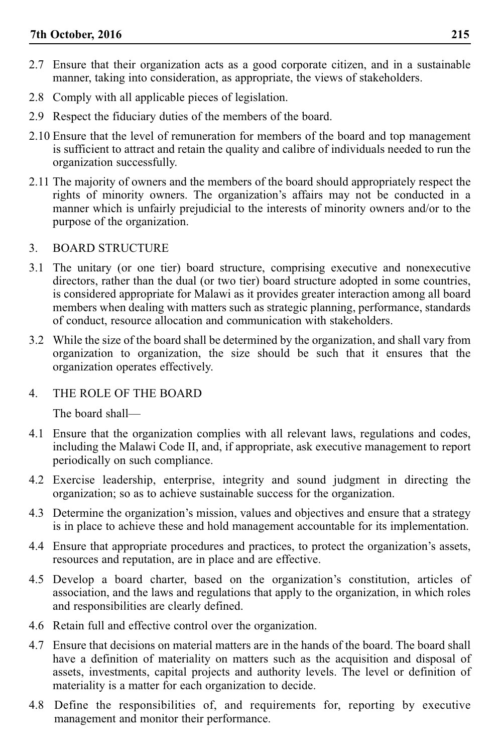2.7 Ensure that their organization acts as a good corporate citizen, and in a sustainable manner, taking into consideration, as appropriate, the views of stakeholders.

2.8 Comply with all applicable pieces of legislation.

2.9 Respect the fiduciary duties of the members of the board.

2.10 Ensure that the level of remuneration for members of the board and top management is sufficient to attract and retain the quality and calibre of individuals needed to run the organization successfully.

2.11 The majority of owners and the members of the board should appropriately respect the rights of minority owners. The organization's affairs may not be conducted in a manner which is unfairly prejudicial to the interests of minority owners and/or to the purpose of the organization.

## 3. BOARD STRUCTURE

3.1 The unitary (or one tier) board structure, comprising executive and nonexecutive directors, rather than the dual (or two tier) board structure adopted in some countries, is considered appropriate for Malawi as it provides greater interaction among all board members when dealing with matters such as strategic planning, performance, standards of conduct, resource allocation and communication with stakeholders.

3.2 While the size of the board shall be determined by the organization, and shall vary from organization to organization, the size should be such that it ensures that the organization operates effectively.

## 4. THE ROLE OF THE BOARD

The board shall—

4.1 Ensure that the organization complies with all relevant laws, regulations and codes, including the Malawi Code II, and, if appropriate, ask executive management to report periodically on such compliance.

4.2 Exercise leadership, enterprise, integrity and sound judgment in directing the organization; so as to achieve sustainable success for the organization.

4.3 Determine the organization's mission, values and objectives and ensure that a strategy is in place to achieve these and hold management accountable for its implementation.

4.4 Ensure that appropriate procedures and practices, to protect the organization's assets, resources and reputation, are in place and are effective.

4.5 Develop a board charter, based on the organization's constitution, articles of association, and the laws and regulations that apply to the organization, in which roles and responsibilities are clearly defined.

4.6 Retain full and effective control over the organization.

4.7 Ensure that decisions on material matters are in the hands of the board. The board shall have a definition of materiality on matters such as the acquisition and disposal of assets, investments, capital projects and authority levels. The level or definition of materiality is a matter for each organization to decide.

4.8 Define the responsibilities of, and requirements for, reporting by executive management and monitor their performance.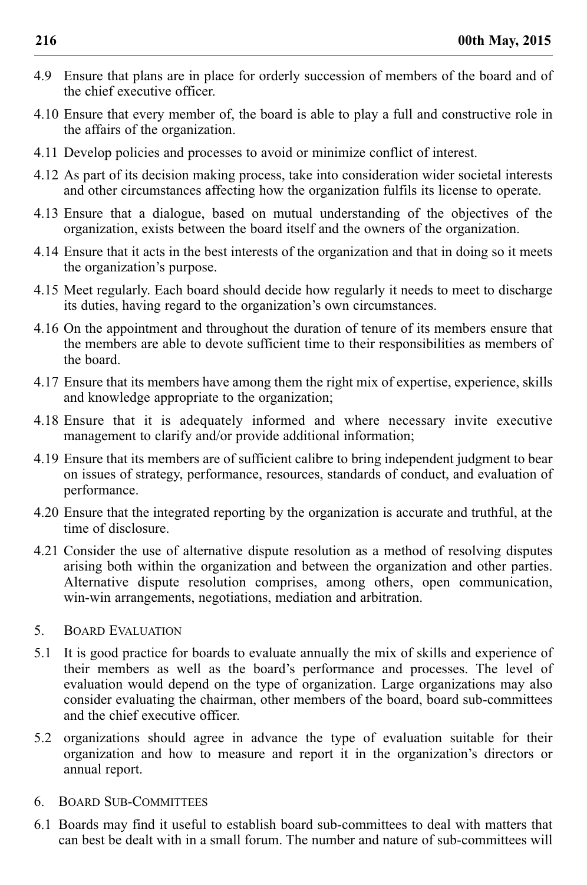4.9 Ensure that plans are in place for orderly succession of members of the board and of the chief executive officer.

4.10 Ensure that every member of, the board is able to play a full and constructive role in the affairs of the organization.

4.11 Develop policies and processes to avoid or minimize conflict of interest.

4.12 As part of its decision making process, take into consideration wider societal interests and other circumstances affecting how the organization fulfils its license to operate.

4.13 Ensure that a dialogue, based on mutual understanding of the objectives of the organization, exists between the board itself and the owners of the organization.

4.14 Ensure that it acts in the best interests of the organization and that in doing so it meets the organization's purpose.

4.15 Meet regularly. Each board should decide how regularly it needs to meet to discharge its duties, having regard to the organization's own circumstances.

4.16 On the appointment and throughout the duration of tenure of its members ensure that the members are able to devote sufficient time to their responsibilities as members of the board.

4.17 Ensure that its members have among them the right mix of expertise, experience, skills and knowledge appropriate to the organization;

4.18 Ensure that it is adequately informed and where necessary invite executive management to clarify and/or provide additional information;

4.19 Ensure that its members are of sufficient calibre to bring independent judgment to bear on issues of strategy, performance, resources, standards of conduct, and evaluation of performance.

4.20 Ensure that the integrated reporting by the organization is accurate and truthful, at the time of disclosure.

4.21 Consider the use of alternative dispute resolution as a method of resolving disputes arising both within the organization and between the organization and other parties. Alternative dispute resolution comprises, among others, open communication, win-win arrangements, negotiations, mediation and arbitration.

## 5. Board Evaluation

5.1 It is good practice for boards to evaluate annually the mix of skills and experience of their members as well as the board's performance and processes. The level of evaluation would depend on the type of organization. Large organizations may also consider evaluating the chairman, other members of the board, board sub-committees and the chief executive officer.

5.2 organizations should agree in advance the type of evaluation suitable for their organization and how to measure and report it in the organization's directors or annual report.

## 6. Board Sub-Committees

6.1 Boards may find it useful to establish board sub-committees to deal with matters that can best be dealt with in a small forum. The number and nature of sub-committees will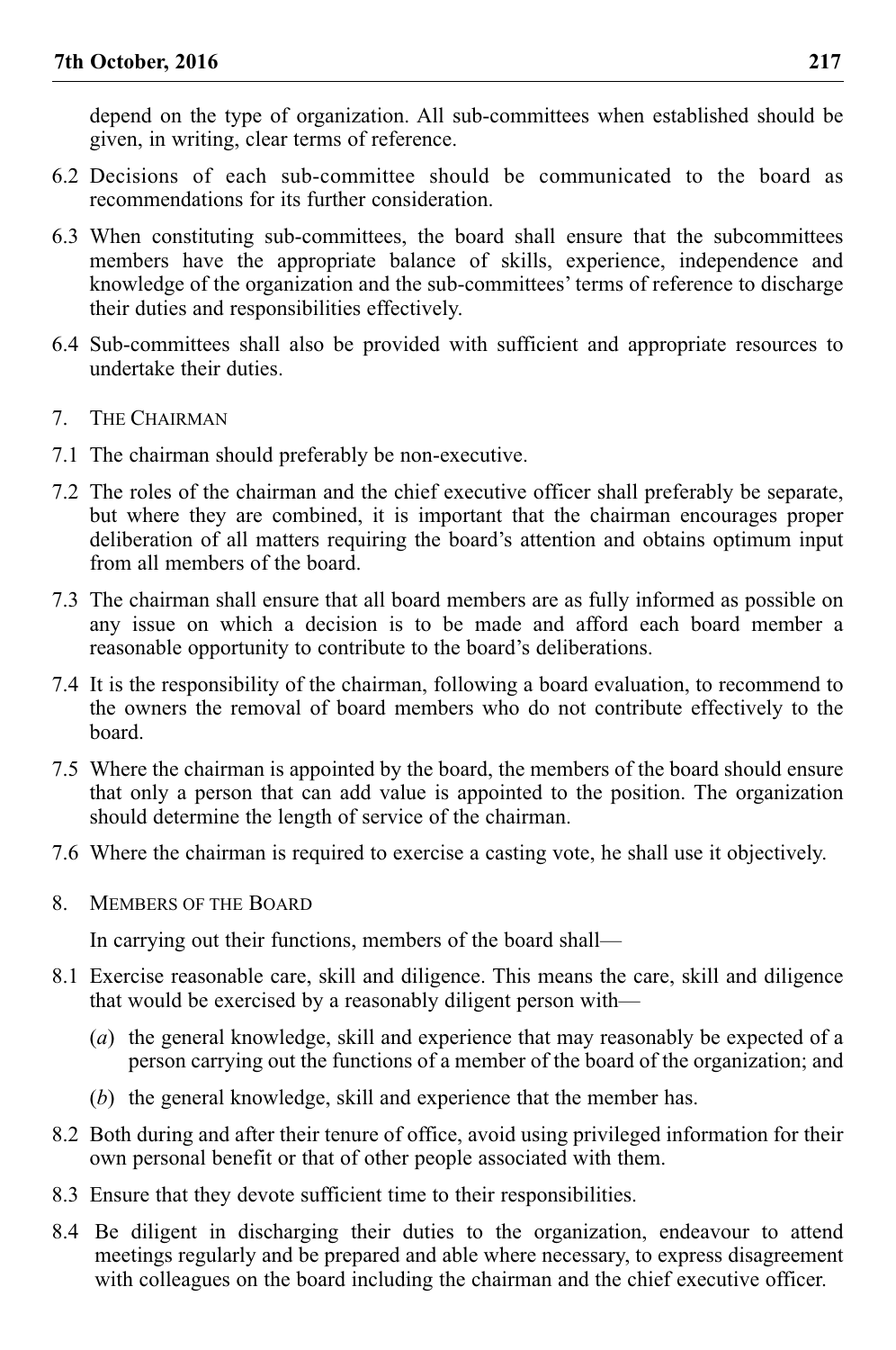depend on the type of organization. All sub-committees when established should be given, in writing, clear terms of reference.

6.2 Decisions of each sub-committee should be communicated to the board as recommendations for its further consideration.

6.3 When constituting sub-committees, the board shall ensure that the subcommittees members have the appropriate balance of skills, experience, independence and knowledge of the organization and the sub-committees' terms of reference to discharge their duties and responsibilities effectively.

6.4 Sub-committees shall also be provided with sufficient and appropriate resources to undertake their duties.

7. THE CHAIRMAN

7.1 The chairman should preferably be non-executive.

7.2 The roles of the chairman and the chief executive officer shall preferably be separate, but where they are combined, it is important that the chairman encourages proper deliberation of all matters requiring the board's attention and obtains optimum input from all members of the board.

7.3 The chairman shall ensure that all board members are as fully informed as possible on any issue on which a decision is to be made and afford each board member a reasonable opportunity to contribute to the board's deliberations.

7.4 It is the responsibility of the chairman, following a board evaluation, to recommend to the owners the removal of board members who do not contribute effectively to the board.

7.5 Where the chairman is appointed by the board, the members of the board should ensure that only a person that can add value is appointed to the position. The organization should determine the length of service of the chairman.

7.6 Where the chairman is required to exercise a casting vote, he shall use it objectively.

8. MEMBERS OF THE BOARD

In carrying out their functions, members of the board shall—

8.1 Exercise reasonable care, skill and diligence. This means the care, skill and diligence that would be exercised by a reasonably diligent person with—

(*a*) the general knowledge, skill and experience that may reasonably be expected of a person carrying out the functions of a member of the board of the organization; and

(*b*) the general knowledge, skill and experience that the member has.

8.2 Both during and after their tenure of office, avoid using privileged information for their own personal benefit or that of other people associated with them.

8.3 Ensure that they devote sufficient time to their responsibilities.

8.4 Be diligent in discharging their duties to the organization, endeavour to attend meetings regularly and be prepared and able where necessary, to express disagreement with colleagues on the board including the chairman and the chief executive officer.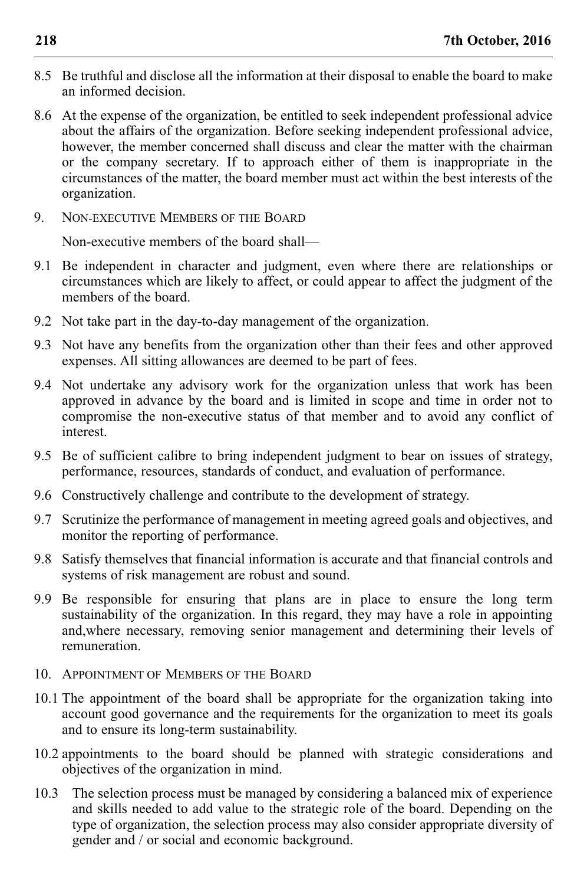8.5 Be truthful and disclose all the information at their disposal to enable the board to make an informed decision.

8.6 At the expense of the organization, be entitled to seek independent professional advice about the affairs of the organization. Before seeking independent professional advice, however, the member concerned shall discuss and clear the matter with the chairman or the company secretary. If to approach either of them is inappropriate in the circumstances of the matter, the board member must act within the best interests of the organization.

## 9. Non-executive Members of the Board

Non-executive members of the board shall—

9.1 Be independent in character and judgment, even where there are relationships or circumstances which are likely to affect, or could appear to affect the judgment of the members of the board.

9.2 Not take part in the day-to-day management of the organization.

9.3 Not have any benefits from the organization other than their fees and other approved expenses. All sitting allowances are deemed to be part of fees.

9.4 Not undertake any advisory work for the organization unless that work has been approved in advance by the board and is limited in scope and time in order not to compromise the non-executive status of that member and to avoid any conflict of interest.

9.5 Be of sufficient calibre to bring independent judgment to bear on issues of strategy, performance, resources, standards of conduct, and evaluation of performance.

9.6 Constructively challenge and contribute to the development of strategy.

9.7 Scrutinize the performance of management in meeting agreed goals and objectives, and monitor the reporting of performance.

9.8 Satisfy themselves that financial information is accurate and that financial controls and systems of risk management are robust and sound.

9.9 Be responsible for ensuring that plans are in place to ensure the long term sustainability of the organization. In this regard, they may have a role in appointing and,where necessary, removing senior management and determining their levels of remuneration.

## 10. Appointment of Members of the Board

10.1 The appointment of the board shall be appropriate for the organization taking into account good governance and the requirements for the organization to meet its goals and to ensure its long-term sustainability.

10.2 appointments to the board should be planned with strategic considerations and objectives of the organization in mind.

10.3 The selection process must be managed by considering a balanced mix of experience and skills needed to add value to the strategic role of the board. Depending on the type of organization, the selection process may also consider appropriate diversity of gender and / or social and economic background.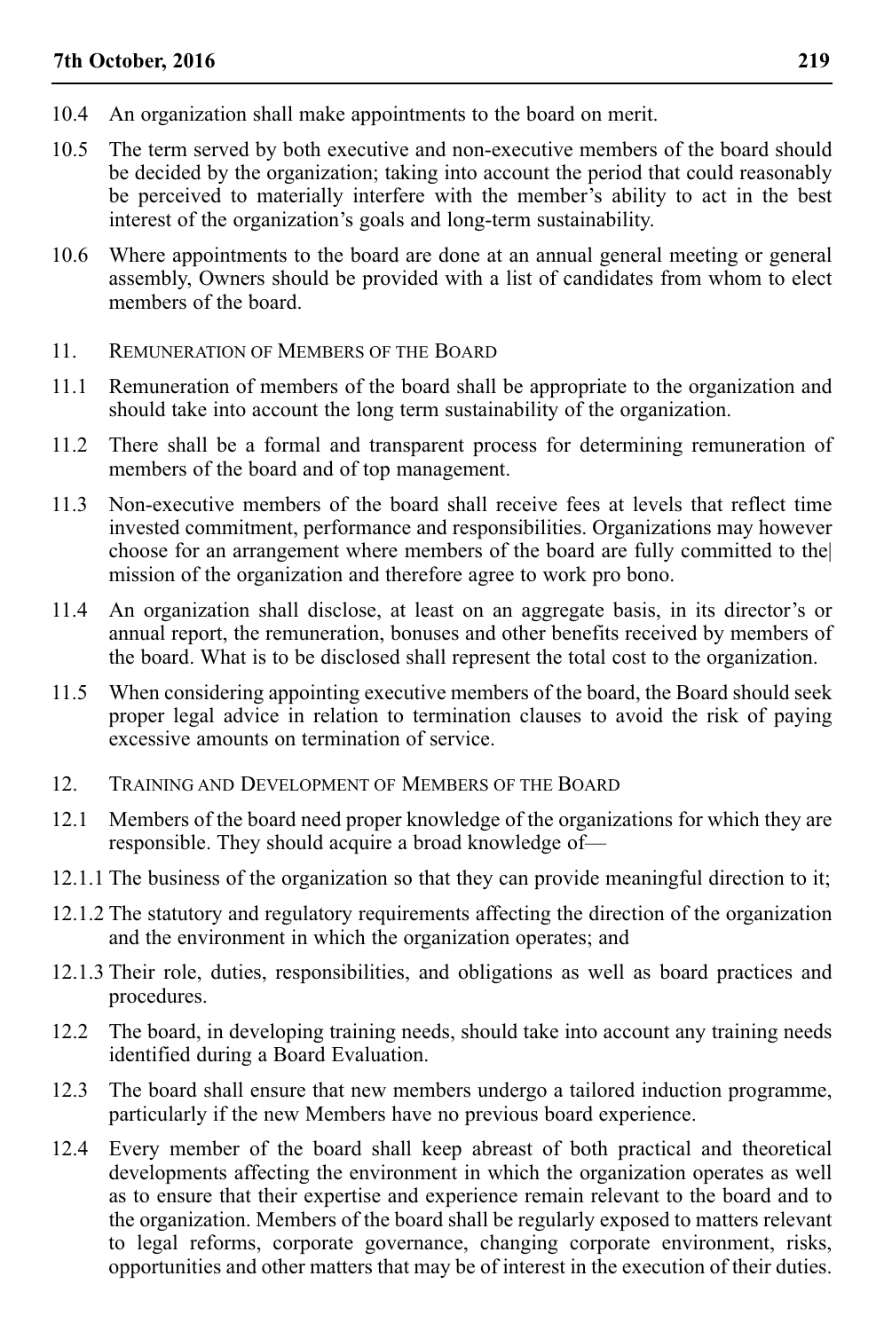10.4 An organization shall make appointments to the board on merit.

10.5 The term served by both executive and non-executive members of the board should be decided by the organization; taking into account the period that could reasonably be perceived to materially interfere with the member's ability to act in the best interest of the organization's goals and long-term sustainability.

10.6 Where appointments to the board are done at an annual general meeting or general assembly, Owners should be provided with a list of candidates from whom to elect members of the board.

## 11. Remuneration of Members of the Board

11.1 Remuneration of members of the board shall be appropriate to the organization and should take into account the long term sustainability of the organization.

11.2 There shall be a formal and transparent process for determining remuneration of members of the board and of top management.

11.3 Non-executive members of the board shall receive fees at levels that reflect time invested commitment, performance and responsibilities. Organizations may however choose for an arrangement where members of the board are fully committed to the| mission of the organization and therefore agree to work pro bono.

11.4 An organization shall disclose, at least on an aggregate basis, in its director's or annual report, the remuneration, bonuses and other benefits received by members of the board. What is to be disclosed shall represent the total cost to the organization.

11.5 When considering appointing executive members of the board, the Board should seek proper legal advice in relation to termination clauses to avoid the risk of paying excessive amounts on termination of service.

## 12. Training and Development of Members of the Board

12.1 Members of the board need proper knowledge of the organizations for which they are responsible. They should acquire a broad knowledge of—

12.1.1 The business of the organization so that they can provide meaningful direction to it;

12.1.2 The statutory and regulatory requirements affecting the direction of the organization and the environment in which the organization operates; and

12.1.3 Their role, duties, responsibilities, and obligations as well as board practices and procedures.

12.2 The board, in developing training needs, should take into account any training needs identified during a Board Evaluation.

12.3 The board shall ensure that new members undergo a tailored induction programme, particularly if the new Members have no previous board experience.

12.4 Every member of the board shall keep abreast of both practical and theoretical developments affecting the environment in which the organization operates as well as to ensure that their expertise and experience remain relevant to the board and to the organization. Members of the board shall be regularly exposed to matters relevant to legal reforms, corporate governance, changing corporate environment, risks, opportunities and other matters that may be of interest in the execution of their duties.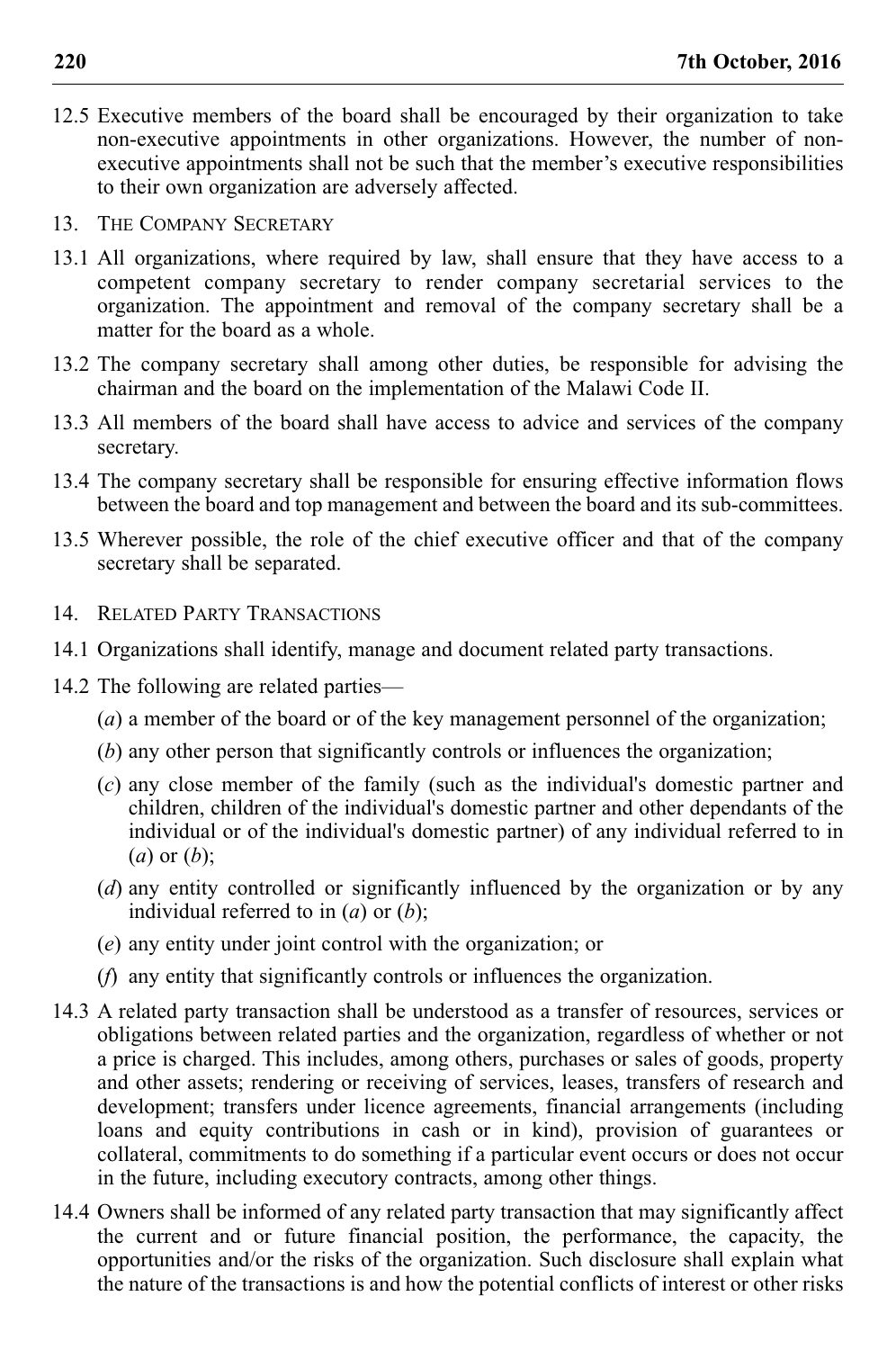12.5 Executive members of the board shall be encouraged by their organization to take non-executive appointments in other organizations. However, the number of non-executive appointments shall not be such that the member's executive responsibilities to their own organization are adversely affected.

## 13. The Company Secretary

13.1 All organizations, where required by law, shall ensure that they have access to a competent company secretary to render company secretarial services to the organization. The appointment and removal of the company secretary shall be a matter for the board as a whole.

13.2 The company secretary shall among other duties, be responsible for advising the chairman and the board on the implementation of the Malawi Code II.

13.3 All members of the board shall have access to advice and services of the company secretary.

13.4 The company secretary shall be responsible for ensuring effective information flows between the board and top management and between the board and its sub-committees.

13.5 Wherever possible, the role of the chief executive officer and that of the company secretary shall be separated.

## 14. Related Party Transactions

14.1 Organizations shall identify, manage and document related party transactions.

14.2 The following are related parties—

(*a*) a member of the board or of the key management personnel of the organization;

(*b*) any other person that significantly controls or influences the organization;

(*c*) any close member of the family (such as the individual's domestic partner and children, children of the individual's domestic partner and other dependants of the individual or of the individual's domestic partner) of any individual referred to in (*a*) or (*b*);

(*d*) any entity controlled or significantly influenced by the organization or by any individual referred to in (*a*) or (*b*);

(*e*) any entity under joint control with the organization; or

(*f*) any entity that significantly controls or influences the organization.

14.3 A related party transaction shall be understood as a transfer of resources, services or obligations between related parties and the organization, regardless of whether or not a price is charged. This includes, among others, purchases or sales of goods, property and other assets; rendering or receiving of services, leases, transfers of research and development; transfers under licence agreements, financial arrangements (including loans and equity contributions in cash or in kind), provision of guarantees or collateral, commitments to do something if a particular event occurs or does not occur in the future, including executory contracts, among other things.

14.4 Owners shall be informed of any related party transaction that may significantly affect the current and or future financial position, the performance, the capacity, the opportunities and/or the risks of the organization. Such disclosure shall explain what the nature of the transactions is and how the potential conflicts of interest or other risks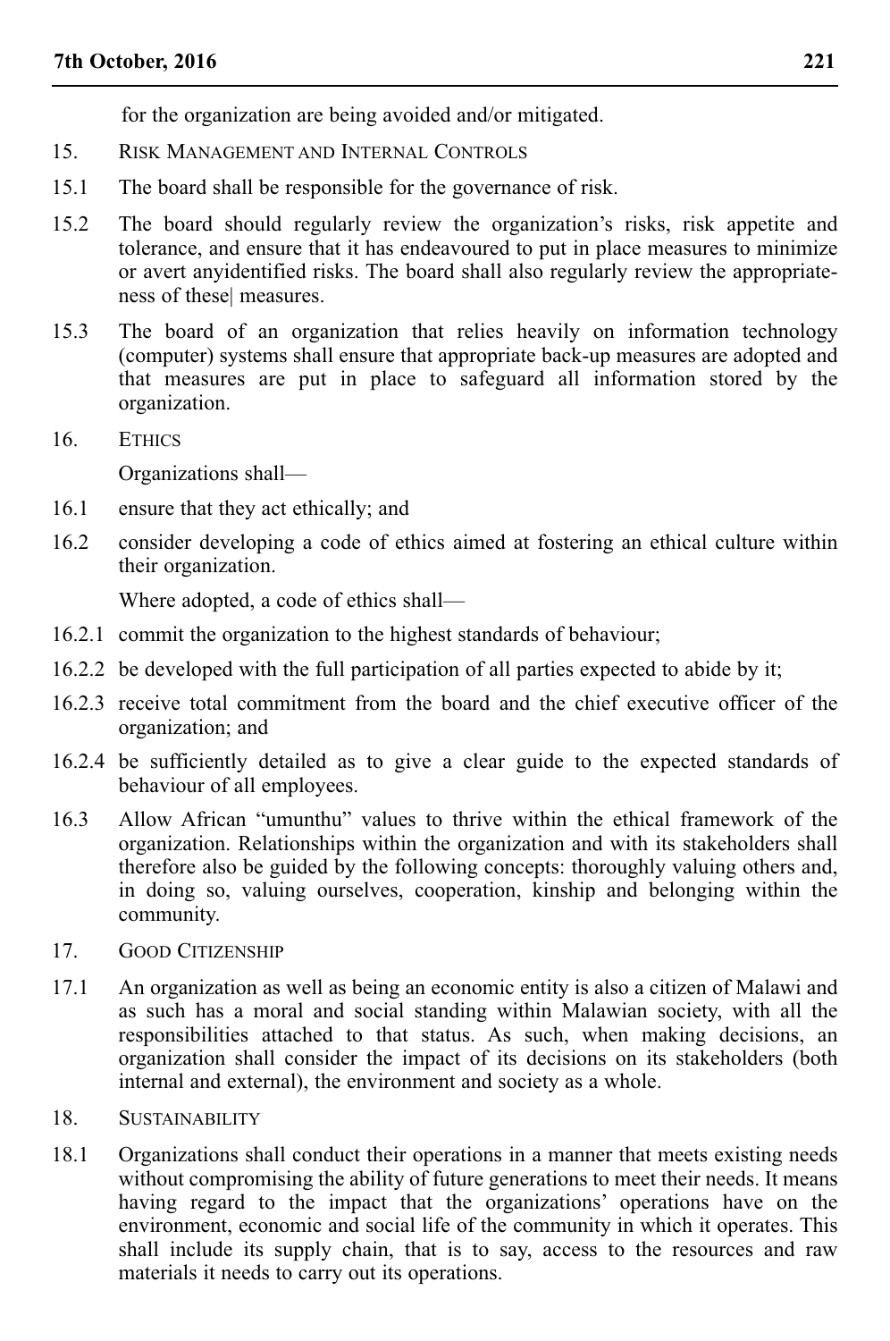for the organization are being avoided and/or mitigated.

15. RISK MANAGEMENT AND INTERNAL CONTROLS

15.1 The board shall be responsible for the governance of risk.

15.2 The board should regularly review the organization's risks, risk appetite and tolerance, and ensure that it has endeavoured to put in place measures to minimize or avert anyidentified risks. The board shall also regularly review the appropriateness of these| measures.

15.3 The board of an organization that relies heavily on information technology (computer) systems shall ensure that appropriate back-up measures are adopted and that measures are put in place to safeguard all information stored by the organization.

16. ETHICS

Organizations shall—

16.1 ensure that they act ethically; and

16.2 consider developing a code of ethics aimed at fostering an ethical culture within their organization.

Where adopted, a code of ethics shall—

16.2.1 commit the organization to the highest standards of behaviour;

16.2.2 be developed with the full participation of all parties expected to abide by it;

16.2.3 receive total commitment from the board and the chief executive officer of the organization; and

16.2.4 be sufficiently detailed as to give a clear guide to the expected standards of behaviour of all employees.

16.3 Allow African "umunthu" values to thrive within the ethical framework of the organization. Relationships within the organization and with its stakeholders shall therefore also be guided by the following concepts: thoroughly valuing others and, in doing so, valuing ourselves, cooperation, kinship and belonging within the community.

17. GOOD CITIZENSHIP

17.1 An organization as well as being an economic entity is also a citizen of Malawi and as such has a moral and social standing within Malawian society, with all the responsibilities attached to that status. As such, when making decisions, an organization shall consider the impact of its decisions on its stakeholders (both internal and external), the environment and society as a whole.

18. SUSTAINABILITY

18.1 Organizations shall conduct their operations in a manner that meets existing needs without compromising the ability of future generations to meet their needs. It means having regard to the impact that the organizations' operations have on the environment, economic and social life of the community in which it operates. This shall include its supply chain, that is to say, access to the resources and raw materials it needs to carry out its operations.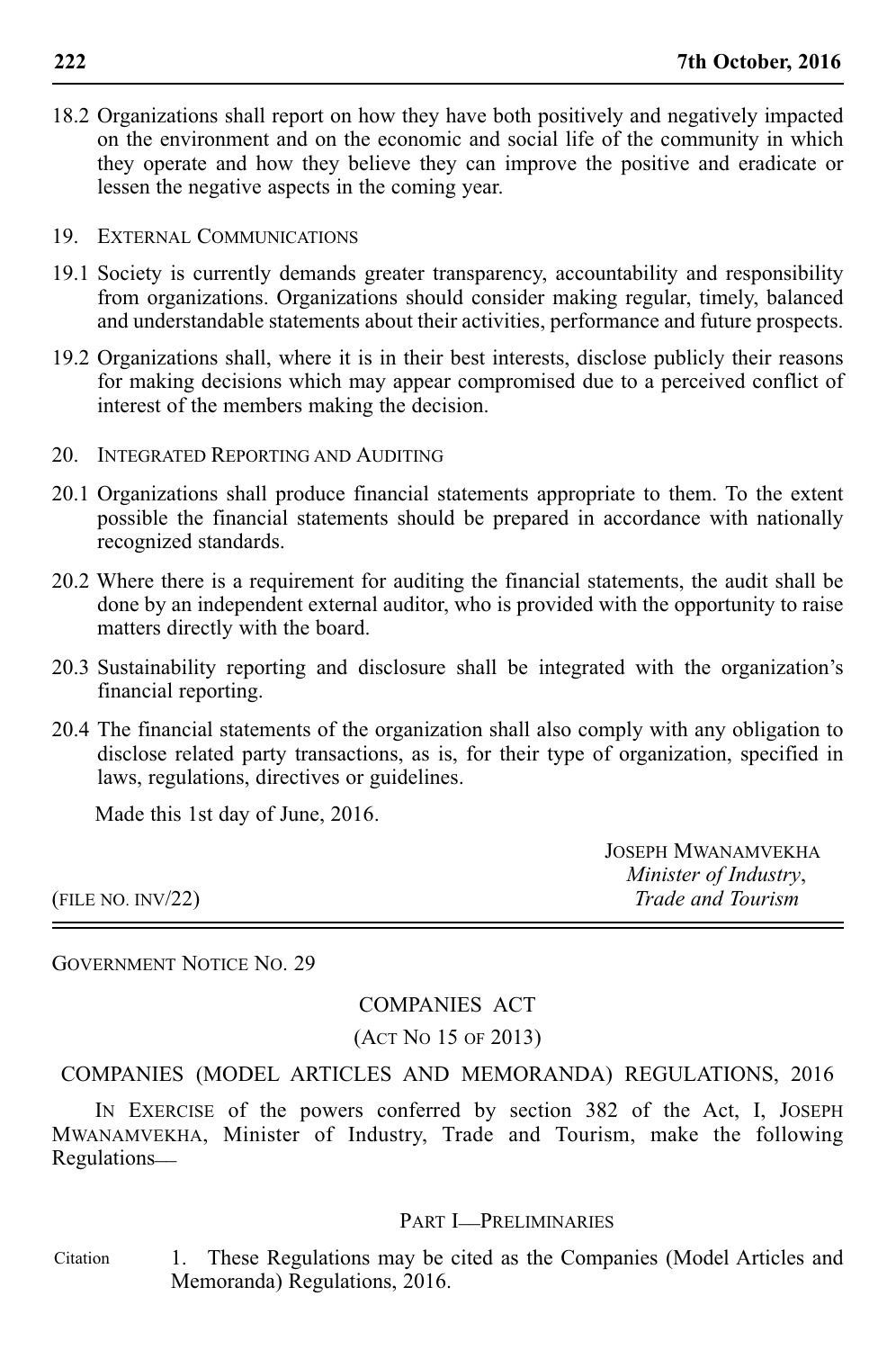18.2 Organizations shall report on how they have both positively and negatively impacted on the environment and on the economic and social life of the community in which they operate and how they believe they can improve the positive and eradicate or lessen the negative aspects in the coming year.

19. External Communications

19.1 Society is currently demands greater transparency, accountability and responsibility from organizations. Organizations should consider making regular, timely, balanced and understandable statements about their activities, performance and future prospects.

19.2 Organizations shall, where it is in their best interests, disclose publicly their reasons for making decisions which may appear compromised due to a perceived conflict of interest of the members making the decision.

20. Integrated Reporting and Auditing

20.1 Organizations shall produce financial statements appropriate to them. To the extent possible the financial statements should be prepared in accordance with nationally recognized standards.

20.2 Where there is a requirement for auditing the financial statements, the audit shall be done by an independent external auditor, who is provided with the opportunity to raise matters directly with the board.

20.3 Sustainability reporting and disclosure shall be integrated with the organization's financial reporting.

20.4 The financial statements of the organization shall also comply with any obligation to disclose related party transactions, as is, for their type of organization, specified in laws, regulations, directives or guidelines.

Made this 1st day of June, 2016.

Joseph Mwanamvekha
*Minister of Industry,*
*Trade and Tourism*

(File No. INV/22)

---

Government Notice No. 29

## COMPANIES ACT

(Act No 15 of 2013)

## COMPANIES (MODEL ARTICLES AND MEMORANDA) REGULATIONS, 2016

In Exercise of the powers conferred by section 382 of the Act, I, Joseph Mwanamvekha, Minister of Industry, Trade and Tourism, make the following Regulations—

### Part I—Preliminaries

Citation

1. These Regulations may be cited as the Companies (Model Articles and Memoranda) Regulations, 2016.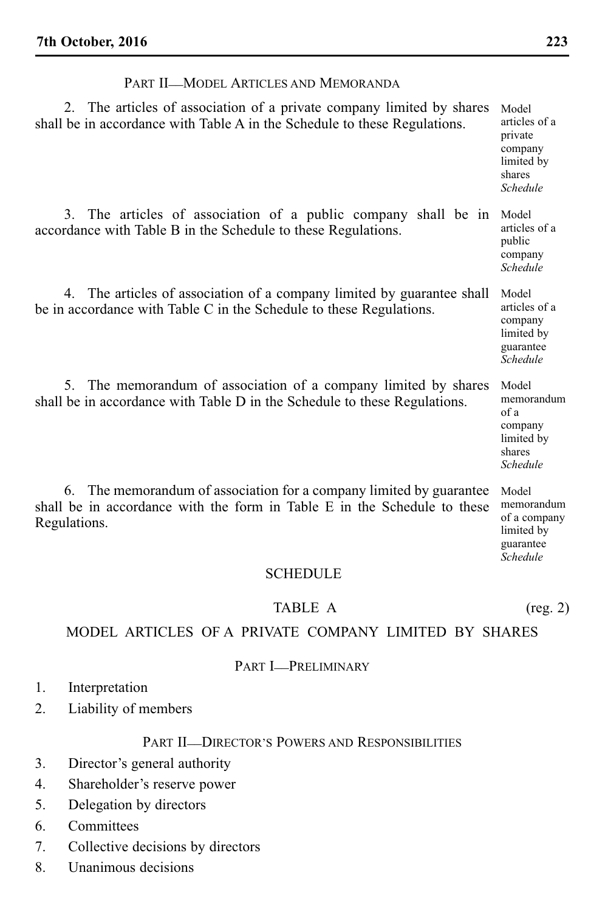## PART II—MODEL ARTICLES AND MEMORANDA

2. The articles of association of a private company limited by shares shall be in accordance with Table A in the Schedule to these Regulations.

Model articles of a private company limited by shares *Schedule*

3. The articles of association of a public company shall be in accordance with Table B in the Schedule to these Regulations.

Model articles of a public company *Schedule*

4. The articles of association of a company limited by guarantee shall be in accordance with Table C in the Schedule to these Regulations.

Model articles of a company limited by guarantee *Schedule*

5. The memorandum of association of a company limited by shares shall be in accordance with Table D in the Schedule to these Regulations.

Model memorandum of a company limited by shares *Schedule*

6. The memorandum of association for a company limited by guarantee shall be in accordance with the form in Table E in the Schedule to these Regulations.

Model memorandum of a company limited by guarantee *Schedule*

## SCHEDULE

### TABLE A (reg. 2)

### MODEL ARTICLES OF A PRIVATE COMPANY LIMITED BY SHARES

#### PART I—PRELIMINARY

1. Interpretation
2. Liability of members

#### PART II—DIRECTOR'S POWERS AND RESPONSIBILITIES

3. Director's general authority
4. Shareholder's reserve power
5. Delegation by directors
6. Committees
7. Collective decisions by directors
8. Unanimous decisions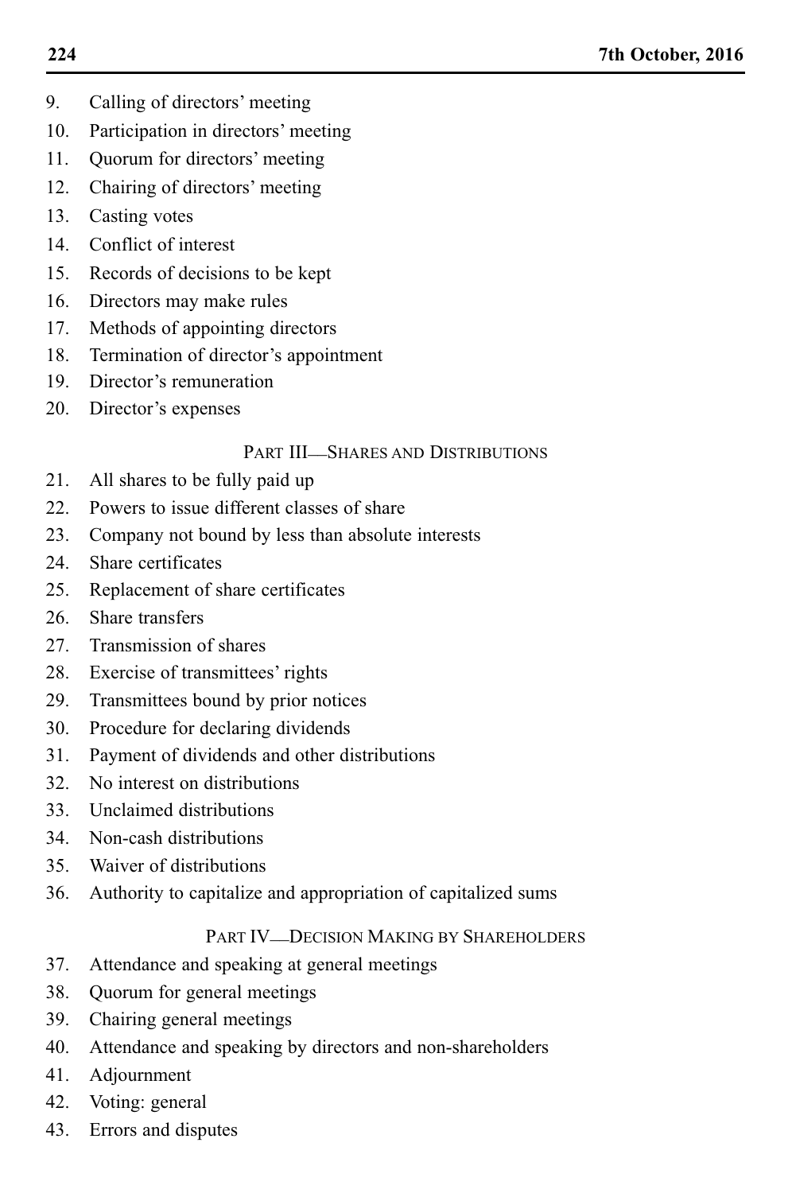9. Calling of directors' meeting
10. Participation in directors' meeting
11. Quorum for directors' meeting
12. Chairing of directors' meeting
13. Casting votes
14. Conflict of interest
15. Records of decisions to be kept
16. Directors may make rules
17. Methods of appointing directors
18. Termination of director's appointment
19. Director's remuneration
20. Director's expenses

PART III—SHARES AND DISTRIBUTIONS

21. All shares to be fully paid up
22. Powers to issue different classes of share
23. Company not bound by less than absolute interests
24. Share certificates
25. Replacement of share certificates
26. Share transfers
27. Transmission of shares
28. Exercise of transmittees' rights
29. Transmittees bound by prior notices
30. Procedure for declaring dividends
31. Payment of dividends and other distributions
32. No interest on distributions
33. Unclaimed distributions
34. Non-cash distributions
35. Waiver of distributions
36. Authority to capitalize and appropriation of capitalized sums

PART IV—DECISION MAKING BY SHAREHOLDERS

37. Attendance and speaking at general meetings
38. Quorum for general meetings
39. Chairing general meetings
40. Attendance and speaking by directors and non-shareholders
41. Adjournment
42. Voting: general
43. Errors and disputes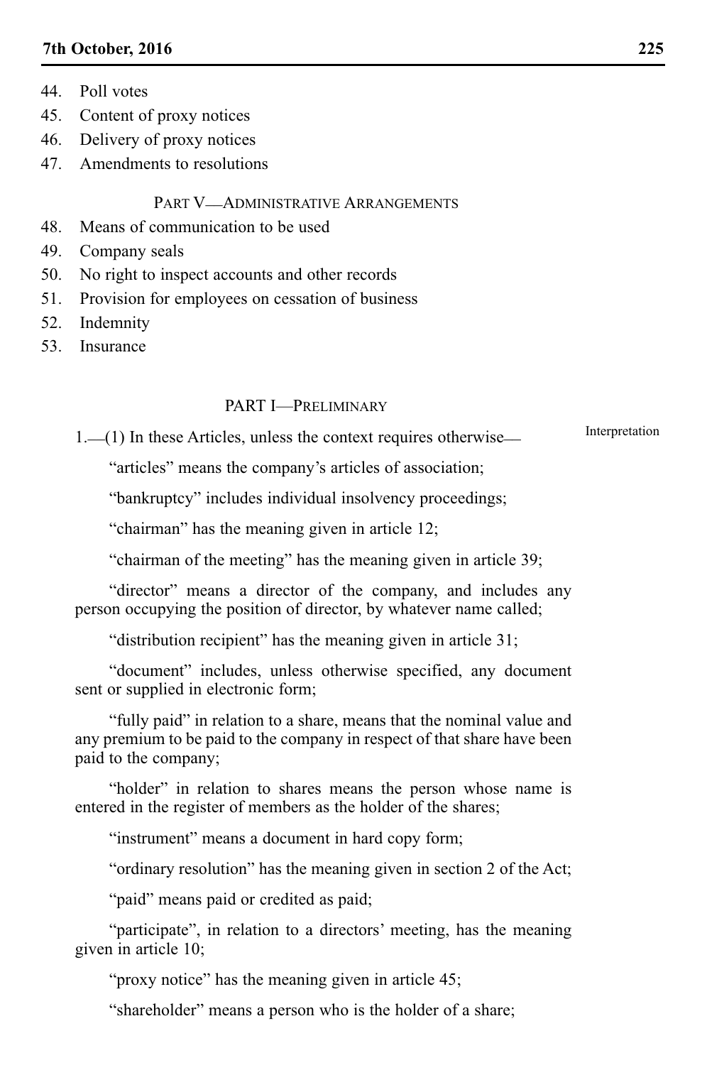44. Poll votes
45. Content of proxy notices
46. Delivery of proxy notices
47. Amendments to resolutions

PART V—ADMINISTRATIVE ARRANGEMENTS

48. Means of communication to be used
49. Company seals
50. No right to inspect accounts and other records
51. Provision for employees on cessation of business
52. Indemnity
53. Insurance

## PART I—PRELIMINARY

Interpretation

1.—(1) In these Articles, unless the context requires otherwise—

"articles" means the company's articles of association;

"bankruptcy" includes individual insolvency proceedings;

"chairman" has the meaning given in article 12;

"chairman of the meeting" has the meaning given in article 39;

"director" means a director of the company, and includes any person occupying the position of director, by whatever name called;

"distribution recipient" has the meaning given in article 31;

"document" includes, unless otherwise specified, any document sent or supplied in electronic form;

"fully paid" in relation to a share, means that the nominal value and any premium to be paid to the company in respect of that share have been paid to the company;

"holder" in relation to shares means the person whose name is entered in the register of members as the holder of the shares;

"instrument" means a document in hard copy form;

"ordinary resolution" has the meaning given in section 2 of the Act;

"paid" means paid or credited as paid;

"participate", in relation to a directors' meeting, has the meaning given in article 10;

"proxy notice" has the meaning given in article 45;

"shareholder" means a person who is the holder of a share;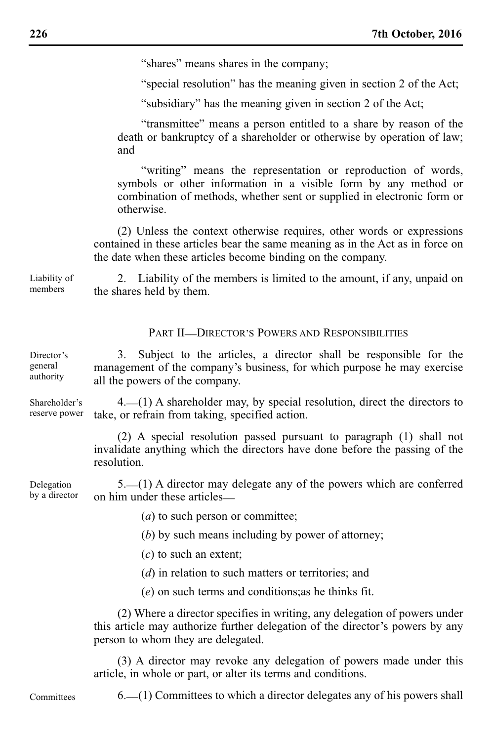"shares" means shares in the company;

"special resolution" has the meaning given in section 2 of the Act;

"subsidiary" has the meaning given in section 2 of the Act;

"transmittee" means a person entitled to a share by reason of the death or bankruptcy of a shareholder or otherwise by operation of law; and

"writing" means the representation or reproduction of words, symbols or other information in a visible form by any method or combination of methods, whether sent or supplied in electronic form or otherwise.

(2) Unless the context otherwise requires, other words or expressions contained in these articles bear the same meaning as in the Act as in force on the date when these articles become binding on the company.

Liability of members

2. Liability of the members is limited to the amount, if any, unpaid on the shares held by them.

## PART II—DIRECTOR'S POWERS AND RESPONSIBILITIES

Director's general authority

3. Subject to the articles, a director shall be responsible for the management of the company's business, for which purpose he may exercise all the powers of the company.

Shareholder's reserve power

4.—(1) A shareholder may, by special resolution, direct the directors to take, or refrain from taking, specified action.

(2) A special resolution passed pursuant to paragraph (1) shall not invalidate anything which the directors have done before the passing of the resolution.

Delegation by a director

5.—(1) A director may delegate any of the powers which are conferred on him under these articles—

(*a*) to such person or committee;

(*b*) by such means including by power of attorney;

(*c*) to such an extent;

(*d*) in relation to such matters or territories; and

(*e*) on such terms and conditions;as he thinks fit.

(2) Where a director specifies in writing, any delegation of powers under this article may authorize further delegation of the director's powers by any person to whom they are delegated.

(3) A director may revoke any delegation of powers made under this article, in whole or part, or alter its terms and conditions.

Committees

6.—(1) Committees to which a director delegates any of his powers shall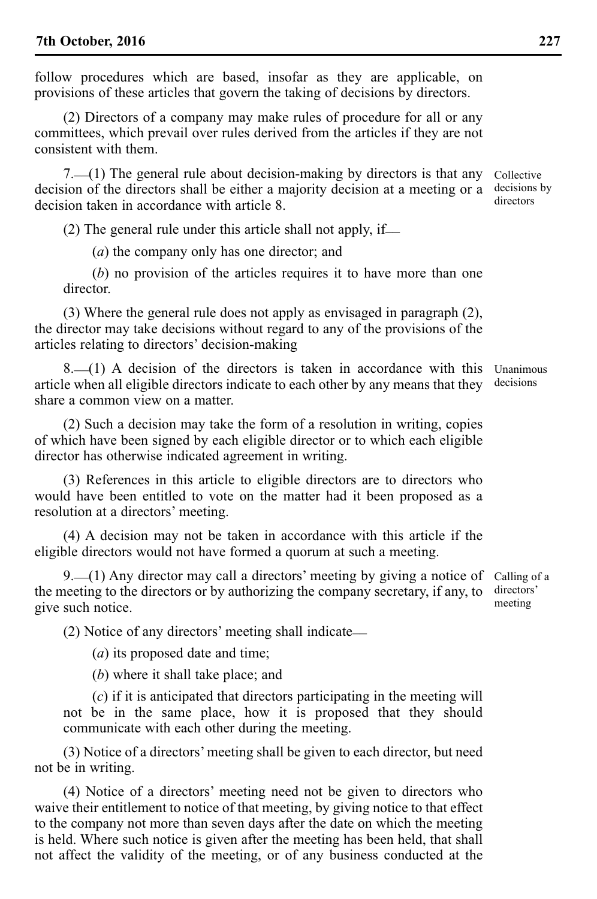follow procedures which are based, insofar as they are applicable, on provisions of these articles that govern the taking of decisions by directors.

(2) Directors of a company may make rules of procedure for all or any committees, which prevail over rules derived from the articles if they are not consistent with them.

Collective decisions by directors

7.—(1) The general rule about decision-making by directors is that any decision of the directors shall be either a majority decision at a meeting or a decision taken in accordance with article 8.

(2) The general rule under this article shall not apply, if—

(*a*) the company only has one director; and

(*b*) no provision of the articles requires it to have more than one director.

(3) Where the general rule does not apply as envisaged in paragraph (2), the director may take decisions without regard to any of the provisions of the articles relating to directors' decision-making

Unanimous decisions

8.—(1) A decision of the directors is taken in accordance with this article when all eligible directors indicate to each other by any means that they share a common view on a matter.

(2) Such a decision may take the form of a resolution in writing, copies of which have been signed by each eligible director or to which each eligible director has otherwise indicated agreement in writing.

(3) References in this article to eligible directors are to directors who would have been entitled to vote on the matter had it been proposed as a resolution at a directors' meeting.

(4) A decision may not be taken in accordance with this article if the eligible directors would not have formed a quorum at such a meeting.

Calling of a directors' meeting

9.—(1) Any director may call a directors' meeting by giving a notice of the meeting to the directors or by authorizing the company secretary, if any, to give such notice.

(2) Notice of any directors' meeting shall indicate—

(*a*) its proposed date and time;

(*b*) where it shall take place; and

(*c*) if it is anticipated that directors participating in the meeting will not be in the same place, how it is proposed that they should communicate with each other during the meeting.

(3) Notice of a directors' meeting shall be given to each director, but need not be in writing.

(4) Notice of a directors' meeting need not be given to directors who waive their entitlement to notice of that meeting, by giving notice to that effect to the company not more than seven days after the date on which the meeting is held. Where such notice is given after the meeting has been held, that shall not affect the validity of the meeting, or of any business conducted at the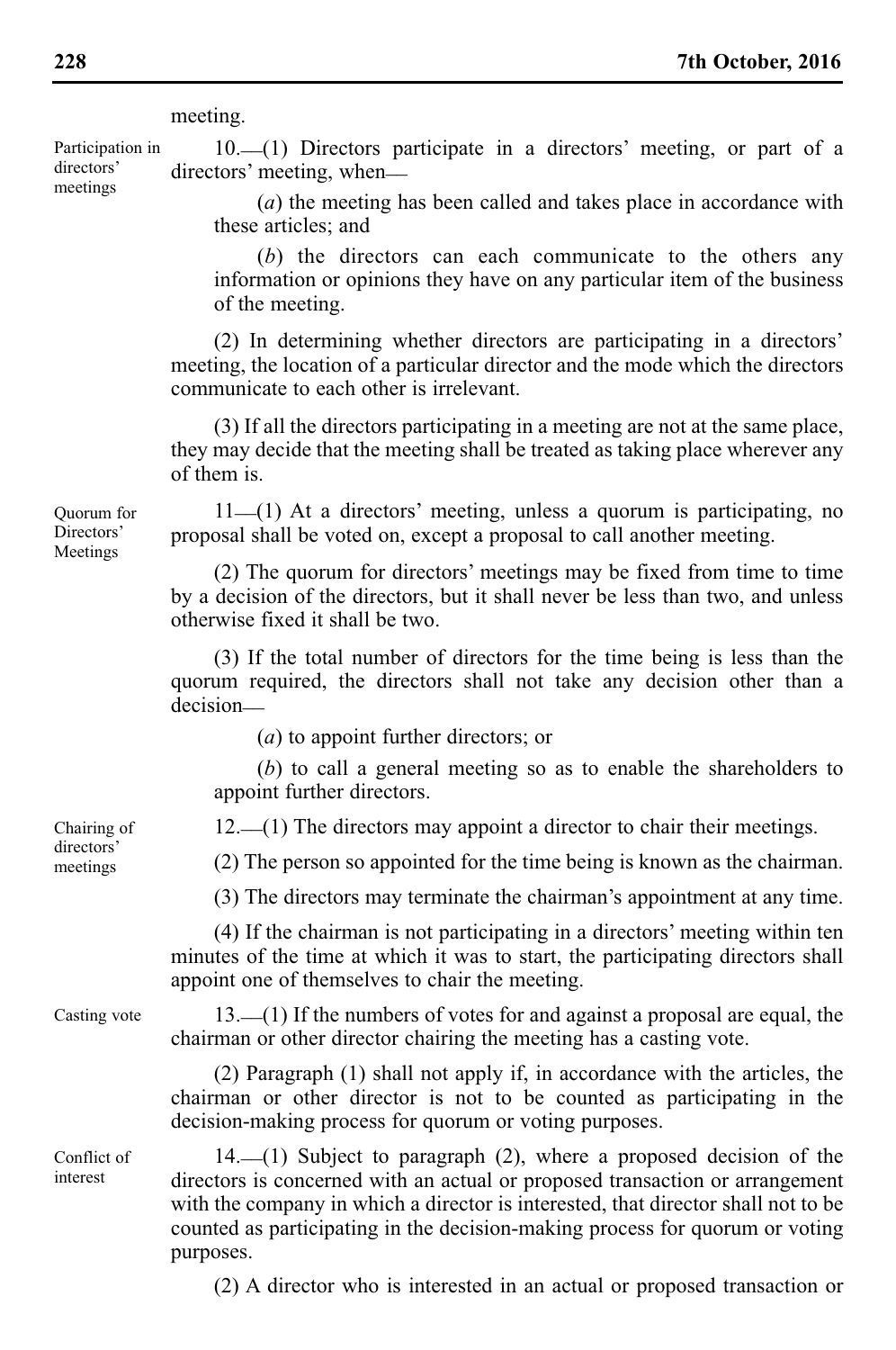meeting.

**Participation in directors' meetings**

10.—(1) Directors participate in a directors' meeting, or part of a directors' meeting, when—

(*a*) the meeting has been called and takes place in accordance with these articles; and

(*b*) the directors can each communicate to the others any information or opinions they have on any particular item of the business of the meeting.

(2) In determining whether directors are participating in a directors' meeting, the location of a particular director and the mode which the directors communicate to each other is irrelevant.

(3) If all the directors participating in a meeting are not at the same place, they may decide that the meeting shall be treated as taking place wherever any of them is.

**Quorum for Directors' Meetings**

11—(1) At a directors' meeting, unless a quorum is participating, no proposal shall be voted on, except a proposal to call another meeting.

(2) The quorum for directors' meetings may be fixed from time to time by a decision of the directors, but it shall never be less than two, and unless otherwise fixed it shall be two.

(3) If the total number of directors for the time being is less than the quorum required, the directors shall not take any decision other than a decision—

(*a*) to appoint further directors; or

(*b*) to call a general meeting so as to enable the shareholders to appoint further directors.

**Chairing of directors' meetings**

12.—(1) The directors may appoint a director to chair their meetings.

(2) The person so appointed for the time being is known as the chairman.

(3) The directors may terminate the chairman's appointment at any time.

(4) If the chairman is not participating in a directors' meeting within ten minutes of the time at which it was to start, the participating directors shall appoint one of themselves to chair the meeting.

**Casting vote**

13.—(1) If the numbers of votes for and against a proposal are equal, the chairman or other director chairing the meeting has a casting vote.

(2) Paragraph (1) shall not apply if, in accordance with the articles, the chairman or other director is not to be counted as participating in the decision-making process for quorum or voting purposes.

**Conflict of interest**

14.—(1) Subject to paragraph (2), where a proposed decision of the directors is concerned with an actual or proposed transaction or arrangement with the company in which a director is interested, that director shall not to be counted as participating in the decision-making process for quorum or voting purposes.

(2) A director who is interested in an actual or proposed transaction or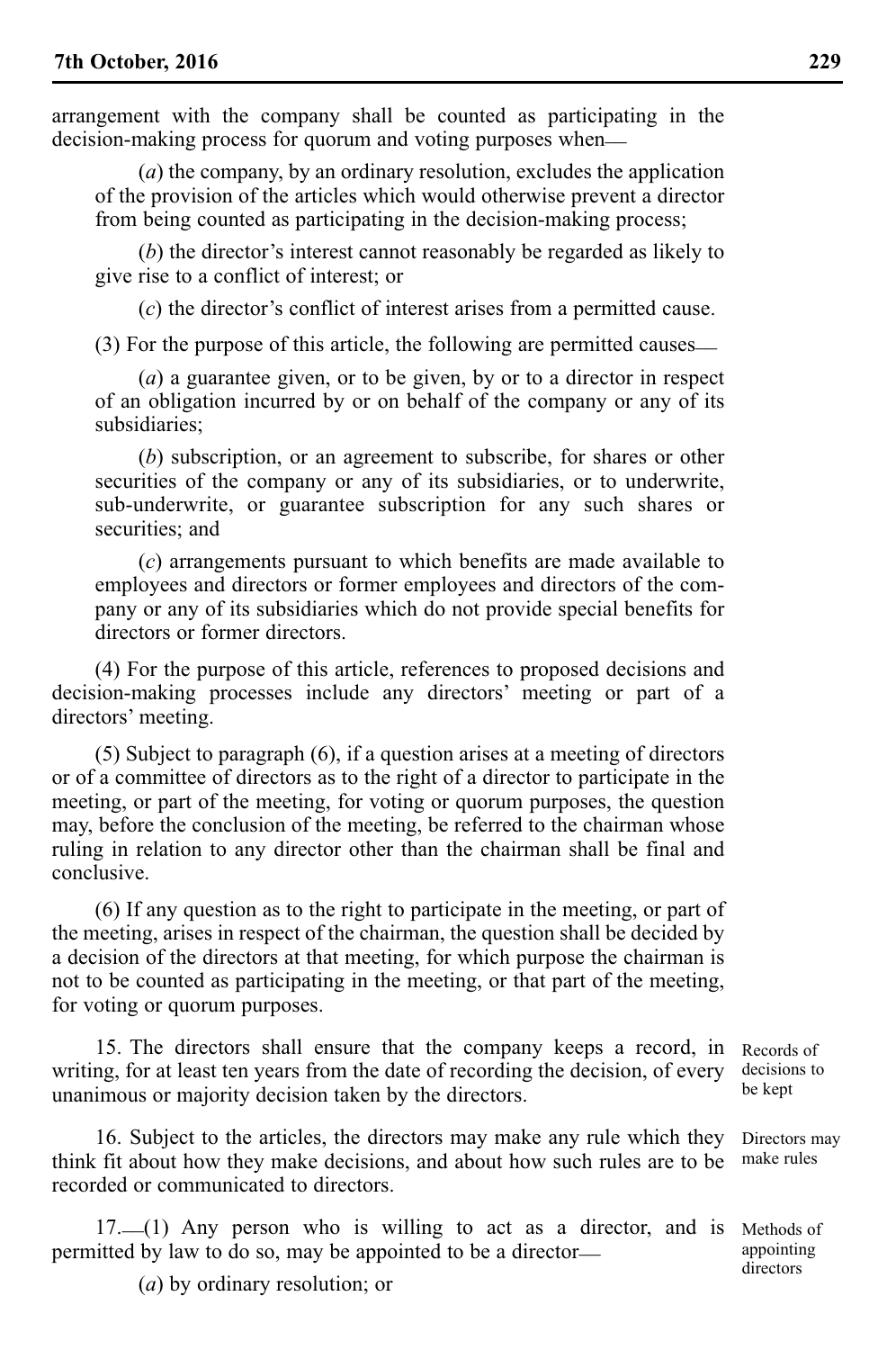arrangement with the company shall be counted as participating in the decision-making process for quorum and voting purposes when—

(*a*) the company, by an ordinary resolution, excludes the application of the provision of the articles which would otherwise prevent a director from being counted as participating in the decision-making process;

(*b*) the director's interest cannot reasonably be regarded as likely to give rise to a conflict of interest; or

(*c*) the director's conflict of interest arises from a permitted cause.

(3) For the purpose of this article, the following are permitted causes—

(*a*) a guarantee given, or to be given, by or to a director in respect of an obligation incurred by or on behalf of the company or any of its subsidiaries;

(*b*) subscription, or an agreement to subscribe, for shares or other securities of the company or any of its subsidiaries, or to underwrite, sub-underwrite, or guarantee subscription for any such shares or securities; and

(*c*) arrangements pursuant to which benefits are made available to employees and directors or former employees and directors of the company or any of its subsidiaries which do not provide special benefits for directors or former directors.

(4) For the purpose of this article, references to proposed decisions and decision-making processes include any directors' meeting or part of a directors' meeting.

(5) Subject to paragraph (6), if a question arises at a meeting of directors or of a committee of directors as to the right of a director to participate in the meeting, or part of the meeting, for voting or quorum purposes, the question may, before the conclusion of the meeting, be referred to the chairman whose ruling in relation to any director other than the chairman shall be final and conclusive.

(6) If any question as to the right to participate in the meeting, or part of the meeting, arises in respect of the chairman, the question shall be decided by a decision of the directors at that meeting, for which purpose the chairman is not to be counted as participating in the meeting, or that part of the meeting, for voting or quorum purposes.

Records of decisions to be kept

15. The directors shall ensure that the company keeps a record, in writing, for at least ten years from the date of recording the decision, of every unanimous or majority decision taken by the directors.

Directors may make rules

16. Subject to the articles, the directors may make any rule which they think fit about how they make decisions, and about how such rules are to be recorded or communicated to directors.

Methods of appointing directors

17.—(1) Any person who is willing to act as a director, and is permitted by law to do so, may be appointed to be a director—

(*a*) by ordinary resolution; or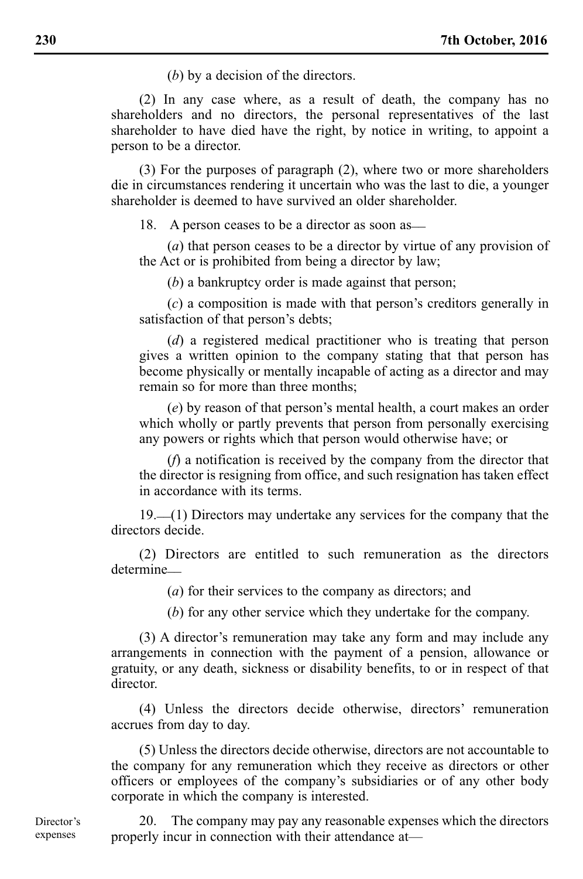(*b*) by a decision of the directors.

(2) In any case where, as a result of death, the company has no shareholders and no directors, the personal representatives of the last shareholder to have died have the right, by notice in writing, to appoint a person to be a director.

(3) For the purposes of paragraph (2), where two or more shareholders die in circumstances rendering it uncertain who was the last to die, a younger shareholder is deemed to have survived an older shareholder.

18. A person ceases to be a director as soon as—

(*a*) that person ceases to be a director by virtue of any provision of the Act or is prohibited from being a director by law;

(*b*) a bankruptcy order is made against that person;

(*c*) a composition is made with that person's creditors generally in satisfaction of that person's debts;

(*d*) a registered medical practitioner who is treating that person gives a written opinion to the company stating that that person has become physically or mentally incapable of acting as a director and may remain so for more than three months;

(*e*) by reason of that person's mental health, a court makes an order which wholly or partly prevents that person from personally exercising any powers or rights which that person would otherwise have; or

(*f*) a notification is received by the company from the director that the director is resigning from office, and such resignation has taken effect in accordance with its terms.

19.—(1) Directors may undertake any services for the company that the directors decide.

(2) Directors are entitled to such remuneration as the directors determine—

(*a*) for their services to the company as directors; and

(*b*) for any other service which they undertake for the company.

(3) A director's remuneration may take any form and may include any arrangements in connection with the payment of a pension, allowance or gratuity, or any death, sickness or disability benefits, to or in respect of that director.

(4) Unless the directors decide otherwise, directors' remuneration accrues from day to day.

(5) Unless the directors decide otherwise, directors are not accountable to the company for any remuneration which they receive as directors or other officers or employees of the company's subsidiaries or of any other body corporate in which the company is interested.

Director's expenses

20. The company may pay any reasonable expenses which the directors properly incur in connection with their attendance at—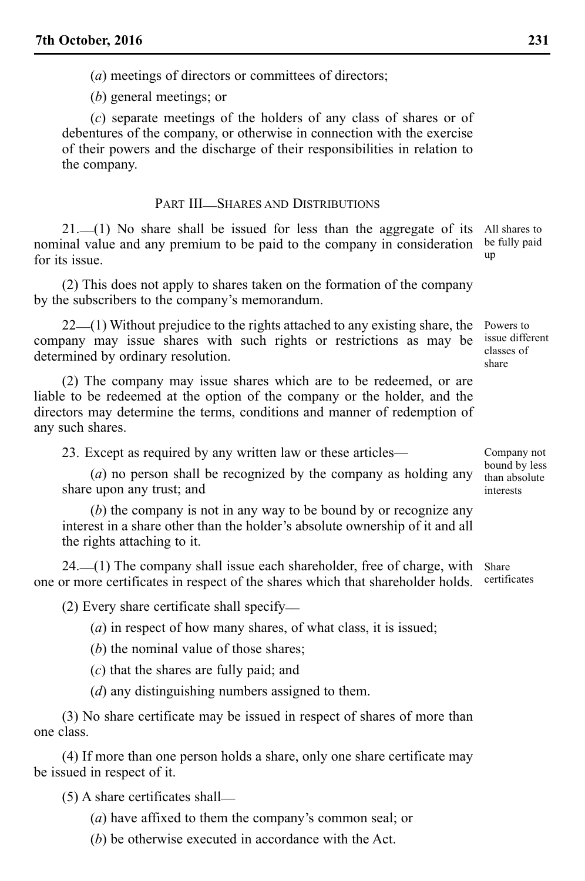(*a*) meetings of directors or committees of directors;

(*b*) general meetings; or

(*c*) separate meetings of the holders of any class of shares or of debentures of the company, or otherwise in connection with the exercise of their powers and the discharge of their responsibilities in relation to the company.

## PART III—SHARES AND DISTRIBUTIONS

*All shares to be fully paid up*

21.—(1) No share shall be issued for less than the aggregate of its nominal value and any premium to be paid to the company in consideration for its issue.

(2) This does not apply to shares taken on the formation of the company by the subscribers to the company's memorandum.

*Powers to issue different classes of share*

22—(1) Without prejudice to the rights attached to any existing share, the company may issue shares with such rights or restrictions as may be determined by ordinary resolution.

(2) The company may issue shares which are to be redeemed, or are liable to be redeemed at the option of the company or the holder, and the directors may determine the terms, conditions and manner of redemption of any such shares.

*Company not bound by less than absolute interests*

23. Except as required by any written law or these articles—

(*a*) no person shall be recognized by the company as holding any share upon any trust; and

(*b*) the company is not in any way to be bound by or recognize any interest in a share other than the holder's absolute ownership of it and all the rights attaching to it.

*Share certificates*

24.—(1) The company shall issue each shareholder, free of charge, with one or more certificates in respect of the shares which that shareholder holds.

(2) Every share certificate shall specify—

(*a*) in respect of how many shares, of what class, it is issued;

(*b*) the nominal value of those shares;

(*c*) that the shares are fully paid; and

(*d*) any distinguishing numbers assigned to them.

(3) No share certificate may be issued in respect of shares of more than one class.

(4) If more than one person holds a share, only one share certificate may be issued in respect of it.

(5) A share certificates shall—

(*a*) have affixed to them the company's common seal; or

(*b*) be otherwise executed in accordance with the Act.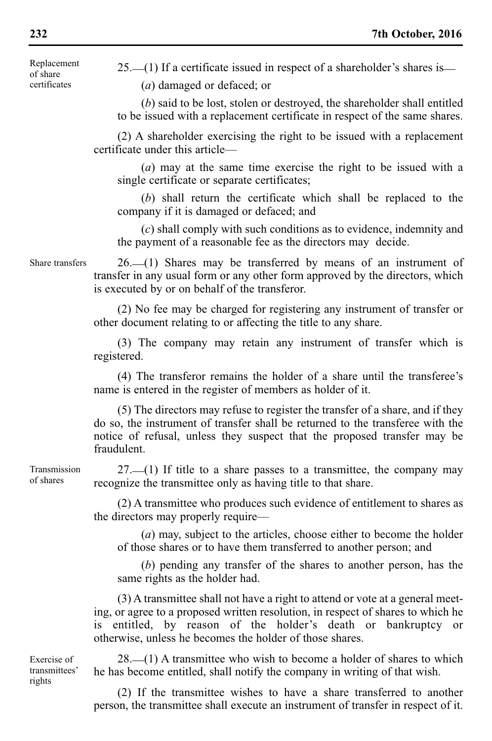Replacement of share certificates

25.—(1) If a certificate issued in respect of a shareholder's shares is—

(*a*) damaged or defaced; or

(*b*) said to be lost, stolen or destroyed, the shareholder shall entitled to be issued with a replacement certificate in respect of the same shares.

(2) A shareholder exercising the right to be issued with a replacement certificate under this article—

(*a*) may at the same time exercise the right to be issued with a single certificate or separate certificates;

(*b*) shall return the certificate which shall be replaced to the company if it is damaged or defaced; and

(*c*) shall comply with such conditions as to evidence, indemnity and the payment of a reasonable fee as the directors may decide.

Share transfers

26.—(1) Shares may be transferred by means of an instrument of transfer in any usual form or any other form approved by the directors, which is executed by or on behalf of the transferor.

(2) No fee may be charged for registering any instrument of transfer or other document relating to or affecting the title to any share.

(3) The company may retain any instrument of transfer which is registered.

(4) The transferor remains the holder of a share until the transferee's name is entered in the register of members as holder of it.

(5) The directors may refuse to register the transfer of a share, and if they do so, the instrument of transfer shall be returned to the transferee with the notice of refusal, unless they suspect that the proposed transfer may be fraudulent.

Transmission of shares

27.—(1) If title to a share passes to a transmittee, the company may recognize the transmittee only as having title to that share.

(2) A transmittee who produces such evidence of entitlement to shares as the directors may properly require—

(*a*) may, subject to the articles, choose either to become the holder of those shares or to have them transferred to another person; and

(*b*) pending any transfer of the shares to another person, has the same rights as the holder had.

(3) A transmittee shall not have a right to attend or vote at a general meeting, or agree to a proposed written resolution, in respect of shares to which he is entitled, by reason of the holder's death or bankruptcy or otherwise, unless he becomes the holder of those shares.

Exercise of transmittees' rights

28.—(1) A transmittee who wish to become a holder of shares to which he has become entitled, shall notify the company in writing of that wish.

(2) If the transmittee wishes to have a share transferred to another person, the transmittee shall execute an instrument of transfer in respect of it.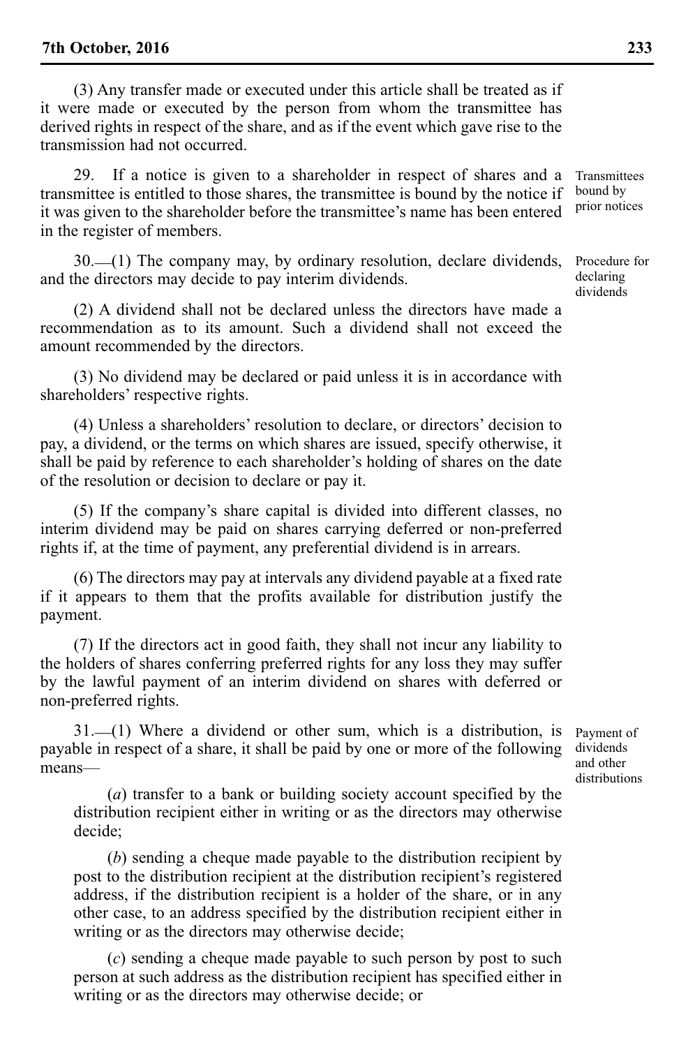(3) Any transfer made or executed under this article shall be treated as if it were made or executed by the person from whom the transmittee has derived rights in respect of the share, and as if the event which gave rise to the transmission had not occurred.

Transmittees bound by prior notices

29. If a notice is given to a shareholder in respect of shares and a transmittee is entitled to those shares, the transmittee is bound by the notice if it was given to the shareholder before the transmittee's name has been entered in the register of members.

Procedure for declaring dividends

30.—(1) The company may, by ordinary resolution, declare dividends, and the directors may decide to pay interim dividends.

(2) A dividend shall not be declared unless the directors have made a recommendation as to its amount. Such a dividend shall not exceed the amount recommended by the directors.

(3) No dividend may be declared or paid unless it is in accordance with shareholders' respective rights.

(4) Unless a shareholders' resolution to declare, or directors' decision to pay, a dividend, or the terms on which shares are issued, specify otherwise, it shall be paid by reference to each shareholder's holding of shares on the date of the resolution or decision to declare or pay it.

(5) If the company's share capital is divided into different classes, no interim dividend may be paid on shares carrying deferred or non-preferred rights if, at the time of payment, any preferential dividend is in arrears.

(6) The directors may pay at intervals any dividend payable at a fixed rate if it appears to them that the profits available for distribution justify the payment.

(7) If the directors act in good faith, they shall not incur any liability to the holders of shares conferring preferred rights for any loss they may suffer by the lawful payment of an interim dividend on shares with deferred or non-preferred rights.

Payment of dividends and other distributions

31.—(1) Where a dividend or other sum, which is a distribution, is payable in respect of a share, it shall be paid by one or more of the following means—

(*a*) transfer to a bank or building society account specified by the distribution recipient either in writing or as the directors may otherwise decide;

(*b*) sending a cheque made payable to the distribution recipient by post to the distribution recipient at the distribution recipient's registered address, if the distribution recipient is a holder of the share, or in any other case, to an address specified by the distribution recipient either in writing or as the directors may otherwise decide;

(*c*) sending a cheque made payable to such person by post to such person at such address as the distribution recipient has specified either in writing or as the directors may otherwise decide; or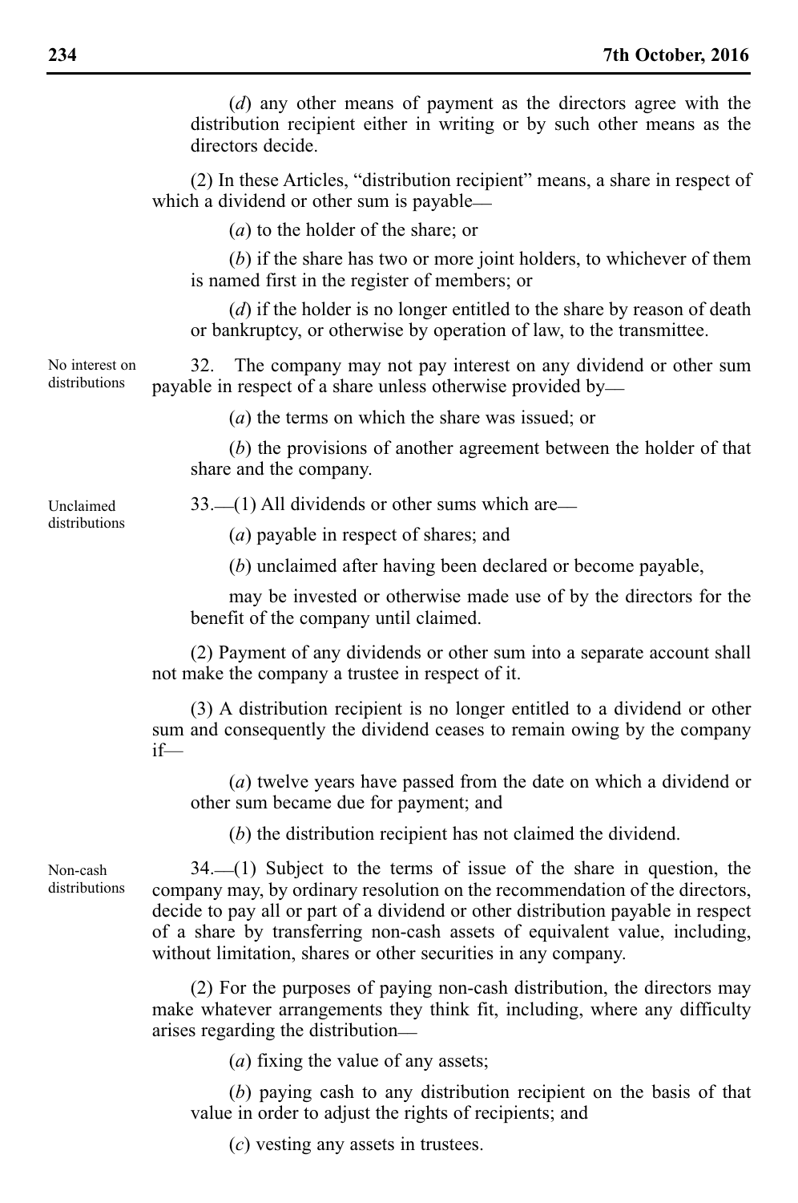(*d*) any other means of payment as the directors agree with the distribution recipient either in writing or by such other means as the directors decide.

(2) In these Articles, "distribution recipient" means, a share in respect of which a dividend or other sum is payable—

(*a*) to the holder of the share; or

(*b*) if the share has two or more joint holders, to whichever of them is named first in the register of members; or

(*d*) if the holder is no longer entitled to the share by reason of death or bankruptcy, or otherwise by operation of law, to the transmittee.

No interest on distributions

32. The company may not pay interest on any dividend or other sum payable in respect of a share unless otherwise provided by—

(*a*) the terms on which the share was issued; or

(*b*) the provisions of another agreement between the holder of that share and the company.

Unclaimed distributions

33.—(1) All dividends or other sums which are—

(*a*) payable in respect of shares; and

(*b*) unclaimed after having been declared or become payable,

may be invested or otherwise made use of by the directors for the benefit of the company until claimed.

(2) Payment of any dividends or other sum into a separate account shall not make the company a trustee in respect of it.

(3) A distribution recipient is no longer entitled to a dividend or other sum and consequently the dividend ceases to remain owing by the company if—

(*a*) twelve years have passed from the date on which a dividend or other sum became due for payment; and

(*b*) the distribution recipient has not claimed the dividend.

Non-cash distributions

34.—(1) Subject to the terms of issue of the share in question, the company may, by ordinary resolution on the recommendation of the directors, decide to pay all or part of a dividend or other distribution payable in respect of a share by transferring non-cash assets of equivalent value, including, without limitation, shares or other securities in any company.

(2) For the purposes of paying non-cash distribution, the directors may make whatever arrangements they think fit, including, where any difficulty arises regarding the distribution—

(*a*) fixing the value of any assets;

(*b*) paying cash to any distribution recipient on the basis of that value in order to adjust the rights of recipients; and

(*c*) vesting any assets in trustees.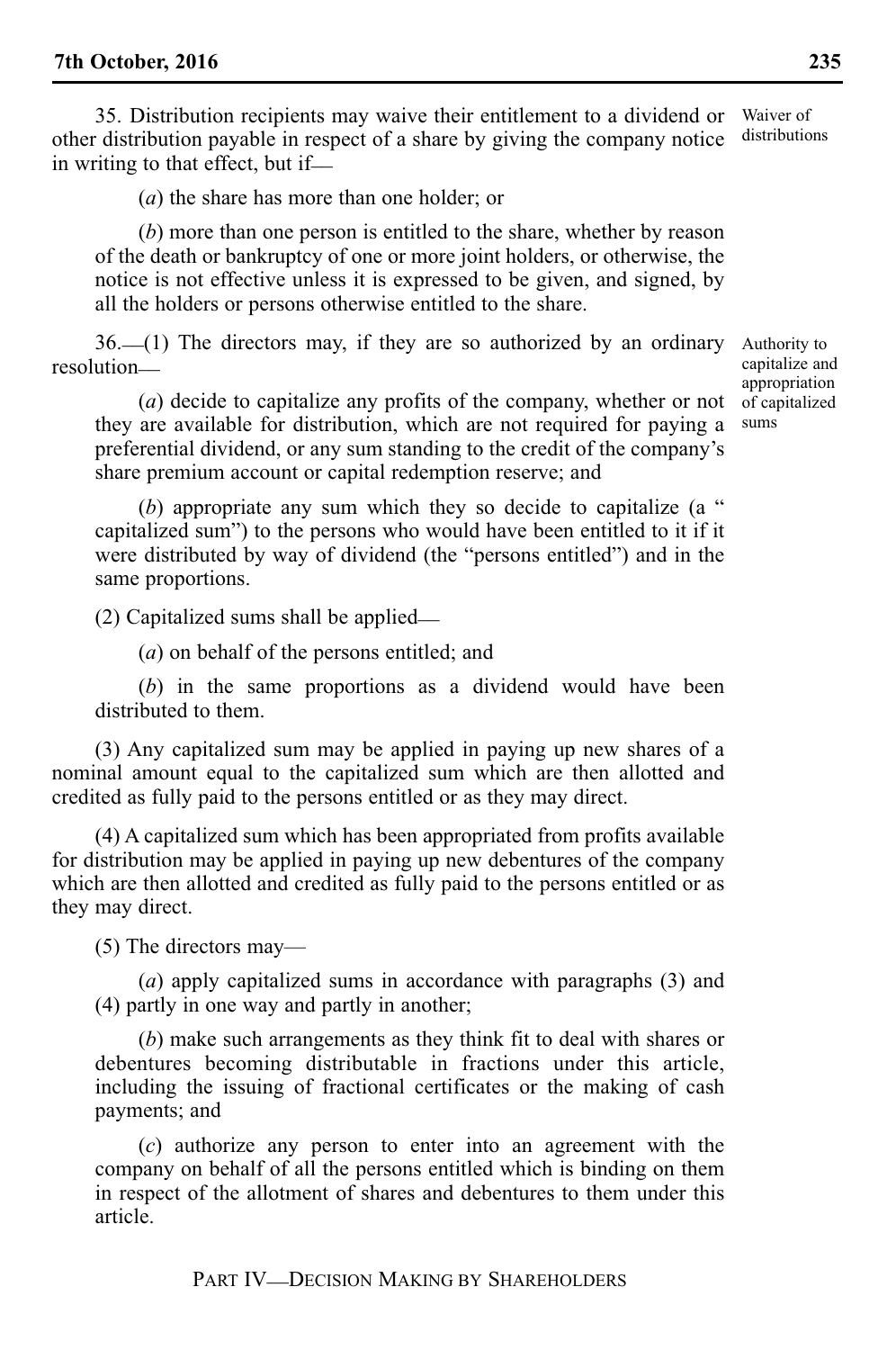35. Distribution recipients may waive their entitlement to a dividend or other distribution payable in respect of a share by giving the company notice in writing to that effect, but if—

Waiver of distributions

(*a*) the share has more than one holder; or

(*b*) more than one person is entitled to the share, whether by reason of the death or bankruptcy of one or more joint holders, or otherwise, the notice is not effective unless it is expressed to be given, and signed, by all the holders or persons otherwise entitled to the share.

36.—(1) The directors may, if they are so authorized by an ordinary resolution—

Authority to capitalize and appropriation of capitalized sums

(*a*) decide to capitalize any profits of the company, whether or not they are available for distribution, which are not required for paying a preferential dividend, or any sum standing to the credit of the company's share premium account or capital redemption reserve; and

(*b*) appropriate any sum which they so decide to capitalize (a " capitalized sum") to the persons who would have been entitled to it if it were distributed by way of dividend (the "persons entitled") and in the same proportions.

(2) Capitalized sums shall be applied—

(*a*) on behalf of the persons entitled; and

(*b*) in the same proportions as a dividend would have been distributed to them.

(3) Any capitalized sum may be applied in paying up new shares of a nominal amount equal to the capitalized sum which are then allotted and credited as fully paid to the persons entitled or as they may direct.

(4) A capitalized sum which has been appropriated from profits available for distribution may be applied in paying up new debentures of the company which are then allotted and credited as fully paid to the persons entitled or as they may direct.

(5) The directors may—

(*a*) apply capitalized sums in accordance with paragraphs (3) and (4) partly in one way and partly in another;

(*b*) make such arrangements as they think fit to deal with shares or debentures becoming distributable in fractions under this article, including the issuing of fractional certificates or the making of cash payments; and

(*c*) authorize any person to enter into an agreement with the company on behalf of all the persons entitled which is binding on them in respect of the allotment of shares and debentures to them under this article.

## PART IV—DECISION MAKING BY SHAREHOLDERS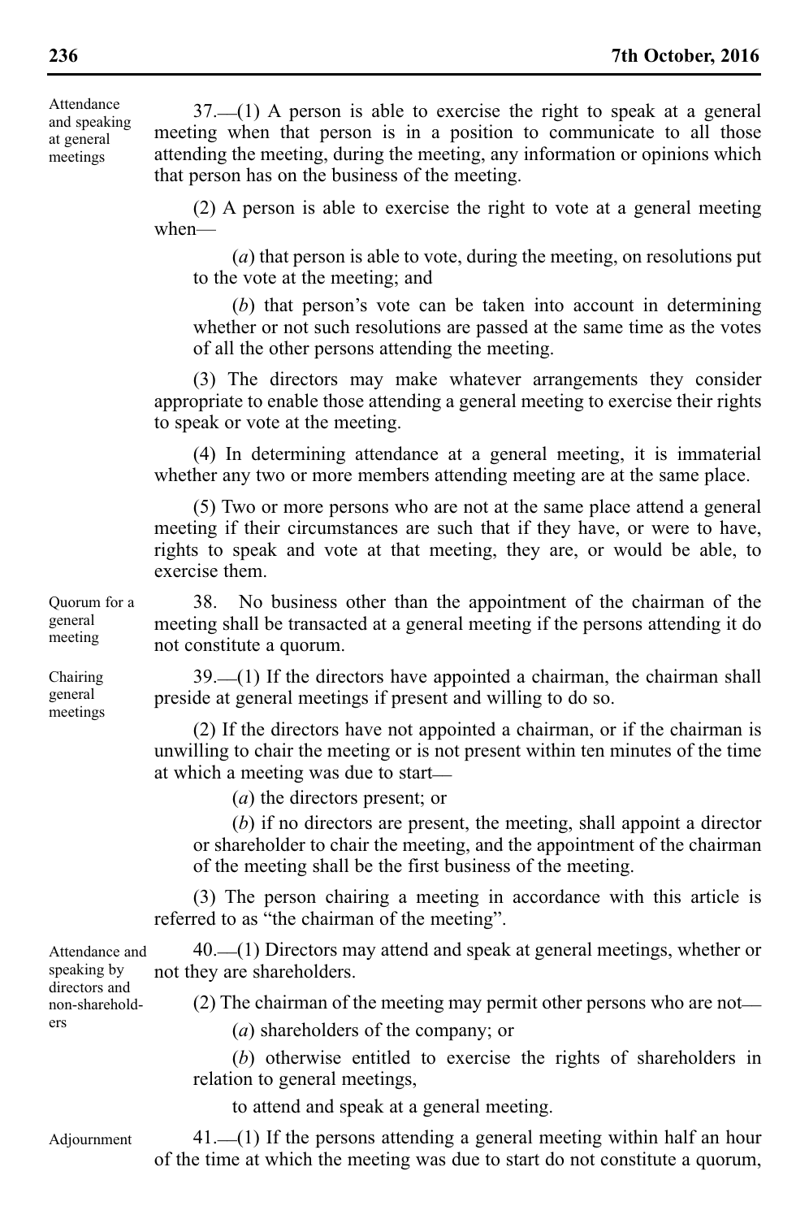Attendance and speaking at general meetings

37.—(1) A person is able to exercise the right to speak at a general meeting when that person is in a position to communicate to all those attending the meeting, during the meeting, any information or opinions which that person has on the business of the meeting.

(2) A person is able to exercise the right to vote at a general meeting when—

(*a*) that person is able to vote, during the meeting, on resolutions put to the vote at the meeting; and

(*b*) that person's vote can be taken into account in determining whether or not such resolutions are passed at the same time as the votes of all the other persons attending the meeting.

(3) The directors may make whatever arrangements they consider appropriate to enable those attending a general meeting to exercise their rights to speak or vote at the meeting.

(4) In determining attendance at a general meeting, it is immaterial whether any two or more members attending meeting are at the same place.

(5) Two or more persons who are not at the same place attend a general meeting if their circumstances are such that if they have, or were to have, rights to speak and vote at that meeting, they are, or would be able, to exercise them.

Quorum for a general meeting

38. No business other than the appointment of the chairman of the meeting shall be transacted at a general meeting if the persons attending it do not constitute a quorum.

Chairing general meetings

39.—(1) If the directors have appointed a chairman, the chairman shall preside at general meetings if present and willing to do so.

(2) If the directors have not appointed a chairman, or if the chairman is unwilling to chair the meeting or is not present within ten minutes of the time at which a meeting was due to start—

(*a*) the directors present; or

(*b*) if no directors are present, the meeting, shall appoint a director or shareholder to chair the meeting, and the appointment of the chairman of the meeting shall be the first business of the meeting.

(3) The person chairing a meeting in accordance with this article is referred to as "the chairman of the meeting".

Attendance and speaking by directors and non-shareholders

40.—(1) Directors may attend and speak at general meetings, whether or not they are shareholders.

(2) The chairman of the meeting may permit other persons who are not—

(*a*) shareholders of the company; or

(*b*) otherwise entitled to exercise the rights of shareholders in relation to general meetings,

to attend and speak at a general meeting.

Adjournment

41.—(1) If the persons attending a general meeting within half an hour of the time at which the meeting was due to start do not constitute a quorum,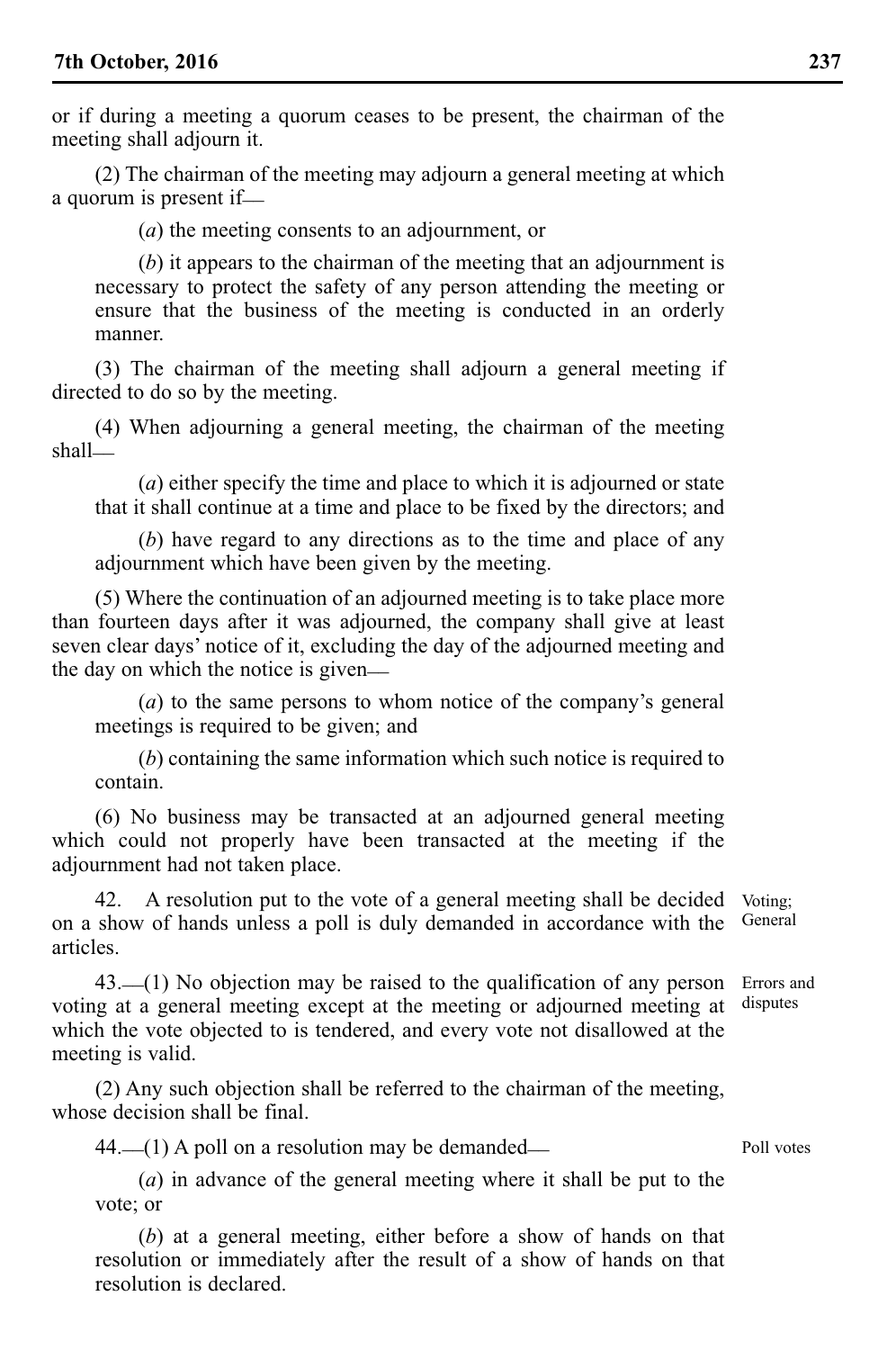or if during a meeting a quorum ceases to be present, the chairman of the meeting shall adjourn it.

(2) The chairman of the meeting may adjourn a general meeting at which a quorum is present if—

(*a*) the meeting consents to an adjournment, or

(*b*) it appears to the chairman of the meeting that an adjournment is necessary to protect the safety of any person attending the meeting or ensure that the business of the meeting is conducted in an orderly manner.

(3) The chairman of the meeting shall adjourn a general meeting if directed to do so by the meeting.

(4) When adjourning a general meeting, the chairman of the meeting shall—

(*a*) either specify the time and place to which it is adjourned or state that it shall continue at a time and place to be fixed by the directors; and

(*b*) have regard to any directions as to the time and place of any adjournment which have been given by the meeting.

(5) Where the continuation of an adjourned meeting is to take place more than fourteen days after it was adjourned, the company shall give at least seven clear days' notice of it, excluding the day of the adjourned meeting and the day on which the notice is given—

(*a*) to the same persons to whom notice of the company's general meetings is required to be given; and

(*b*) containing the same information which such notice is required to contain.

(6) No business may be transacted at an adjourned general meeting which could not properly have been transacted at the meeting if the adjournment had not taken place.

Voting; General

42. A resolution put to the vote of a general meeting shall be decided on a show of hands unless a poll is duly demanded in accordance with the articles.

Errors and disputes

43.—(1) No objection may be raised to the qualification of any person voting at a general meeting except at the meeting or adjourned meeting at which the vote objected to is tendered, and every vote not disallowed at the meeting is valid.

(2) Any such objection shall be referred to the chairman of the meeting, whose decision shall be final.

Poll votes

44.—(1) A poll on a resolution may be demanded—

(*a*) in advance of the general meeting where it shall be put to the vote; or

(*b*) at a general meeting, either before a show of hands on that resolution or immediately after the result of a show of hands on that resolution is declared.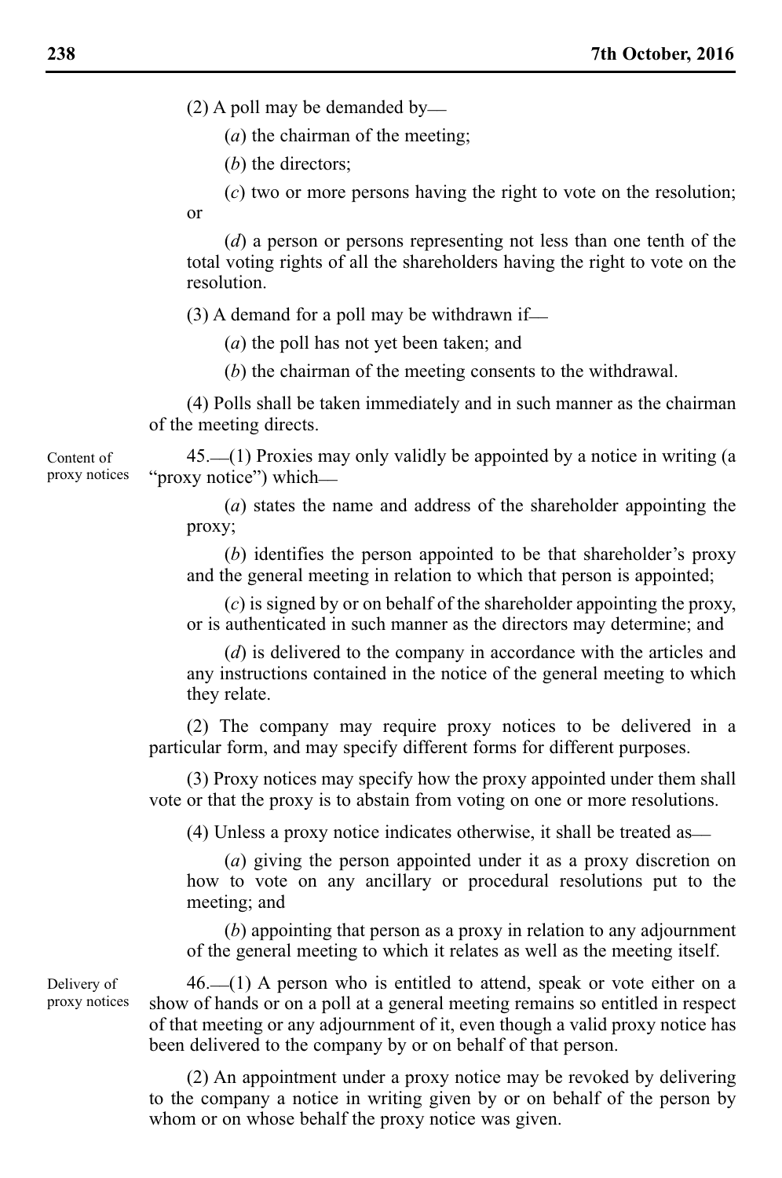(2) A poll may be demanded by—

(*a*) the chairman of the meeting;

(*b*) the directors;

(*c*) two or more persons having the right to vote on the resolution; or

(*d*) a person or persons representing not less than one tenth of the total voting rights of all the shareholders having the right to vote on the resolution.

(3) A demand for a poll may be withdrawn if—

(*a*) the poll has not yet been taken; and

(*b*) the chairman of the meeting consents to the withdrawal.

(4) Polls shall be taken immediately and in such manner as the chairman of the meeting directs.

Content of proxy notices

45.—(1) Proxies may only validly be appointed by a notice in writing (a "proxy notice") which—

(*a*) states the name and address of the shareholder appointing the proxy;

(*b*) identifies the person appointed to be that shareholder's proxy and the general meeting in relation to which that person is appointed;

(*c*) is signed by or on behalf of the shareholder appointing the proxy, or is authenticated in such manner as the directors may determine; and

(*d*) is delivered to the company in accordance with the articles and any instructions contained in the notice of the general meeting to which they relate.

(2) The company may require proxy notices to be delivered in a particular form, and may specify different forms for different purposes.

(3) Proxy notices may specify how the proxy appointed under them shall vote or that the proxy is to abstain from voting on one or more resolutions.

(4) Unless a proxy notice indicates otherwise, it shall be treated as—

(*a*) giving the person appointed under it as a proxy discretion on how to vote on any ancillary or procedural resolutions put to the meeting; and

(*b*) appointing that person as a proxy in relation to any adjournment of the general meeting to which it relates as well as the meeting itself.

Delivery of proxy notices

46.—(1) A person who is entitled to attend, speak or vote either on a show of hands or on a poll at a general meeting remains so entitled in respect of that meeting or any adjournment of it, even though a valid proxy notice has been delivered to the company by or on behalf of that person.

(2) An appointment under a proxy notice may be revoked by delivering to the company a notice in writing given by or on behalf of the person by whom or on whose behalf the proxy notice was given.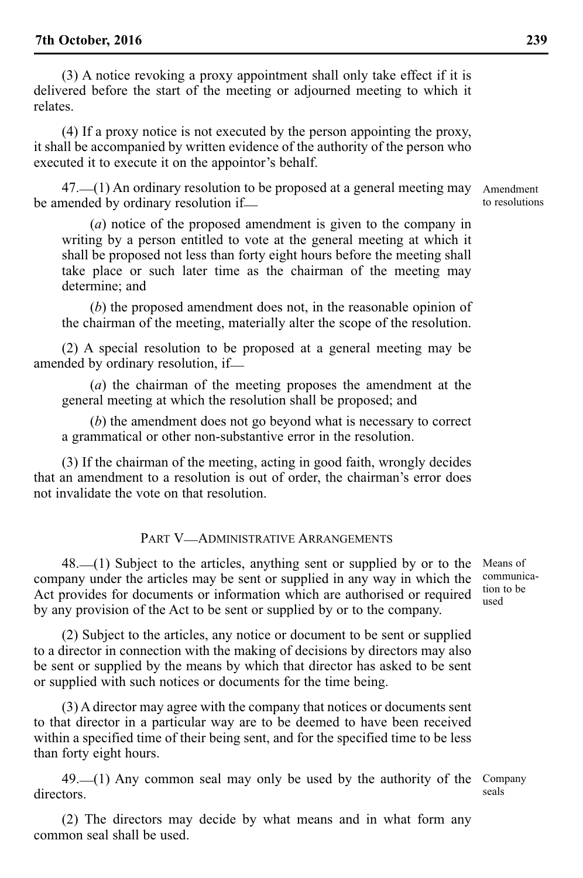(3) A notice revoking a proxy appointment shall only take effect if it is delivered before the start of the meeting or adjourned meeting to which it relates.

(4) If a proxy notice is not executed by the person appointing the proxy, it shall be accompanied by written evidence of the authority of the person who executed it to execute it on the appointor's behalf.

Amendment to resolutions

47.—(1) An ordinary resolution to be proposed at a general meeting may be amended by ordinary resolution if—

(*a*) notice of the proposed amendment is given to the company in writing by a person entitled to vote at the general meeting at which it shall be proposed not less than forty eight hours before the meeting shall take place or such later time as the chairman of the meeting may determine; and

(*b*) the proposed amendment does not, in the reasonable opinion of the chairman of the meeting, materially alter the scope of the resolution.

(2) A special resolution to be proposed at a general meeting may be amended by ordinary resolution, if—

(*a*) the chairman of the meeting proposes the amendment at the general meeting at which the resolution shall be proposed; and

(*b*) the amendment does not go beyond what is necessary to correct a grammatical or other non-substantive error in the resolution.

(3) If the chairman of the meeting, acting in good faith, wrongly decides that an amendment to a resolution is out of order, the chairman's error does not invalidate the vote on that resolution.

## PART V—ADMINISTRATIVE ARRANGEMENTS

Means of communication to be used

48.—(1) Subject to the articles, anything sent or supplied by or to the company under the articles may be sent or supplied in any way in which the Act provides for documents or information which are authorised or required by any provision of the Act to be sent or supplied by or to the company.

(2) Subject to the articles, any notice or document to be sent or supplied to a director in connection with the making of decisions by directors may also be sent or supplied by the means by which that director has asked to be sent or supplied with such notices or documents for the time being.

(3) A director may agree with the company that notices or documents sent to that director in a particular way are to be deemed to have been received within a specified time of their being sent, and for the specified time to be less than forty eight hours.

Company seals

49.—(1) Any common seal may only be used by the authority of the directors.

(2) The directors may decide by what means and in what form any common seal shall be used.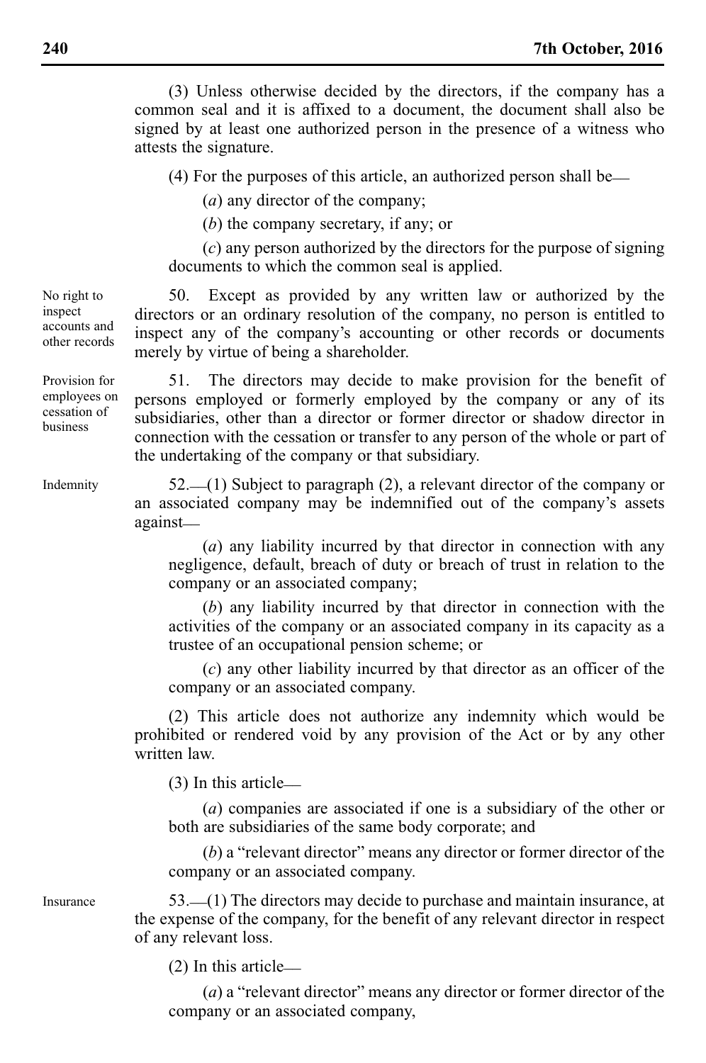(3) Unless otherwise decided by the directors, if the company has a common seal and it is affixed to a document, the document shall also be signed by at least one authorized person in the presence of a witness who attests the signature.

(4) For the purposes of this article, an authorized person shall be—

(*a*) any director of the company;

(*b*) the company secretary, if any; or

(*c*) any person authorized by the directors for the purpose of signing documents to which the common seal is applied.

*No right to inspect accounts and other records*

50. Except as provided by any written law or authorized by the directors or an ordinary resolution of the company, no person is entitled to inspect any of the company's accounting or other records or documents merely by virtue of being a shareholder.

*Provision for employees on cessation of business*

51. The directors may decide to make provision for the benefit of persons employed or formerly employed by the company or any of its subsidiaries, other than a director or former director or shadow director in connection with the cessation or transfer to any person of the whole or part of the undertaking of the company or that subsidiary.

*Indemnity*

52.—(1) Subject to paragraph (2), a relevant director of the company or an associated company may be indemnified out of the company's assets against—

(*a*) any liability incurred by that director in connection with any negligence, default, breach of duty or breach of trust in relation to the company or an associated company;

(*b*) any liability incurred by that director in connection with the activities of the company or an associated company in its capacity as a trustee of an occupational pension scheme; or

(*c*) any other liability incurred by that director as an officer of the company or an associated company.

(2) This article does not authorize any indemnity which would be prohibited or rendered void by any provision of the Act or by any other written law.

(3) In this article—

(*a*) companies are associated if one is a subsidiary of the other or both are subsidiaries of the same body corporate; and

(*b*) a "relevant director" means any director or former director of the company or an associated company.

*Insurance*

53.—(1) The directors may decide to purchase and maintain insurance, at the expense of the company, for the benefit of any relevant director in respect of any relevant loss.

(2) In this article—

(*a*) a "relevant director" means any director or former director of the company or an associated company,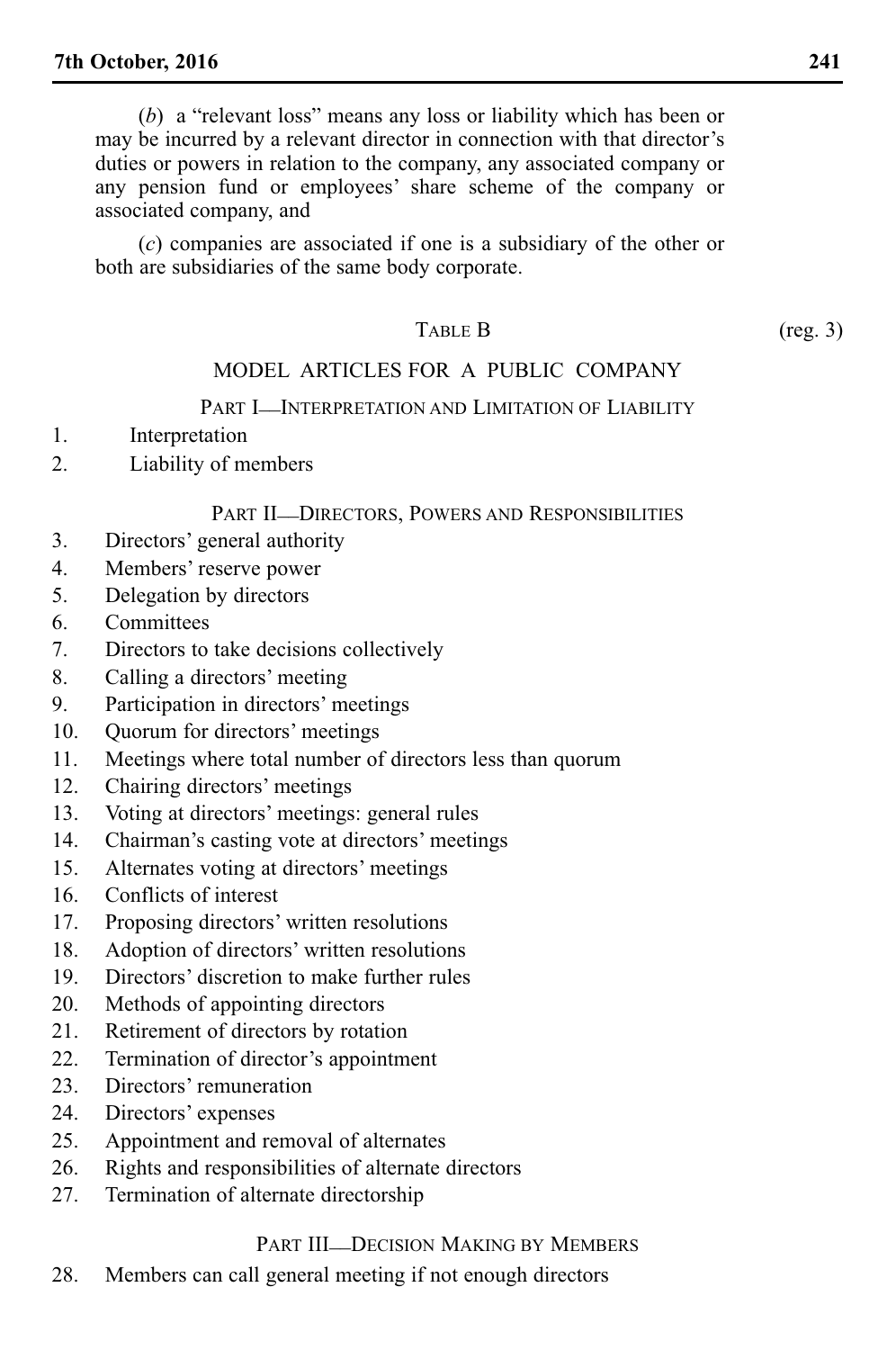(*b*) a "relevant loss" means any loss or liability which has been or may be incurred by a relevant director in connection with that director's duties or powers in relation to the company, any associated company or any pension fund or employees' share scheme of the company or associated company, and

(*c*) companies are associated if one is a subsidiary of the other or both are subsidiaries of the same body corporate.

## TABLE B (reg. 3)

## MODEL ARTICLES FOR A PUBLIC COMPANY

### PART I—INTERPRETATION AND LIMITATION OF LIABILITY

1. Interpretation
2. Liability of members

### PART II—DIRECTORS, POWERS AND RESPONSIBILITIES

3. Directors' general authority
4. Members' reserve power
5. Delegation by directors
6. Committees
7. Directors to take decisions collectively
8. Calling a directors' meeting
9. Participation in directors' meetings
10. Quorum for directors' meetings
11. Meetings where total number of directors less than quorum
12. Chairing directors' meetings
13. Voting at directors' meetings: general rules
14. Chairman's casting vote at directors' meetings
15. Alternates voting at directors' meetings
16. Conflicts of interest
17. Proposing directors' written resolutions
18. Adoption of directors' written resolutions
19. Directors' discretion to make further rules
20. Methods of appointing directors
21. Retirement of directors by rotation
22. Termination of director's appointment
23. Directors' remuneration
24. Directors' expenses
25. Appointment and removal of alternates
26. Rights and responsibilities of alternate directors
27. Termination of alternate directorship

### PART III—DECISION MAKING BY MEMBERS

28. Members can call general meeting if not enough directors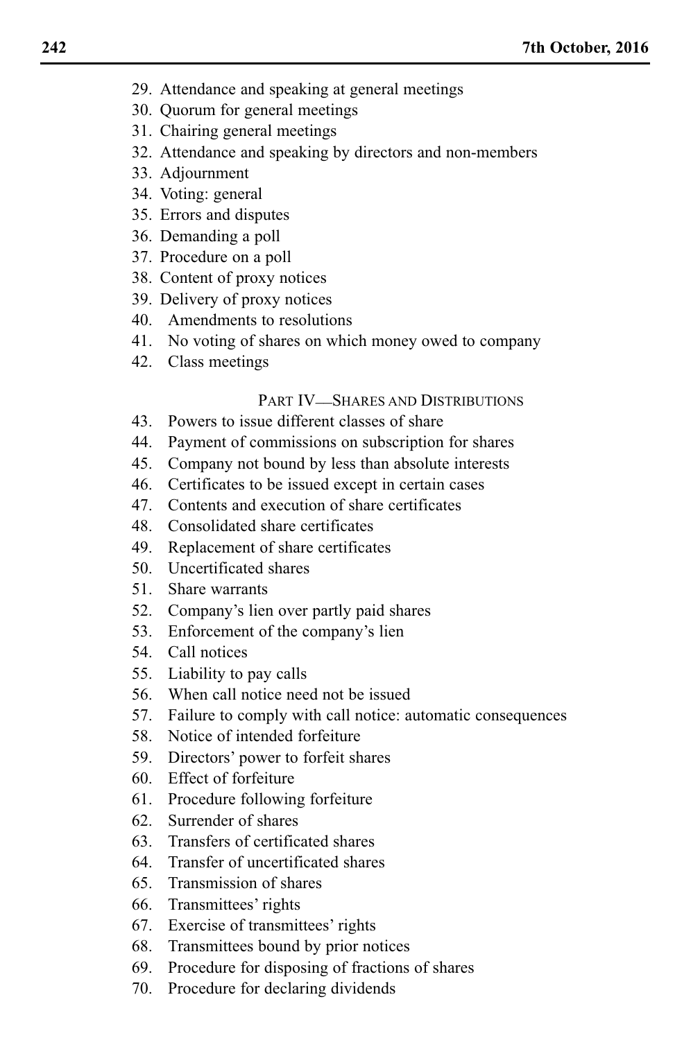29. Attendance and speaking at general meetings
30. Quorum for general meetings
31. Chairing general meetings
32. Attendance and speaking by directors and non-members
33. Adjournment
34. Voting: general
35. Errors and disputes
36. Demanding a poll
37. Procedure on a poll
38. Content of proxy notices
39. Delivery of proxy notices
40. Amendments to resolutions
41. No voting of shares on which money owed to company
42. Class meetings

PART IV—SHARES AND DISTRIBUTIONS

43. Powers to issue different classes of share
44. Payment of commissions on subscription for shares
45. Company not bound by less than absolute interests
46. Certificates to be issued except in certain cases
47. Contents and execution of share certificates
48. Consolidated share certificates
49. Replacement of share certificates
50. Uncertificated shares
51. Share warrants
52. Company's lien over partly paid shares
53. Enforcement of the company's lien
54. Call notices
55. Liability to pay calls
56. When call notice need not be issued
57. Failure to comply with call notice: automatic consequences
58. Notice of intended forfeiture
59. Directors' power to forfeit shares
60. Effect of forfeiture
61. Procedure following forfeiture
62. Surrender of shares
63. Transfers of certificated shares
64. Transfer of uncertificated shares
65. Transmission of shares
66. Transmittees' rights
67. Exercise of transmittees' rights
68. Transmittees bound by prior notices
69. Procedure for disposing of fractions of shares
70. Procedure for declaring dividends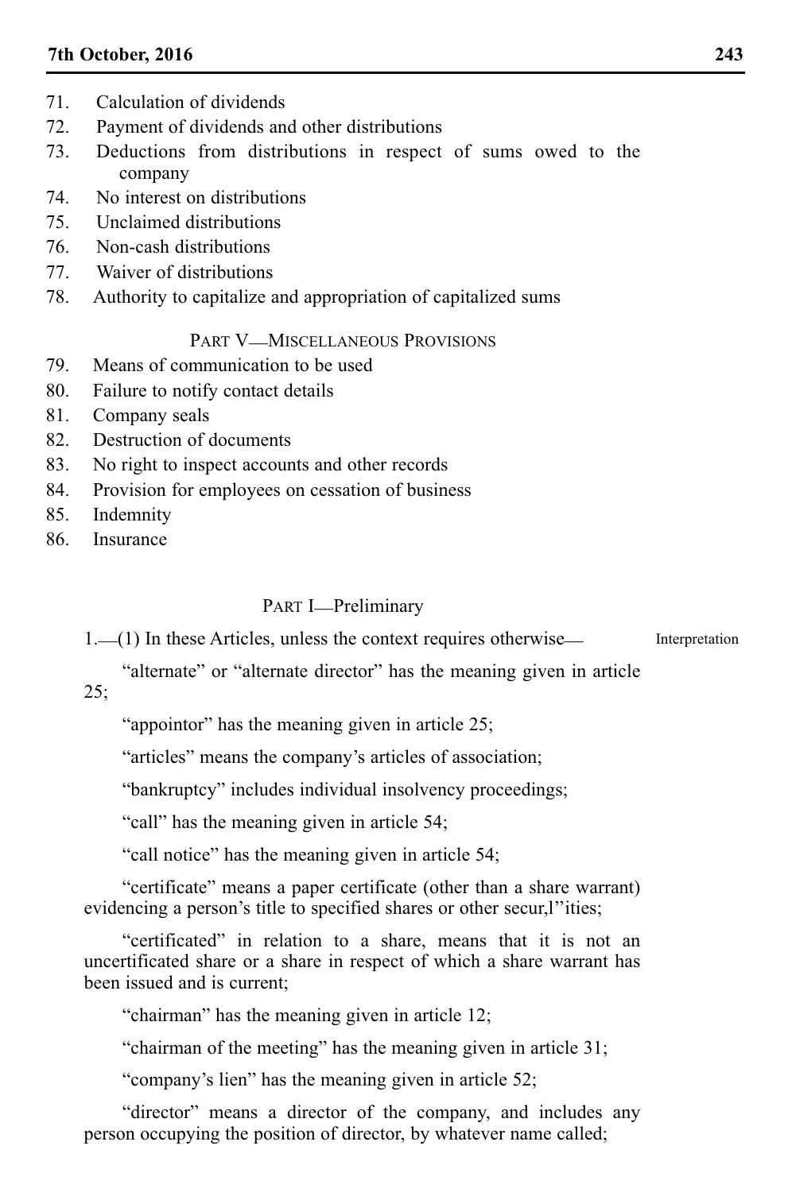71. Calculation of dividends
72. Payment of dividends and other distributions
73. Deductions from distributions in respect of sums owed to the company
74. No interest on distributions
75. Unclaimed distributions
76. Non-cash distributions
77. Waiver of distributions
78. Authority to capitalize and appropriation of capitalized sums

PART V—MISCELLANEOUS PROVISIONS

79. Means of communication to be used
80. Failure to notify contact details
81. Company seals
82. Destruction of documents
83. No right to inspect accounts and other records
84. Provision for employees on cessation of business
85. Indemnity
86. Insurance

## PART I—Preliminary

1.—(1) In these Articles, unless the context requires otherwise— Interpretation

"alternate" or "alternate director" has the meaning given in article 25;

"appointor" has the meaning given in article 25;

"articles" means the company's articles of association;

"bankruptcy" includes individual insolvency proceedings;

"call" has the meaning given in article 54;

"call notice" has the meaning given in article 54;

"certificate" means a paper certificate (other than a share warrant) evidencing a person's title to specified shares or other secur,l"ities;

"certificated" in relation to a share, means that it is not an uncertificated share or a share in respect of which a share warrant has been issued and is current;

"chairman" has the meaning given in article 12;

"chairman of the meeting" has the meaning given in article 31;

"company's lien" has the meaning given in article 52;

"director" means a director of the company, and includes any person occupying the position of director, by whatever name called;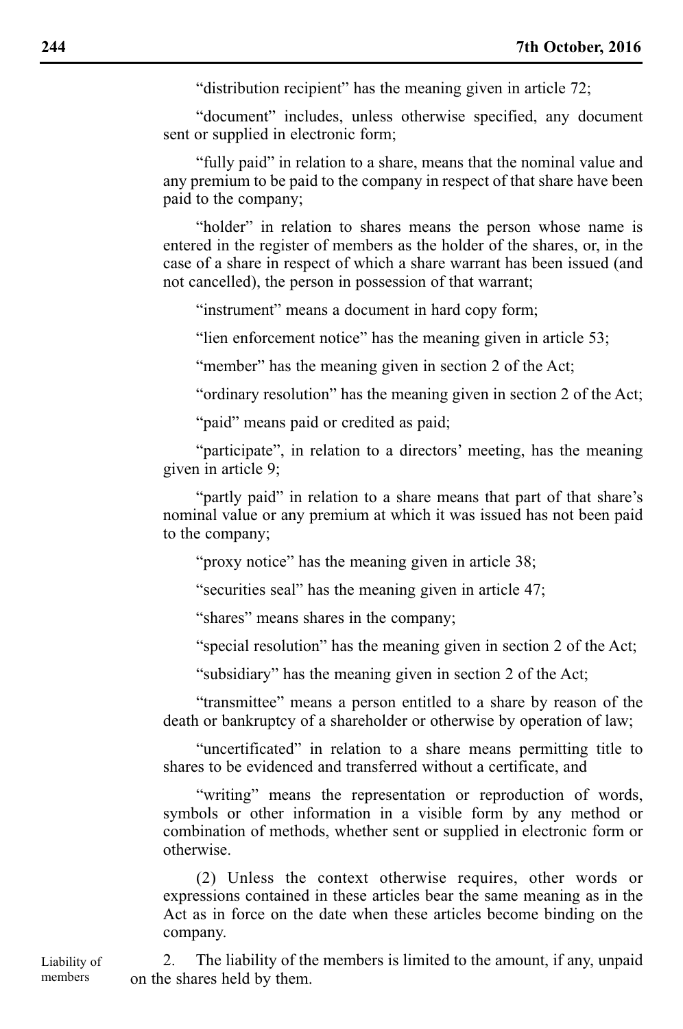"distribution recipient" has the meaning given in article 72;

"document" includes, unless otherwise specified, any document sent or supplied in electronic form;

"fully paid" in relation to a share, means that the nominal value and any premium to be paid to the company in respect of that share have been paid to the company;

"holder" in relation to shares means the person whose name is entered in the register of members as the holder of the shares, or, in the case of a share in respect of which a share warrant has been issued (and not cancelled), the person in possession of that warrant;

"instrument" means a document in hard copy form;

"lien enforcement notice" has the meaning given in article 53;

"member" has the meaning given in section 2 of the Act;

"ordinary resolution" has the meaning given in section 2 of the Act;

"paid" means paid or credited as paid;

"participate", in relation to a directors' meeting, has the meaning given in article 9;

"partly paid" in relation to a share means that part of that share's nominal value or any premium at which it was issued has not been paid to the company;

"proxy notice" has the meaning given in article 38;

"securities seal" has the meaning given in article 47;

"shares" means shares in the company;

"special resolution" has the meaning given in section 2 of the Act;

"subsidiary" has the meaning given in section 2 of the Act;

"transmittee" means a person entitled to a share by reason of the death or bankruptcy of a shareholder or otherwise by operation of law;

"uncertificated" in relation to a share means permitting title to shares to be evidenced and transferred without a certificate, and

"writing" means the representation or reproduction of words, symbols or other information in a visible form by any method or combination of methods, whether sent or supplied in electronic form or otherwise.

(2) Unless the context otherwise requires, other words or expressions contained in these articles bear the same meaning as in the Act as in force on the date when these articles become binding on the company.

Liability of members

2. The liability of the members is limited to the amount, if any, unpaid on the shares held by them.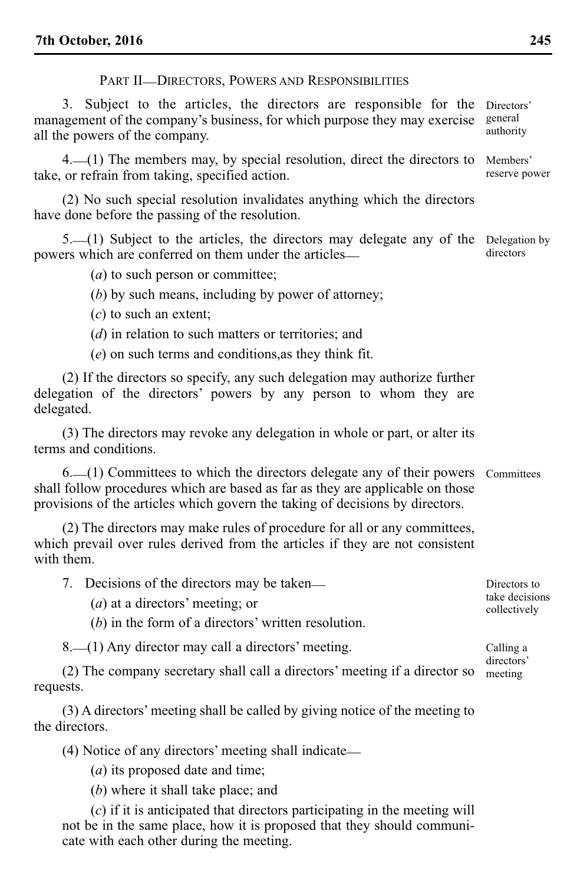## PART II—DIRECTORS, POWERS AND RESPONSIBILITIES

**Directors' general authority**

3. Subject to the articles, the directors are responsible for the management of the company's business, for which purpose they may exercise all the powers of the company.

**Members' reserve power**

4.—(1) The members may, by special resolution, direct the directors to take, or refrain from taking, specified action.

(2) No such special resolution invalidates anything which the directors have done before the passing of the resolution.

**Delegation by directors**

5.—(1) Subject to the articles, the directors may delegate any of the powers which are conferred on them under the articles—

(*a*) to such person or committee;

(*b*) by such means, including by power of attorney;

(*c*) to such an extent;

(*d*) in relation to such matters or territories; and

(*e*) on such terms and conditions,as they think fit.

(2) If the directors so specify, any such delegation may authorize further delegation of the directors' powers by any person to whom they are delegated.

(3) The directors may revoke any delegation in whole or part, or alter its terms and conditions.

**Committees**

6.—(1) Committees to which the directors delegate any of their powers shall follow procedures which are based as far as they are applicable on those provisions of the articles which govern the taking of decisions by directors.

(2) The directors may make rules of procedure for all or any committees, which prevail over rules derived from the articles if they are not consistent with them.

**Directors to take decisions collectively**

7. Decisions of the directors may be taken—

(*a*) at a directors' meeting; or

(*b*) in the form of a directors' written resolution.

**Calling a directors' meeting**

8.—(1) Any director may call a directors' meeting.

(2) The company secretary shall call a directors' meeting if a director so requests.

(3) A directors' meeting shall be called by giving notice of the meeting to the directors.

(4) Notice of any directors' meeting shall indicate—

(*a*) its proposed date and time;

(*b*) where it shall take place; and

(*c*) if it is anticipated that directors participating in the meeting will not be in the same place, how it is proposed that they should communicate with each other during the meeting.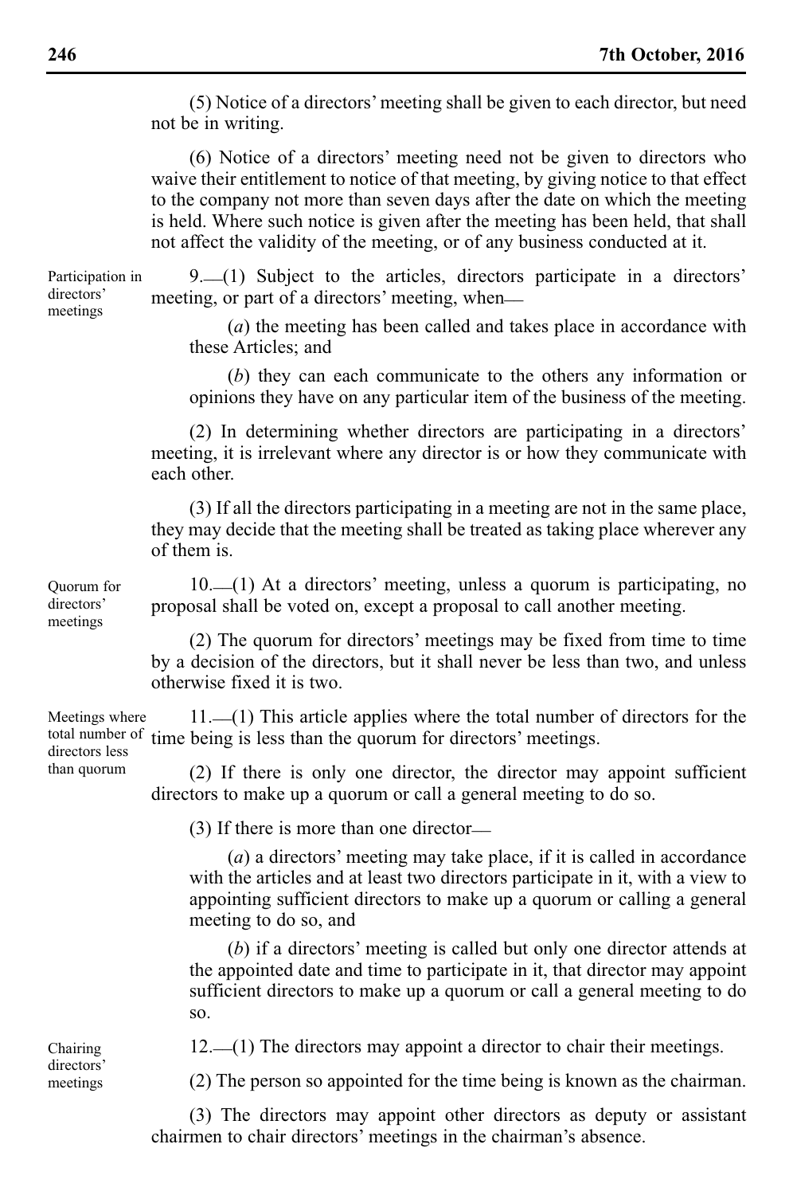(5) Notice of a directors' meeting shall be given to each director, but need not be in writing.

(6) Notice of a directors' meeting need not be given to directors who waive their entitlement to notice of that meeting, by giving notice to that effect to the company not more than seven days after the date on which the meeting is held. Where such notice is given after the meeting has been held, that shall not affect the validity of the meeting, or of any business conducted at it.

**Participation in directors' meetings**

9.—(1) Subject to the articles, directors participate in a directors' meeting, or part of a directors' meeting, when—

(*a*) the meeting has been called and takes place in accordance with these Articles; and

(*b*) they can each communicate to the others any information or opinions they have on any particular item of the business of the meeting.

(2) In determining whether directors are participating in a directors' meeting, it is irrelevant where any director is or how they communicate with each other.

(3) If all the directors participating in a meeting are not in the same place, they may decide that the meeting shall be treated as taking place wherever any of them is.

**Quorum for directors' meetings**

10.—(1) At a directors' meeting, unless a quorum is participating, no proposal shall be voted on, except a proposal to call another meeting.

(2) The quorum for directors' meetings may be fixed from time to time by a decision of the directors, but it shall never be less than two, and unless otherwise fixed it is two.

**Meetings where total number of directors less than quorum**

11.—(1) This article applies where the total number of directors for the time being is less than the quorum for directors' meetings.

(2) If there is only one director, the director may appoint sufficient directors to make up a quorum or call a general meeting to do so.

(3) If there is more than one director—

(*a*) a directors' meeting may take place, if it is called in accordance with the articles and at least two directors participate in it, with a view to appointing sufficient directors to make up a quorum or calling a general meeting to do so, and

(*b*) if a directors' meeting is called but only one director attends at the appointed date and time to participate in it, that director may appoint sufficient directors to make up a quorum or call a general meeting to do so.

**Chairing directors' meetings**

12.—(1) The directors may appoint a director to chair their meetings.

(2) The person so appointed for the time being is known as the chairman.

(3) The directors may appoint other directors as deputy or assistant chairmen to chair directors' meetings in the chairman's absence.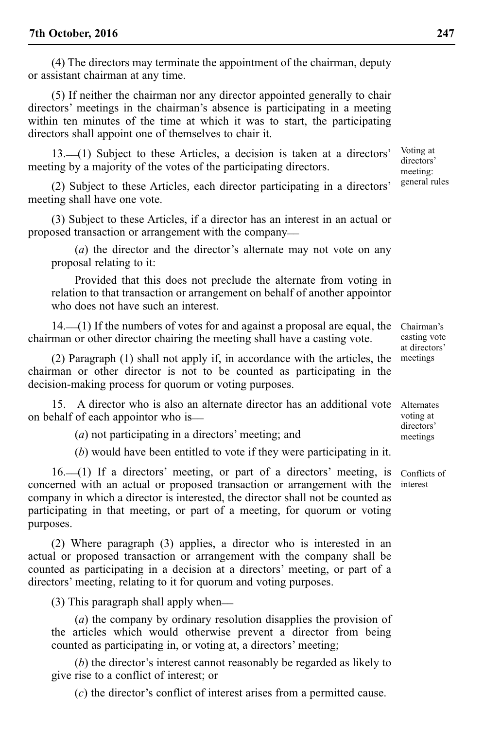(4) The directors may terminate the appointment of the chairman, deputy or assistant chairman at any time.

(5) If neither the chairman nor any director appointed generally to chair directors' meetings in the chairman's absence is participating in a meeting within ten minutes of the time at which it was to start, the participating directors shall appoint one of themselves to chair it.

*Voting at directors' meeting: general rules*

13.—(1) Subject to these Articles, a decision is taken at a directors' meeting by a majority of the votes of the participating directors.

(2) Subject to these Articles, each director participating in a directors' meeting shall have one vote.

(3) Subject to these Articles, if a director has an interest in an actual or proposed transaction or arrangement with the company—

(*a*) the director and the director's alternate may not vote on any proposal relating to it:

Provided that this does not preclude the alternate from voting in relation to that transaction or arrangement on behalf of another appointor who does not have such an interest.

*Chairman's casting vote at directors' meetings*

14.—(1) If the numbers of votes for and against a proposal are equal, the chairman or other director chairing the meeting shall have a casting vote.

(2) Paragraph (1) shall not apply if, in accordance with the articles, the chairman or other director is not to be counted as participating in the decision-making process for quorum or voting purposes.

*Alternates voting at directors' meetings*

15. A director who is also an alternate director has an additional vote on behalf of each appointor who is—

(*a*) not participating in a directors' meeting; and

(*b*) would have been entitled to vote if they were participating in it.

*Conflicts of interest*

16.—(1) If a directors' meeting, or part of a directors' meeting, is concerned with an actual or proposed transaction or arrangement with the company in which a director is interested, the director shall not be counted as participating in that meeting, or part of a meeting, for quorum or voting purposes.

(2) Where paragraph (3) applies, a director who is interested in an actual or proposed transaction or arrangement with the company shall be counted as participating in a decision at a directors' meeting, or part of a directors' meeting, relating to it for quorum and voting purposes.

(3) This paragraph shall apply when—

(*a*) the company by ordinary resolution disapplies the provision of the articles which would otherwise prevent a director from being counted as participating in, or voting at, a directors' meeting;

(*b*) the director's interest cannot reasonably be regarded as likely to give rise to a conflict of interest; or

(*c*) the director's conflict of interest arises from a permitted cause.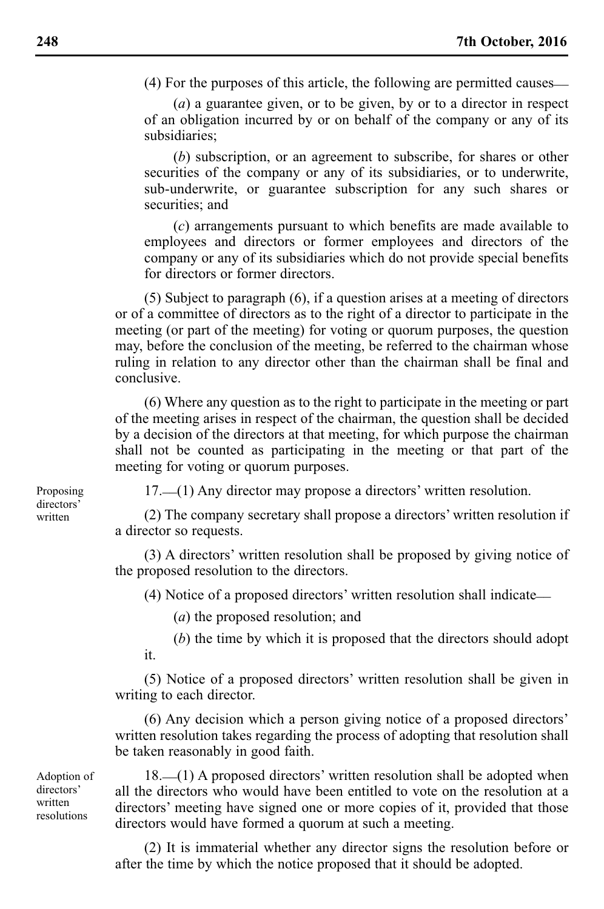(4) For the purposes of this article, the following are permitted causes—

(*a*) a guarantee given, or to be given, by or to a director in respect of an obligation incurred by or on behalf of the company or any of its subsidiaries;

(*b*) subscription, or an agreement to subscribe, for shares or other securities of the company or any of its subsidiaries, or to underwrite, sub-underwrite, or guarantee subscription for any such shares or securities; and

(*c*) arrangements pursuant to which benefits are made available to employees and directors or former employees and directors of the company or any of its subsidiaries which do not provide special benefits for directors or former directors.

(5) Subject to paragraph (6), if a question arises at a meeting of directors or of a committee of directors as to the right of a director to participate in the meeting (or part of the meeting) for voting or quorum purposes, the question may, before the conclusion of the meeting, be referred to the chairman whose ruling in relation to any director other than the chairman shall be final and conclusive.

(6) Where any question as to the right to participate in the meeting or part of the meeting arises in respect of the chairman, the question shall be decided by a decision of the directors at that meeting, for which purpose the chairman shall not be counted as participating in the meeting or that part of the meeting for voting or quorum purposes.

Proposing directors' written

17.—(1) Any director may propose a directors' written resolution.

(2) The company secretary shall propose a directors' written resolution if a director so requests.

(3) A directors' written resolution shall be proposed by giving notice of the proposed resolution to the directors.

(4) Notice of a proposed directors' written resolution shall indicate—

(*a*) the proposed resolution; and

(*b*) the time by which it is proposed that the directors should adopt it.

(5) Notice of a proposed directors' written resolution shall be given in writing to each director.

(6) Any decision which a person giving notice of a proposed directors' written resolution takes regarding the process of adopting that resolution shall be taken reasonably in good faith.

Adoption of directors' written resolutions

18.—(1) A proposed directors' written resolution shall be adopted when all the directors who would have been entitled to vote on the resolution at a directors' meeting have signed one or more copies of it, provided that those directors would have formed a quorum at such a meeting.

(2) It is immaterial whether any director signs the resolution before or after the time by which the notice proposed that it should be adopted.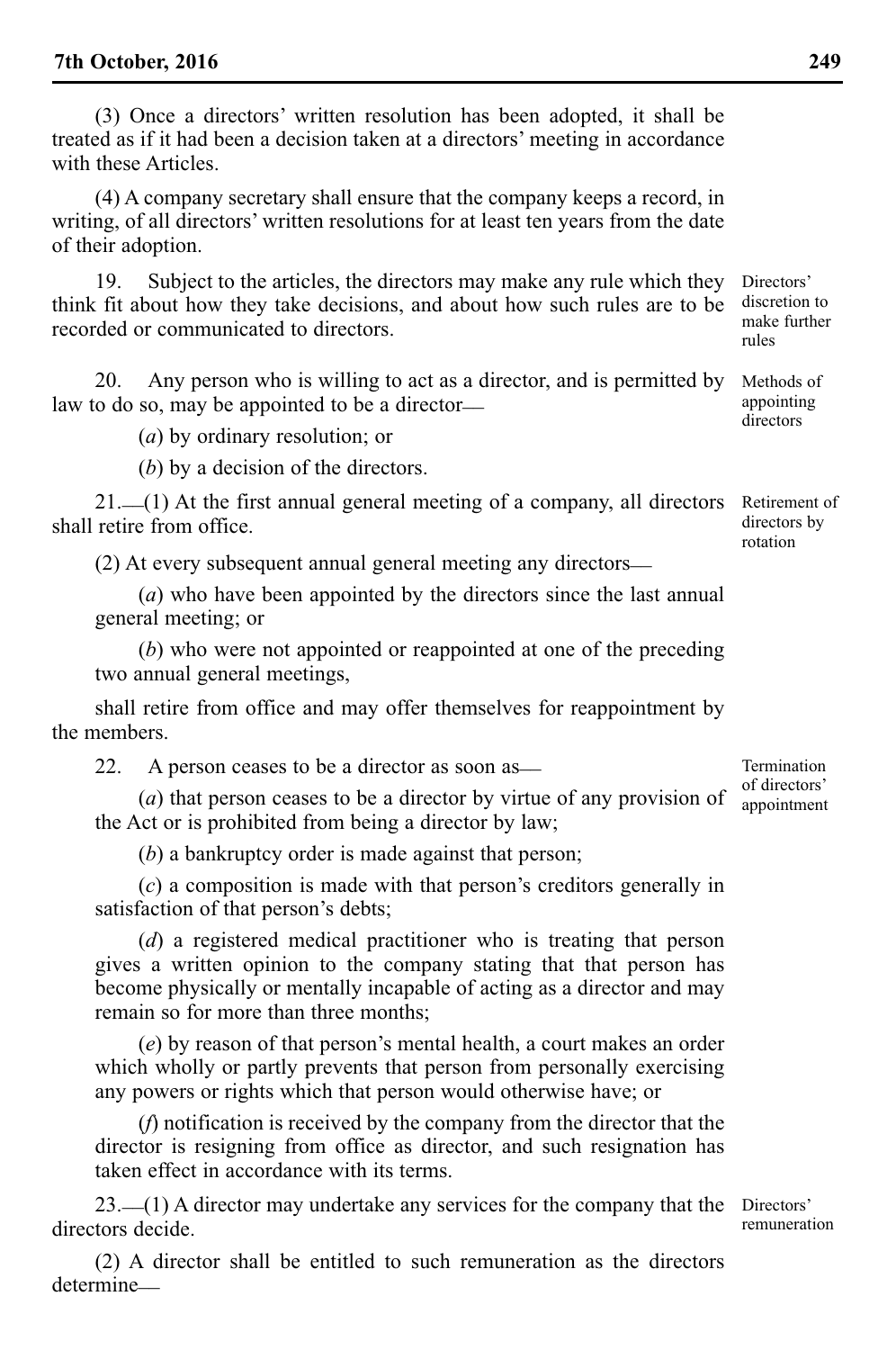(3) Once a directors' written resolution has been adopted, it shall be treated as if it had been a decision taken at a directors' meeting in accordance with these Articles.

(4) A company secretary shall ensure that the company keeps a record, in writing, of all directors' written resolutions for at least ten years from the date of their adoption.

Directors' discretion to make further rules

19. Subject to the articles, the directors may make any rule which they think fit about how they take decisions, and about how such rules are to be recorded or communicated to directors.

Methods of appointing directors

20. Any person who is willing to act as a director, and is permitted by law to do so, may be appointed to be a director—

(*a*) by ordinary resolution; or

(*b*) by a decision of the directors.

Retirement of directors by rotation

21.—(1) At the first annual general meeting of a company, all directors shall retire from office.

(2) At every subsequent annual general meeting any directors—

(*a*) who have been appointed by the directors since the last annual general meeting; or

(*b*) who were not appointed or reappointed at one of the preceding two annual general meetings,

shall retire from office and may offer themselves for reappointment by the members.

Termination of directors' appointment

22. A person ceases to be a director as soon as—

(*a*) that person ceases to be a director by virtue of any provision of the Act or is prohibited from being a director by law;

(*b*) a bankruptcy order is made against that person;

(*c*) a composition is made with that person's creditors generally in satisfaction of that person's debts;

(*d*) a registered medical practitioner who is treating that person gives a written opinion to the company stating that that person has become physically or mentally incapable of acting as a director and may remain so for more than three months;

(*e*) by reason of that person's mental health, a court makes an order which wholly or partly prevents that person from personally exercising any powers or rights which that person would otherwise have; or

(*f*) notification is received by the company from the director that the director is resigning from office as director, and such resignation has taken effect in accordance with its terms.

Directors' remuneration

23.—(1) A director may undertake any services for the company that the directors decide.

(2) A director shall be entitled to such remuneration as the directors determine—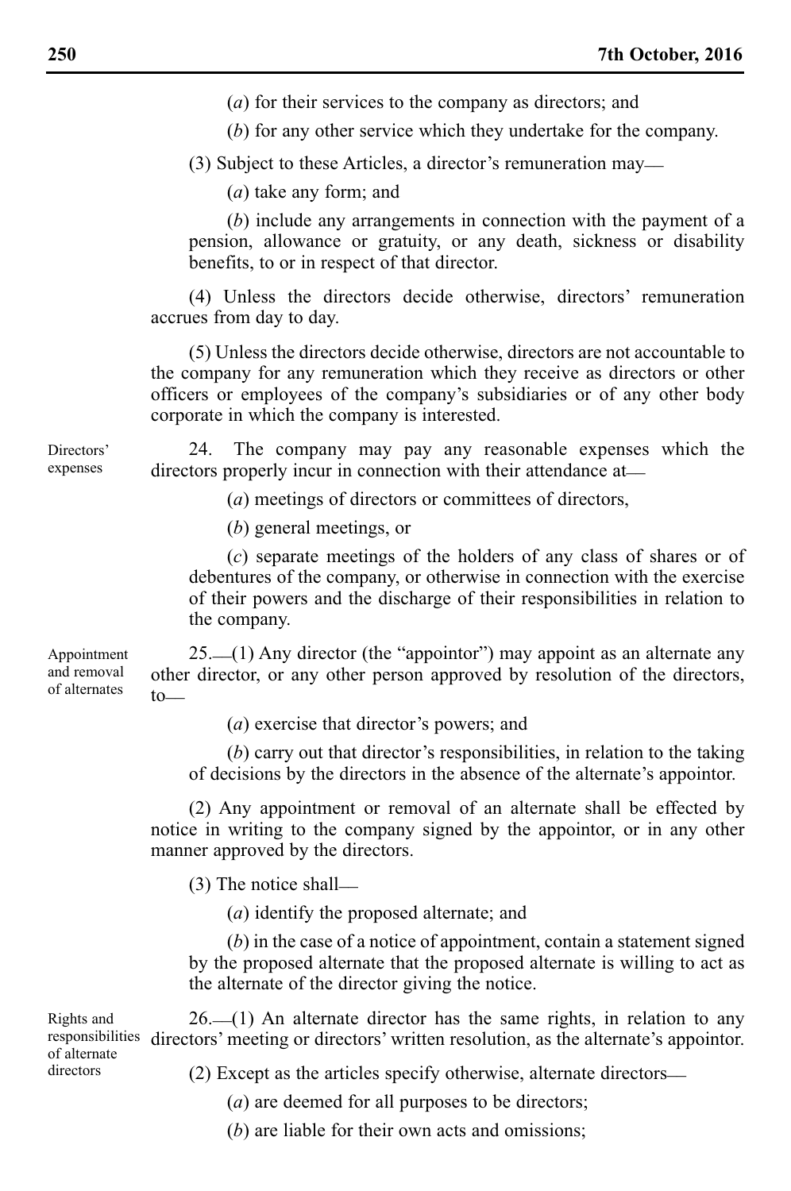(*a*) for their services to the company as directors; and

(*b*) for any other service which they undertake for the company.

(3) Subject to these Articles, a director's remuneration may—

(*a*) take any form; and

(*b*) include any arrangements in connection with the payment of a pension, allowance or gratuity, or any death, sickness or disability benefits, to or in respect of that director.

(4) Unless the directors decide otherwise, directors' remuneration accrues from day to day.

(5) Unless the directors decide otherwise, directors are not accountable to the company for any remuneration which they receive as directors or other officers or employees of the company's subsidiaries or of any other body corporate in which the company is interested.

Directors' expenses

24. The company may pay any reasonable expenses which the directors properly incur in connection with their attendance at—

(*a*) meetings of directors or committees of directors,

(*b*) general meetings, or

(*c*) separate meetings of the holders of any class of shares or of debentures of the company, or otherwise in connection with the exercise of their powers and the discharge of their responsibilities in relation to the company.

Appointment and removal of alternates

25.—(1) Any director (the "appointor") may appoint as an alternate any other director, or any other person approved by resolution of the directors, to—

(*a*) exercise that director's powers; and

(*b*) carry out that director's responsibilities, in relation to the taking of decisions by the directors in the absence of the alternate's appointor.

(2) Any appointment or removal of an alternate shall be effected by notice in writing to the company signed by the appointor, or in any other manner approved by the directors.

(3) The notice shall—

(*a*) identify the proposed alternate; and

(*b*) in the case of a notice of appointment, contain a statement signed by the proposed alternate that the proposed alternate is willing to act as the alternate of the director giving the notice.

Rights and responsibilities of alternate directors

26.—(1) An alternate director has the same rights, in relation to any directors' meeting or directors' written resolution, as the alternate's appointor.

(2) Except as the articles specify otherwise, alternate directors—

(*a*) are deemed for all purposes to be directors;

(*b*) are liable for their own acts and omissions;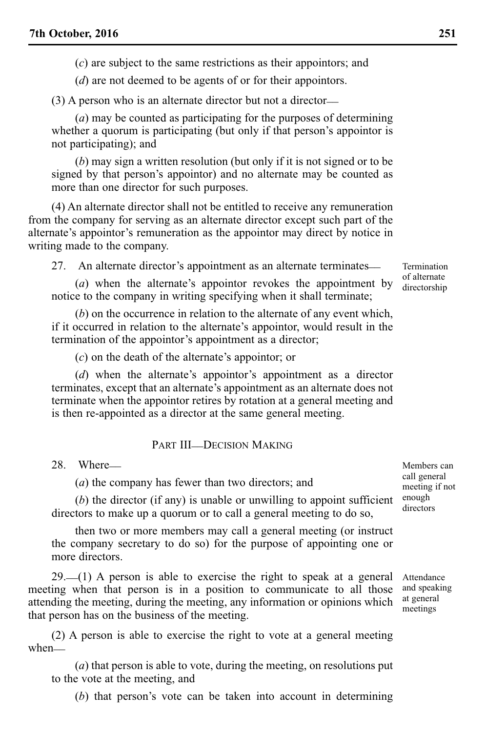(*c*) are subject to the same restrictions as their appointors; and

(*d*) are not deemed to be agents of or for their appointors.

(3) A person who is an alternate director but not a director—

(*a*) may be counted as participating for the purposes of determining whether a quorum is participating (but only if that person's appointor is not participating); and

(*b*) may sign a written resolution (but only if it is not signed or to be signed by that person's appointor) and no alternate may be counted as more than one director for such purposes.

(4) An alternate director shall not be entitled to receive any remuneration from the company for serving as an alternate director except such part of the alternate's appointor's remuneration as the appointor may direct by notice in writing made to the company.

Termination of alternate directorship

27. An alternate director's appointment as an alternate terminates—

(*a*) when the alternate's appointor revokes the appointment by notice to the company in writing specifying when it shall terminate;

(*b*) on the occurrence in relation to the alternate of any event which, if it occurred in relation to the alternate's appointor, would result in the termination of the appointor's appointment as a director;

(*c*) on the death of the alternate's appointor; or

(*d*) when the alternate's appointor's appointment as a director terminates, except that an alternate's appointment as an alternate does not terminate when the appointor retires by rotation at a general meeting and is then re-appointed as a director at the same general meeting.

## PART III—DECISION MAKING

Members can call general meeting if not enough directors

28. Where—

(*a*) the company has fewer than two directors; and

(*b*) the director (if any) is unable or unwilling to appoint sufficient directors to make up a quorum or to call a general meeting to do so,

then two or more members may call a general meeting (or instruct the company secretary to do so) for the purpose of appointing one or more directors.

Attendance and speaking at general meetings

29.—(1) A person is able to exercise the right to speak at a general meeting when that person is in a position to communicate to all those attending the meeting, during the meeting, any information or opinions which that person has on the business of the meeting.

(2) A person is able to exercise the right to vote at a general meeting when—

(*a*) that person is able to vote, during the meeting, on resolutions put to the vote at the meeting, and

(*b*) that person's vote can be taken into account in determining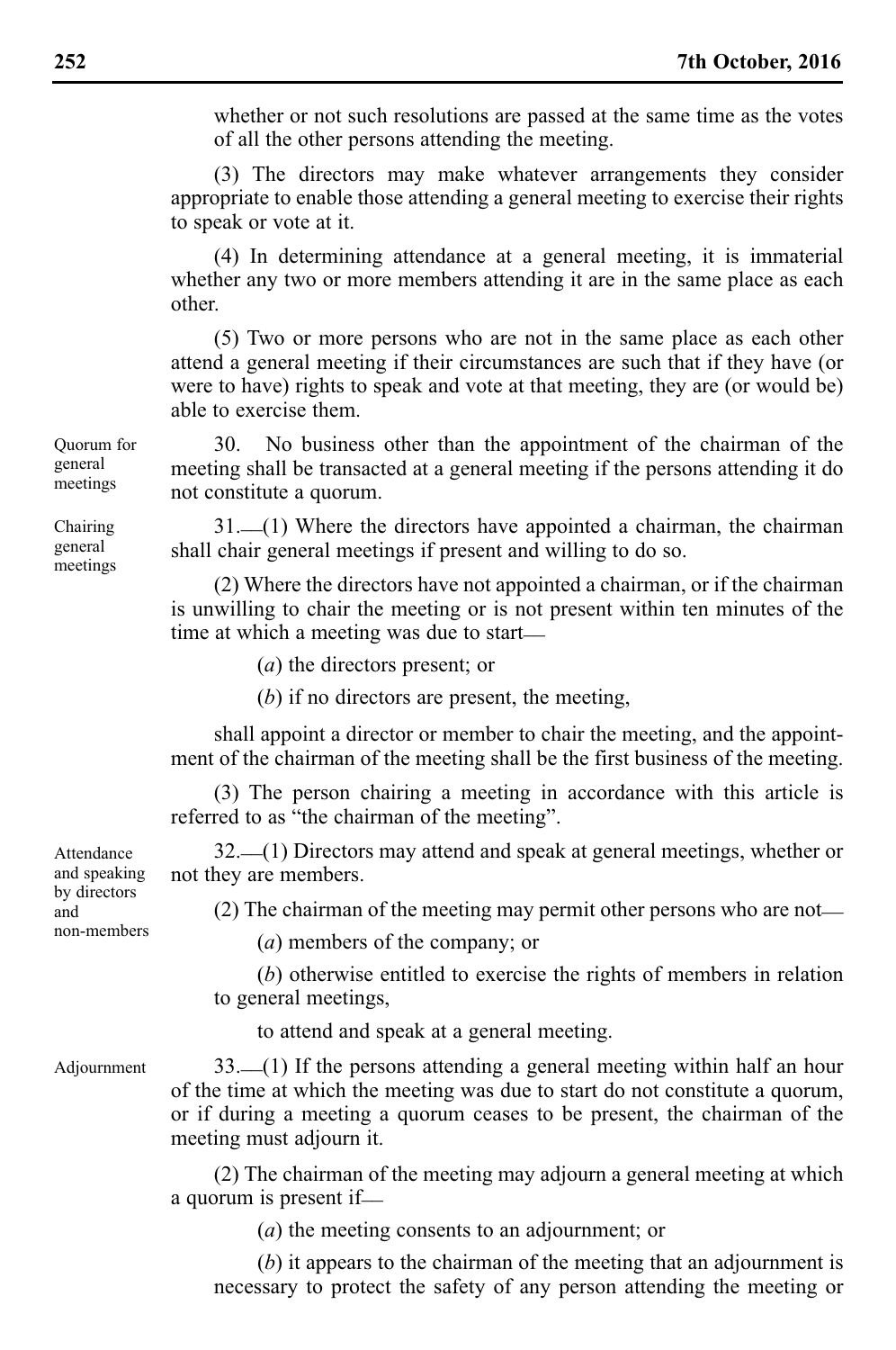whether or not such resolutions are passed at the same time as the votes of all the other persons attending the meeting.

(3) The directors may make whatever arrangements they consider appropriate to enable those attending a general meeting to exercise their rights to speak or vote at it.

(4) In determining attendance at a general meeting, it is immaterial whether any two or more members attending it are in the same place as each other.

(5) Two or more persons who are not in the same place as each other attend a general meeting if their circumstances are such that if they have (or were to have) rights to speak and vote at that meeting, they are (or would be) able to exercise them.

Quorum for general meetings

30. No business other than the appointment of the chairman of the meeting shall be transacted at a general meeting if the persons attending it do not constitute a quorum.

Chairing general meetings

31.—(1) Where the directors have appointed a chairman, the chairman shall chair general meetings if present and willing to do so.

(2) Where the directors have not appointed a chairman, or if the chairman is unwilling to chair the meeting or is not present within ten minutes of the time at which a meeting was due to start—

(*a*) the directors present; or

(*b*) if no directors are present, the meeting,

shall appoint a director or member to chair the meeting, and the appointment of the chairman of the meeting shall be the first business of the meeting.

(3) The person chairing a meeting in accordance with this article is referred to as "the chairman of the meeting".

Attendance and speaking by directors and non-members

32.—(1) Directors may attend and speak at general meetings, whether or not they are members.

(2) The chairman of the meeting may permit other persons who are not—

(*a*) members of the company; or

(*b*) otherwise entitled to exercise the rights of members in relation to general meetings,

to attend and speak at a general meeting.

Adjournment

33.—(1) If the persons attending a general meeting within half an hour of the time at which the meeting was due to start do not constitute a quorum, or if during a meeting a quorum ceases to be present, the chairman of the meeting must adjourn it.

(2) The chairman of the meeting may adjourn a general meeting at which a quorum is present if—

(*a*) the meeting consents to an adjournment; or

(*b*) it appears to the chairman of the meeting that an adjournment is necessary to protect the safety of any person attending the meeting or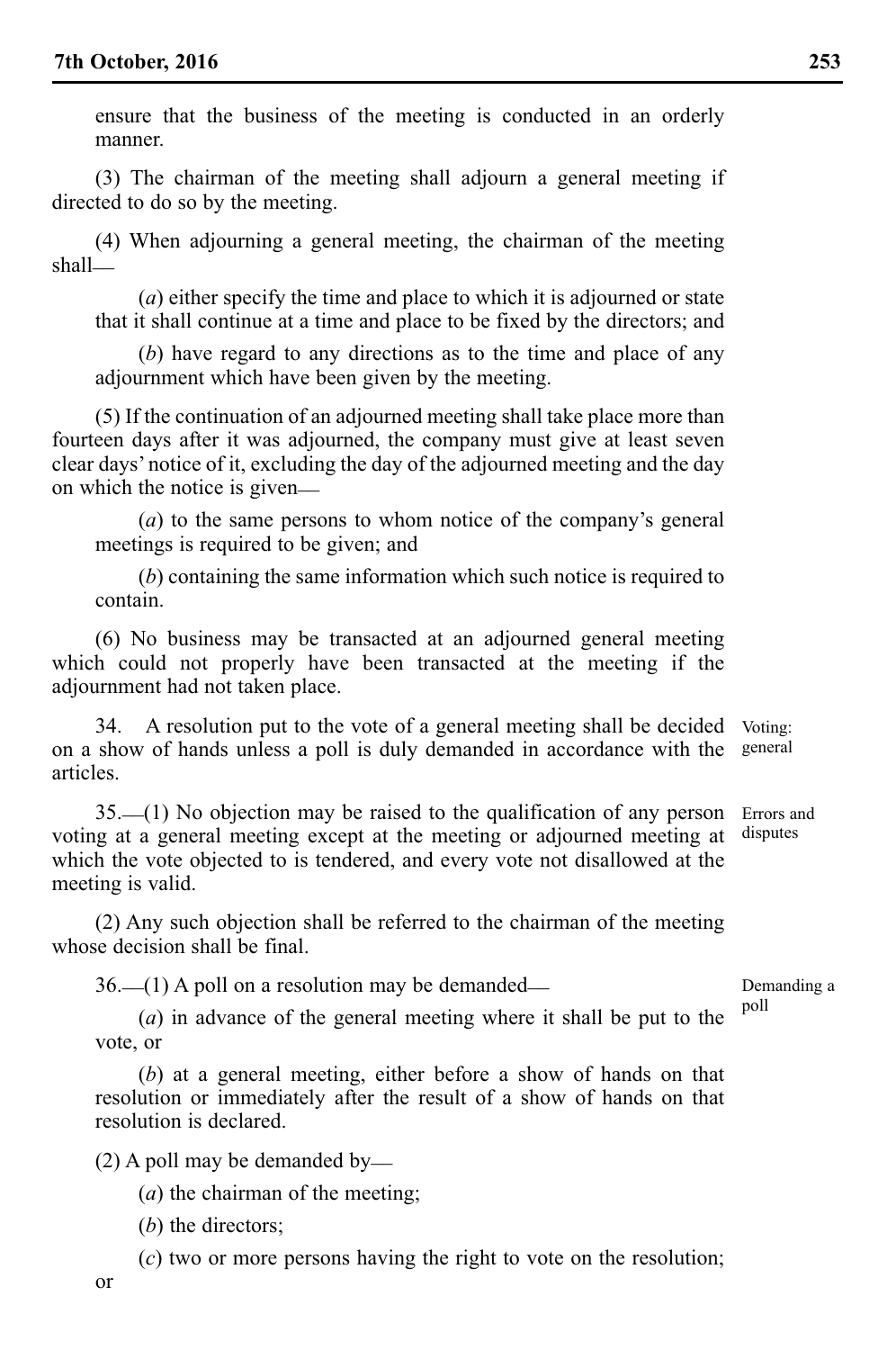ensure that the business of the meeting is conducted in an orderly manner.

(3) The chairman of the meeting shall adjourn a general meeting if directed to do so by the meeting.

(4) When adjourning a general meeting, the chairman of the meeting shall—

(*a*) either specify the time and place to which it is adjourned or state that it shall continue at a time and place to be fixed by the directors; and

(*b*) have regard to any directions as to the time and place of any adjournment which have been given by the meeting.

(5) If the continuation of an adjourned meeting shall take place more than fourteen days after it was adjourned, the company must give at least seven clear days' notice of it, excluding the day of the adjourned meeting and the day on which the notice is given—

(*a*) to the same persons to whom notice of the company's general meetings is required to be given; and

(*b*) containing the same information which such notice is required to contain.

(6) No business may be transacted at an adjourned general meeting which could not properly have been transacted at the meeting if the adjournment had not taken place.

Voting: general

34. A resolution put to the vote of a general meeting shall be decided on a show of hands unless a poll is duly demanded in accordance with the articles.

Errors and disputes

35.—(1) No objection may be raised to the qualification of any person voting at a general meeting except at the meeting or adjourned meeting at which the vote objected to is tendered, and every vote not disallowed at the meeting is valid.

(2) Any such objection shall be referred to the chairman of the meeting whose decision shall be final.

Demanding a poll

36.—(1) A poll on a resolution may be demanded—

(*a*) in advance of the general meeting where it shall be put to the vote, or

(*b*) at a general meeting, either before a show of hands on that resolution or immediately after the result of a show of hands on that resolution is declared.

(2) A poll may be demanded by—

(*a*) the chairman of the meeting;

(*b*) the directors;

(*c*) two or more persons having the right to vote on the resolution; or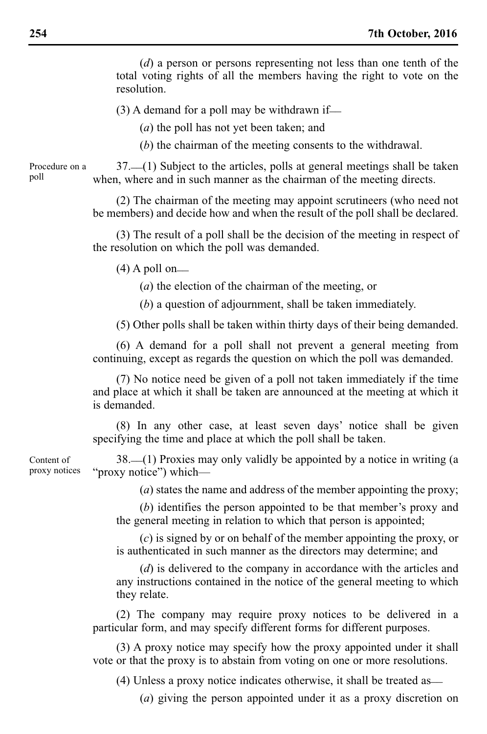(*d*) a person or persons representing not less than one tenth of the total voting rights of all the members having the right to vote on the resolution.

(3) A demand for a poll may be withdrawn if—

(*a*) the poll has not yet been taken; and

(*b*) the chairman of the meeting consents to the withdrawal.

Procedure on a poll

37.—(1) Subject to the articles, polls at general meetings shall be taken when, where and in such manner as the chairman of the meeting directs.

(2) The chairman of the meeting may appoint scrutineers (who need not be members) and decide how and when the result of the poll shall be declared.

(3) The result of a poll shall be the decision of the meeting in respect of the resolution on which the poll was demanded.

(4) A poll on—

(*a*) the election of the chairman of the meeting, or

(*b*) a question of adjournment, shall be taken immediately.

(5) Other polls shall be taken within thirty days of their being demanded.

(6) A demand for a poll shall not prevent a general meeting from continuing, except as regards the question on which the poll was demanded.

(7) No notice need be given of a poll not taken immediately if the time and place at which it shall be taken are announced at the meeting at which it is demanded.

(8) In any other case, at least seven days' notice shall be given specifying the time and place at which the poll shall be taken.

Content of proxy notices

38.—(1) Proxies may only validly be appointed by a notice in writing (a "proxy notice") which—

(*a*) states the name and address of the member appointing the proxy;

(*b*) identifies the person appointed to be that member's proxy and the general meeting in relation to which that person is appointed;

(*c*) is signed by or on behalf of the member appointing the proxy, or is authenticated in such manner as the directors may determine; and

(*d*) is delivered to the company in accordance with the articles and any instructions contained in the notice of the general meeting to which they relate.

(2) The company may require proxy notices to be delivered in a particular form, and may specify different forms for different purposes.

(3) A proxy notice may specify how the proxy appointed under it shall vote or that the proxy is to abstain from voting on one or more resolutions.

(4) Unless a proxy notice indicates otherwise, it shall be treated as—

(*a*) giving the person appointed under it as a proxy discretion on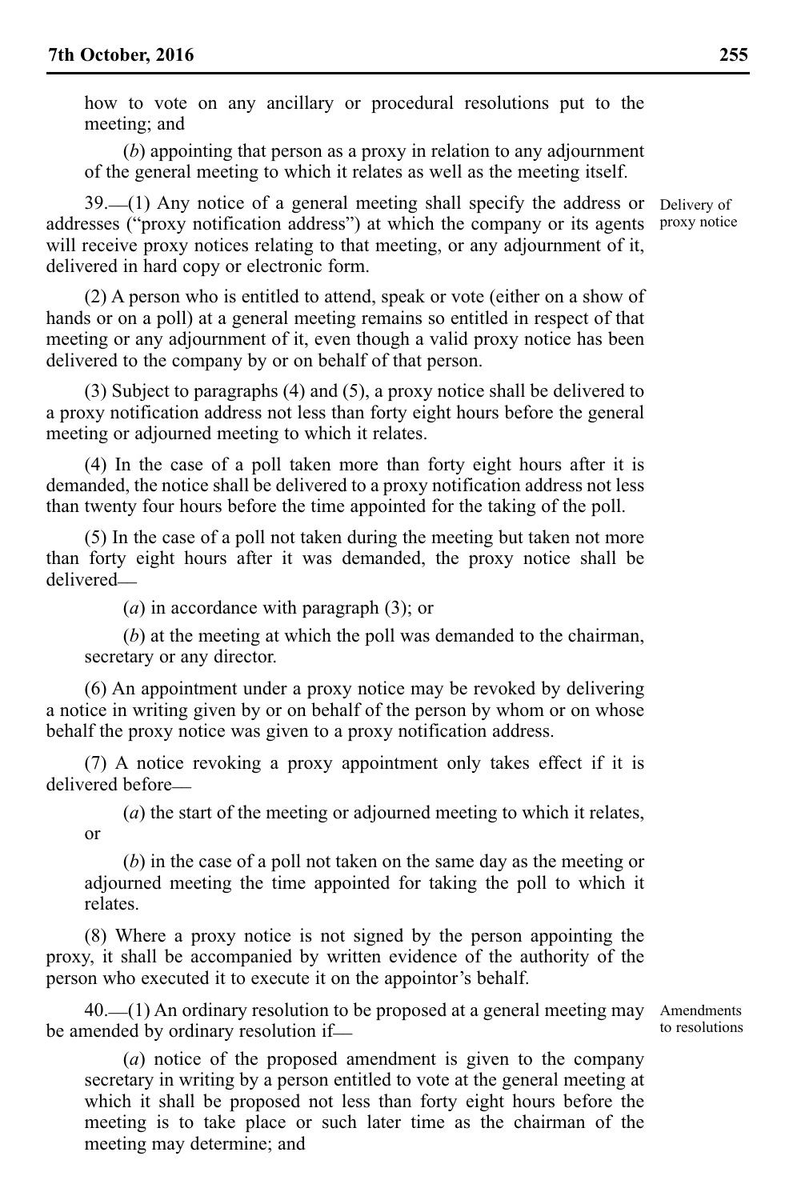how to vote on any ancillary or procedural resolutions put to the meeting; and

(*b*) appointing that person as a proxy in relation to any adjournment of the general meeting to which it relates as well as the meeting itself.

Delivery of proxy notice

39.—(1) Any notice of a general meeting shall specify the address or addresses ("proxy notification address") at which the company or its agents will receive proxy notices relating to that meeting, or any adjournment of it, delivered in hard copy or electronic form.

(2) A person who is entitled to attend, speak or vote (either on a show of hands or on a poll) at a general meeting remains so entitled in respect of that meeting or any adjournment of it, even though a valid proxy notice has been delivered to the company by or on behalf of that person.

(3) Subject to paragraphs (4) and (5), a proxy notice shall be delivered to a proxy notification address not less than forty eight hours before the general meeting or adjourned meeting to which it relates.

(4) In the case of a poll taken more than forty eight hours after it is demanded, the notice shall be delivered to a proxy notification address not less than twenty four hours before the time appointed for the taking of the poll.

(5) In the case of a poll not taken during the meeting but taken not more than forty eight hours after it was demanded, the proxy notice shall be delivered—

(*a*) in accordance with paragraph (3); or

(*b*) at the meeting at which the poll was demanded to the chairman, secretary or any director.

(6) An appointment under a proxy notice may be revoked by delivering a notice in writing given by or on behalf of the person by whom or on whose behalf the proxy notice was given to a proxy notification address.

(7) A notice revoking a proxy appointment only takes effect if it is delivered before—

(*a*) the start of the meeting or adjourned meeting to which it relates, or

(*b*) in the case of a poll not taken on the same day as the meeting or adjourned meeting the time appointed for taking the poll to which it relates.

(8) Where a proxy notice is not signed by the person appointing the proxy, it shall be accompanied by written evidence of the authority of the person who executed it to execute it on the appointor's behalf.

Amendments to resolutions

40.—(1) An ordinary resolution to be proposed at a general meeting may be amended by ordinary resolution if—

(*a*) notice of the proposed amendment is given to the company secretary in writing by a person entitled to vote at the general meeting at which it shall be proposed not less than forty eight hours before the meeting is to take place or such later time as the chairman of the meeting may determine; and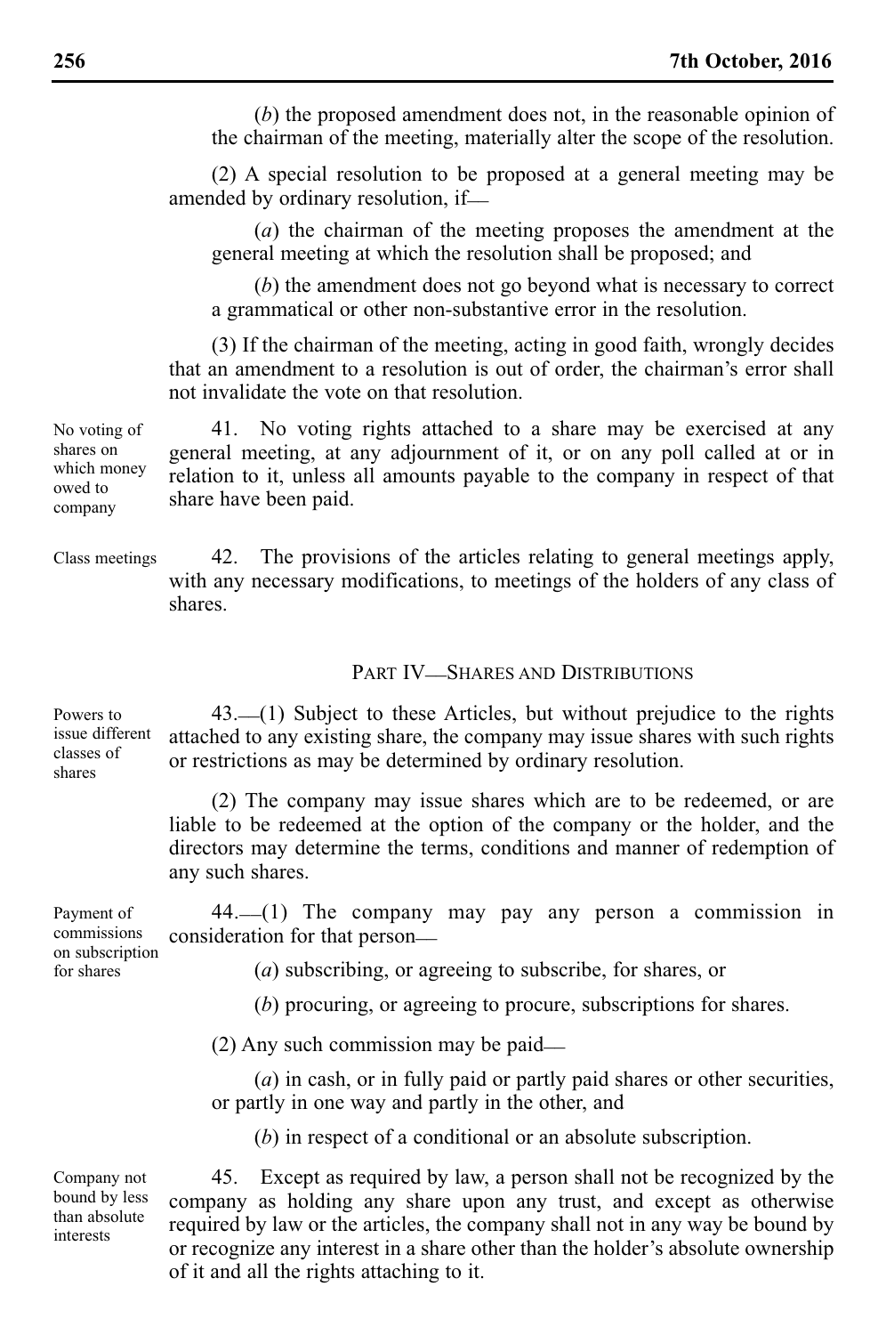(*b*) the proposed amendment does not, in the reasonable opinion of the chairman of the meeting, materially alter the scope of the resolution.

(2) A special resolution to be proposed at a general meeting may be amended by ordinary resolution, if—

(*a*) the chairman of the meeting proposes the amendment at the general meeting at which the resolution shall be proposed; and

(*b*) the amendment does not go beyond what is necessary to correct a grammatical or other non-substantive error in the resolution.

(3) If the chairman of the meeting, acting in good faith, wrongly decides that an amendment to a resolution is out of order, the chairman's error shall not invalidate the vote on that resolution.

No voting of shares on which money owed to company

41. No voting rights attached to a share may be exercised at any general meeting, at any adjournment of it, or on any poll called at or in relation to it, unless all amounts payable to the company in respect of that share have been paid.

Class meetings

42. The provisions of the articles relating to general meetings apply, with any necessary modifications, to meetings of the holders of any class of shares.

## PART IV—SHARES AND DISTRIBUTIONS

Powers to issue different classes of shares

43.—(1) Subject to these Articles, but without prejudice to the rights attached to any existing share, the company may issue shares with such rights or restrictions as may be determined by ordinary resolution.

(2) The company may issue shares which are to be redeemed, or are liable to be redeemed at the option of the company or the holder, and the directors may determine the terms, conditions and manner of redemption of any such shares.

Payment of commissions on subscription for shares

44.—(1) The company may pay any person a commission in consideration for that person—

(*a*) subscribing, or agreeing to subscribe, for shares, or

(*b*) procuring, or agreeing to procure, subscriptions for shares.

(2) Any such commission may be paid—

(*a*) in cash, or in fully paid or partly paid shares or other securities, or partly in one way and partly in the other, and

(*b*) in respect of a conditional or an absolute subscription.

Company not bound by less than absolute interests

45. Except as required by law, a person shall not be recognized by the company as holding any share upon any trust, and except as otherwise required by law or the articles, the company shall not in any way be bound by or recognize any interest in a share other than the holder's absolute ownership of it and all the rights attaching to it.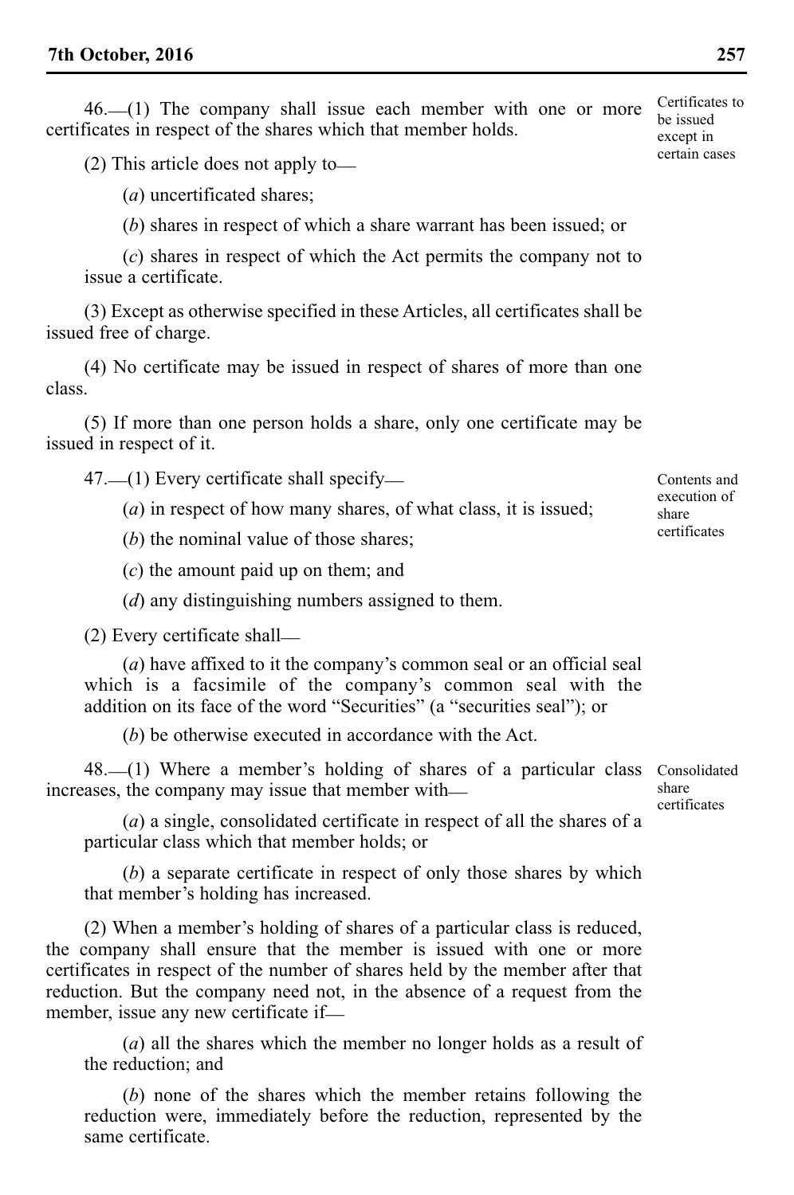*Certificates to be issued except in certain cases*

46.—(1) The company shall issue each member with one or more certificates in respect of the shares which that member holds.

(2) This article does not apply to—

(*a*) uncertificated shares;

(*b*) shares in respect of which a share warrant has been issued; or

(*c*) shares in respect of which the Act permits the company not to issue a certificate.

(3) Except as otherwise specified in these Articles, all certificates shall be issued free of charge.

(4) No certificate may be issued in respect of shares of more than one class.

(5) If more than one person holds a share, only one certificate may be issued in respect of it.

*Contents and execution of share certificates*

47.—(1) Every certificate shall specify—

(*a*) in respect of how many shares, of what class, it is issued;

(*b*) the nominal value of those shares;

(*c*) the amount paid up on them; and

(*d*) any distinguishing numbers assigned to them.

(2) Every certificate shall—

(*a*) have affixed to it the company's common seal or an official seal which is a facsimile of the company's common seal with the addition on its face of the word "Securities" (a "securities seal"); or

(*b*) be otherwise executed in accordance with the Act.

*Consolidated share certificates*

48.—(1) Where a member's holding of shares of a particular class increases, the company may issue that member with—

(*a*) a single, consolidated certificate in respect of all the shares of a particular class which that member holds; or

(*b*) a separate certificate in respect of only those shares by which that member's holding has increased.

(2) When a member's holding of shares of a particular class is reduced, the company shall ensure that the member is issued with one or more certificates in respect of the number of shares held by the member after that reduction. But the company need not, in the absence of a request from the member, issue any new certificate if—

(*a*) all the shares which the member no longer holds as a result of the reduction; and

(*b*) none of the shares which the member retains following the reduction were, immediately before the reduction, represented by the same certificate.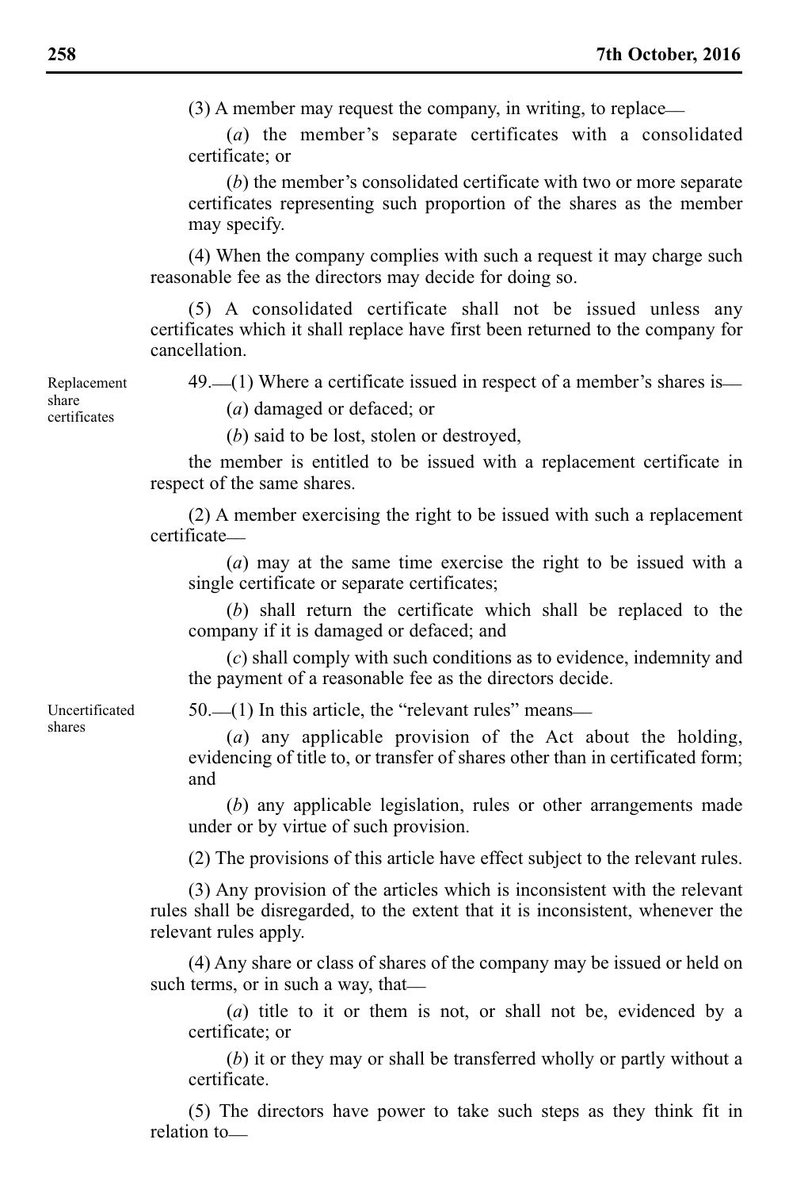(3) A member may request the company, in writing, to replace—

(*a*) the member's separate certificates with a consolidated certificate; or

(*b*) the member's consolidated certificate with two or more separate certificates representing such proportion of the shares as the member may specify.

(4) When the company complies with such a request it may charge such reasonable fee as the directors may decide for doing so.

(5) A consolidated certificate shall not be issued unless any certificates which it shall replace have first been returned to the company for cancellation.

Replacement share certificates

49.—(1) Where a certificate issued in respect of a member's shares is—

(*a*) damaged or defaced; or

(*b*) said to be lost, stolen or destroyed,

the member is entitled to be issued with a replacement certificate in respect of the same shares.

(2) A member exercising the right to be issued with such a replacement certificate—

(*a*) may at the same time exercise the right to be issued with a single certificate or separate certificates;

(*b*) shall return the certificate which shall be replaced to the company if it is damaged or defaced; and

(*c*) shall comply with such conditions as to evidence, indemnity and the payment of a reasonable fee as the directors decide.

Uncertificated shares

50.—(1) In this article, the "relevant rules" means—

(*a*) any applicable provision of the Act about the holding, evidencing of title to, or transfer of shares other than in certificated form; and

(*b*) any applicable legislation, rules or other arrangements made under or by virtue of such provision.

(2) The provisions of this article have effect subject to the relevant rules.

(3) Any provision of the articles which is inconsistent with the relevant rules shall be disregarded, to the extent that it is inconsistent, whenever the relevant rules apply.

(4) Any share or class of shares of the company may be issued or held on such terms, or in such a way, that—

(*a*) title to it or them is not, or shall not be, evidenced by a certificate; or

(*b*) it or they may or shall be transferred wholly or partly without a certificate.

(5) The directors have power to take such steps as they think fit in relation to—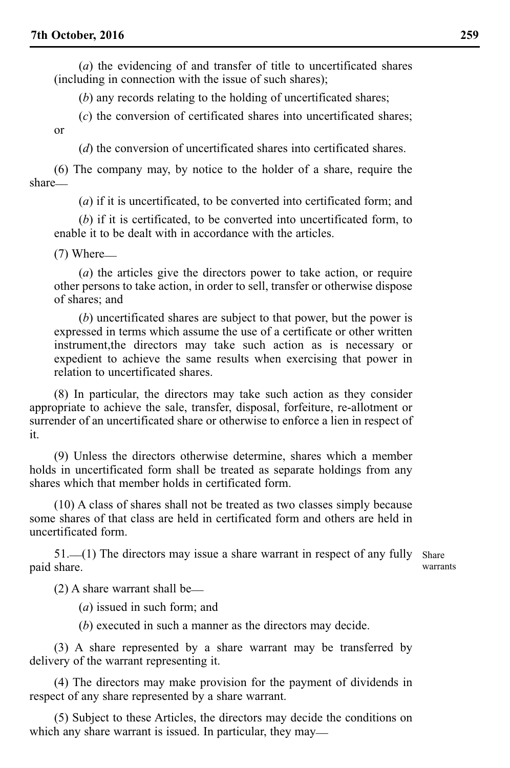(*a*) the evidencing of and transfer of title to uncertificated shares (including in connection with the issue of such shares);

(*b*) any records relating to the holding of uncertificated shares;

(*c*) the conversion of certificated shares into uncertificated shares; or

(*d*) the conversion of uncertificated shares into certificated shares.

(6) The company may, by notice to the holder of a share, require the share—

(*a*) if it is uncertificated, to be converted into certificated form; and

(*b*) if it is certificated, to be converted into uncertificated form, to enable it to be dealt with in accordance with the articles.

(7) Where—

(*a*) the articles give the directors power to take action, or require other persons to take action, in order to sell, transfer or otherwise dispose of shares; and

(*b*) uncertificated shares are subject to that power, but the power is expressed in terms which assume the use of a certificate or other written instrument,the directors may take such action as is necessary or expedient to achieve the same results when exercising that power in relation to uncertificated shares.

(8) In particular, the directors may take such action as they consider appropriate to achieve the sale, transfer, disposal, forfeiture, re-allotment or surrender of an uncertificated share or otherwise to enforce a lien in respect of it.

(9) Unless the directors otherwise determine, shares which a member holds in uncertificated form shall be treated as separate holdings from any shares which that member holds in certificated form.

(10) A class of shares shall not be treated as two classes simply because some shares of that class are held in certificated form and others are held in uncertificated form.

Share warrants

51.—(1) The directors may issue a share warrant in respect of any fully paid share.

(2) A share warrant shall be—

(*a*) issued in such form; and

(*b*) executed in such a manner as the directors may decide.

(3) A share represented by a share warrant may be transferred by delivery of the warrant representing it.

(4) The directors may make provision for the payment of dividends in respect of any share represented by a share warrant.

(5) Subject to these Articles, the directors may decide the conditions on which any share warrant is issued. In particular, they may—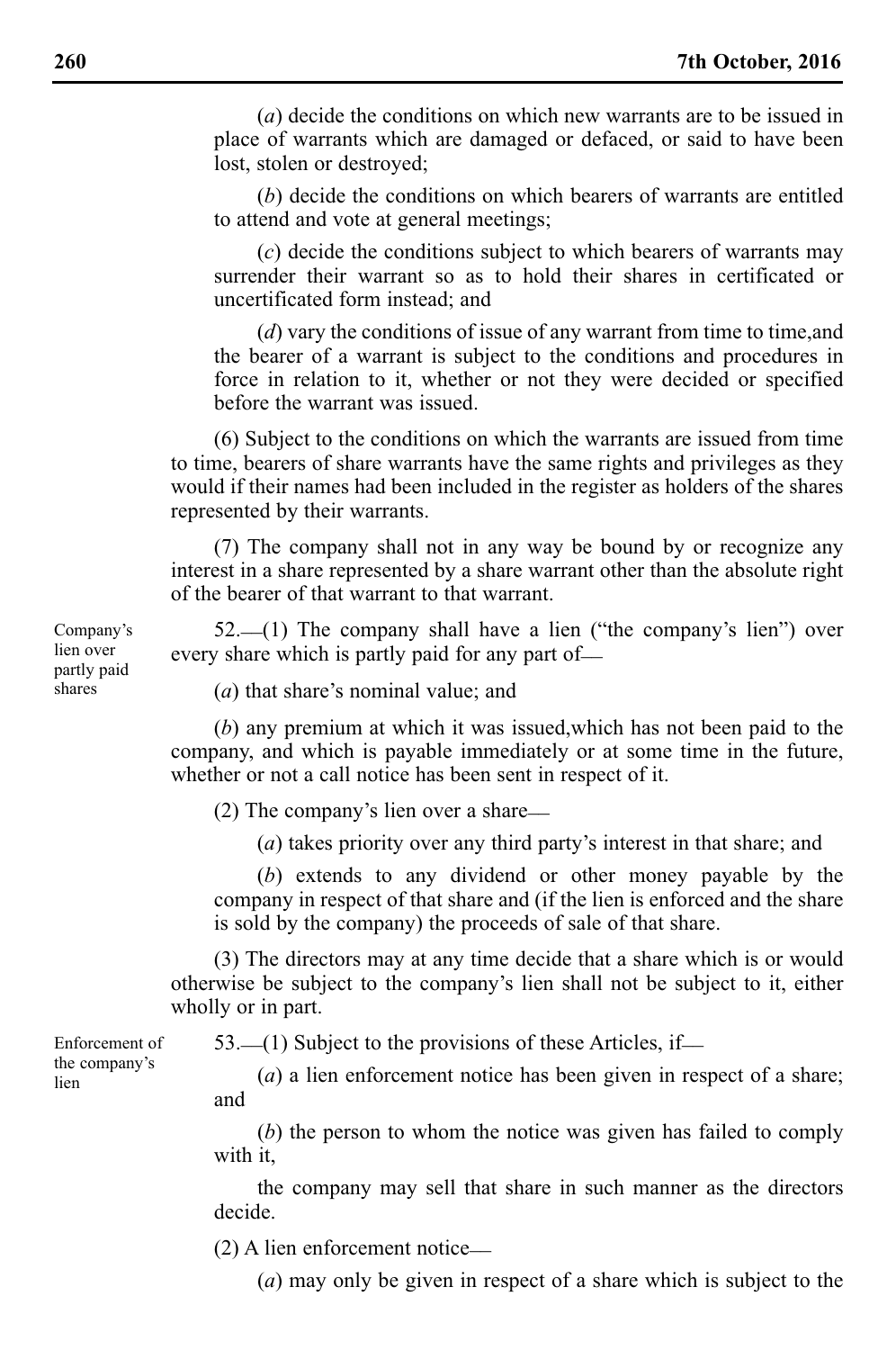(*a*) decide the conditions on which new warrants are to be issued in place of warrants which are damaged or defaced, or said to have been lost, stolen or destroyed;

(*b*) decide the conditions on which bearers of warrants are entitled to attend and vote at general meetings;

(*c*) decide the conditions subject to which bearers of warrants may surrender their warrant so as to hold their shares in certificated or uncertificated form instead; and

(*d*) vary the conditions of issue of any warrant from time to time,and the bearer of a warrant is subject to the conditions and procedures in force in relation to it, whether or not they were decided or specified before the warrant was issued.

(6) Subject to the conditions on which the warrants are issued from time to time, bearers of share warrants have the same rights and privileges as they would if their names had been included in the register as holders of the shares represented by their warrants.

(7) The company shall not in any way be bound by or recognize any interest in a share represented by a share warrant other than the absolute right of the bearer of that warrant to that warrant.

Company's lien over partly paid shares

52.—(1) The company shall have a lien ("the company's lien") over every share which is partly paid for any part of—

(*a*) that share's nominal value; and

(*b*) any premium at which it was issued,which has not been paid to the company, and which is payable immediately or at some time in the future, whether or not a call notice has been sent in respect of it.

(2) The company's lien over a share—

(*a*) takes priority over any third party's interest in that share; and

(*b*) extends to any dividend or other money payable by the company in respect of that share and (if the lien is enforced and the share is sold by the company) the proceeds of sale of that share.

(3) The directors may at any time decide that a share which is or would otherwise be subject to the company's lien shall not be subject to it, either wholly or in part.

Enforcement of the company's lien

53.—(1) Subject to the provisions of these Articles, if—

(*a*) a lien enforcement notice has been given in respect of a share; and

(*b*) the person to whom the notice was given has failed to comply with it,

the company may sell that share in such manner as the directors decide.

(2) A lien enforcement notice—

(*a*) may only be given in respect of a share which is subject to the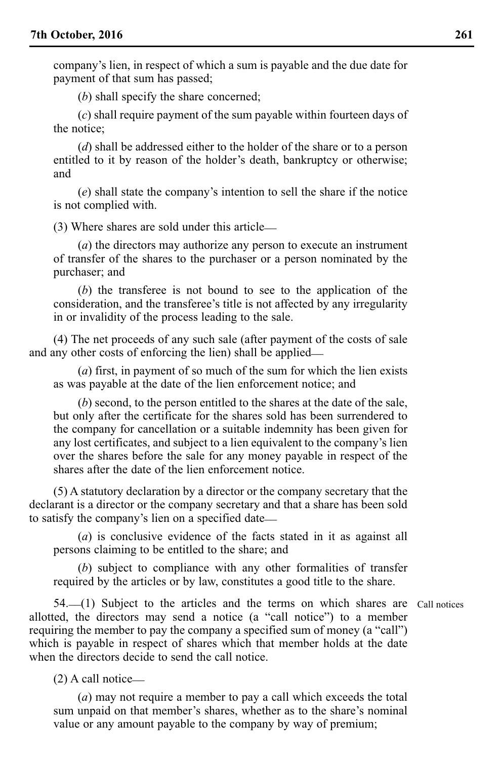company's lien, in respect of which a sum is payable and the due date for payment of that sum has passed;

(*b*) shall specify the share concerned;

(*c*) shall require payment of the sum payable within fourteen days of the notice;

(*d*) shall be addressed either to the holder of the share or to a person entitled to it by reason of the holder's death, bankruptcy or otherwise; and

(*e*) shall state the company's intention to sell the share if the notice is not complied with.

(3) Where shares are sold under this article—

(*a*) the directors may authorize any person to execute an instrument of transfer of the shares to the purchaser or a person nominated by the purchaser; and

(*b*) the transferee is not bound to see to the application of the consideration, and the transferee's title is not affected by any irregularity in or invalidity of the process leading to the sale.

(4) The net proceeds of any such sale (after payment of the costs of sale and any other costs of enforcing the lien) shall be applied—

(*a*) first, in payment of so much of the sum for which the lien exists as was payable at the date of the lien enforcement notice; and

(*b*) second, to the person entitled to the shares at the date of the sale, but only after the certificate for the shares sold has been surrendered to the company for cancellation or a suitable indemnity has been given for any lost certificates, and subject to a lien equivalent to the company's lien over the shares before the sale for any money payable in respect of the shares after the date of the lien enforcement notice.

(5) A statutory declaration by a director or the company secretary that the declarant is a director or the company secretary and that a share has been sold to satisfy the company's lien on a specified date—

(*a*) is conclusive evidence of the facts stated in it as against all persons claiming to be entitled to the share; and

(*b*) subject to compliance with any other formalities of transfer required by the articles or by law, constitutes a good title to the share.

Call notices

54.—(1) Subject to the articles and the terms on which shares are allotted, the directors may send a notice (a "call notice") to a member requiring the member to pay the company a specified sum of money (a "call") which is payable in respect of shares which that member holds at the date when the directors decide to send the call notice.

(2) A call notice—

(*a*) may not require a member to pay a call which exceeds the total sum unpaid on that member's shares, whether as to the share's nominal value or any amount payable to the company by way of premium;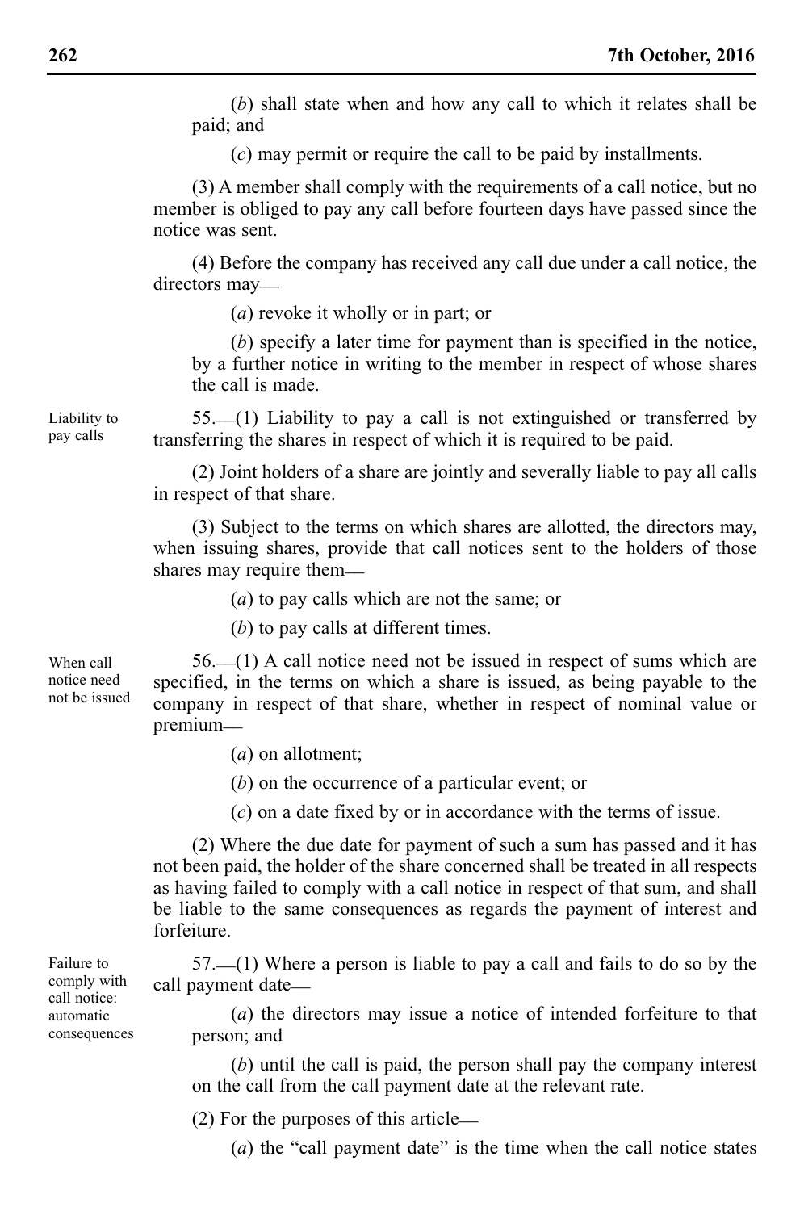(*b*) shall state when and how any call to which it relates shall be paid; and

(*c*) may permit or require the call to be paid by installments.

(3) A member shall comply with the requirements of a call notice, but no member is obliged to pay any call before fourteen days have passed since the notice was sent.

(4) Before the company has received any call due under a call notice, the directors may—

(*a*) revoke it wholly or in part; or

(*b*) specify a later time for payment than is specified in the notice, by a further notice in writing to the member in respect of whose shares the call is made.

Liability to pay calls

55.—(1) Liability to pay a call is not extinguished or transferred by transferring the shares in respect of which it is required to be paid.

(2) Joint holders of a share are jointly and severally liable to pay all calls in respect of that share.

(3) Subject to the terms on which shares are allotted, the directors may, when issuing shares, provide that call notices sent to the holders of those shares may require them—

(*a*) to pay calls which are not the same; or

(*b*) to pay calls at different times.

When call notice need not be issued

56.—(1) A call notice need not be issued in respect of sums which are specified, in the terms on which a share is issued, as being payable to the company in respect of that share, whether in respect of nominal value or premium—

(*a*) on allotment;

(*b*) on the occurrence of a particular event; or

(*c*) on a date fixed by or in accordance with the terms of issue.

(2) Where the due date for payment of such a sum has passed and it has not been paid, the holder of the share concerned shall be treated in all respects as having failed to comply with a call notice in respect of that sum, and shall be liable to the same consequences as regards the payment of interest and forfeiture.

Failure to comply with call notice: automatic consequences

57.—(1) Where a person is liable to pay a call and fails to do so by the call payment date—

(*a*) the directors may issue a notice of intended forfeiture to that person; and

(*b*) until the call is paid, the person shall pay the company interest on the call from the call payment date at the relevant rate.

(2) For the purposes of this article—

(*a*) the "call payment date" is the time when the call notice states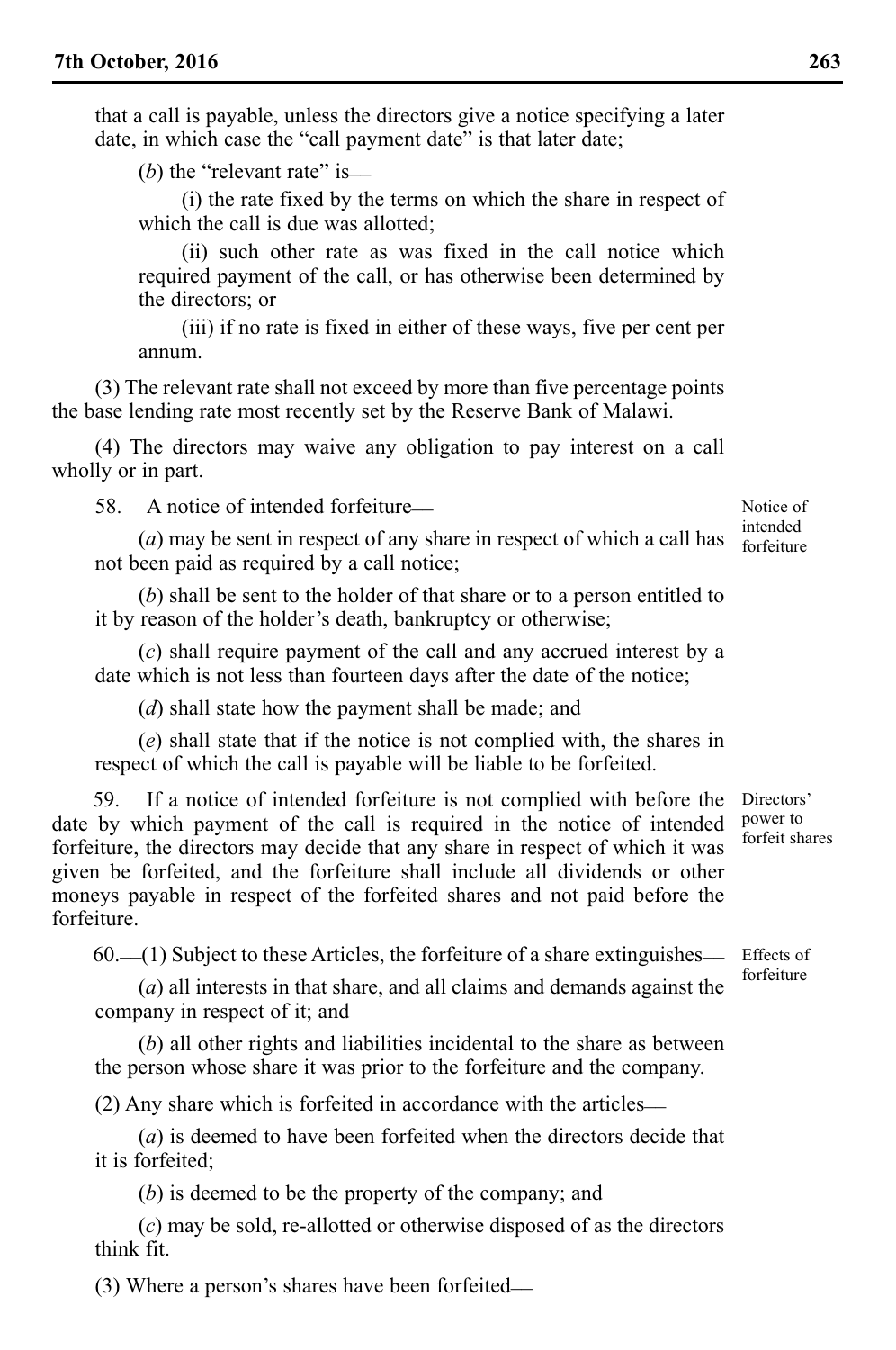that a call is payable, unless the directors give a notice specifying a later date, in which case the "call payment date" is that later date;

(*b*) the "relevant rate" is—

(i) the rate fixed by the terms on which the share in respect of which the call is due was allotted;

(ii) such other rate as was fixed in the call notice which required payment of the call, or has otherwise been determined by the directors; or

(iii) if no rate is fixed in either of these ways, five per cent per annum.

(3) The relevant rate shall not exceed by more than five percentage points the base lending rate most recently set by the Reserve Bank of Malawi.

(4) The directors may waive any obligation to pay interest on a call wholly or in part.

*Notice of intended forfeiture*

58. A notice of intended forfeiture—

(*a*) may be sent in respect of any share in respect of which a call has not been paid as required by a call notice;

(*b*) shall be sent to the holder of that share or to a person entitled to it by reason of the holder's death, bankruptcy or otherwise;

(*c*) shall require payment of the call and any accrued interest by a date which is not less than fourteen days after the date of the notice;

(*d*) shall state how the payment shall be made; and

(*e*) shall state that if the notice is not complied with, the shares in respect of which the call is payable will be liable to be forfeited.

*Directors' power to forfeit shares*

59. If a notice of intended forfeiture is not complied with before the date by which payment of the call is required in the notice of intended forfeiture, the directors may decide that any share in respect of which it was given be forfeited, and the forfeiture shall include all dividends or other moneys payable in respect of the forfeited shares and not paid before the forfeiture.

*Effects of forfeiture*

60.—(1) Subject to these Articles, the forfeiture of a share extinguishes—

(*a*) all interests in that share, and all claims and demands against the company in respect of it; and

(*b*) all other rights and liabilities incidental to the share as between the person whose share it was prior to the forfeiture and the company.

(2) Any share which is forfeited in accordance with the articles—

(*a*) is deemed to have been forfeited when the directors decide that it is forfeited;

(*b*) is deemed to be the property of the company; and

(*c*) may be sold, re-allotted or otherwise disposed of as the directors think fit.

(3) Where a person's shares have been forfeited—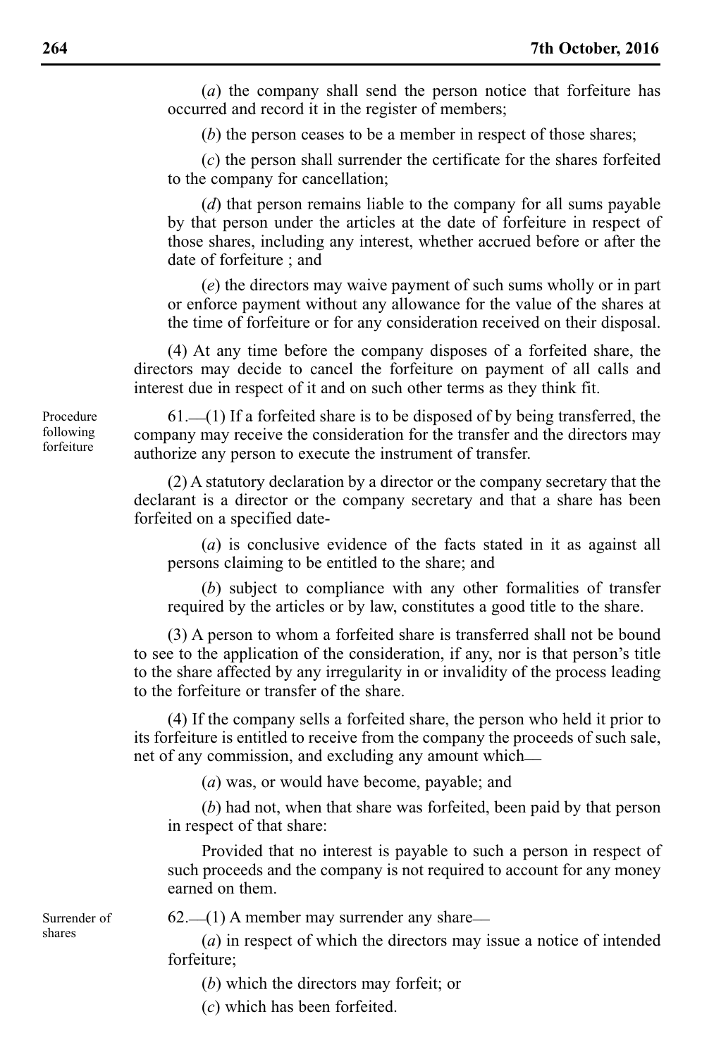(*a*) the company shall send the person notice that forfeiture has occurred and record it in the register of members;

(*b*) the person ceases to be a member in respect of those shares;

(*c*) the person shall surrender the certificate for the shares forfeited to the company for cancellation;

(*d*) that person remains liable to the company for all sums payable by that person under the articles at the date of forfeiture in respect of those shares, including any interest, whether accrued before or after the date of forfeiture ; and

(*e*) the directors may waive payment of such sums wholly or in part or enforce payment without any allowance for the value of the shares at the time of forfeiture or for any consideration received on their disposal.

(4) At any time before the company disposes of a forfeited share, the directors may decide to cancel the forfeiture on payment of all calls and interest due in respect of it and on such other terms as they think fit.

Procedure following forfeiture

61.—(1) If a forfeited share is to be disposed of by being transferred, the company may receive the consideration for the transfer and the directors may authorize any person to execute the instrument of transfer.

(2) A statutory declaration by a director or the company secretary that the declarant is a director or the company secretary and that a share has been forfeited on a specified date-

(*a*) is conclusive evidence of the facts stated in it as against all persons claiming to be entitled to the share; and

(*b*) subject to compliance with any other formalities of transfer required by the articles or by law, constitutes a good title to the share.

(3) A person to whom a forfeited share is transferred shall not be bound to see to the application of the consideration, if any, nor is that person's title to the share affected by any irregularity in or invalidity of the process leading to the forfeiture or transfer of the share.

(4) If the company sells a forfeited share, the person who held it prior to its forfeiture is entitled to receive from the company the proceeds of such sale, net of any commission, and excluding any amount which—

(*a*) was, or would have become, payable; and

(*b*) had not, when that share was forfeited, been paid by that person in respect of that share:

Provided that no interest is payable to such a person in respect of such proceeds and the company is not required to account for any money earned on them.

Surrender of shares

62.—(1) A member may surrender any share—

(*a*) in respect of which the directors may issue a notice of intended forfeiture;

(*b*) which the directors may forfeit; or

(*c*) which has been forfeited.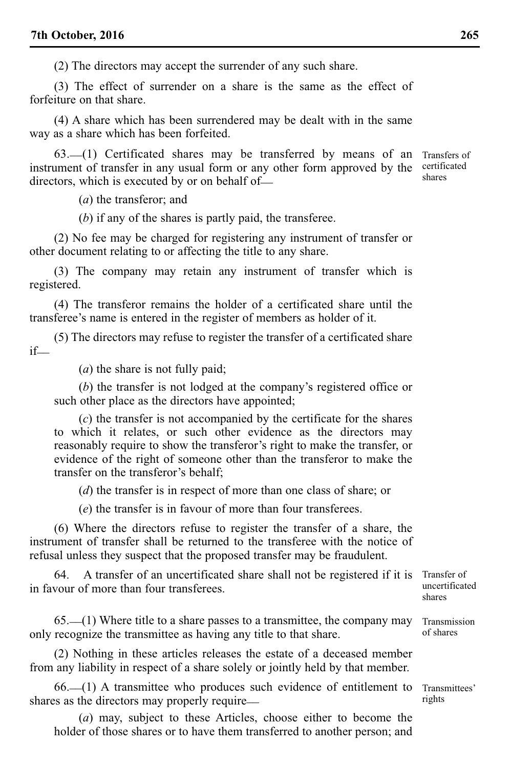(2) The directors may accept the surrender of any such share.

(3) The effect of surrender on a share is the same as the effect of forfeiture on that share.

(4) A share which has been surrendered may be dealt with in the same way as a share which has been forfeited.

Transfers of certificated shares

63.—(1) Certificated shares may be transferred by means of an instrument of transfer in any usual form or any other form approved by the directors, which is executed by or on behalf of—

(*a*) the transferor; and

(*b*) if any of the shares is partly paid, the transferee.

(2) No fee may be charged for registering any instrument of transfer or other document relating to or affecting the title to any share.

(3) The company may retain any instrument of transfer which is registered.

(4) The transferor remains the holder of a certificated share until the transferee's name is entered in the register of members as holder of it.

(5) The directors may refuse to register the transfer of a certificated share if—

(*a*) the share is not fully paid;

(*b*) the transfer is not lodged at the company's registered office or such other place as the directors have appointed;

(*c*) the transfer is not accompanied by the certificate for the shares to which it relates, or such other evidence as the directors may reasonably require to show the transferor's right to make the transfer, or evidence of the right of someone other than the transferor to make the transfer on the transferor's behalf;

(*d*) the transfer is in respect of more than one class of share; or

(*e*) the transfer is in favour of more than four transferees.

(6) Where the directors refuse to register the transfer of a share, the instrument of transfer shall be returned to the transferee with the notice of refusal unless they suspect that the proposed transfer may be fraudulent.

Transfer of uncertificated shares

64. A transfer of an uncertificated share shall not be registered if it is in favour of more than four transferees.

Transmission of shares

65.—(1) Where title to a share passes to a transmittee, the company may only recognize the transmittee as having any title to that share.

(2) Nothing in these articles releases the estate of a deceased member from any liability in respect of a share solely or jointly held by that member.

Transmittees' rights

66.—(1) A transmittee who produces such evidence of entitlement to shares as the directors may properly require—

(*a*) may, subject to these Articles, choose either to become the holder of those shares or to have them transferred to another person; and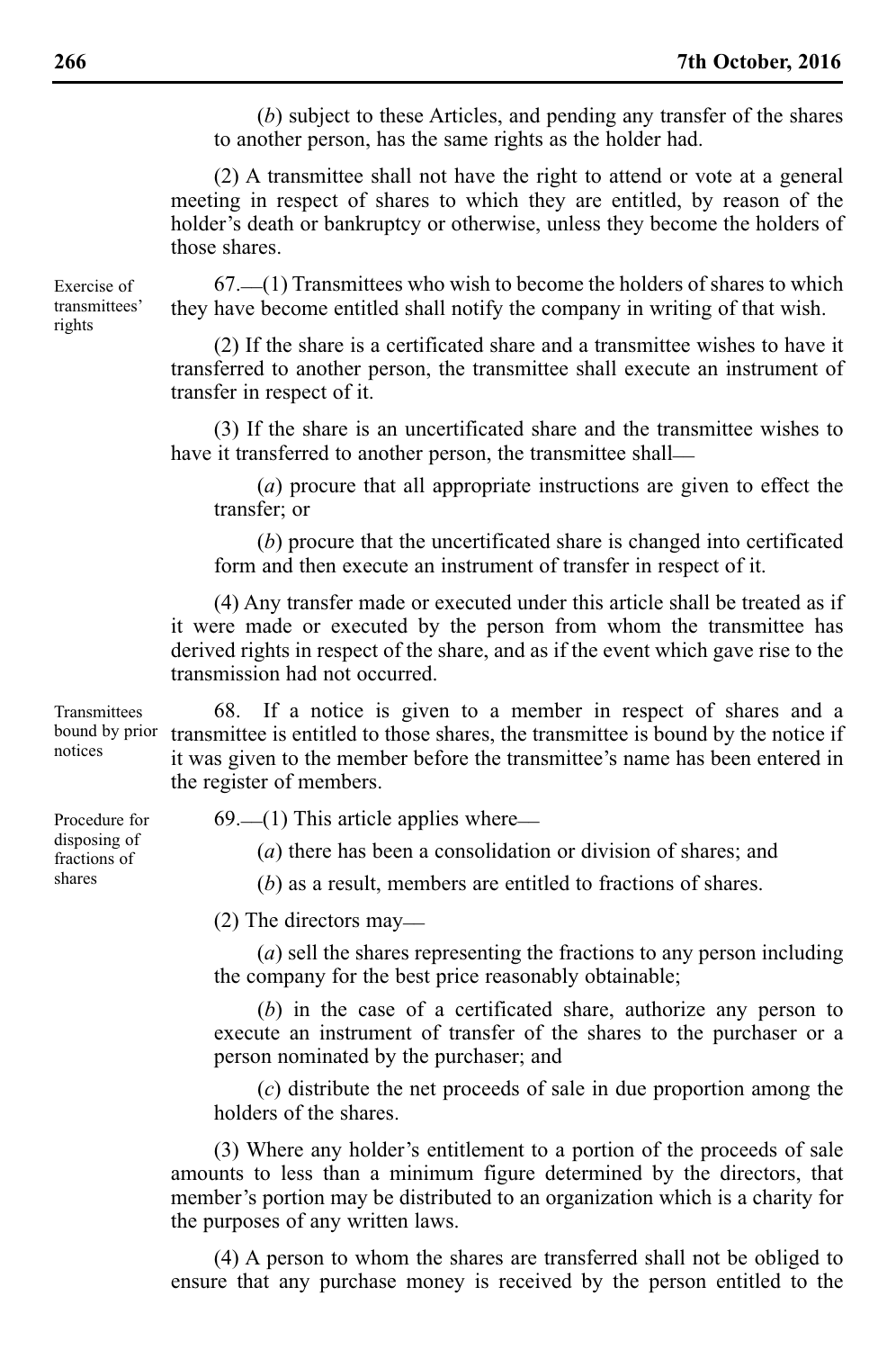(*b*) subject to these Articles, and pending any transfer of the shares to another person, has the same rights as the holder had.

(2) A transmittee shall not have the right to attend or vote at a general meeting in respect of shares to which they are entitled, by reason of the holder's death or bankruptcy or otherwise, unless they become the holders of those shares.

Exercise of transmittees' rights

67.—(1) Transmittees who wish to become the holders of shares to which they have become entitled shall notify the company in writing of that wish.

(2) If the share is a certificated share and a transmittee wishes to have it transferred to another person, the transmittee shall execute an instrument of transfer in respect of it.

(3) If the share is an uncertificated share and the transmittee wishes to have it transferred to another person, the transmittee shall—

(*a*) procure that all appropriate instructions are given to effect the transfer; or

(*b*) procure that the uncertificated share is changed into certificated form and then execute an instrument of transfer in respect of it.

(4) Any transfer made or executed under this article shall be treated as if it were made or executed by the person from whom the transmittee has derived rights in respect of the share, and as if the event which gave rise to the transmission had not occurred.

Transmittees bound by prior notices

68. If a notice is given to a member in respect of shares and a transmittee is entitled to those shares, the transmittee is bound by the notice if it was given to the member before the transmittee's name has been entered in the register of members.

Procedure for disposing of fractions of shares

69.—(1) This article applies where—

(*a*) there has been a consolidation or division of shares; and

(*b*) as a result, members are entitled to fractions of shares.

(2) The directors may—

(*a*) sell the shares representing the fractions to any person including the company for the best price reasonably obtainable;

(*b*) in the case of a certificated share, authorize any person to execute an instrument of transfer of the shares to the purchaser or a person nominated by the purchaser; and

(*c*) distribute the net proceeds of sale in due proportion among the holders of the shares.

(3) Where any holder's entitlement to a portion of the proceeds of sale amounts to less than a minimum figure determined by the directors, that member's portion may be distributed to an organization which is a charity for the purposes of any written laws.

(4) A person to whom the shares are transferred shall not be obliged to ensure that any purchase money is received by the person entitled to the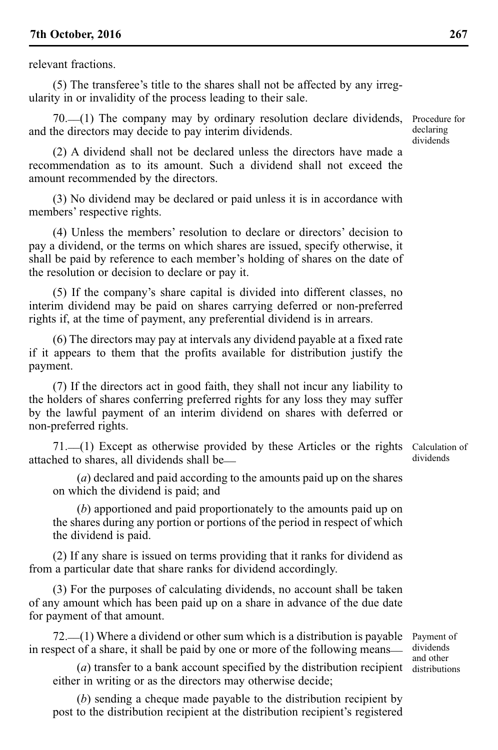relevant fractions.

(5) The transferee's title to the shares shall not be affected by any irregularity in or invalidity of the process leading to their sale.

**Procedure for declaring dividends**

70.—(1) The company may by ordinary resolution declare dividends, and the directors may decide to pay interim dividends.

(2) A dividend shall not be declared unless the directors have made a recommendation as to its amount. Such a dividend shall not exceed the amount recommended by the directors.

(3) No dividend may be declared or paid unless it is in accordance with members' respective rights.

(4) Unless the members' resolution to declare or directors' decision to pay a dividend, or the terms on which shares are issued, specify otherwise, it shall be paid by reference to each member's holding of shares on the date of the resolution or decision to declare or pay it.

(5) If the company's share capital is divided into different classes, no interim dividend may be paid on shares carrying deferred or non-preferred rights if, at the time of payment, any preferential dividend is in arrears.

(6) The directors may pay at intervals any dividend payable at a fixed rate if it appears to them that the profits available for distribution justify the payment.

(7) If the directors act in good faith, they shall not incur any liability to the holders of shares conferring preferred rights for any loss they may suffer by the lawful payment of an interim dividend on shares with deferred or non-preferred rights.

**Calculation of dividends**

71.—(1) Except as otherwise provided by these Articles or the rights attached to shares, all dividends shall be—

(*a*) declared and paid according to the amounts paid up on the shares on which the dividend is paid; and

(*b*) apportioned and paid proportionately to the amounts paid up on the shares during any portion or portions of the period in respect of which the dividend is paid.

(2) If any share is issued on terms providing that it ranks for dividend as from a particular date that share ranks for dividend accordingly.

(3) For the purposes of calculating dividends, no account shall be taken of any amount which has been paid up on a share in advance of the due date for payment of that amount.

**Payment of dividends and other distributions**

72.—(1) Where a dividend or other sum which is a distribution is payable in respect of a share, it shall be paid by one or more of the following means—

(*a*) transfer to a bank account specified by the distribution recipient either in writing or as the directors may otherwise decide;

(*b*) sending a cheque made payable to the distribution recipient by post to the distribution recipient at the distribution recipient's registered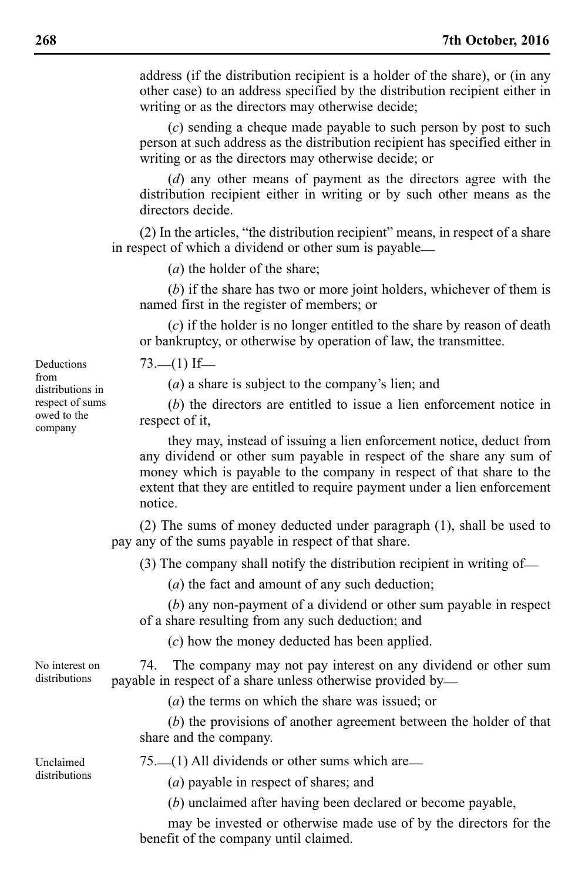address (if the distribution recipient is a holder of the share), or (in any other case) to an address specified by the distribution recipient either in writing or as the directors may otherwise decide;

(*c*) sending a cheque made payable to such person by post to such person at such address as the distribution recipient has specified either in writing or as the directors may otherwise decide; or

(*d*) any other means of payment as the directors agree with the distribution recipient either in writing or by such other means as the directors decide.

(2) In the articles, "the distribution recipient" means, in respect of a share in respect of which a dividend or other sum is payable—

(*a*) the holder of the share;

(*b*) if the share has two or more joint holders, whichever of them is named first in the register of members; or

(*c*) if the holder is no longer entitled to the share by reason of death or bankruptcy, or otherwise by operation of law, the transmittee.

Deductions from distributions in respect of sums owed to the company

73.—(1) If—

(*a*) a share is subject to the company's lien; and

(*b*) the directors are entitled to issue a lien enforcement notice in respect of it,

they may, instead of issuing a lien enforcement notice, deduct from any dividend or other sum payable in respect of the share any sum of money which is payable to the company in respect of that share to the extent that they are entitled to require payment under a lien enforcement notice.

(2) The sums of money deducted under paragraph (1), shall be used to pay any of the sums payable in respect of that share.

(3) The company shall notify the distribution recipient in writing of—

(*a*) the fact and amount of any such deduction;

(*b*) any non-payment of a dividend or other sum payable in respect of a share resulting from any such deduction; and

(*c*) how the money deducted has been applied.

No interest on distributions

74. The company may not pay interest on any dividend or other sum payable in respect of a share unless otherwise provided by—

(*a*) the terms on which the share was issued; or

(*b*) the provisions of another agreement between the holder of that share and the company.

Unclaimed distributions

75.—(1) All dividends or other sums which are—

(*a*) payable in respect of shares; and

(*b*) unclaimed after having been declared or become payable,

may be invested or otherwise made use of by the directors for the benefit of the company until claimed.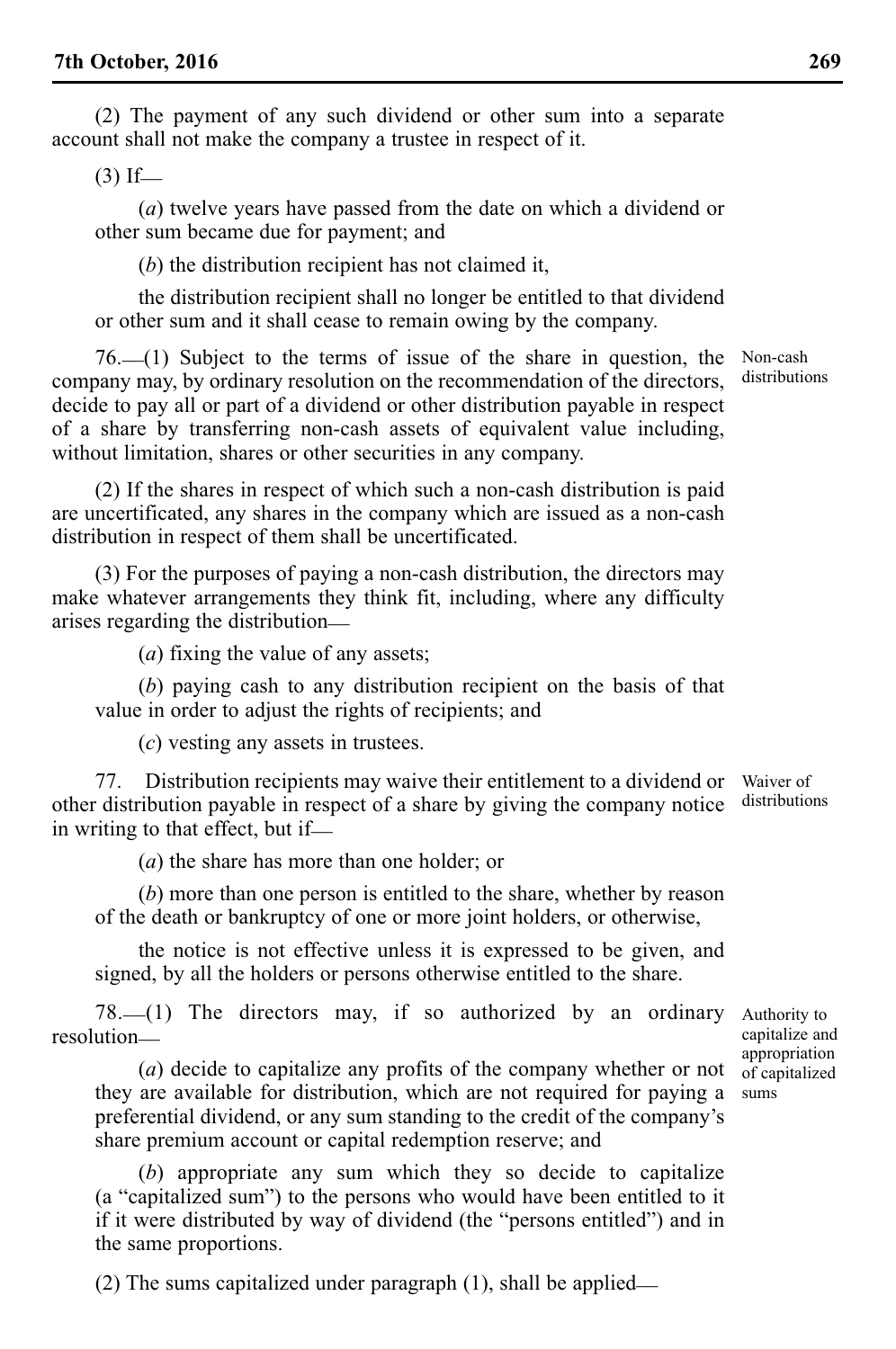(2) The payment of any such dividend or other sum into a separate account shall not make the company a trustee in respect of it.

(3) If—

(*a*) twelve years have passed from the date on which a dividend or other sum became due for payment; and

(*b*) the distribution recipient has not claimed it,

the distribution recipient shall no longer be entitled to that dividend or other sum and it shall cease to remain owing by the company.

**Non-cash distributions**

76.—(1) Subject to the terms of issue of the share in question, the company may, by ordinary resolution on the recommendation of the directors, decide to pay all or part of a dividend or other distribution payable in respect of a share by transferring non-cash assets of equivalent value including, without limitation, shares or other securities in any company.

(2) If the shares in respect of which such a non-cash distribution is paid are uncertificated, any shares in the company which are issued as a non-cash distribution in respect of them shall be uncertificated.

(3) For the purposes of paying a non-cash distribution, the directors may make whatever arrangements they think fit, including, where any difficulty arises regarding the distribution—

(*a*) fixing the value of any assets;

(*b*) paying cash to any distribution recipient on the basis of that value in order to adjust the rights of recipients; and

(*c*) vesting any assets in trustees.

**Waiver of distributions**

77. Distribution recipients may waive their entitlement to a dividend or other distribution payable in respect of a share by giving the company notice in writing to that effect, but if—

(*a*) the share has more than one holder; or

(*b*) more than one person is entitled to the share, whether by reason of the death or bankruptcy of one or more joint holders, or otherwise,

the notice is not effective unless it is expressed to be given, and signed, by all the holders or persons otherwise entitled to the share.

**Authority to capitalize and appropriation of capitalized sums**

78.—(1) The directors may, if so authorized by an ordinary resolution—

(*a*) decide to capitalize any profits of the company whether or not they are available for distribution, which are not required for paying a preferential dividend, or any sum standing to the credit of the company's share premium account or capital redemption reserve; and

(*b*) appropriate any sum which they so decide to capitalize (a "capitalized sum") to the persons who would have been entitled to it if it were distributed by way of dividend (the "persons entitled") and in the same proportions.

(2) The sums capitalized under paragraph (1), shall be applied—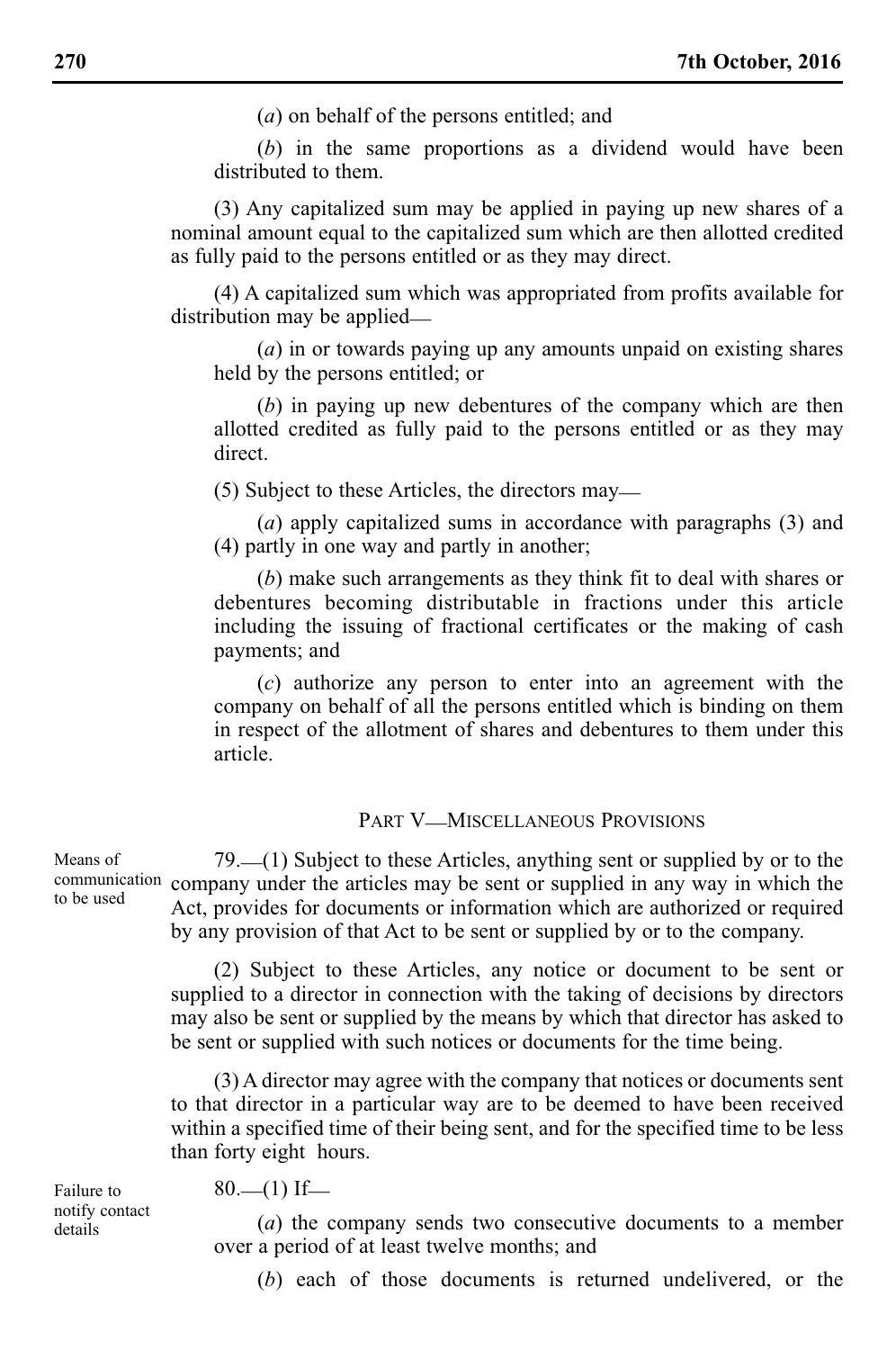(*a*) on behalf of the persons entitled; and

(*b*) in the same proportions as a dividend would have been distributed to them.

(3) Any capitalized sum may be applied in paying up new shares of a nominal amount equal to the capitalized sum which are then allotted credited as fully paid to the persons entitled or as they may direct.

(4) A capitalized sum which was appropriated from profits available for distribution may be applied—

(*a*) in or towards paying up any amounts unpaid on existing shares held by the persons entitled; or

(*b*) in paying up new debentures of the company which are then allotted credited as fully paid to the persons entitled or as they may direct.

(5) Subject to these Articles, the directors may—

(*a*) apply capitalized sums in accordance with paragraphs (3) and (4) partly in one way and partly in another;

(*b*) make such arrangements as they think fit to deal with shares or debentures becoming distributable in fractions under this article including the issuing of fractional certificates or the making of cash payments; and

(*c*) authorize any person to enter into an agreement with the company on behalf of all the persons entitled which is binding on them in respect of the allotment of shares and debentures to them under this article.

## PART V—MISCELLANEOUS PROVISIONS

*Means of communication to be used*

79.—(1) Subject to these Articles, anything sent or supplied by or to the company under the articles may be sent or supplied in any way in which the Act, provides for documents or information which are authorized or required by any provision of that Act to be sent or supplied by or to the company.

(2) Subject to these Articles, any notice or document to be sent or supplied to a director in connection with the taking of decisions by directors may also be sent or supplied by the means by which that director has asked to be sent or supplied with such notices or documents for the time being.

(3) A director may agree with the company that notices or documents sent to that director in a particular way are to be deemed to have been received within a specified time of their being sent, and for the specified time to be less than forty eight hours.

*Failure to notify contact details*

80.—(1) If—

(*a*) the company sends two consecutive documents to a member over a period of at least twelve months; and

(*b*) each of those documents is returned undelivered, or the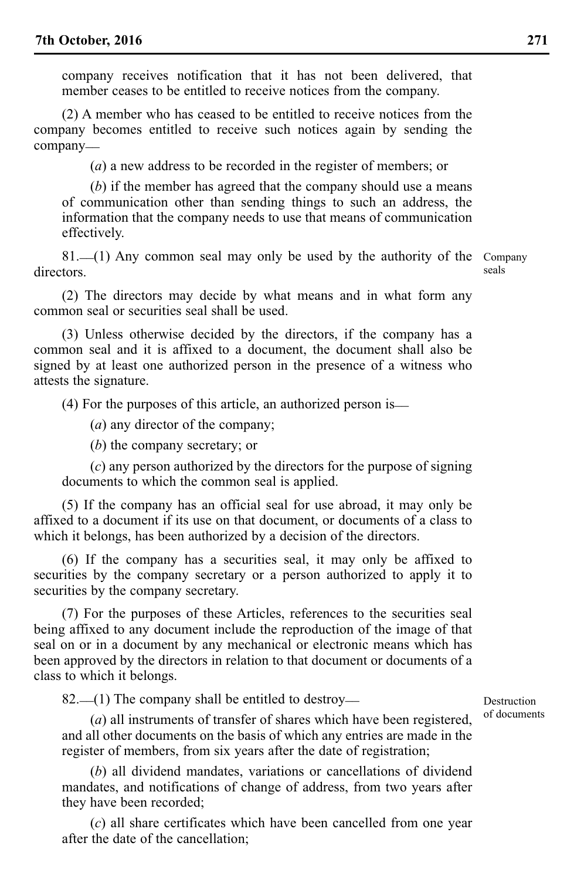company receives notification that it has not been delivered, that member ceases to be entitled to receive notices from the company.

(2) A member who has ceased to be entitled to receive notices from the company becomes entitled to receive such notices again by sending the company—

(*a*) a new address to be recorded in the register of members; or

(*b*) if the member has agreed that the company should use a means of communication other than sending things to such an address, the information that the company needs to use that means of communication effectively.

Company seals

81.—(1) Any common seal may only be used by the authority of the directors.

(2) The directors may decide by what means and in what form any common seal or securities seal shall be used.

(3) Unless otherwise decided by the directors, if the company has a common seal and it is affixed to a document, the document shall also be signed by at least one authorized person in the presence of a witness who attests the signature.

(4) For the purposes of this article, an authorized person is—

(*a*) any director of the company;

(*b*) the company secretary; or

(*c*) any person authorized by the directors for the purpose of signing documents to which the common seal is applied.

(5) If the company has an official seal for use abroad, it may only be affixed to a document if its use on that document, or documents of a class to which it belongs, has been authorized by a decision of the directors.

(6) If the company has a securities seal, it may only be affixed to securities by the company secretary or a person authorized to apply it to securities by the company secretary.

(7) For the purposes of these Articles, references to the securities seal being affixed to any document include the reproduction of the image of that seal on or in a document by any mechanical or electronic means which has been approved by the directors in relation to that document or documents of a class to which it belongs.

Destruction of documents

82.—(1) The company shall be entitled to destroy—

(*a*) all instruments of transfer of shares which have been registered, and all other documents on the basis of which any entries are made in the register of members, from six years after the date of registration;

(*b*) all dividend mandates, variations or cancellations of dividend mandates, and notifications of change of address, from two years after they have been recorded;

(*c*) all share certificates which have been cancelled from one year after the date of the cancellation;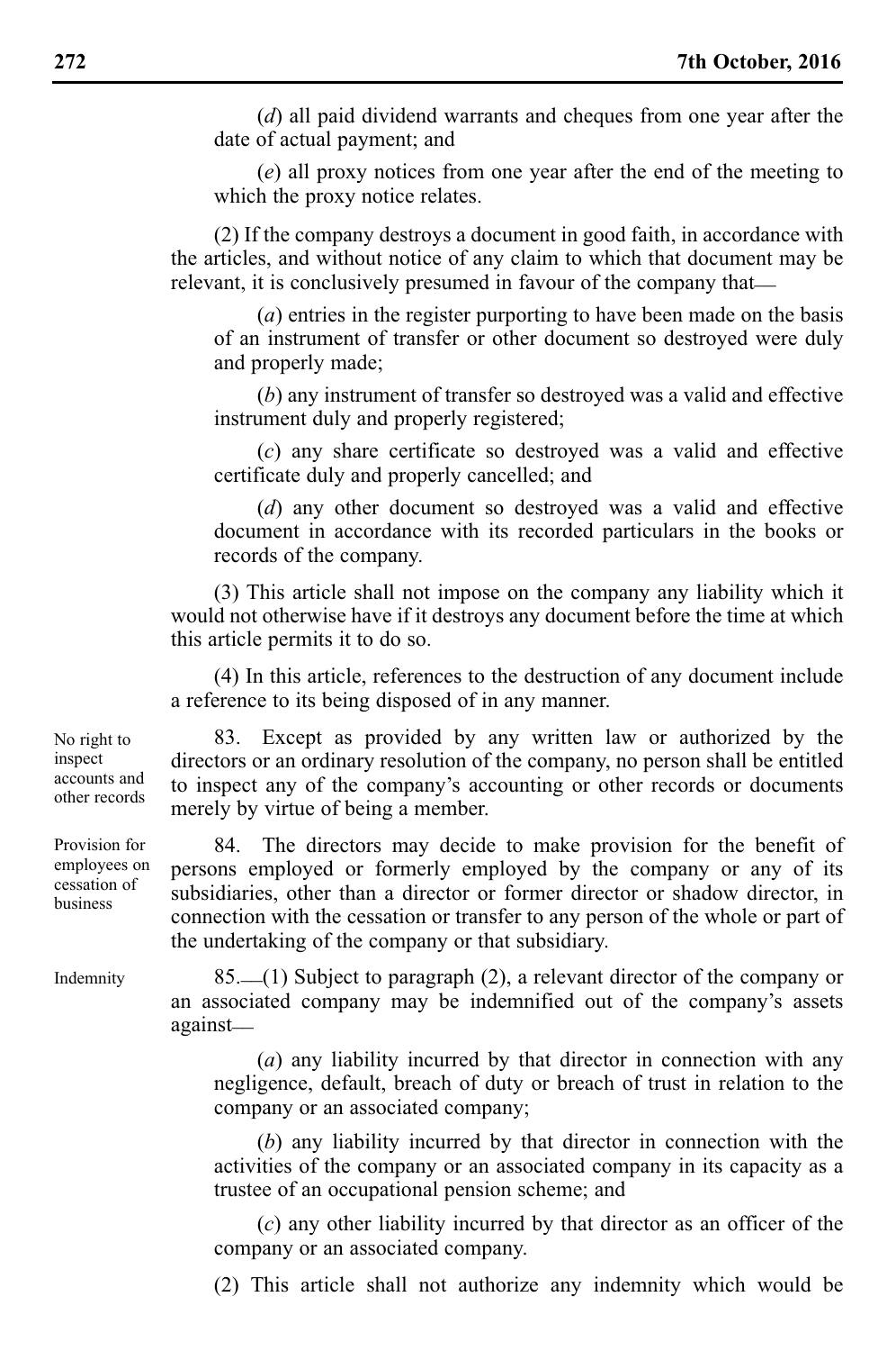(*d*) all paid dividend warrants and cheques from one year after the date of actual payment; and

(*e*) all proxy notices from one year after the end of the meeting to which the proxy notice relates.

(2) If the company destroys a document in good faith, in accordance with the articles, and without notice of any claim to which that document may be relevant, it is conclusively presumed in favour of the company that—

(*a*) entries in the register purporting to have been made on the basis of an instrument of transfer or other document so destroyed were duly and properly made;

(*b*) any instrument of transfer so destroyed was a valid and effective instrument duly and properly registered;

(*c*) any share certificate so destroyed was a valid and effective certificate duly and properly cancelled; and

(*d*) any other document so destroyed was a valid and effective document in accordance with its recorded particulars in the books or records of the company.

(3) This article shall not impose on the company any liability which it would not otherwise have if it destroys any document before the time at which this article permits it to do so.

(4) In this article, references to the destruction of any document include a reference to its being disposed of in any manner.

No right to inspect accounts and other records

83. Except as provided by any written law or authorized by the directors or an ordinary resolution of the company, no person shall be entitled to inspect any of the company's accounting or other records or documents merely by virtue of being a member.

Provision for employees on cessation of business

84. The directors may decide to make provision for the benefit of persons employed or formerly employed by the company or any of its subsidiaries, other than a director or former director or shadow director, in connection with the cessation or transfer to any person of the whole or part of the undertaking of the company or that subsidiary.

Indemnity

85.—(1) Subject to paragraph (2), a relevant director of the company or an associated company may be indemnified out of the company's assets against—

(*a*) any liability incurred by that director in connection with any negligence, default, breach of duty or breach of trust in relation to the company or an associated company;

(*b*) any liability incurred by that director in connection with the activities of the company or an associated company in its capacity as a trustee of an occupational pension scheme; and

(*c*) any other liability incurred by that director as an officer of the company or an associated company.

(2) This article shall not authorize any indemnity which would be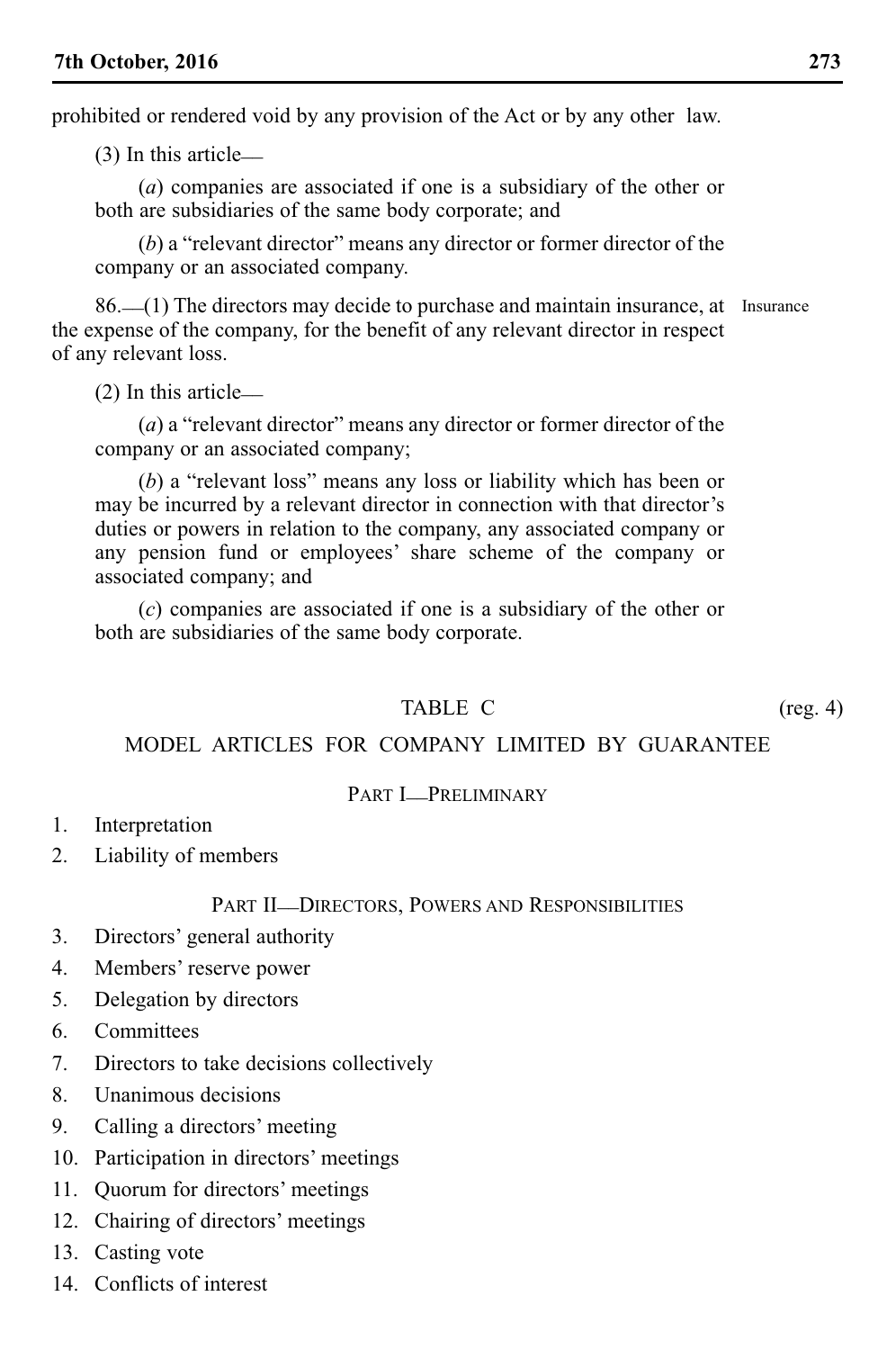prohibited or rendered void by any provision of the Act or by any other law.

(3) In this article—

(*a*) companies are associated if one is a subsidiary of the other or both are subsidiaries of the same body corporate; and

(*b*) a "relevant director" means any director or former director of the company or an associated company.

86.—(1) The directors may decide to purchase and maintain insurance, at the expense of the company, for the benefit of any relevant director in respect of any relevant loss. Insurance

(2) In this article—

(*a*) a "relevant director" means any director or former director of the company or an associated company;

(*b*) a "relevant loss" means any loss or liability which has been or may be incurred by a relevant director in connection with that director's duties or powers in relation to the company, any associated company or any pension fund or employees' share scheme of the company or associated company; and

(*c*) companies are associated if one is a subsidiary of the other or both are subsidiaries of the same body corporate.

## TABLE C (reg. 4)

## MODEL ARTICLES FOR COMPANY LIMITED BY GUARANTEE

### PART I—PRELIMINARY

1. Interpretation
2. Liability of members

### PART II—DIRECTORS, POWERS AND RESPONSIBILITIES

3. Directors' general authority
4. Members' reserve power
5. Delegation by directors
6. Committees
7. Directors to take decisions collectively
8. Unanimous decisions
9. Calling a directors' meeting
10. Participation in directors' meetings
11. Quorum for directors' meetings
12. Chairing of directors' meetings
13. Casting vote
14. Conflicts of interest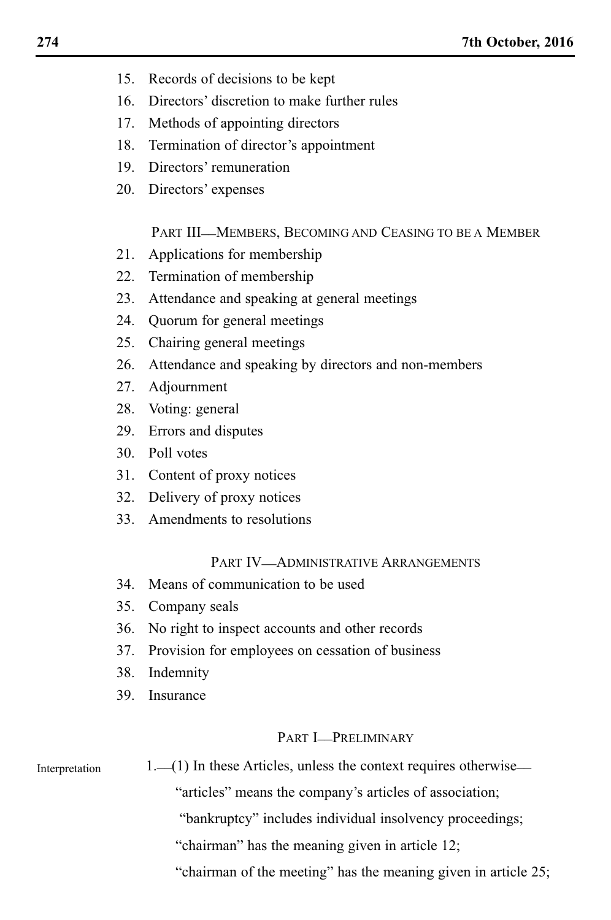15. Records of decisions to be kept
16. Directors' discretion to make further rules
17. Methods of appointing directors
18. Termination of director's appointment
19. Directors' remuneration
20. Directors' expenses

PART III—MEMBERS, BECOMING AND CEASING TO BE A MEMBER

21. Applications for membership
22. Termination of membership
23. Attendance and speaking at general meetings
24. Quorum for general meetings
25. Chairing general meetings
26. Attendance and speaking by directors and non-members
27. Adjournment
28. Voting: general
29. Errors and disputes
30. Poll votes
31. Content of proxy notices
32. Delivery of proxy notices
33. Amendments to resolutions

PART IV—ADMINISTRATIVE ARRANGEMENTS

34. Means of communication to be used
35. Company seals
36. No right to inspect accounts and other records
37. Provision for employees on cessation of business
38. Indemnity
39. Insurance

PART I—PRELIMINARY

Interpretation

1.—(1) In these Articles, unless the context requires otherwise—

"articles" means the company's articles of association;

"bankruptcy" includes individual insolvency proceedings;

"chairman" has the meaning given in article 12;

"chairman of the meeting" has the meaning given in article 25;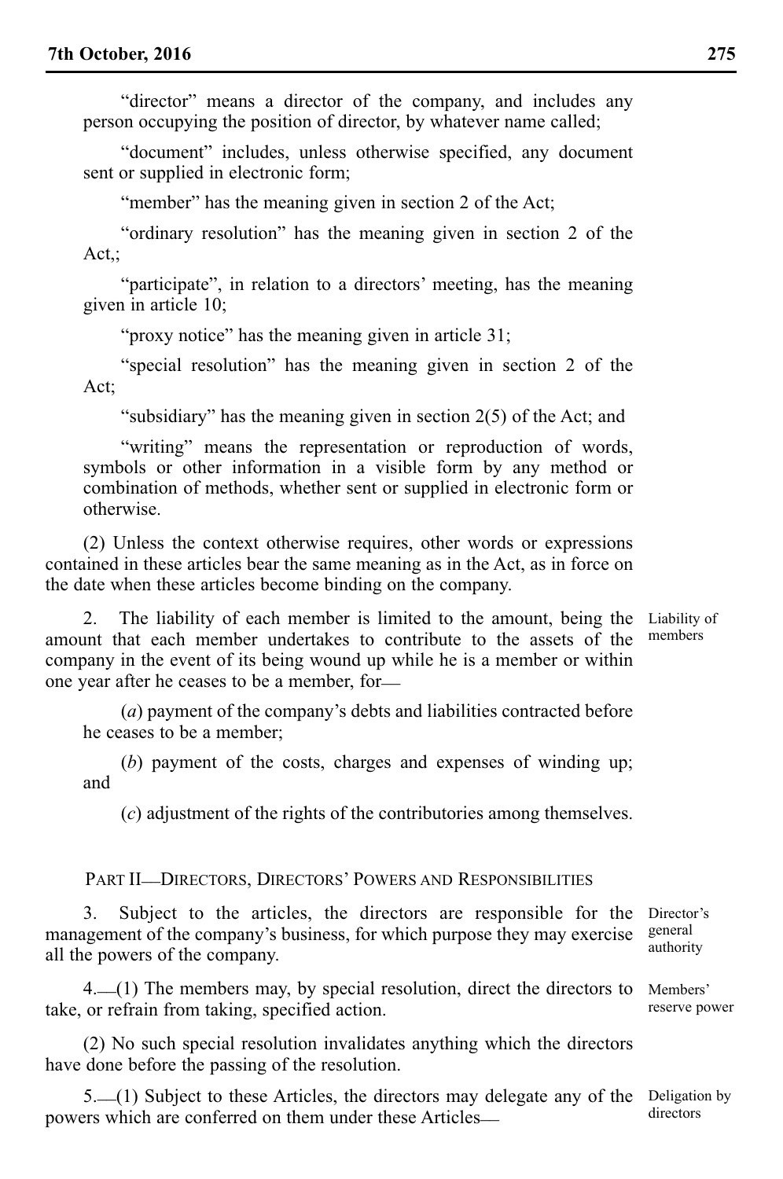"director" means a director of the company, and includes any person occupying the position of director, by whatever name called;

"document" includes, unless otherwise specified, any document sent or supplied in electronic form;

"member" has the meaning given in section 2 of the Act;

"ordinary resolution" has the meaning given in section 2 of the Act,;

"participate", in relation to a directors' meeting, has the meaning given in article 10;

"proxy notice" has the meaning given in article 31;

"special resolution" has the meaning given in section 2 of the Act;

"subsidiary" has the meaning given in section 2(5) of the Act; and

"writing" means the representation or reproduction of words, symbols or other information in a visible form by any method or combination of methods, whether sent or supplied in electronic form or otherwise.

(2) Unless the context otherwise requires, other words or expressions contained in these articles bear the same meaning as in the Act, as in force on the date when these articles become binding on the company.

Liability of members

2. The liability of each member is limited to the amount, being the amount that each member undertakes to contribute to the assets of the company in the event of its being wound up while he is a member or within one year after he ceases to be a member, for—

(*a*) payment of the company's debts and liabilities contracted before he ceases to be a member;

(*b*) payment of the costs, charges and expenses of winding up; and

(*c*) adjustment of the rights of the contributories among themselves.

## PART II—DIRECTORS, DIRECTORS' POWERS AND RESPONSIBILITIES

Director's general authority

3. Subject to the articles, the directors are responsible for the management of the company's business, for which purpose they may exercise all the powers of the company.

Members' reserve power

4.—(1) The members may, by special resolution, direct the directors to take, or refrain from taking, specified action.

(2) No such special resolution invalidates anything which the directors have done before the passing of the resolution.

Deligation by directors

5.—(1) Subject to these Articles, the directors may delegate any of the powers which are conferred on them under these Articles—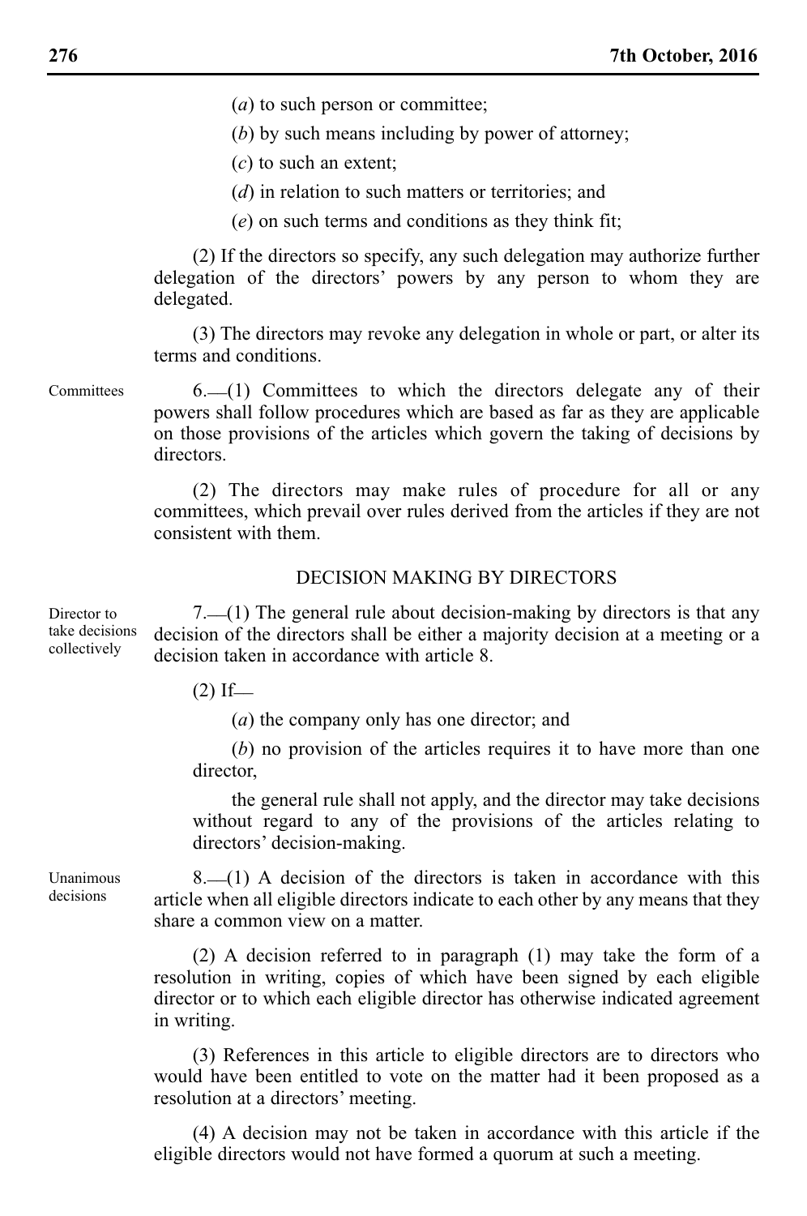(*a*) to such person or committee;

(*b*) by such means including by power of attorney;

(*c*) to such an extent;

(*d*) in relation to such matters or territories; and

(*e*) on such terms and conditions as they think fit;

(2) If the directors so specify, any such delegation may authorize further delegation of the directors' powers by any person to whom they are delegated.

(3) The directors may revoke any delegation in whole or part, or alter its terms and conditions.

Committees

6.—(1) Committees to which the directors delegate any of their powers shall follow procedures which are based as far as they are applicable on those provisions of the articles which govern the taking of decisions by directors.

(2) The directors may make rules of procedure for all or any committees, which prevail over rules derived from the articles if they are not consistent with them.

## DECISION MAKING BY DIRECTORS

Director to take decisions collectively

7.—(1) The general rule about decision-making by directors is that any decision of the directors shall be either a majority decision at a meeting or a decision taken in accordance with article 8.

(2) If—

(*a*) the company only has one director; and

(*b*) no provision of the articles requires it to have more than one director,

the general rule shall not apply, and the director may take decisions without regard to any of the provisions of the articles relating to directors' decision-making.

Unanimous decisions

8.—(1) A decision of the directors is taken in accordance with this article when all eligible directors indicate to each other by any means that they share a common view on a matter.

(2) A decision referred to in paragraph (1) may take the form of a resolution in writing, copies of which have been signed by each eligible director or to which each eligible director has otherwise indicated agreement in writing.

(3) References in this article to eligible directors are to directors who would have been entitled to vote on the matter had it been proposed as a resolution at a directors' meeting.

(4) A decision may not be taken in accordance with this article if the eligible directors would not have formed a quorum at such a meeting.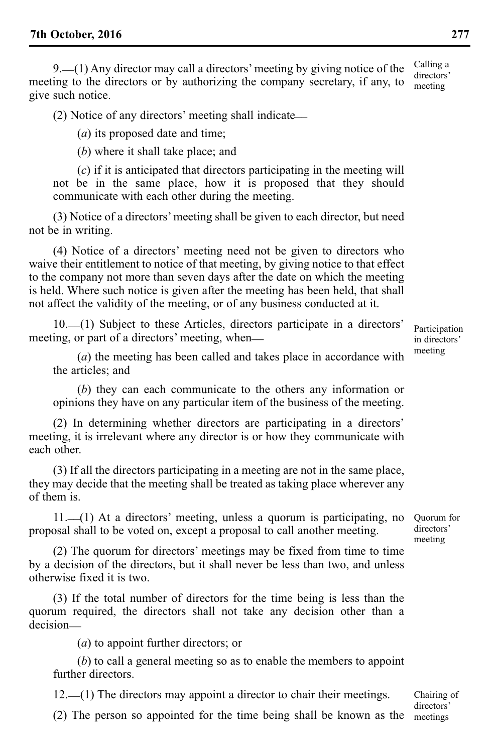**Calling a directors' meeting**

9.—(1) Any director may call a directors' meeting by giving notice of the meeting to the directors or by authorizing the company secretary, if any, to give such notice.

(2) Notice of any directors' meeting shall indicate—

(*a*) its proposed date and time;

(*b*) where it shall take place; and

(*c*) if it is anticipated that directors participating in the meeting will not be in the same place, how it is proposed that they should communicate with each other during the meeting.

(3) Notice of a directors' meeting shall be given to each director, but need not be in writing.

(4) Notice of a directors' meeting need not be given to directors who waive their entitlement to notice of that meeting, by giving notice to that effect to the company not more than seven days after the date on which the meeting is held. Where such notice is given after the meeting has been held, that shall not affect the validity of the meeting, or of any business conducted at it.

**Participation in directors' meeting**

10.—(1) Subject to these Articles, directors participate in a directors' meeting, or part of a directors' meeting, when—

(*a*) the meeting has been called and takes place in accordance with the articles; and

(*b*) they can each communicate to the others any information or opinions they have on any particular item of the business of the meeting.

(2) In determining whether directors are participating in a directors' meeting, it is irrelevant where any director is or how they communicate with each other.

(3) If all the directors participating in a meeting are not in the same place, they may decide that the meeting shall be treated as taking place wherever any of them is.

**Quorum for directors' meeting**

11.—(1) At a directors' meeting, unless a quorum is participating, no proposal shall to be voted on, except a proposal to call another meeting.

(2) The quorum for directors' meetings may be fixed from time to time by a decision of the directors, but it shall never be less than two, and unless otherwise fixed it is two.

(3) If the total number of directors for the time being is less than the quorum required, the directors shall not take any decision other than a decision—

(*a*) to appoint further directors; or

(*b*) to call a general meeting so as to enable the members to appoint further directors.

**Chairing of directors' meetings**

12.—(1) The directors may appoint a director to chair their meetings.

(2) The person so appointed for the time being shall be known as the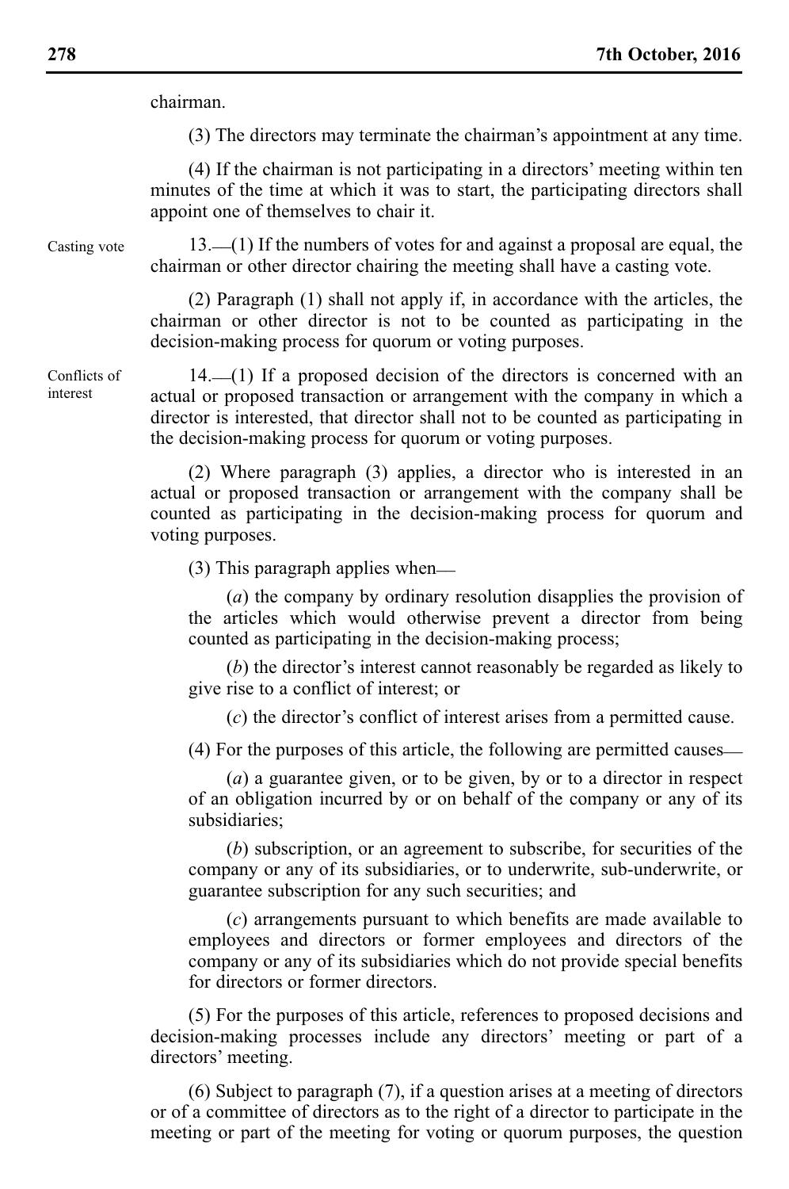chairman.

(3) The directors may terminate the chairman's appointment at any time.

(4) If the chairman is not participating in a directors' meeting within ten minutes of the time at which it was to start, the participating directors shall appoint one of themselves to chair it.

Casting vote

13.—(1) If the numbers of votes for and against a proposal are equal, the chairman or other director chairing the meeting shall have a casting vote.

(2) Paragraph (1) shall not apply if, in accordance with the articles, the chairman or other director is not to be counted as participating in the decision-making process for quorum or voting purposes.

Conflicts of interest

14.—(1) If a proposed decision of the directors is concerned with an actual or proposed transaction or arrangement with the company in which a director is interested, that director shall not to be counted as participating in the decision-making process for quorum or voting purposes.

(2) Where paragraph (3) applies, a director who is interested in an actual or proposed transaction or arrangement with the company shall be counted as participating in the decision-making process for quorum and voting purposes.

(3) This paragraph applies when—

(*a*) the company by ordinary resolution disapplies the provision of the articles which would otherwise prevent a director from being counted as participating in the decision-making process;

(*b*) the director's interest cannot reasonably be regarded as likely to give rise to a conflict of interest; or

(*c*) the director's conflict of interest arises from a permitted cause.

(4) For the purposes of this article, the following are permitted causes—

(*a*) a guarantee given, or to be given, by or to a director in respect of an obligation incurred by or on behalf of the company or any of its subsidiaries;

(*b*) subscription, or an agreement to subscribe, for securities of the company or any of its subsidiaries, or to underwrite, sub-underwrite, or guarantee subscription for any such securities; and

(*c*) arrangements pursuant to which benefits are made available to employees and directors or former employees and directors of the company or any of its subsidiaries which do not provide special benefits for directors or former directors.

(5) For the purposes of this article, references to proposed decisions and decision-making processes include any directors' meeting or part of a directors' meeting.

(6) Subject to paragraph (7), if a question arises at a meeting of directors or of a committee of directors as to the right of a director to participate in the meeting or part of the meeting for voting or quorum purposes, the question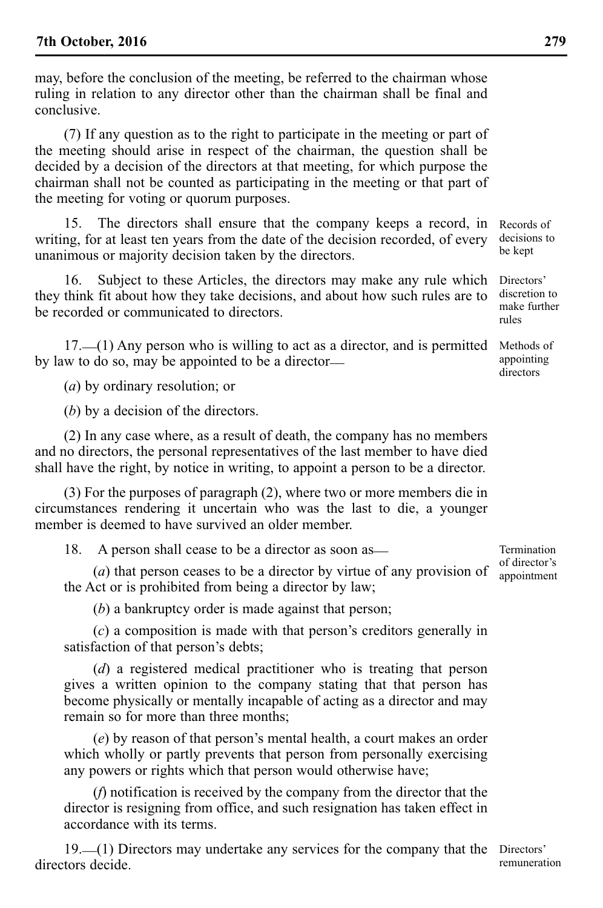may, before the conclusion of the meeting, be referred to the chairman whose ruling in relation to any director other than the chairman shall be final and conclusive.

(7) If any question as to the right to participate in the meeting or part of the meeting should arise in respect of the chairman, the question shall be decided by a decision of the directors at that meeting, for which purpose the chairman shall not be counted as participating in the meeting or that part of the meeting for voting or quorum purposes.

Records of decisions to be kept

15. The directors shall ensure that the company keeps a record, in writing, for at least ten years from the date of the decision recorded, of every unanimous or majority decision taken by the directors.

Directors' discretion to make further rules

16. Subject to these Articles, the directors may make any rule which they think fit about how they take decisions, and about how such rules are to be recorded or communicated to directors.

Methods of appointing directors

17.—(1) Any person who is willing to act as a director, and is permitted by law to do so, may be appointed to be a director—

(*a*) by ordinary resolution; or

(*b*) by a decision of the directors.

(2) In any case where, as a result of death, the company has no members and no directors, the personal representatives of the last member to have died shall have the right, by notice in writing, to appoint a person to be a director.

(3) For the purposes of paragraph (2), where two or more members die in circumstances rendering it uncertain who was the last to die, a younger member is deemed to have survived an older member.

Termination of director's appointment

18. A person shall cease to be a director as soon as—

(*a*) that person ceases to be a director by virtue of any provision of the Act or is prohibited from being a director by law;

(*b*) a bankruptcy order is made against that person;

(*c*) a composition is made with that person's creditors generally in satisfaction of that person's debts;

(*d*) a registered medical practitioner who is treating that person gives a written opinion to the company stating that that person has become physically or mentally incapable of acting as a director and may remain so for more than three months;

(*e*) by reason of that person's mental health, a court makes an order which wholly or partly prevents that person from personally exercising any powers or rights which that person would otherwise have;

(*f*) notification is received by the company from the director that the director is resigning from office, and such resignation has taken effect in accordance with its terms.

Directors' remuneration

19.—(1) Directors may undertake any services for the company that the directors decide.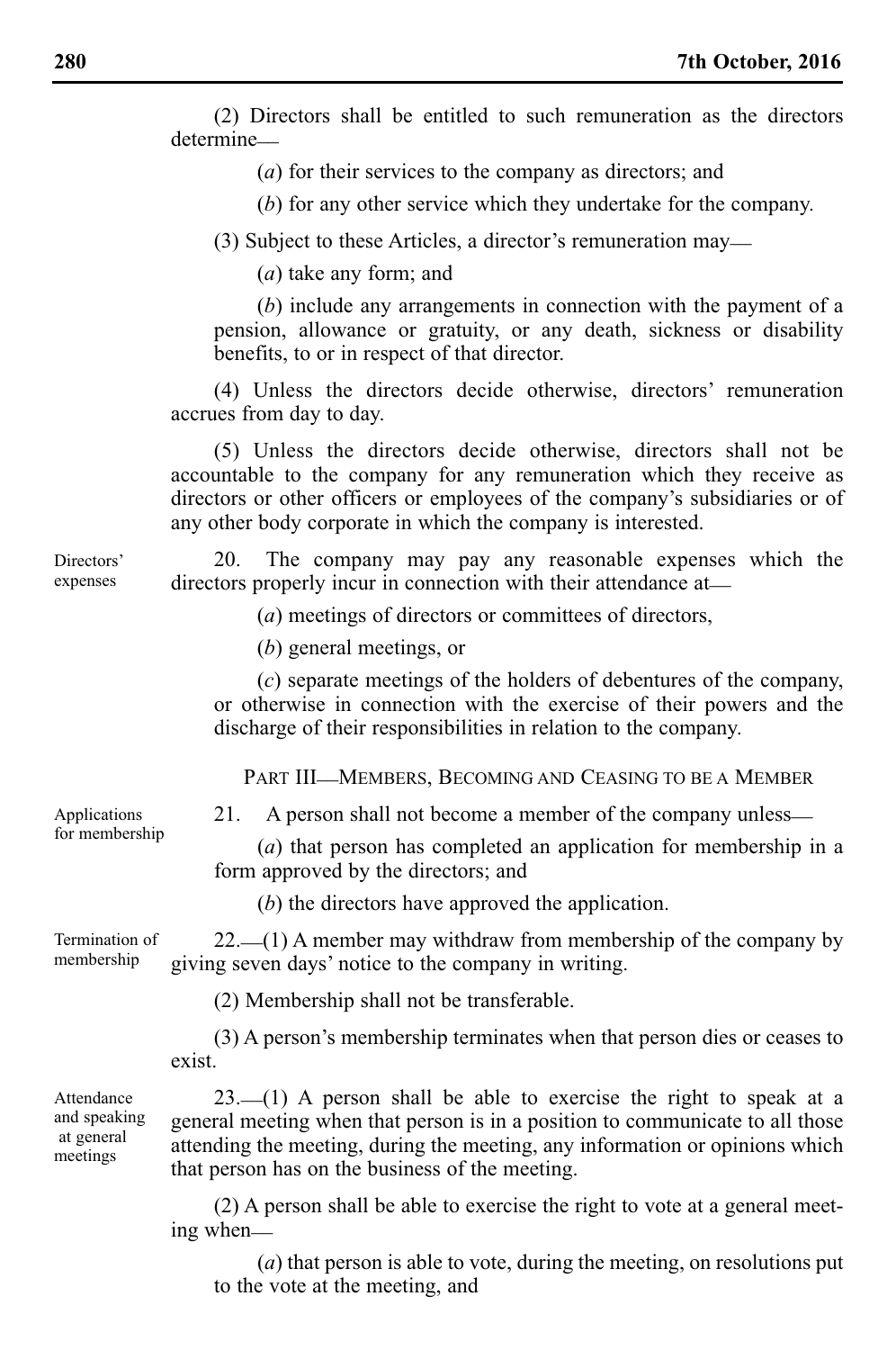(2) Directors shall be entitled to such remuneration as the directors determine—

(*a*) for their services to the company as directors; and

(*b*) for any other service which they undertake for the company.

(3) Subject to these Articles, a director's remuneration may—

(*a*) take any form; and

(*b*) include any arrangements in connection with the payment of a pension, allowance or gratuity, or any death, sickness or disability benefits, to or in respect of that director.

(4) Unless the directors decide otherwise, directors' remuneration accrues from day to day.

(5) Unless the directors decide otherwise, directors shall not be accountable to the company for any remuneration which they receive as directors or other officers or employees of the company's subsidiaries or of any other body corporate in which the company is interested.

Directors' expenses

20. The company may pay any reasonable expenses which the directors properly incur in connection with their attendance at—

(*a*) meetings of directors or committees of directors,

(*b*) general meetings, or

(*c*) separate meetings of the holders of debentures of the company, or otherwise in connection with the exercise of their powers and the discharge of their responsibilities in relation to the company.

## Part III—Members, Becoming and Ceasing to be a Member

Applications for membership

21. A person shall not become a member of the company unless—

(*a*) that person has completed an application for membership in a form approved by the directors; and

(*b*) the directors have approved the application.

Termination of membership

22.—(1) A member may withdraw from membership of the company by giving seven days' notice to the company in writing.

(2) Membership shall not be transferable.

(3) A person's membership terminates when that person dies or ceases to exist.

Attendance and speaking at general meetings

23.—(1) A person shall be able to exercise the right to speak at a general meeting when that person is in a position to communicate to all those attending the meeting, during the meeting, any information or opinions which that person has on the business of the meeting.

(2) A person shall be able to exercise the right to vote at a general meeting when—

(*a*) that person is able to vote, during the meeting, on resolutions put to the vote at the meeting, and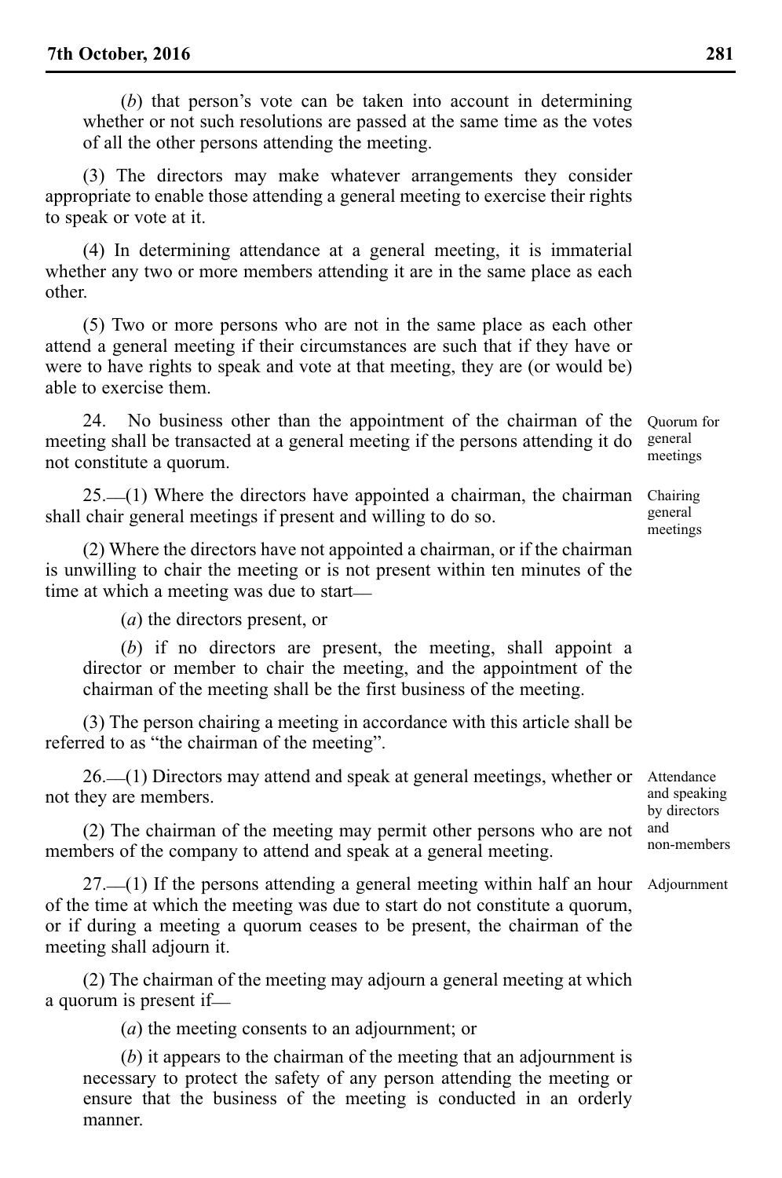(*b*) that person's vote can be taken into account in determining whether or not such resolutions are passed at the same time as the votes of all the other persons attending the meeting.

(3) The directors may make whatever arrangements they consider appropriate to enable those attending a general meeting to exercise their rights to speak or vote at it.

(4) In determining attendance at a general meeting, it is immaterial whether any two or more members attending it are in the same place as each other.

(5) Two or more persons who are not in the same place as each other attend a general meeting if their circumstances are such that if they have or were to have rights to speak and vote at that meeting, they are (or would be) able to exercise them.

*Quorum for general meetings*

24. No business other than the appointment of the chairman of the meeting shall be transacted at a general meeting if the persons attending it do not constitute a quorum.

*Chairing general meetings*

25.—(1) Where the directors have appointed a chairman, the chairman shall chair general meetings if present and willing to do so.

(2) Where the directors have not appointed a chairman, or if the chairman is unwilling to chair the meeting or is not present within ten minutes of the time at which a meeting was due to start—

(*a*) the directors present, or

(*b*) if no directors are present, the meeting, shall appoint a director or member to chair the meeting, and the appointment of the chairman of the meeting shall be the first business of the meeting.

(3) The person chairing a meeting in accordance with this article shall be referred to as "the chairman of the meeting".

*Attendance and speaking by directors and non-members*

26.—(1) Directors may attend and speak at general meetings, whether or not they are members.

(2) The chairman of the meeting may permit other persons who are not members of the company to attend and speak at a general meeting.

*Adjournment*

27.—(1) If the persons attending a general meeting within half an hour of the time at which the meeting was due to start do not constitute a quorum, or if during a meeting a quorum ceases to be present, the chairman of the meeting shall adjourn it.

(2) The chairman of the meeting may adjourn a general meeting at which a quorum is present if—

(*a*) the meeting consents to an adjournment; or

(*b*) it appears to the chairman of the meeting that an adjournment is necessary to protect the safety of any person attending the meeting or ensure that the business of the meeting is conducted in an orderly manner.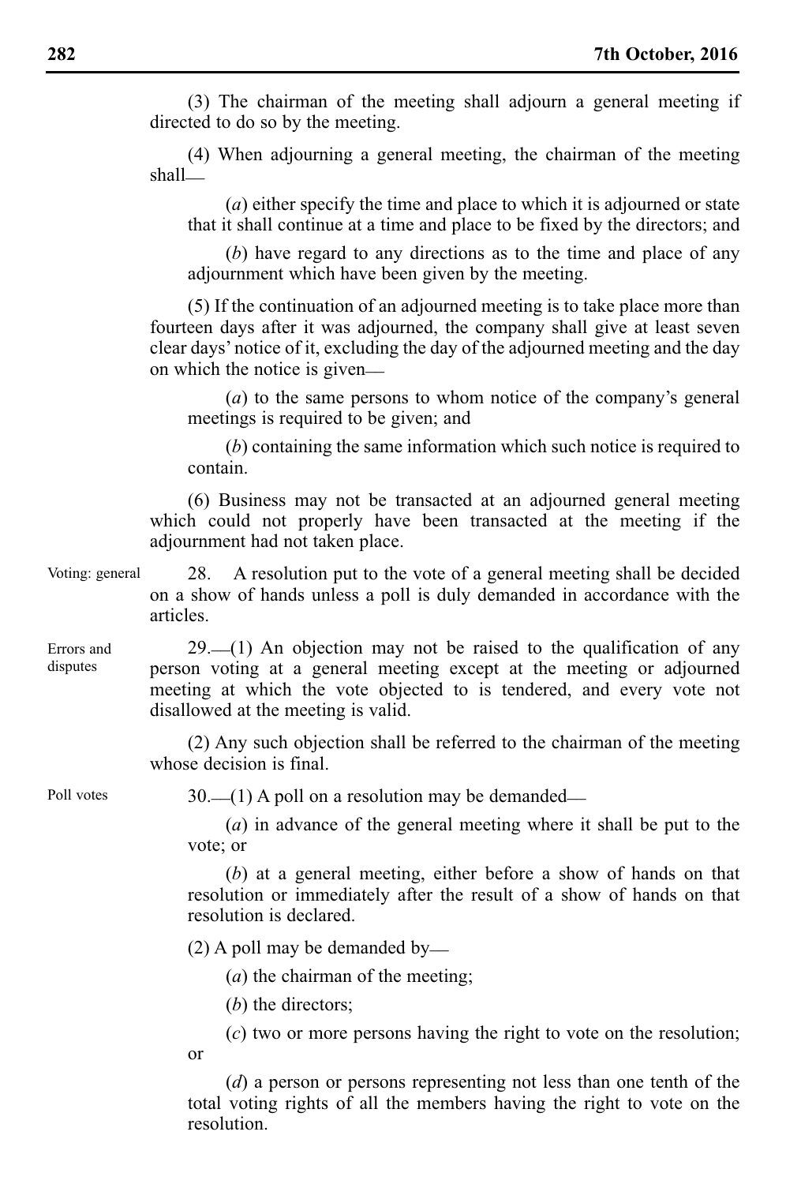(3) The chairman of the meeting shall adjourn a general meeting if directed to do so by the meeting.

(4) When adjourning a general meeting, the chairman of the meeting shall—

(*a*) either specify the time and place to which it is adjourned or state that it shall continue at a time and place to be fixed by the directors; and

(*b*) have regard to any directions as to the time and place of any adjournment which have been given by the meeting.

(5) If the continuation of an adjourned meeting is to take place more than fourteen days after it was adjourned, the company shall give at least seven clear days' notice of it, excluding the day of the adjourned meeting and the day on which the notice is given—

(*a*) to the same persons to whom notice of the company's general meetings is required to be given; and

(*b*) containing the same information which such notice is required to contain.

(6) Business may not be transacted at an adjourned general meeting which could not properly have been transacted at the meeting if the adjournment had not taken place.

Voting: general

28. A resolution put to the vote of a general meeting shall be decided on a show of hands unless a poll is duly demanded in accordance with the articles.

Errors and disputes

29.—(1) An objection may not be raised to the qualification of any person voting at a general meeting except at the meeting or adjourned meeting at which the vote objected to is tendered, and every vote not disallowed at the meeting is valid.

(2) Any such objection shall be referred to the chairman of the meeting whose decision is final.

Poll votes

30.—(1) A poll on a resolution may be demanded—

(*a*) in advance of the general meeting where it shall be put to the vote; or

(*b*) at a general meeting, either before a show of hands on that resolution or immediately after the result of a show of hands on that resolution is declared.

(2) A poll may be demanded by—

(*a*) the chairman of the meeting;

(*b*) the directors;

(*c*) two or more persons having the right to vote on the resolution; or

(*d*) a person or persons representing not less than one tenth of the total voting rights of all the members having the right to vote on the resolution.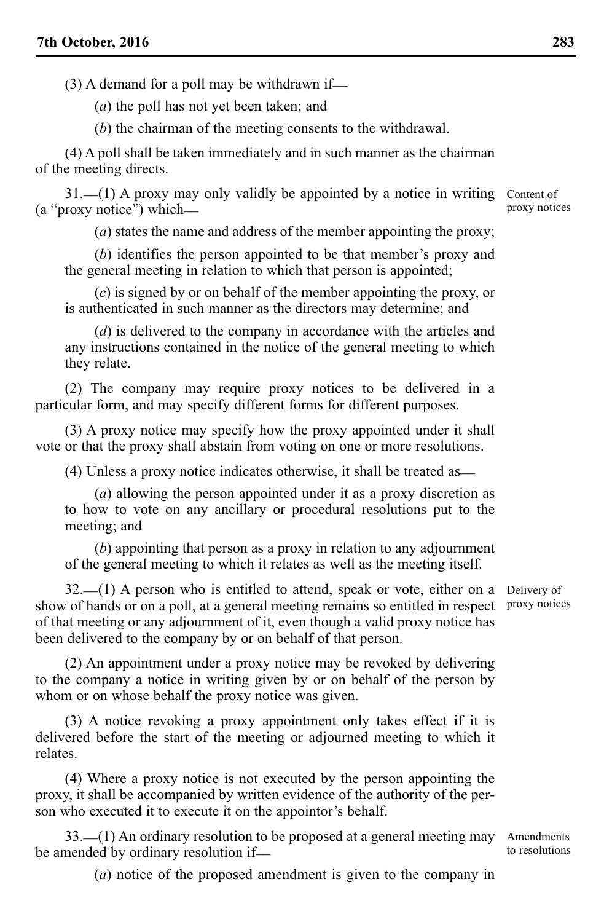(3) A demand for a poll may be withdrawn if—

(*a*) the poll has not yet been taken; and

(*b*) the chairman of the meeting consents to the withdrawal.

(4) A poll shall be taken immediately and in such manner as the chairman of the meeting directs.

Content of proxy notices

31.—(1) A proxy may only validly be appointed by a notice in writing (a "proxy notice") which—

(*a*) states the name and address of the member appointing the proxy;

(*b*) identifies the person appointed to be that member's proxy and the general meeting in relation to which that person is appointed;

(*c*) is signed by or on behalf of the member appointing the proxy, or is authenticated in such manner as the directors may determine; and

(*d*) is delivered to the company in accordance with the articles and any instructions contained in the notice of the general meeting to which they relate.

(2) The company may require proxy notices to be delivered in a particular form, and may specify different forms for different purposes.

(3) A proxy notice may specify how the proxy appointed under it shall vote or that the proxy shall abstain from voting on one or more resolutions.

(4) Unless a proxy notice indicates otherwise, it shall be treated as—

(*a*) allowing the person appointed under it as a proxy discretion as to how to vote on any ancillary or procedural resolutions put to the meeting; and

(*b*) appointing that person as a proxy in relation to any adjournment of the general meeting to which it relates as well as the meeting itself.

Delivery of proxy notices

32.—(1) A person who is entitled to attend, speak or vote, either on a show of hands or on a poll, at a general meeting remains so entitled in respect of that meeting or any adjournment of it, even though a valid proxy notice has been delivered to the company by or on behalf of that person.

(2) An appointment under a proxy notice may be revoked by delivering to the company a notice in writing given by or on behalf of the person by whom or on whose behalf the proxy notice was given.

(3) A notice revoking a proxy appointment only takes effect if it is delivered before the start of the meeting or adjourned meeting to which it relates.

(4) Where a proxy notice is not executed by the person appointing the proxy, it shall be accompanied by written evidence of the authority of the person who executed it to execute it on the appointor's behalf.

Amendments to resolutions

33.—(1) An ordinary resolution to be proposed at a general meeting may be amended by ordinary resolution if—

(*a*) notice of the proposed amendment is given to the company in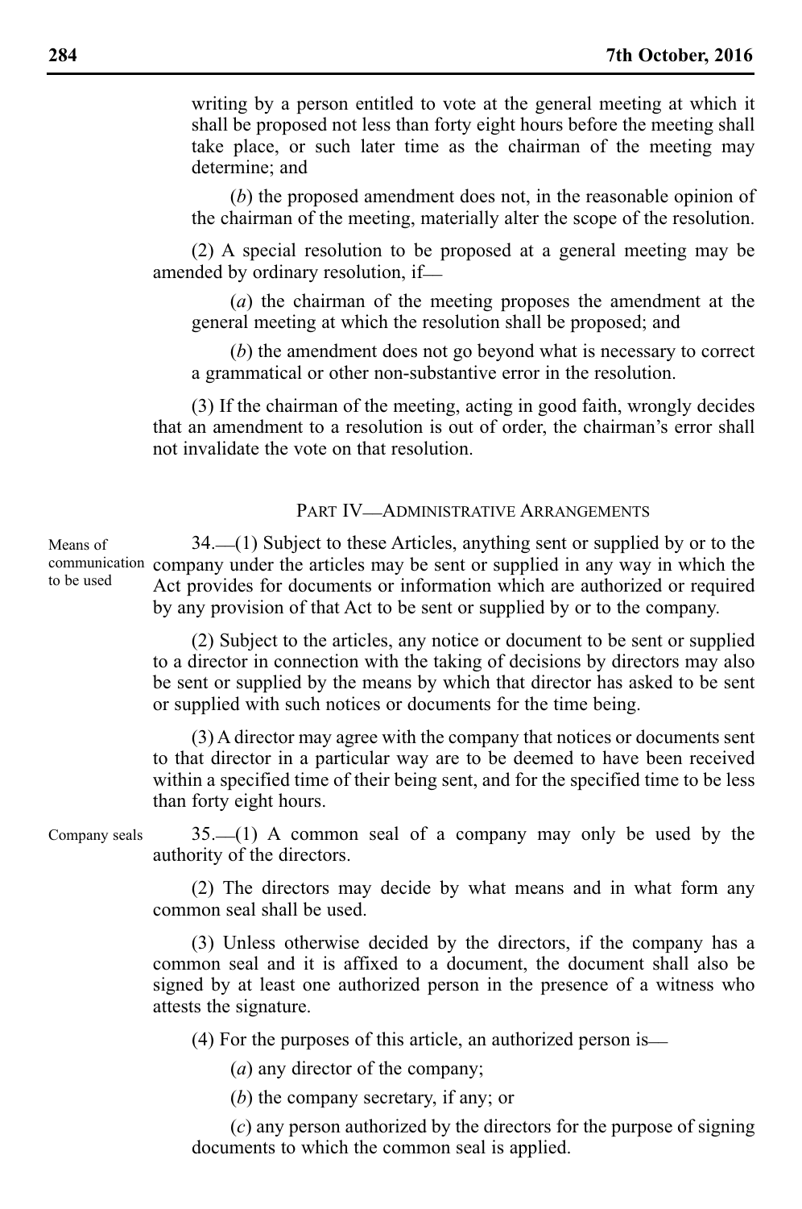writing by a person entitled to vote at the general meeting at which it shall be proposed not less than forty eight hours before the meeting shall take place, or such later time as the chairman of the meeting may determine; and

(*b*) the proposed amendment does not, in the reasonable opinion of the chairman of the meeting, materially alter the scope of the resolution.

(2) A special resolution to be proposed at a general meeting may be amended by ordinary resolution, if—

(*a*) the chairman of the meeting proposes the amendment at the general meeting at which the resolution shall be proposed; and

(*b*) the amendment does not go beyond what is necessary to correct a grammatical or other non-substantive error in the resolution.

(3) If the chairman of the meeting, acting in good faith, wrongly decides that an amendment to a resolution is out of order, the chairman's error shall not invalidate the vote on that resolution.

## PART IV—ADMINISTRATIVE ARRANGEMENTS

*Means of communication to be used*

34.—(1) Subject to these Articles, anything sent or supplied by or to the company under the articles may be sent or supplied in any way in which the Act provides for documents or information which are authorized or required by any provision of that Act to be sent or supplied by or to the company.

(2) Subject to the articles, any notice or document to be sent or supplied to a director in connection with the taking of decisions by directors may also be sent or supplied by the means by which that director has asked to be sent or supplied with such notices or documents for the time being.

(3) A director may agree with the company that notices or documents sent to that director in a particular way are to be deemed to have been received within a specified time of their being sent, and for the specified time to be less than forty eight hours.

*Company seals*

35.—(1) A common seal of a company may only be used by the authority of the directors.

(2) The directors may decide by what means and in what form any common seal shall be used.

(3) Unless otherwise decided by the directors, if the company has a common seal and it is affixed to a document, the document shall also be signed by at least one authorized person in the presence of a witness who attests the signature.

(4) For the purposes of this article, an authorized person is—

(*a*) any director of the company;

(*b*) the company secretary, if any; or

(*c*) any person authorized by the directors for the purpose of signing documents to which the common seal is applied.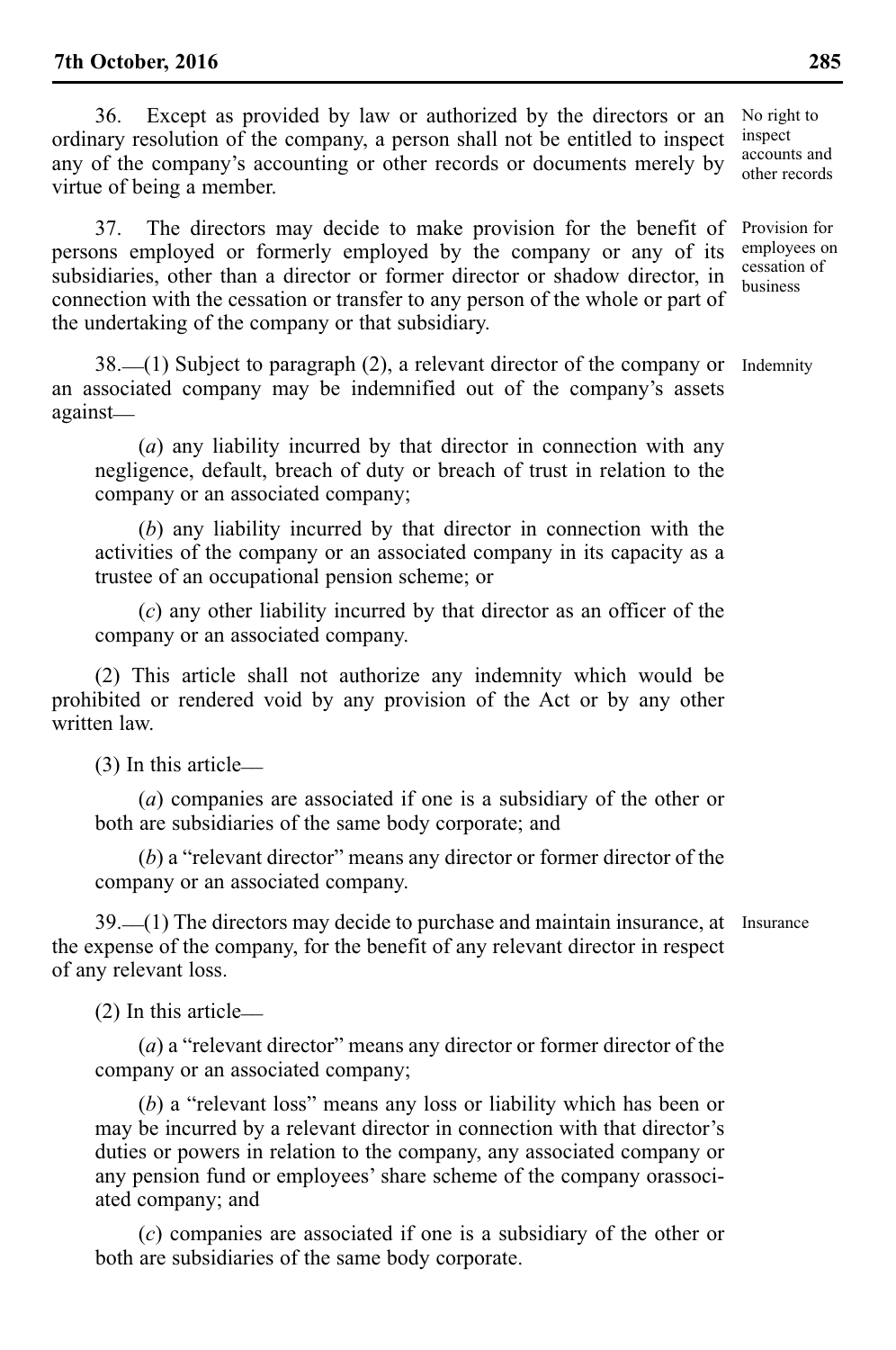36. Except as provided by law or authorized by the directors or an ordinary resolution of the company, a person shall not be entitled to inspect any of the company's accounting or other records or documents merely by virtue of being a member.

*No right to inspect accounts and other records*

37. The directors may decide to make provision for the benefit of persons employed or formerly employed by the company or any of its subsidiaries, other than a director or former director or shadow director, in connection with the cessation or transfer to any person of the whole or part of the undertaking of the company or that subsidiary.

*Provision for employees on cessation of business*

38.—(1) Subject to paragraph (2), a relevant director of the company or an associated company may be indemnified out of the company's assets against—

*Indemnity*

(*a*) any liability incurred by that director in connection with any negligence, default, breach of duty or breach of trust in relation to the company or an associated company;

(*b*) any liability incurred by that director in connection with the activities of the company or an associated company in its capacity as a trustee of an occupational pension scheme; or

(*c*) any other liability incurred by that director as an officer of the company or an associated company.

(2) This article shall not authorize any indemnity which would be prohibited or rendered void by any provision of the Act or by any other written law.

(3) In this article—

(*a*) companies are associated if one is a subsidiary of the other or both are subsidiaries of the same body corporate; and

(*b*) a "relevant director" means any director or former director of the company or an associated company.

39.—(1) The directors may decide to purchase and maintain insurance, at the expense of the company, for the benefit of any relevant director in respect of any relevant loss.

*Insurance*

(2) In this article—

(*a*) a "relevant director" means any director or former director of the company or an associated company;

(*b*) a "relevant loss" means any loss or liability which has been or may be incurred by a relevant director in connection with that director's duties or powers in relation to the company, any associated company or any pension fund or employees' share scheme of the company orassociated company; and

(*c*) companies are associated if one is a subsidiary of the other or both are subsidiaries of the same body corporate.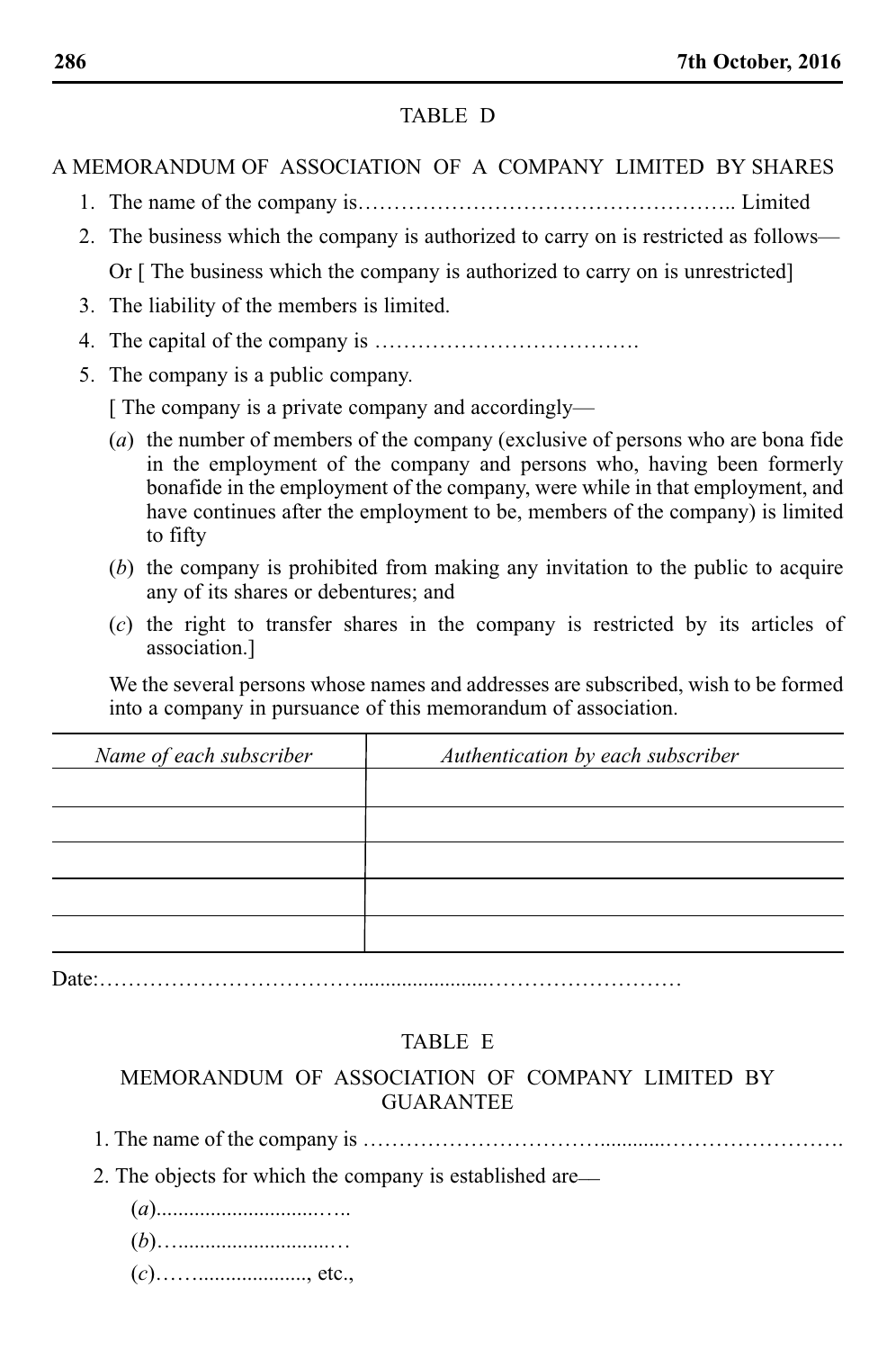TABLE D

A MEMORANDUM OF ASSOCIATION OF A COMPANY LIMITED BY SHARES

1. The name of the company is…………………………………………….. Limited
2. The business which the company is authorized to carry on is restricted as follows—

   Or [ The business which the company is authorized to carry on is unrestricted]
3. The liability of the members is limited.
4. The capital of the company is ……………………………….
5. The company is a public company.

   [ The company is a private company and accordingly—

   (*a*) the number of members of the company (exclusive of persons who are bona fide in the employment of the company and persons who, having been formerly bonafide in the employment of the company, were while in that employment, and have continues after the employment to be, members of the company) is limited to fifty

   (*b*) the company is prohibited from making any invitation to the public to acquire any of its shares or debentures; and

   (*c*) the right to transfer shares in the company is restricted by its articles of association.]

   We the several persons whose names and addresses are subscribed, wish to be formed into a company in pursuance of this memorandum of association.

| *Name of each subscriber* | *Authentication by each subscriber* |
|---|---|
| | |
| | |
| | |
| | |
| | |

Date:……………………………………....................……………………….

TABLE E

MEMORANDUM OF ASSOCIATION OF COMPANY LIMITED BY GUARANTEE

1. The name of the company is …………………………….........……………………….
2. The objects for which the company is established are—

   (*a*)..............................…..

   (*b*)…...........................…

   (*c*)……..................., etc.,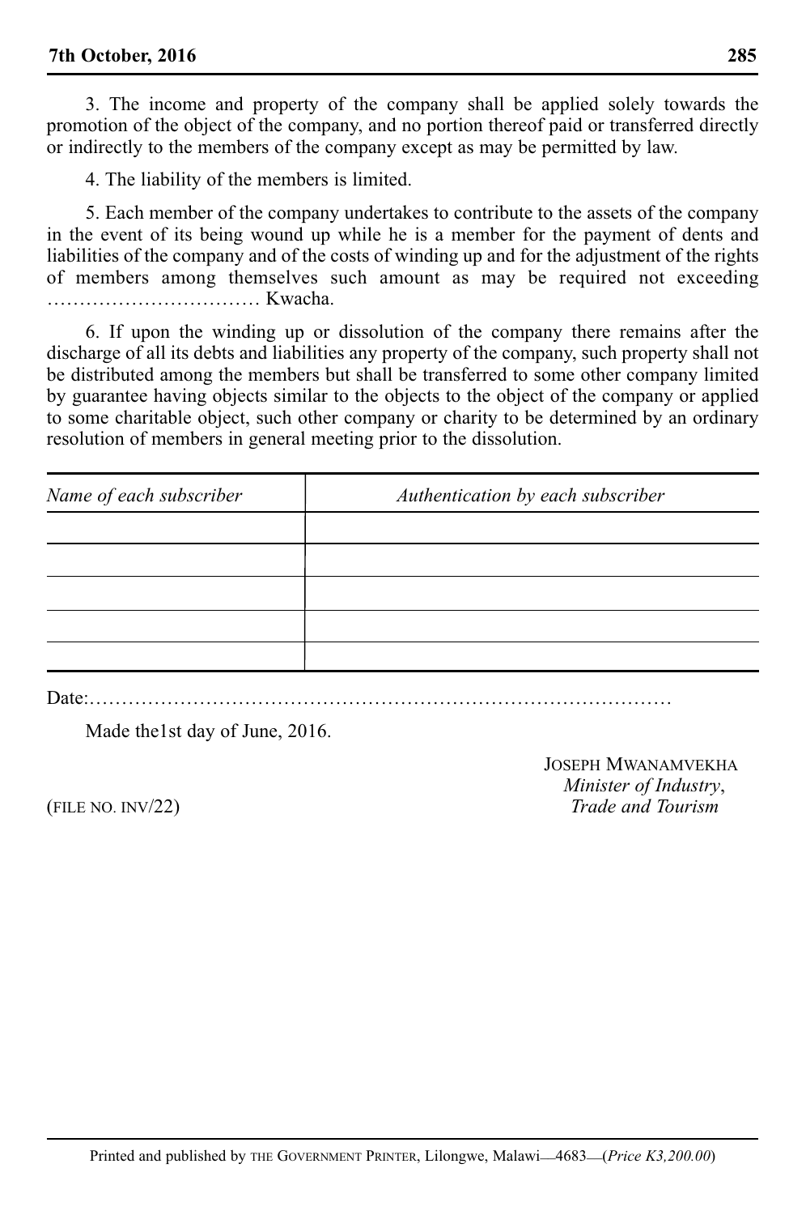3. The income and property of the company shall be applied solely towards the promotion of the object of the company, and no portion thereof paid or transferred directly or indirectly to the members of the company except as may be permitted by law.

4. The liability of the members is limited.

5. Each member of the company undertakes to contribute to the assets of the company in the event of its being wound up while he is a member for the payment of dents and liabilities of the company and of the costs of winding up and for the adjustment of the rights of members among themselves such amount as may be required not exceeding …………………………… Kwacha.

6. If upon the winding up or dissolution of the company there remains after the discharge of all its debts and liabilities any property of the company, such property shall not be distributed among the members but shall be transferred to some other company limited by guarantee having objects similar to the objects to the object of the company or applied to some charitable object, such other company or charity to be determined by an ordinary resolution of members in general meeting prior to the dissolution.

| *Name of each subscriber* | *Authentication by each subscriber* |
|---|---|
| | |
| | |
| | |
| | |
| | |

Date:………………………………………………………………………………

Made the1st day of June, 2016.

JOSEPH MWANAMVEKHA
*Minister of Industry,*
*Trade and Tourism*

(FILE NO. INV/22)

Printed and published by THE GOVERNMENT PRINTER, Lilongwe, Malawi—4683—(*Price K3,200.00*)